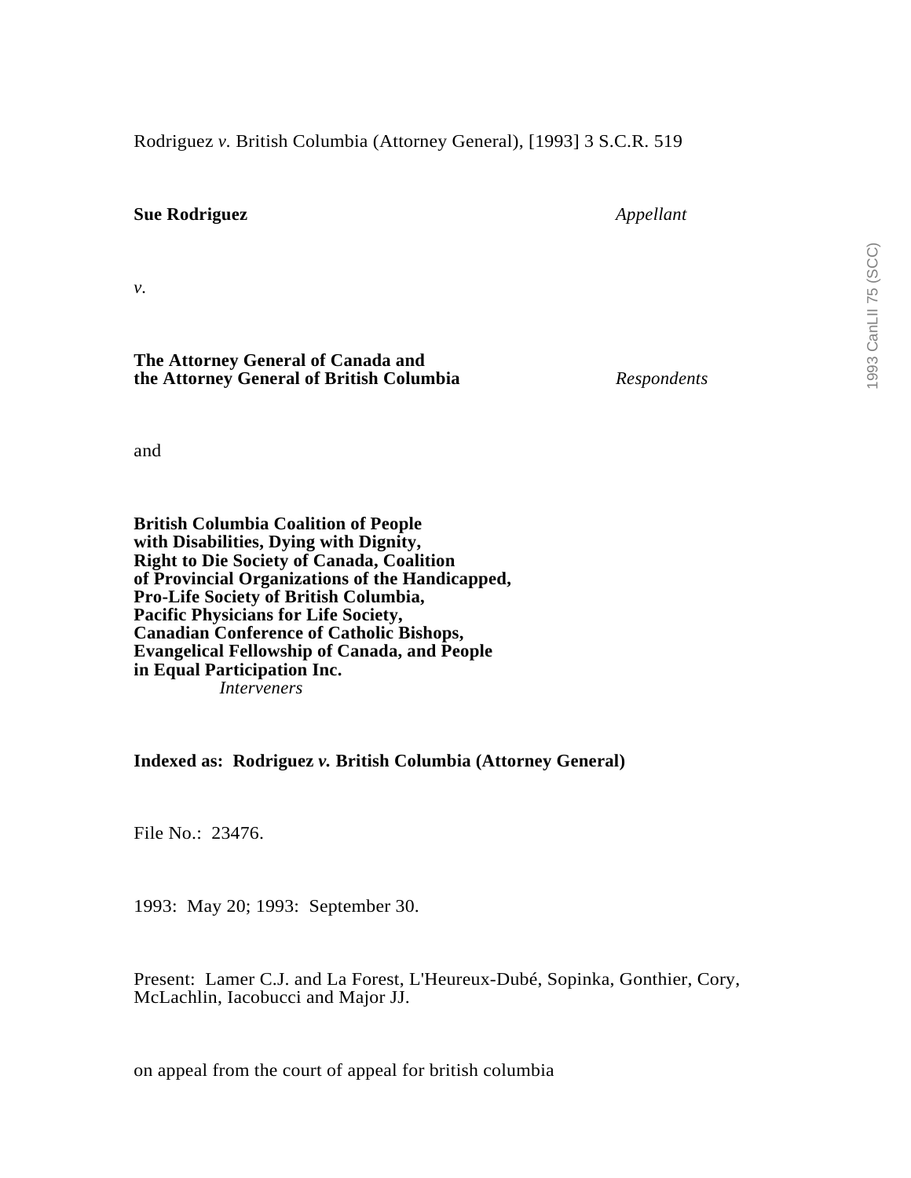Rodriguez *v.* British Columbia (Attorney General), [1993] 3 S.C.R. 519

**Sue Rodriguez** *Appellant*

*v.*

**The Attorney General of Canada and the Attorney General of British Columbia** *Respondents*

and

**British Columbia Coalition of People with Disabilities, Dying with Dignity, Right to Die Society of Canada, Coalition of Provincial Organizations of the Handicapped, Pro-Life Society of British Columbia, Pacific Physicians for Life Society, Canadian Conference of Catholic Bishops, Evangelical Fellowship of Canada, and People in Equal Participation Inc.** *Interveners*

**Indexed as: Rodriguez *v.* British Columbia (Attorney General)**

File No.: 23476.

1993: May 20; 1993: September 30.

Present: Lamer C.J. and La Forest, L'Heureux-Dubé, Sopinka, Gonthier, Cory, McLachlin, Iacobucci and Major JJ.

on appeal from the court of appeal for british columbia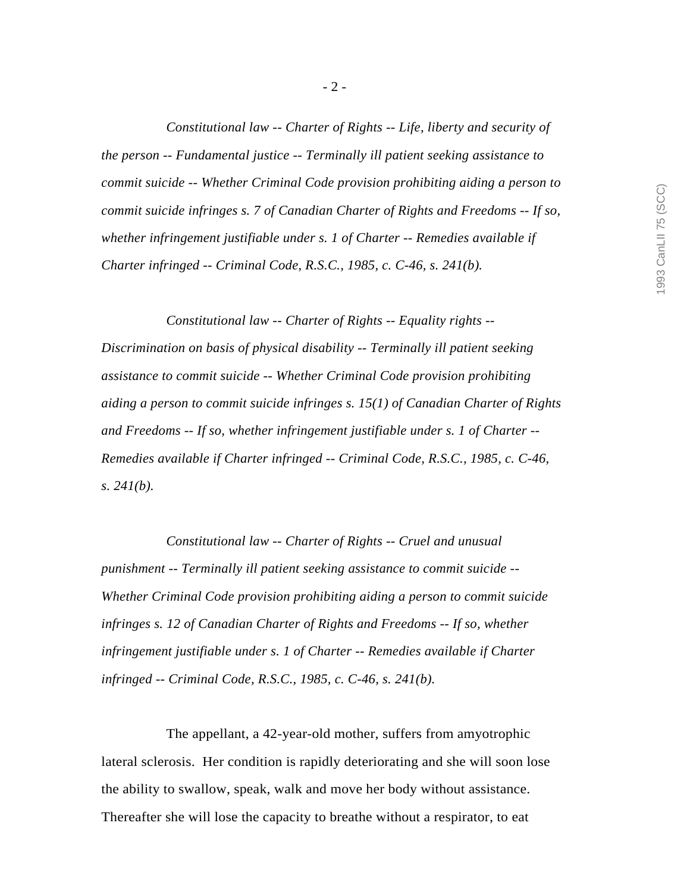*Constitutional law -- Charter of Rights -- Life, liberty and security of the person -- Fundamental justice -- Terminally ill patient seeking assistance to commit suicide -- Whether Criminal Code provision prohibiting aiding a person to commit suicide infringes s. 7 of Canadian Charter of Rights and Freedoms -- If so, whether infringement justifiable under s. 1 of Charter -- Remedies available if Charter infringed -- Criminal Code, R.S.C., 1985, c. C-46, s. 241(b).*

*Constitutional law -- Charter of Rights -- Equality rights -- Discrimination on basis of physical disability -- Terminally ill patient seeking assistance to commit suicide -- Whether Criminal Code provision prohibiting aiding a person to commit suicide infringes s. 15(1) of Canadian Charter of Rights and Freedoms -- If so, whether infringement justifiable under s. 1 of Charter -- Remedies available if Charter infringed -- Criminal Code, R.S.C., 1985, c. C-46, s. 241(b).*

*Constitutional law -- Charter of Rights -- Cruel and unusual punishment -- Terminally ill patient seeking assistance to commit suicide -- Whether Criminal Code provision prohibiting aiding a person to commit suicide infringes s. 12 of Canadian Charter of Rights and Freedoms -- If so, whether infringement justifiable under s. 1 of Charter -- Remedies available if Charter infringed -- Criminal Code, R.S.C., 1985, c. C-46, s. 241(b).*

The appellant, a 42-year-old mother, suffers from amyotrophic lateral sclerosis. Her condition is rapidly deteriorating and she will soon lose the ability to swallow, speak, walk and move her body without assistance. Thereafter she will lose the capacity to breathe without a respirator, to eat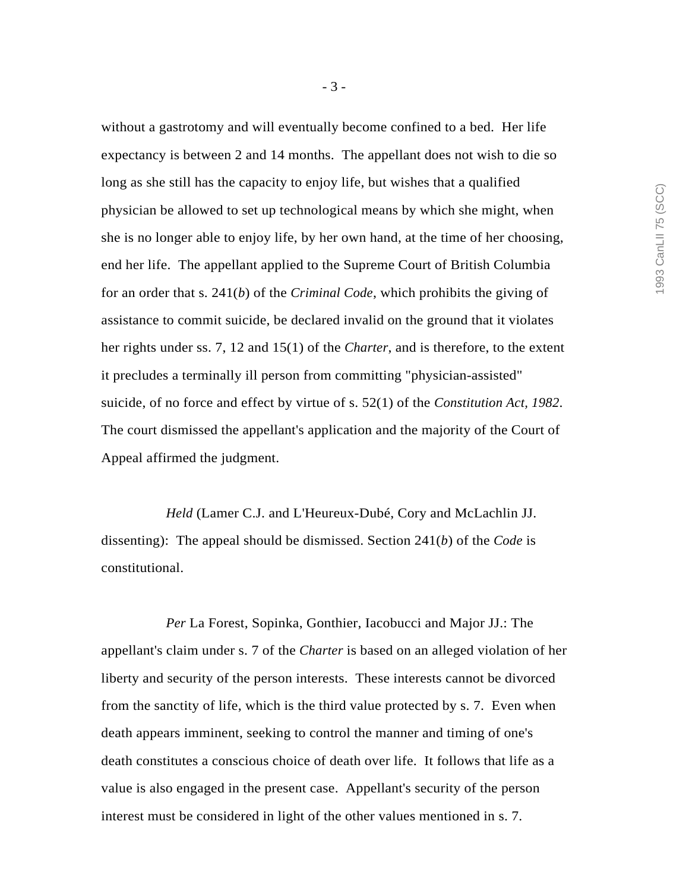without a gastrotomy and will eventually become confined to a bed. Her life expectancy is between 2 and 14 months. The appellant does not wish to die so long as she still has the capacity to enjoy life, but wishes that a qualified physician be allowed to set up technological means by which she might, when she is no longer able to enjoy life, by her own hand, at the time of her choosing, end her life. The appellant applied to the Supreme Court of British Columbia for an order that s. 241(*b*) of the *Criminal Code*, which prohibits the giving of assistance to commit suicide, be declared invalid on the ground that it violates her rights under ss. 7, 12 and 15(1) of the *Charter*, and is therefore, to the extent it precludes a terminally ill person from committing "physician-assisted" suicide, of no force and effect by virtue of s. 52(1) of the *Constitution Act, 1982*. The court dismissed the appellant's application and the majority of the Court of Appeal affirmed the judgment.

*Held* (Lamer C.J. and L'Heureux-Dubé, Cory and McLachlin JJ. dissenting): The appeal should be dismissed. Section 241(*b*) of the *Code* is constitutional.

*Per* La Forest, Sopinka, Gonthier, Iacobucci and Major JJ.: The appellant's claim under s. 7 of the *Charter* is based on an alleged violation of her liberty and security of the person interests. These interests cannot be divorced from the sanctity of life, which is the third value protected by s. 7. Even when death appears imminent, seeking to control the manner and timing of one's death constitutes a conscious choice of death over life. It follows that life as a value is also engaged in the present case. Appellant's security of the person interest must be considered in light of the other values mentioned in s. 7.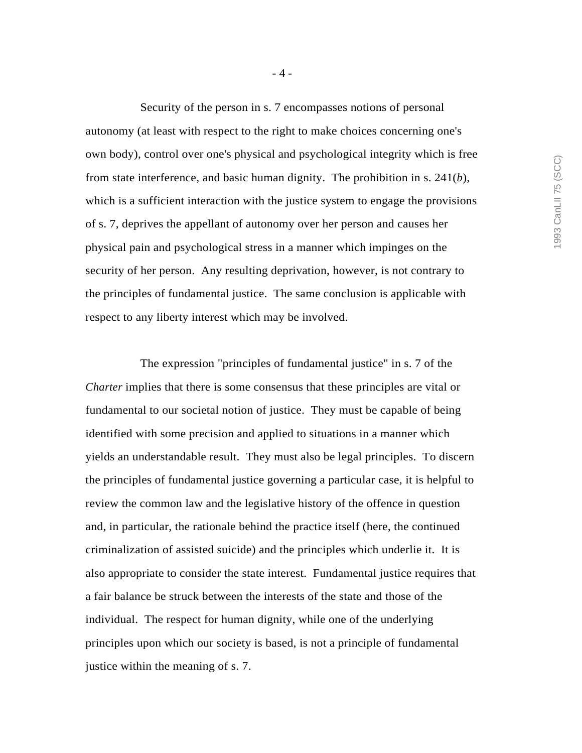Security of the person in s. 7 encompasses notions of personal autonomy (at least with respect to the right to make choices concerning one's own body), control over one's physical and psychological integrity which is free from state interference, and basic human dignity. The prohibition in s. 241(*b*), which is a sufficient interaction with the justice system to engage the provisions of s. 7, deprives the appellant of autonomy over her person and causes her physical pain and psychological stress in a manner which impinges on the security of her person. Any resulting deprivation, however, is not contrary to the principles of fundamental justice. The same conclusion is applicable with respect to any liberty interest which may be involved.

The expression "principles of fundamental justice" in s. 7 of the *Charter* implies that there is some consensus that these principles are vital or fundamental to our societal notion of justice. They must be capable of being identified with some precision and applied to situations in a manner which yields an understandable result. They must also be legal principles. To discern the principles of fundamental justice governing a particular case, it is helpful to review the common law and the legislative history of the offence in question and, in particular, the rationale behind the practice itself (here, the continued criminalization of assisted suicide) and the principles which underlie it. It is also appropriate to consider the state interest. Fundamental justice requires that a fair balance be struck between the interests of the state and those of the individual. The respect for human dignity, while one of the underlying principles upon which our society is based, is not a principle of fundamental justice within the meaning of s. 7.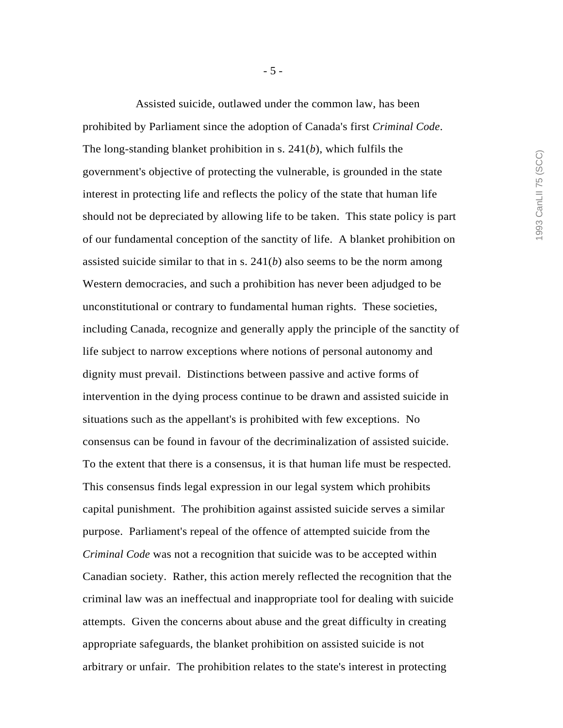Assisted suicide, outlawed under the common law, has been prohibited by Parliament since the adoption of Canada's first *Criminal Code*. The long-standing blanket prohibition in s. 241(*b*), which fulfils the government's objective of protecting the vulnerable, is grounded in the state interest in protecting life and reflects the policy of the state that human life should not be depreciated by allowing life to be taken. This state policy is part of our fundamental conception of the sanctity of life. A blanket prohibition on assisted suicide similar to that in s. 241(*b*) also seems to be the norm among Western democracies, and such a prohibition has never been adjudged to be unconstitutional or contrary to fundamental human rights. These societies, including Canada, recognize and generally apply the principle of the sanctity of life subject to narrow exceptions where notions of personal autonomy and dignity must prevail. Distinctions between passive and active forms of intervention in the dying process continue to be drawn and assisted suicide in situations such as the appellant's is prohibited with few exceptions. No consensus can be found in favour of the decriminalization of assisted suicide. To the extent that there is a consensus, it is that human life must be respected. This consensus finds legal expression in our legal system which prohibits capital punishment. The prohibition against assisted suicide serves a similar purpose. Parliament's repeal of the offence of attempted suicide from the *Criminal Code* was not a recognition that suicide was to be accepted within Canadian society. Rather, this action merely reflected the recognition that the criminal law was an ineffectual and inappropriate tool for dealing with suicide attempts. Given the concerns about abuse and the great difficulty in creating appropriate safeguards, the blanket prohibition on assisted suicide is not arbitrary or unfair. The prohibition relates to the state's interest in protecting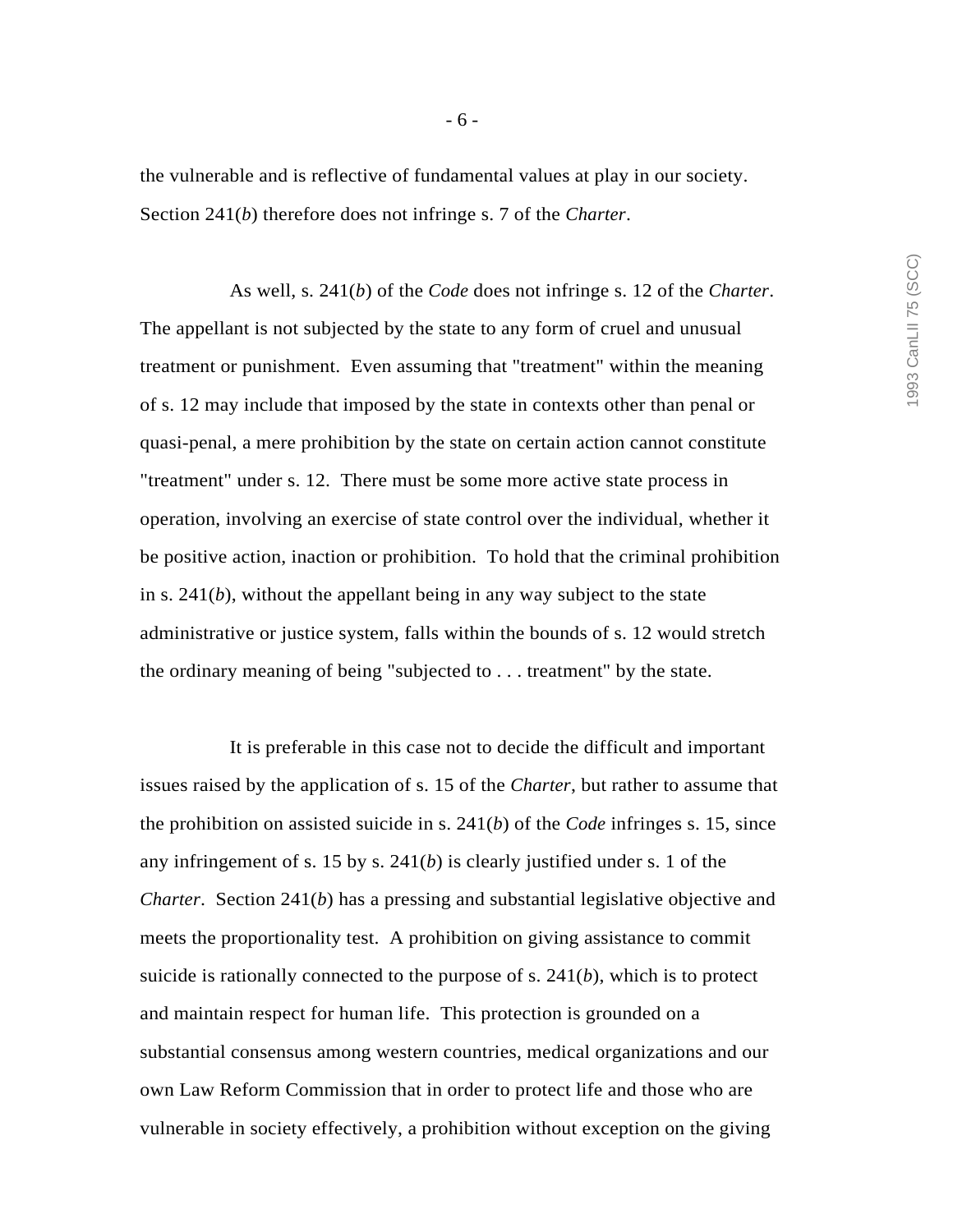the vulnerable and is reflective of fundamental values at play in our society. Section 241(*b*) therefore does not infringe s. 7 of the *Charter*.

As well, s. 241(*b*) of the *Code* does not infringe s. 12 of the *Charter*. The appellant is not subjected by the state to any form of cruel and unusual treatment or punishment. Even assuming that "treatment" within the meaning of s. 12 may include that imposed by the state in contexts other than penal or quasi-penal, a mere prohibition by the state on certain action cannot constitute "treatment" under s. 12. There must be some more active state process in operation, involving an exercise of state control over the individual, whether it be positive action, inaction or prohibition. To hold that the criminal prohibition in s. 241(*b*), without the appellant being in any way subject to the state administrative or justice system, falls within the bounds of s. 12 would stretch the ordinary meaning of being "subjected to . . . treatment" by the state.

It is preferable in this case not to decide the difficult and important issues raised by the application of s. 15 of the *Charter*, but rather to assume that the prohibition on assisted suicide in s. 241(*b*) of the *Code* infringes s. 15, since any infringement of s. 15 by s. 241(*b*) is clearly justified under s. 1 of the *Charter*. Section 241(*b*) has a pressing and substantial legislative objective and meets the proportionality test. A prohibition on giving assistance to commit suicide is rationally connected to the purpose of s. 241(*b*), which is to protect and maintain respect for human life. This protection is grounded on a substantial consensus among western countries, medical organizations and our own Law Reform Commission that in order to protect life and those who are vulnerable in society effectively, a prohibition without exception on the giving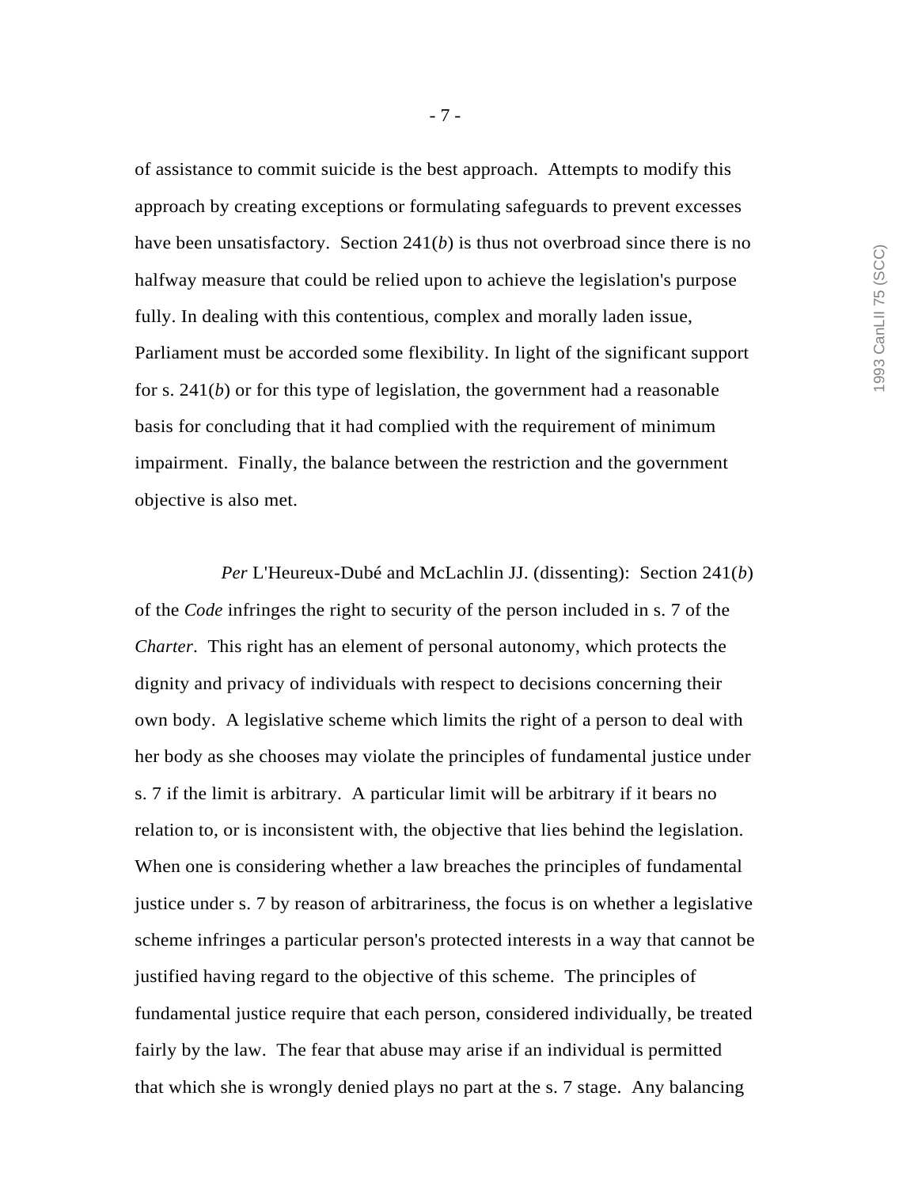of assistance to commit suicide is the best approach. Attempts to modify this approach by creating exceptions or formulating safeguards to prevent excesses have been unsatisfactory. Section 241(*b*) is thus not overbroad since there is no halfway measure that could be relied upon to achieve the legislation's purpose fully. In dealing with this contentious, complex and morally laden issue, Parliament must be accorded some flexibility. In light of the significant support for s. 241(*b*) or for this type of legislation, the government had a reasonable basis for concluding that it had complied with the requirement of minimum impairment. Finally, the balance between the restriction and the government objective is also met.

*Per* L'Heureux-Dubé and McLachlin JJ. (dissenting): Section 241(*b*) of the *Code* infringes the right to security of the person included in s. 7 of the *Charter*. This right has an element of personal autonomy, which protects the dignity and privacy of individuals with respect to decisions concerning their own body. A legislative scheme which limits the right of a person to deal with her body as she chooses may violate the principles of fundamental justice under s. 7 if the limit is arbitrary. A particular limit will be arbitrary if it bears no relation to, or is inconsistent with, the objective that lies behind the legislation. When one is considering whether a law breaches the principles of fundamental justice under s. 7 by reason of arbitrariness, the focus is on whether a legislative scheme infringes a particular person's protected interests in a way that cannot be justified having regard to the objective of this scheme. The principles of fundamental justice require that each person, considered individually, be treated fairly by the law. The fear that abuse may arise if an individual is permitted that which she is wrongly denied plays no part at the s. 7 stage. Any balancing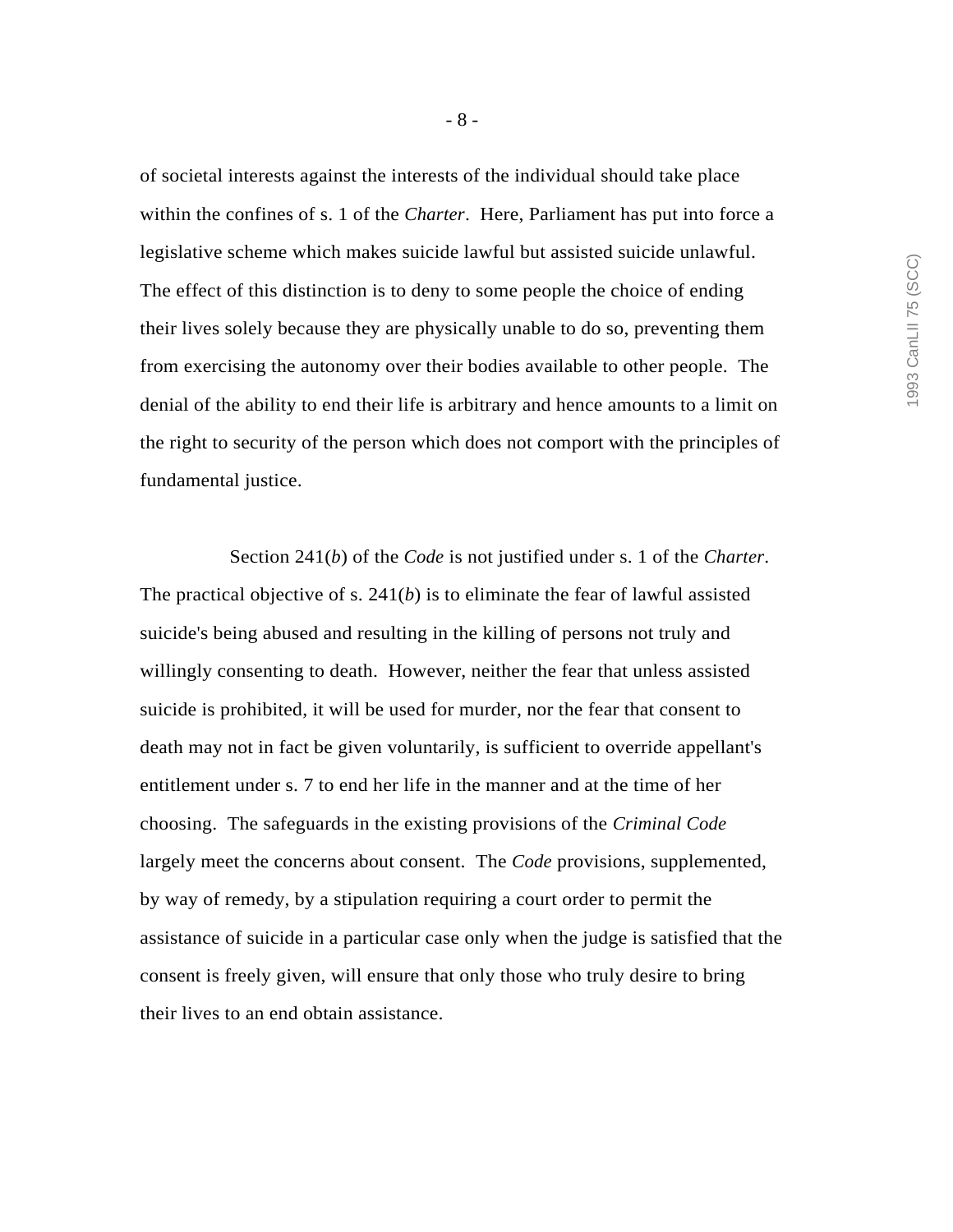of societal interests against the interests of the individual should take place within the confines of s. 1 of the *Charter*. Here, Parliament has put into force a legislative scheme which makes suicide lawful but assisted suicide unlawful. The effect of this distinction is to deny to some people the choice of ending their lives solely because they are physically unable to do so, preventing them from exercising the autonomy over their bodies available to other people. The denial of the ability to end their life is arbitrary and hence amounts to a limit on the right to security of the person which does not comport with the principles of fundamental justice.

Section 241(*b*) of the *Code* is not justified under s. 1 of the *Charter*. The practical objective of s. 241(*b*) is to eliminate the fear of lawful assisted suicide's being abused and resulting in the killing of persons not truly and willingly consenting to death. However, neither the fear that unless assisted suicide is prohibited, it will be used for murder, nor the fear that consent to death may not in fact be given voluntarily, is sufficient to override appellant's entitlement under s. 7 to end her life in the manner and at the time of her choosing. The safeguards in the existing provisions of the *Criminal Code* largely meet the concerns about consent. The *Code* provisions, supplemented, by way of remedy, by a stipulation requiring a court order to permit the assistance of suicide in a particular case only when the judge is satisfied that the consent is freely given, will ensure that only those who truly desire to bring their lives to an end obtain assistance.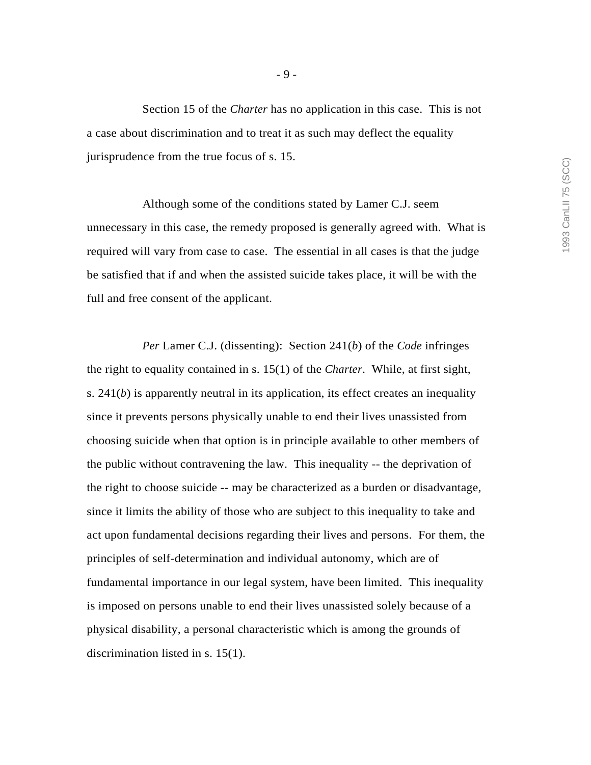Section 15 of the *Charter* has no application in this case. This is not a case about discrimination and to treat it as such may deflect the equality jurisprudence from the true focus of s. 15.

Although some of the conditions stated by Lamer C.J. seem unnecessary in this case, the remedy proposed is generally agreed with. What is required will vary from case to case. The essential in all cases is that the judge be satisfied that if and when the assisted suicide takes place, it will be with the full and free consent of the applicant.

*Per* Lamer C.J. (dissenting): Section 241(*b*) of the *Code* infringes the right to equality contained in s. 15(1) of the *Charter*. While, at first sight, s. 241(*b*) is apparently neutral in its application, its effect creates an inequality since it prevents persons physically unable to end their lives unassisted from choosing suicide when that option is in principle available to other members of the public without contravening the law. This inequality -- the deprivation of the right to choose suicide -- may be characterized as a burden or disadvantage, since it limits the ability of those who are subject to this inequality to take and act upon fundamental decisions regarding their lives and persons. For them, the principles of self-determination and individual autonomy, which are of fundamental importance in our legal system, have been limited. This inequality is imposed on persons unable to end their lives unassisted solely because of a physical disability, a personal characteristic which is among the grounds of discrimination listed in s. 15(1).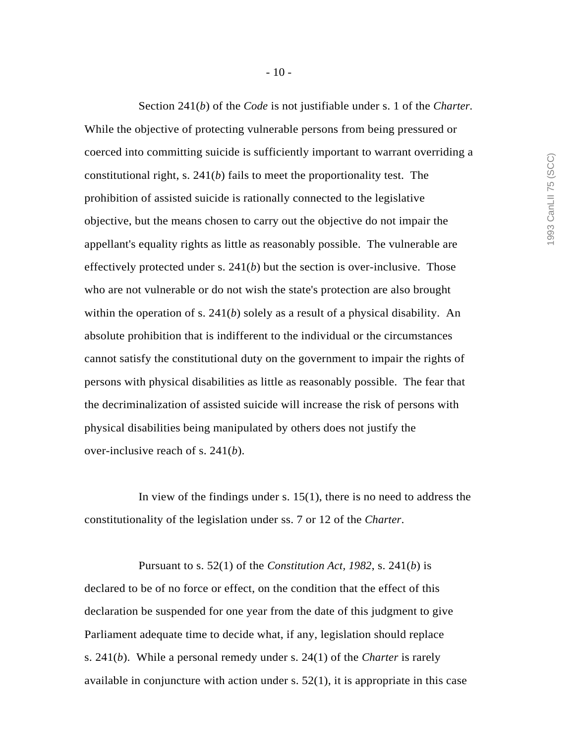Section 241(*b*) of the *Code* is not justifiable under s. 1 of the *Charter*. While the objective of protecting vulnerable persons from being pressured or coerced into committing suicide is sufficiently important to warrant overriding a constitutional right, s. 241(*b*) fails to meet the proportionality test. The prohibition of assisted suicide is rationally connected to the legislative objective, but the means chosen to carry out the objective do not impair the appellant's equality rights as little as reasonably possible. The vulnerable are effectively protected under s. 241(*b*) but the section is over-inclusive. Those who are not vulnerable or do not wish the state's protection are also brought within the operation of s. 241(*b*) solely as a result of a physical disability. An absolute prohibition that is indifferent to the individual or the circumstances cannot satisfy the constitutional duty on the government to impair the rights of persons with physical disabilities as little as reasonably possible. The fear that the decriminalization of assisted suicide will increase the risk of persons with physical disabilities being manipulated by others does not justify the over-inclusive reach of s. 241(*b*).

In view of the findings under s. 15(1), there is no need to address the constitutionality of the legislation under ss. 7 or 12 of the *Charter*.

Pursuant to s. 52(1) of the *Constitution Act, 1982*, s. 241(*b*) is declared to be of no force or effect, on the condition that the effect of this declaration be suspended for one year from the date of this judgment to give Parliament adequate time to decide what, if any, legislation should replace s. 241(*b*). While a personal remedy under s. 24(1) of the *Charter* is rarely available in conjuncture with action under s. 52(1), it is appropriate in this case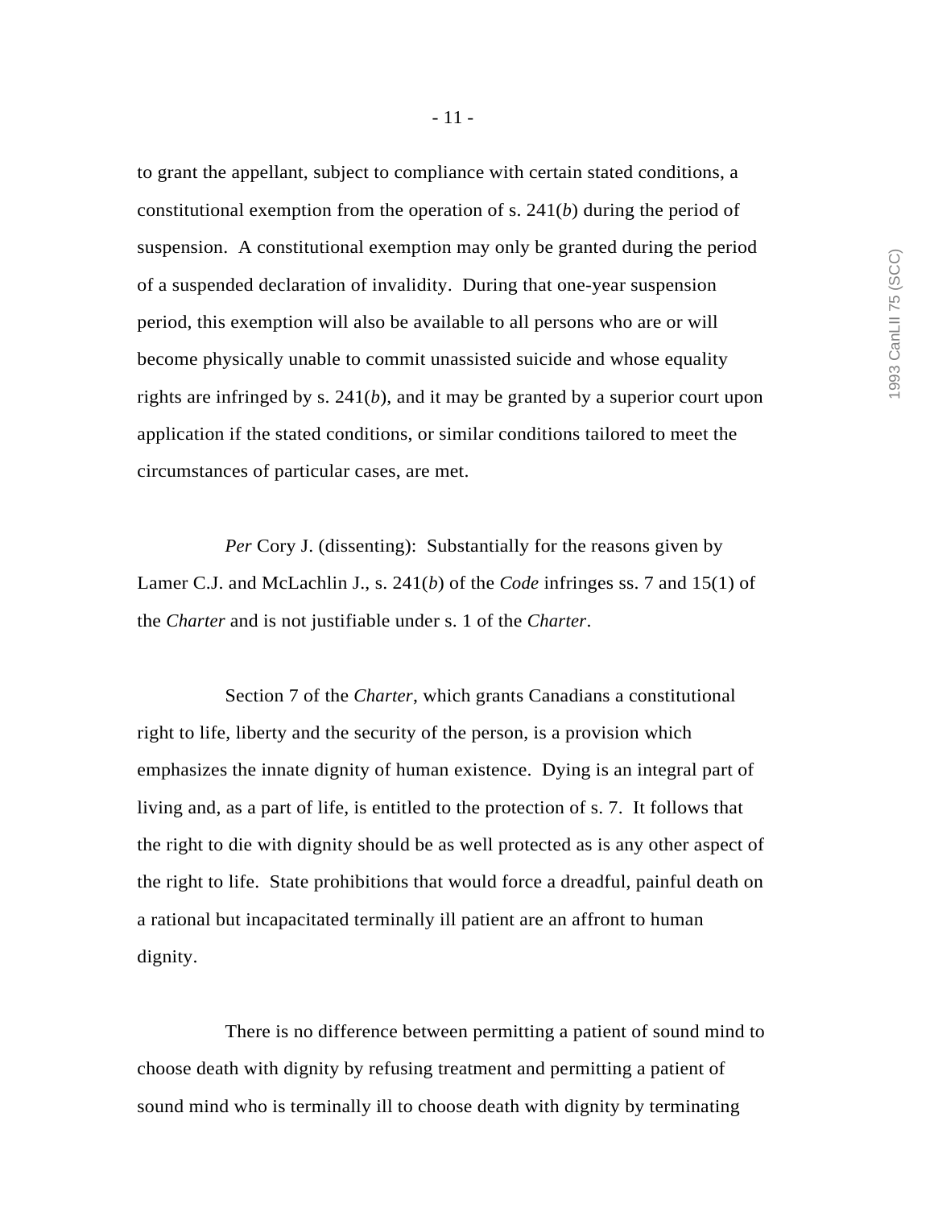to grant the appellant, subject to compliance with certain stated conditions, a constitutional exemption from the operation of s. 241(*b*) during the period of suspension. A constitutional exemption may only be granted during the period of a suspended declaration of invalidity. During that one-year suspension period, this exemption will also be available to all persons who are or will become physically unable to commit unassisted suicide and whose equality rights are infringed by s. 241(*b*), and it may be granted by a superior court upon application if the stated conditions, or similar conditions tailored to meet the circumstances of particular cases, are met.

*Per* Cory J. (dissenting): Substantially for the reasons given by Lamer C.J. and McLachlin J., s. 241(*b*) of the *Code* infringes ss. 7 and 15(1) of the *Charter* and is not justifiable under s. 1 of the *Charter*.

Section 7 of the *Charter*, which grants Canadians a constitutional right to life, liberty and the security of the person, is a provision which emphasizes the innate dignity of human existence. Dying is an integral part of living and, as a part of life, is entitled to the protection of s. 7. It follows that the right to die with dignity should be as well protected as is any other aspect of the right to life. State prohibitions that would force a dreadful, painful death on a rational but incapacitated terminally ill patient are an affront to human dignity.

There is no difference between permitting a patient of sound mind to choose death with dignity by refusing treatment and permitting a patient of sound mind who is terminally ill to choose death with dignity by terminating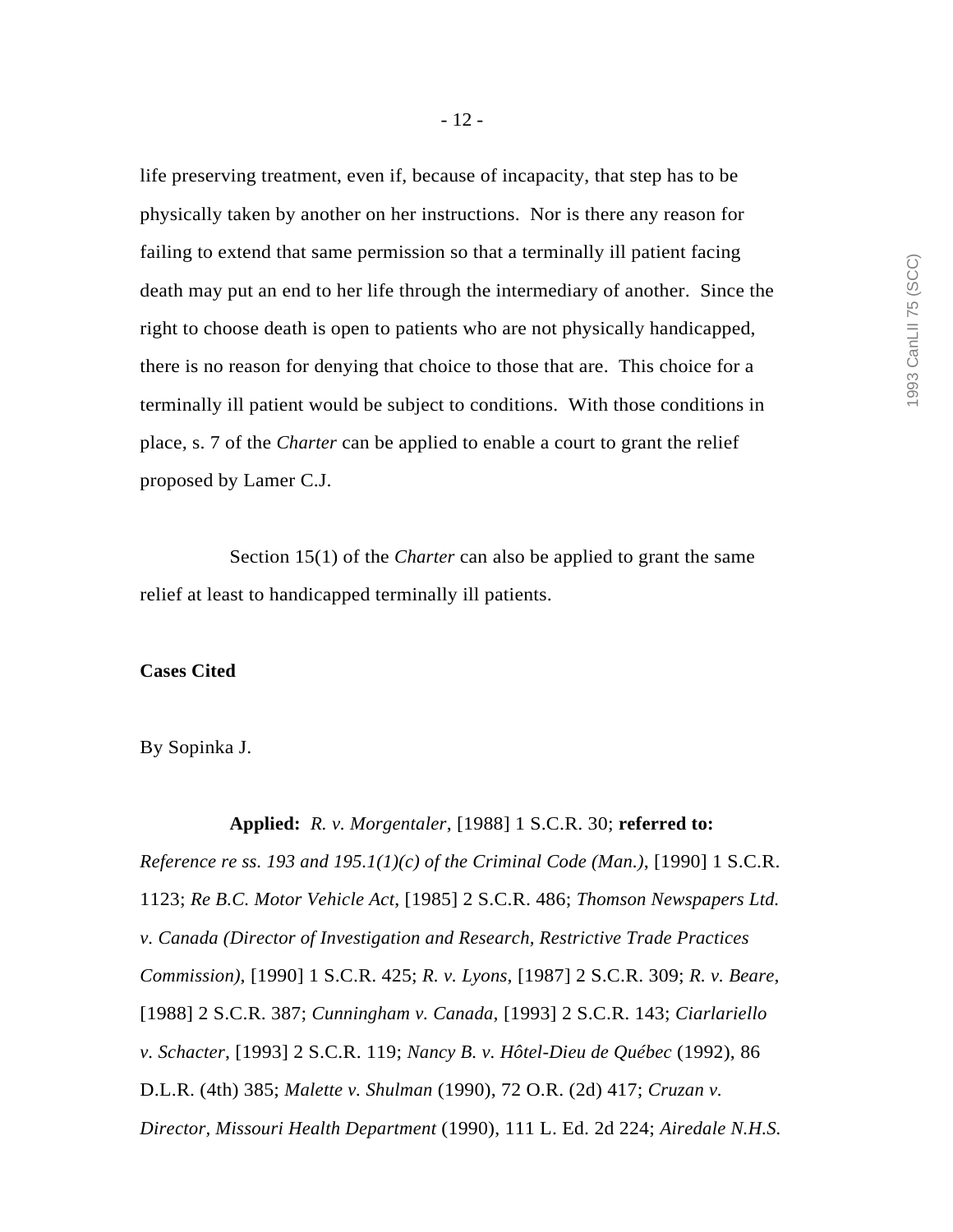life preserving treatment, even if, because of incapacity, that step has to be physically taken by another on her instructions. Nor is there any reason for failing to extend that same permission so that a terminally ill patient facing death may put an end to her life through the intermediary of another. Since the right to choose death is open to patients who are not physically handicapped, there is no reason for denying that choice to those that are. This choice for a terminally ill patient would be subject to conditions. With those conditions in place, s. 7 of the *Charter* can be applied to enable a court to grant the relief proposed by Lamer C.J.

Section 15(1) of the *Charter* can also be applied to grant the same relief at least to handicapped terminally ill patients.

**Cases Cited**

By Sopinka J.

**Applied:** *R. v. Morgentaler*, [1988] 1 S.C.R. 30; **referred to:** *Reference re ss. 193 and 195.1(1)(c) of the Criminal Code (Man.)*, [1990] 1 S.C.R. 1123; *Re B.C. Motor Vehicle Act*, [1985] 2 S.C.R. 486; *Thomson Newspapers Ltd. v. Canada (Director of Investigation and Research, Restrictive Trade Practices Commission)*, [1990] 1 S.C.R. 425; *R. v. Lyons*, [1987] 2 S.C.R. 309; *R. v. Beare*, [1988] 2 S.C.R. 387; *Cunningham v. Canada*, [1993] 2 S.C.R. 143; *Ciarlariello v. Schacter*, [1993] 2 S.C.R. 119; *Nancy B. v. Hôtel-Dieu de Québec* (1992), 86 D.L.R. (4th) 385; *Malette v. Shulman* (1990), 72 O.R. (2d) 417; *Cruzan v. Director, Missouri Health Department* (1990), 111 L. Ed. 2d 224; *Airedale N.H.S.*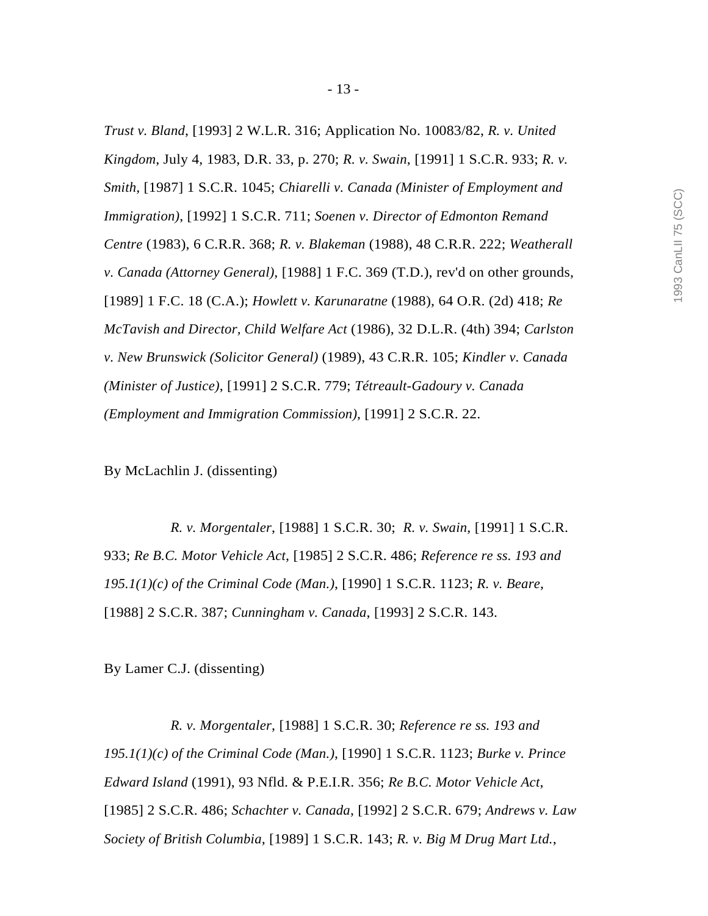*Trust v. Bland*, [1993] 2 W.L.R. 316; Application No. 10083/82, *R. v. United Kingdom*, July 4, 1983, D.R. 33, p. 270; *R. v. Swain*, [1991] 1 S.C.R. 933; *R. v. Smith*, [1987] 1 S.C.R. 1045; *Chiarelli v. Canada (Minister of Employment and Immigration)*, [1992] 1 S.C.R. 711; *Soenen v. Director of Edmonton Remand Centre* (1983), 6 C.R.R. 368; *R. v. Blakeman* (1988), 48 C.R.R. 222; *Weatherall v. Canada (Attorney General)*, [1988] 1 F.C. 369 (T.D.), rev'd on other grounds, [1989] 1 F.C. 18 (C.A.); *Howlett v. Karunaratne* (1988), 64 O.R. (2d) 418; *Re McTavish and Director, Child Welfare Act* (1986), 32 D.L.R. (4th) 394; *Carlston v. New Brunswick (Solicitor General)* (1989), 43 C.R.R. 105; *Kindler v. Canada (Minister of Justice)*, [1991] 2 S.C.R. 779; *Tétreault-Gadoury v. Canada (Employment and Immigration Commission)*, [1991] 2 S.C.R. 22.

By McLachlin J. (dissenting)

*R. v. Morgentaler*, [1988] 1 S.C.R. 30; *R. v. Swain*, [1991] 1 S.C.R. 933; *Re B.C. Motor Vehicle Act*, [1985] 2 S.C.R. 486; *Reference re ss. 193 and 195.1(1)(c) of the Criminal Code (Man.)*, [1990] 1 S.C.R. 1123; *R. v. Beare*, [1988] 2 S.C.R. 387; *Cunningham v. Canada*, [1993] 2 S.C.R. 143.

By Lamer C.J. (dissenting)

*R. v. Morgentaler*, [1988] 1 S.C.R. 30; *Reference re ss. 193 and 195.1(1)(c) of the Criminal Code (Man.)*, [1990] 1 S.C.R. 1123; *Burke v. Prince Edward Island* (1991), 93 Nfld. & P.E.I.R. 356; *Re B.C. Motor Vehicle Act*, [1985] 2 S.C.R. 486; *Schachter v. Canada*, [1992] 2 S.C.R. 679; *Andrews v. Law Society of British Columbia*, [1989] 1 S.C.R. 143; *R. v. Big M Drug Mart Ltd.*,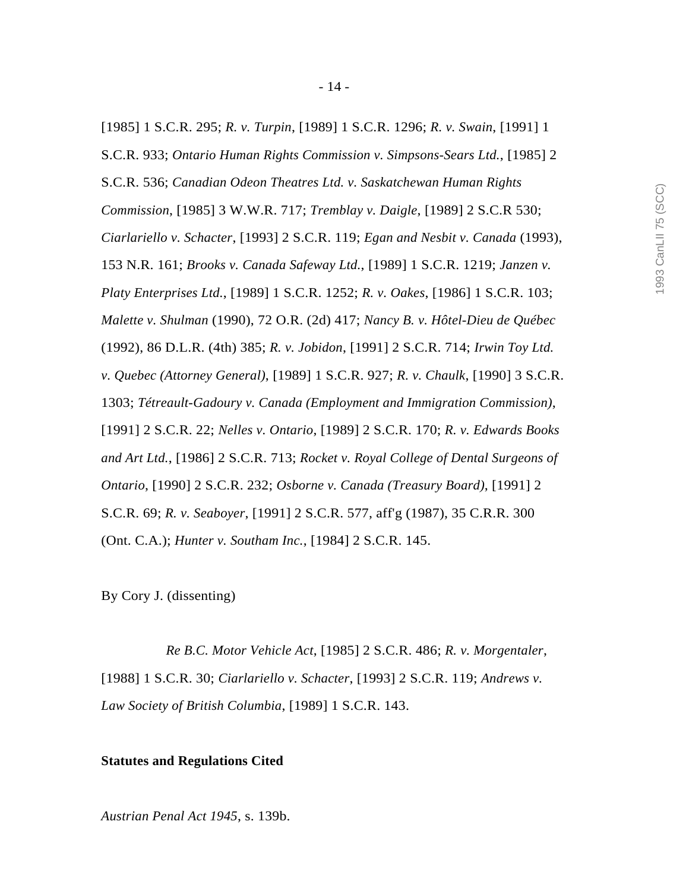[1985] 1 S.C.R. 295; *R. v. Turpin*, [1989] 1 S.C.R. 1296; *R. v. Swain*, [1991] 1 S.C.R. 933; *Ontario Human Rights Commission v. Simpsons-Sears Ltd.*, [1985] 2 S.C.R. 536; *Canadian Odeon Theatres Ltd. v. Saskatchewan Human Rights Commission*, [1985] 3 W.W.R. 717; *Tremblay v. Daigle*, [1989] 2 S.C.R 530; *Ciarlariello v. Schacter*, [1993] 2 S.C.R. 119; *Egan and Nesbit v. Canada* (1993), 153 N.R. 161; *Brooks v. Canada Safeway Ltd.*, [1989] 1 S.C.R. 1219; *Janzen v. Platy Enterprises Ltd.*, [1989] 1 S.C.R. 1252; *R. v. Oakes*, [1986] 1 S.C.R. 103; *Malette v. Shulman* (1990), 72 O.R. (2d) 417; *Nancy B. v. Hôtel-Dieu de Québec* (1992), 86 D.L.R. (4th) 385; *R. v. Jobidon*, [1991] 2 S.C.R. 714; *Irwin Toy Ltd. v. Quebec (Attorney General)*, [1989] 1 S.C.R. 927; *R. v. Chaulk*, [1990] 3 S.C.R. 1303; *Tétreault-Gadoury v. Canada (Employment and Immigration Commission)*, [1991] 2 S.C.R. 22; *Nelles v. Ontario*, [1989] 2 S.C.R. 170; *R. v. Edwards Books and Art Ltd.*, [1986] 2 S.C.R. 713; *Rocket v. Royal College of Dental Surgeons of Ontario*, [1990] 2 S.C.R. 232; *Osborne v. Canada (Treasury Board)*, [1991] 2 S.C.R. 69; *R. v. Seaboyer*, [1991] 2 S.C.R. 577, aff'g (1987), 35 C.R.R. 300 (Ont. C.A.); *Hunter v. Southam Inc.*, [1984] 2 S.C.R. 145.

By Cory J. (dissenting)

*Re B.C. Motor Vehicle Act*, [1985] 2 S.C.R. 486; *R. v. Morgentaler*, [1988] 1 S.C.R. 30; *Ciarlariello v. Schacter*, [1993] 2 S.C.R. 119; *Andrews v. Law Society of British Columbia*, [1989] 1 S.C.R. 143.

**Statutes and Regulations Cited**

*Austrian Penal Act 1945*, s. 139b.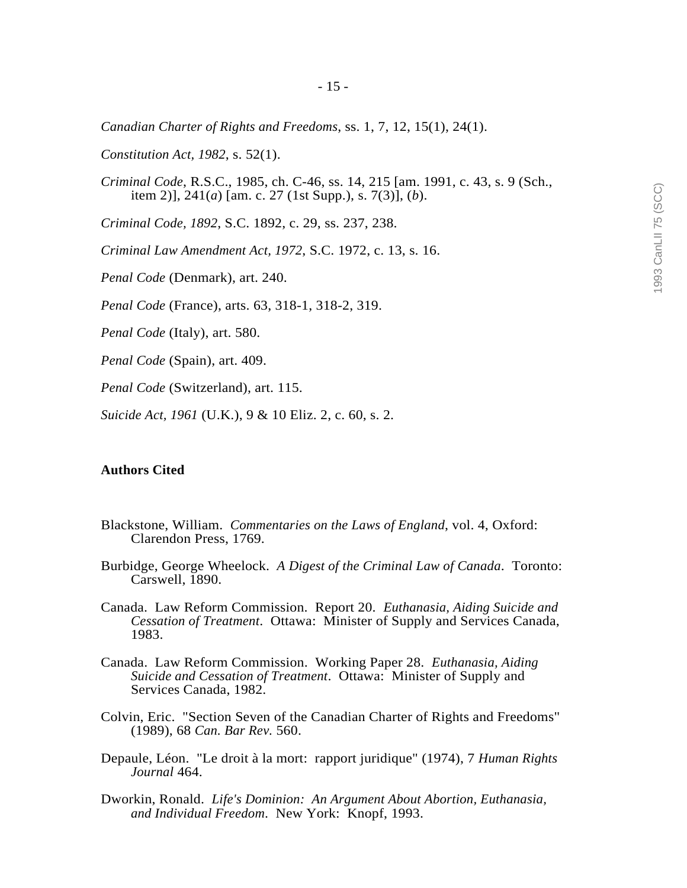*Canadian Charter of Rights and Freedoms*, ss. 1, 7, 12, 15(1), 24(1).

*Constitution Act, 1982*, s. 52(1).

*Criminal Code*, R.S.C., 1985, ch. C-46, ss. 14, 215 [am. 1991, c. 43, s. 9 (Sch., item 2)], 241(*a*) [am. c. 27 (1st Supp.), s. 7(3)], (*b*).

*Criminal Code, 1892*, S.C. 1892, c. 29, ss. 237, 238.

*Criminal Law Amendment Act, 1972*, S.C. 1972, c. 13, s. 16.

*Penal Code* (Denmark), art. 240.

*Penal Code* (France), arts. 63, 318-1, 318-2, 319.

*Penal Code* (Italy), art. 580.

*Penal Code* (Spain), art. 409.

*Penal Code* (Switzerland), art. 115.

*Suicide Act, 1961* (U.K.), 9 & 10 Eliz. 2, c. 60, s. 2.

**Authors Cited**

Blackstone, William. *Commentaries on the Laws of England*, vol. 4, Oxford: Clarendon Press, 1769.

Burbidge, George Wheelock. *A Digest of the Criminal Law of Canada*. Toronto: Carswell, 1890.

Canada. Law Reform Commission. Report 20. *Euthanasia, Aiding Suicide and Cessation of Treatment*. Ottawa: Minister of Supply and Services Canada, 1983.

Canada. Law Reform Commission. Working Paper 28. *Euthanasia, Aiding Suicide and Cessation of Treatment*. Ottawa: Minister of Supply and Services Canada, 1982.

Colvin, Eric. "Section Seven of the Canadian Charter of Rights and Freedoms" (1989), 68 *Can. Bar Rev.* 560.

Depaule, Léon. "Le droit à la mort: rapport juridique" (1974), 7 *Human Rights Journal* 464.

Dworkin, Ronald. *Life's Dominion: An Argument About Abortion, Euthanasia, and Individual Freedom*. New York: Knopf, 1993.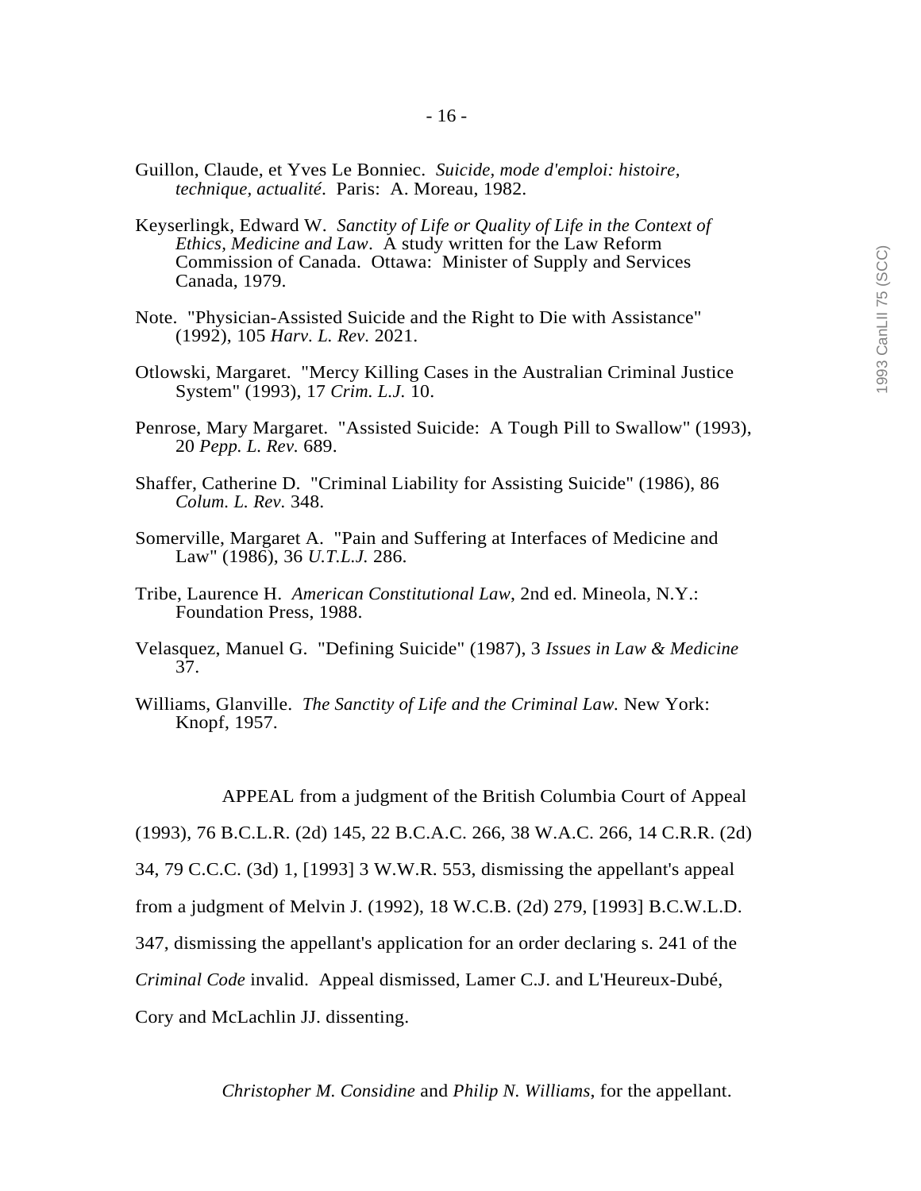Guillon, Claude, et Yves Le Bonniec. *Suicide, mode d'emploi: histoire, technique, actualité*. Paris: A. Moreau, 1982.

Keyserlingk, Edward W. *Sanctity of Life or Quality of Life in the Context of Ethics, Medicine and Law*. A study written for the Law Reform Commission of Canada. Ottawa: Minister of Supply and Services Canada, 1979.

Note. "Physician-Assisted Suicide and the Right to Die with Assistance" (1992), 105 *Harv. L. Rev.* 2021.

Otlowski, Margaret. "Mercy Killing Cases in the Australian Criminal Justice System" (1993), 17 *Crim. L.J.* 10.

Penrose, Mary Margaret. "Assisted Suicide: A Tough Pill to Swallow" (1993), 20 *Pepp. L. Rev.* 689.

Shaffer, Catherine D. "Criminal Liability for Assisting Suicide" (1986), 86 *Colum. L. Rev.* 348.

Somerville, Margaret A. "Pain and Suffering at Interfaces of Medicine and Law" (1986), 36 *U.T.L.J.* 286.

Tribe, Laurence H. *American Constitutional Law*, 2nd ed. Mineola, N.Y.: Foundation Press, 1988.

Velasquez, Manuel G. "Defining Suicide" (1987), 3 *Issues in Law & Medicine* 37.

Williams, Glanville. *The Sanctity of Life and the Criminal Law.* New York: Knopf, 1957.

APPEAL from a judgment of the British Columbia Court of Appeal (1993), 76 B.C.L.R. (2d) 145, 22 B.C.A.C. 266, 38 W.A.C. 266, 14 C.R.R. (2d) 34, 79 C.C.C. (3d) 1, [1993] 3 W.W.R. 553, dismissing the appellant's appeal from a judgment of Melvin J. (1992), 18 W.C.B. (2d) 279, [1993] B.C.W.L.D. 347, dismissing the appellant's application for an order declaring s. 241 of the *Criminal Code* invalid. Appeal dismissed, Lamer C.J. and L'Heureux-Dubé, Cory and McLachlin JJ. dissenting.

*Christopher M. Considine* and *Philip N. Williams*, for the appellant.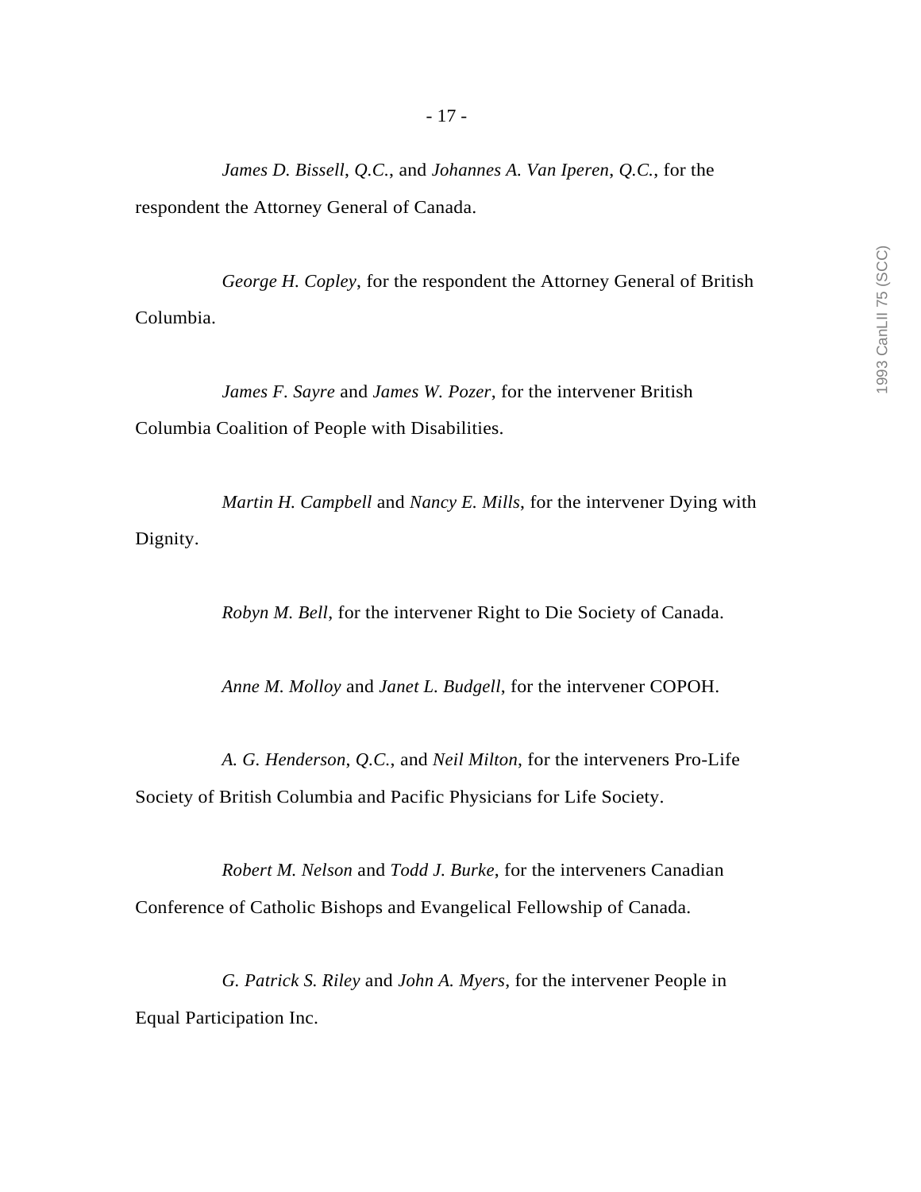*James D. Bissell, Q.C.*, and *Johannes A. Van Iperen, Q.C.*, for the respondent the Attorney General of Canada.

*George H. Copley*, for the respondent the Attorney General of British Columbia.

*James F. Sayre* and *James W. Pozer*, for the intervener British Columbia Coalition of People with Disabilities.

*Martin H. Campbell* and *Nancy E. Mills*, for the intervener Dying with Dignity.

*Robyn M. Bell*, for the intervener Right to Die Society of Canada.

*Anne M. Molloy* and *Janet L. Budgell*, for the intervener COPOH.

*A. G. Henderson*, *Q.C.*, and *Neil Milton*, for the interveners Pro-Life Society of British Columbia and Pacific Physicians for Life Society.

*Robert M. Nelson* and *Todd J. Burke*, for the interveners Canadian Conference of Catholic Bishops and Evangelical Fellowship of Canada.

*G. Patrick S. Riley* and *John A. Myers*, for the intervener People in Equal Participation Inc.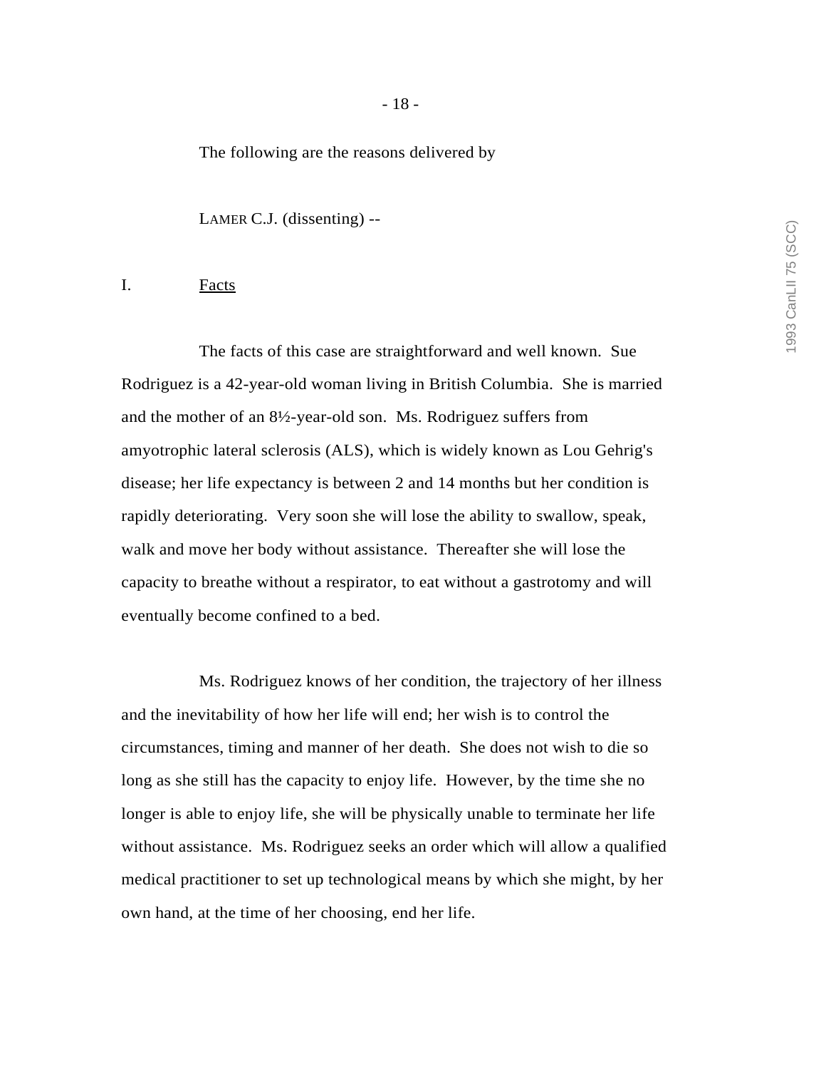The following are the reasons delivered by

LAMER C.J. (dissenting) --

I. Facts

The facts of this case are straightforward and well known. Sue Rodriguez is a 42-year-old woman living in British Columbia. She is married and the mother of an 8½-year-old son. Ms. Rodriguez suffers from amyotrophic lateral sclerosis (ALS), which is widely known as Lou Gehrig's disease; her life expectancy is between 2 and 14 months but her condition is rapidly deteriorating. Very soon she will lose the ability to swallow, speak, walk and move her body without assistance. Thereafter she will lose the capacity to breathe without a respirator, to eat without a gastrotomy and will eventually become confined to a bed.

Ms. Rodriguez knows of her condition, the trajectory of her illness and the inevitability of how her life will end; her wish is to control the circumstances, timing and manner of her death. She does not wish to die so long as she still has the capacity to enjoy life. However, by the time she no longer is able to enjoy life, she will be physically unable to terminate her life without assistance. Ms. Rodriguez seeks an order which will allow a qualified medical practitioner to set up technological means by which she might, by her own hand, at the time of her choosing, end her life.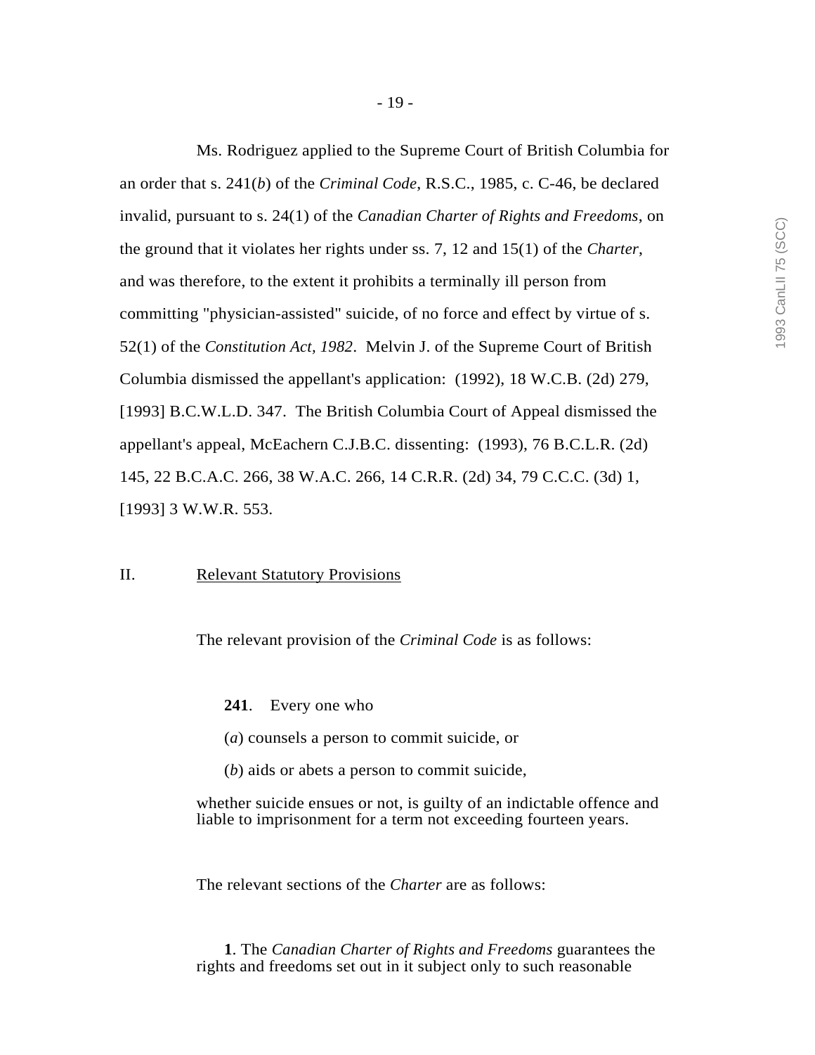Ms. Rodriguez applied to the Supreme Court of British Columbia for an order that s. 241(*b*) of the *Criminal Code*, R.S.C., 1985, c. C-46, be declared invalid, pursuant to s. 24(1) of the *Canadian Charter of Rights and Freedoms*, on the ground that it violates her rights under ss. 7, 12 and 15(1) of the *Charter*, and was therefore, to the extent it prohibits a terminally ill person from committing "physician-assisted" suicide, of no force and effect by virtue of s. 52(1) of the *Constitution Act, 1982*. Melvin J. of the Supreme Court of British Columbia dismissed the appellant's application: (1992), 18 W.C.B. (2d) 279, [1993] B.C.W.L.D. 347. The British Columbia Court of Appeal dismissed the appellant's appeal, McEachern C.J.B.C. dissenting: (1993), 76 B.C.L.R. (2d) 145, 22 B.C.A.C. 266, 38 W.A.C. 266, 14 C.R.R. (2d) 34, 79 C.C.C. (3d) 1, [1993] 3 W.W.R. 553.

## II. Relevant Statutory Provisions

The relevant provision of the *Criminal Code* is as follows:

> **241**. Every one who
>
> (*a*) counsels a person to commit suicide, or
>
> (*b*) aids or abets a person to commit suicide,
>
> whether suicide ensues or not, is guilty of an indictable offence and liable to imprisonment for a term not exceeding fourteen years.

The relevant sections of the *Charter* are as follows:

> **1**. The *Canadian Charter of Rights and Freedoms* guarantees the rights and freedoms set out in it subject only to such reasonable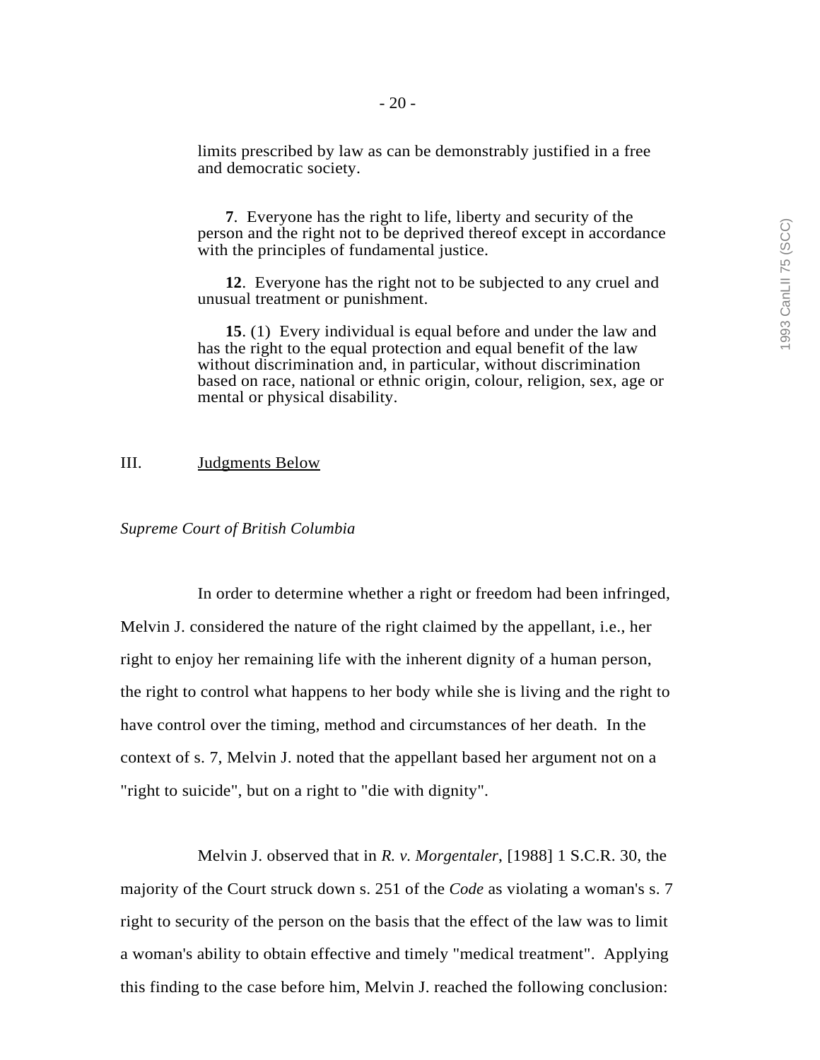limits prescribed by law as can be demonstrably justified in a free and democratic society.

> **7**. Everyone has the right to life, liberty and security of the person and the right not to be deprived thereof except in accordance with the principles of fundamental justice.
>
> **12**. Everyone has the right not to be subjected to any cruel and unusual treatment or punishment.
>
> **15**. (1) Every individual is equal before and under the law and has the right to the equal protection and equal benefit of the law without discrimination and, in particular, without discrimination based on race, national or ethnic origin, colour, religion, sex, age or mental or physical disability.

## III. Judgments Below

*Supreme Court of British Columbia*

In order to determine whether a right or freedom had been infringed, Melvin J. considered the nature of the right claimed by the appellant, i.e., her right to enjoy her remaining life with the inherent dignity of a human person, the right to control what happens to her body while she is living and the right to have control over the timing, method and circumstances of her death. In the context of s. 7, Melvin J. noted that the appellant based her argument not on a "right to suicide", but on a right to "die with dignity".

Melvin J. observed that in *R. v. Morgentaler*, [1988] 1 S.C.R. 30, the majority of the Court struck down s. 251 of the *Code* as violating a woman's s. 7 right to security of the person on the basis that the effect of the law was to limit a woman's ability to obtain effective and timely "medical treatment". Applying this finding to the case before him, Melvin J. reached the following conclusion: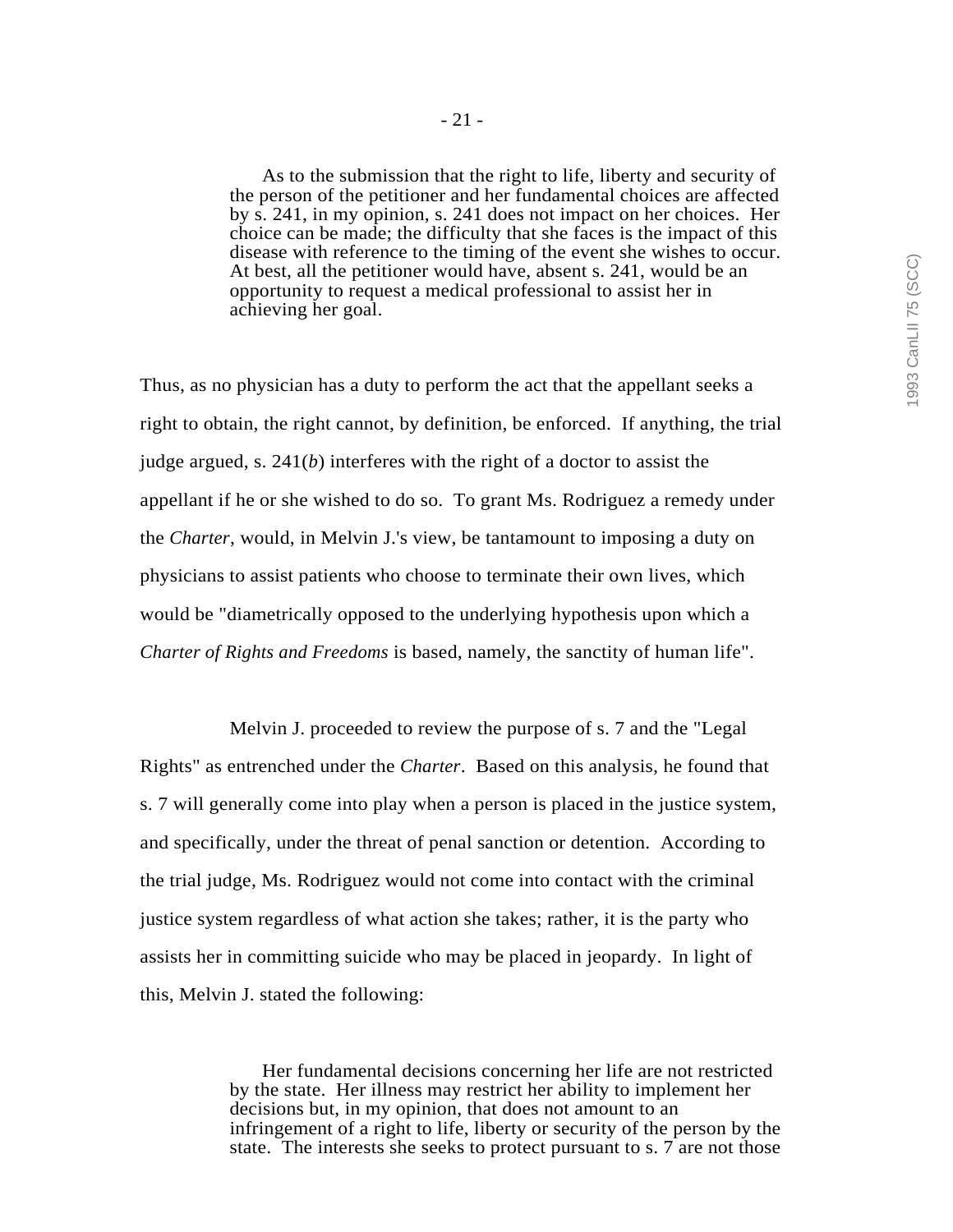> As to the submission that the right to life, liberty and security of the person of the petitioner and her fundamental choices are affected by s. 241, in my opinion, s. 241 does not impact on her choices. Her choice can be made; the difficulty that she faces is the impact of this disease with reference to the timing of the event she wishes to occur. At best, all the petitioner would have, absent s. 241, would be an opportunity to request a medical professional to assist her in achieving her goal.

Thus, as no physician has a duty to perform the act that the appellant seeks a right to obtain, the right cannot, by definition, be enforced. If anything, the trial judge argued, s. 241(*b*) interferes with the right of a doctor to assist the appellant if he or she wished to do so. To grant Ms. Rodriguez a remedy under the *Charter*, would, in Melvin J.'s view, be tantamount to imposing a duty on physicians to assist patients who choose to terminate their own lives, which would be "diametrically opposed to the underlying hypothesis upon which a *Charter of Rights and Freedoms* is based, namely, the sanctity of human life".

Melvin J. proceeded to review the purpose of s. 7 and the "Legal Rights" as entrenched under the *Charter*. Based on this analysis, he found that s. 7 will generally come into play when a person is placed in the justice system, and specifically, under the threat of penal sanction or detention. According to the trial judge, Ms. Rodriguez would not come into contact with the criminal justice system regardless of what action she takes; rather, it is the party who assists her in committing suicide who may be placed in jeopardy. In light of this, Melvin J. stated the following:

> Her fundamental decisions concerning her life are not restricted by the state. Her illness may restrict her ability to implement her decisions but, in my opinion, that does not amount to an infringement of a right to life, liberty or security of the person by the state. The interests she seeks to protect pursuant to s. 7 are not those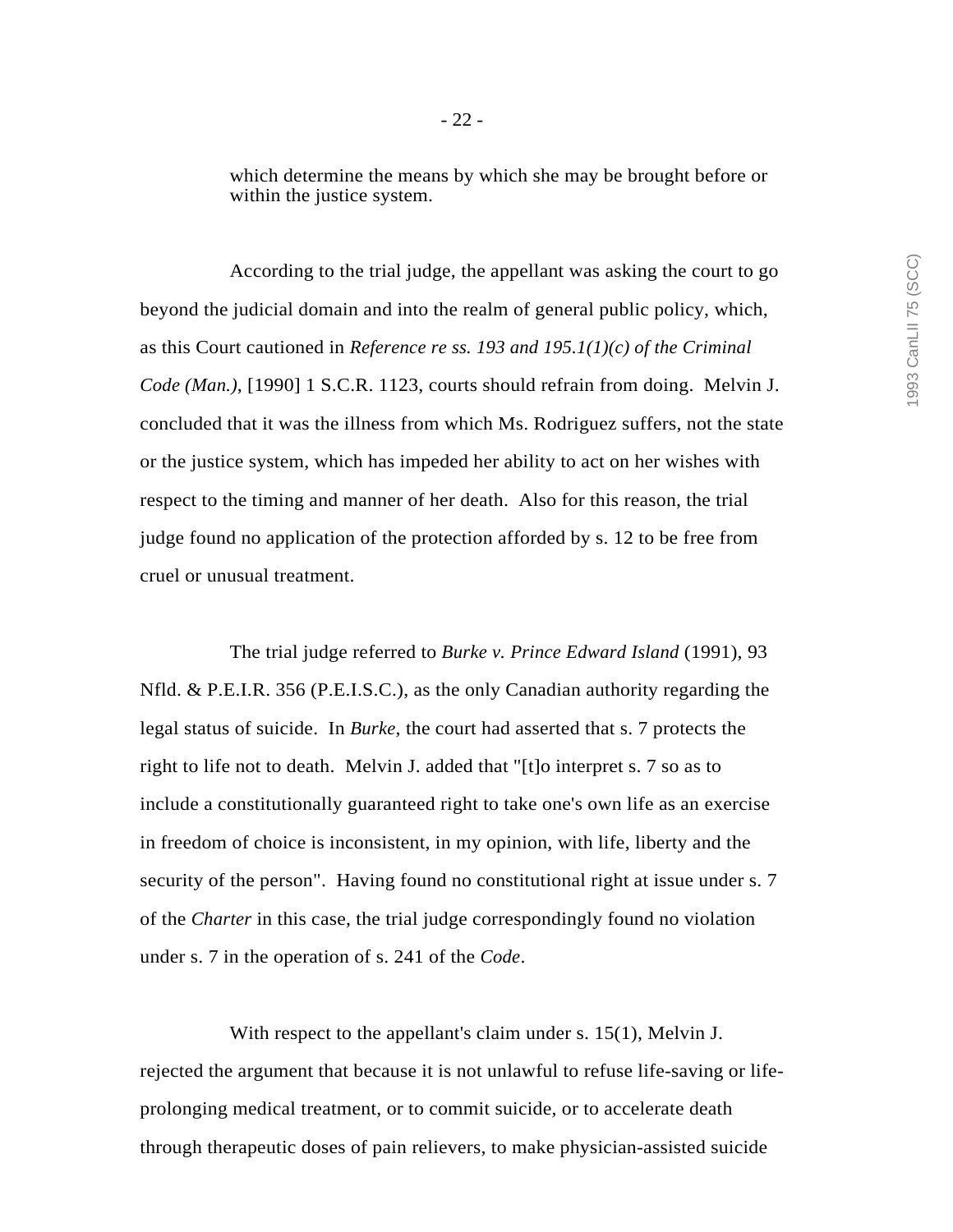which determine the means by which she may be brought before or within the justice system.

According to the trial judge, the appellant was asking the court to go beyond the judicial domain and into the realm of general public policy, which, as this Court cautioned in *Reference re ss. 193 and 195.1(1)(c) of the Criminal Code (Man.)*, [1990] 1 S.C.R. 1123, courts should refrain from doing. Melvin J. concluded that it was the illness from which Ms. Rodriguez suffers, not the state or the justice system, which has impeded her ability to act on her wishes with respect to the timing and manner of her death. Also for this reason, the trial judge found no application of the protection afforded by s. 12 to be free from cruel or unusual treatment.

The trial judge referred to *Burke v. Prince Edward Island* (1991), 93 Nfld. & P.E.I.R. 356 (P.E.I.S.C.), as the only Canadian authority regarding the legal status of suicide. In *Burke*, the court had asserted that s. 7 protects the right to life not to death. Melvin J. added that "[t]o interpret s. 7 so as to include a constitutionally guaranteed right to take one's own life as an exercise in freedom of choice is inconsistent, in my opinion, with life, liberty and the security of the person". Having found no constitutional right at issue under s. 7 of the *Charter* in this case, the trial judge correspondingly found no violation under s. 7 in the operation of s. 241 of the *Code*.

With respect to the appellant's claim under s. 15(1), Melvin J. rejected the argument that because it is not unlawful to refuse life-saving or life-prolonging medical treatment, or to commit suicide, or to accelerate death through therapeutic doses of pain relievers, to make physician-assisted suicide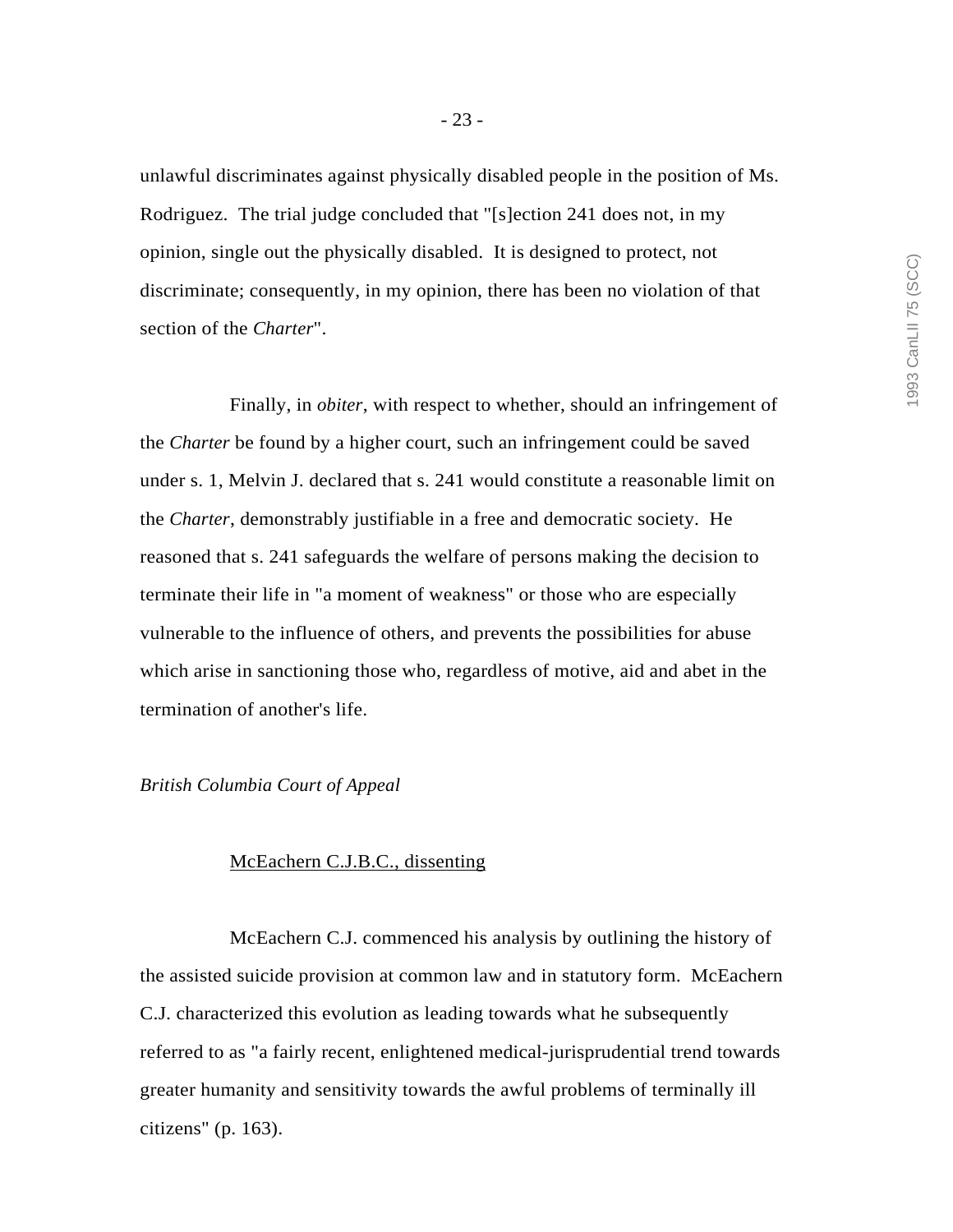unlawful discriminates against physically disabled people in the position of Ms. Rodriguez. The trial judge concluded that "[s]ection 241 does not, in my opinion, single out the physically disabled. It is designed to protect, not discriminate; consequently, in my opinion, there has been no violation of that section of the *Charter*".

Finally, in *obiter*, with respect to whether, should an infringement of the *Charter* be found by a higher court, such an infringement could be saved under s. 1, Melvin J. declared that s. 241 would constitute a reasonable limit on the *Charter*, demonstrably justifiable in a free and democratic society. He reasoned that s. 241 safeguards the welfare of persons making the decision to terminate their life in "a moment of weakness" or those who are especially vulnerable to the influence of others, and prevents the possibilities for abuse which arise in sanctioning those who, regardless of motive, aid and abet in the termination of another's life.

*British Columbia Court of Appeal*

McEachern C.J.B.C., dissenting

McEachern C.J. commenced his analysis by outlining the history of the assisted suicide provision at common law and in statutory form. McEachern C.J. characterized this evolution as leading towards what he subsequently referred to as "a fairly recent, enlightened medical-jurisprudential trend towards greater humanity and sensitivity towards the awful problems of terminally ill citizens" (p. 163).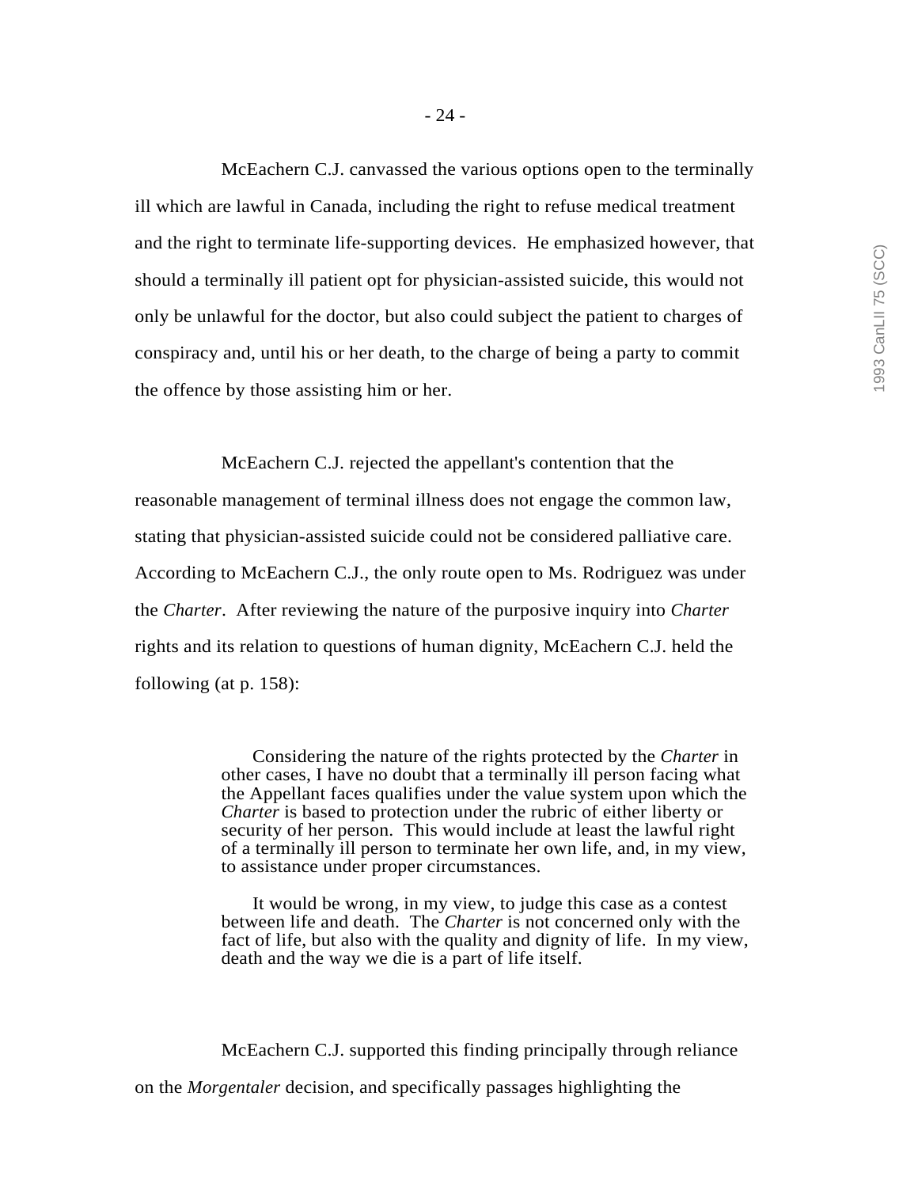McEachern C.J. canvassed the various options open to the terminally ill which are lawful in Canada, including the right to refuse medical treatment and the right to terminate life-supporting devices. He emphasized however, that should a terminally ill patient opt for physician-assisted suicide, this would not only be unlawful for the doctor, but also could subject the patient to charges of conspiracy and, until his or her death, to the charge of being a party to commit the offence by those assisting him or her.

McEachern C.J. rejected the appellant's contention that the reasonable management of terminal illness does not engage the common law, stating that physician-assisted suicide could not be considered palliative care. According to McEachern C.J., the only route open to Ms. Rodriguez was under the *Charter*. After reviewing the nature of the purposive inquiry into *Charter* rights and its relation to questions of human dignity, McEachern C.J. held the following (at p. 158):

> Considering the nature of the rights protected by the *Charter* in other cases, I have no doubt that a terminally ill person facing what the Appellant faces qualifies under the value system upon which the *Charter* is based to protection under the rubric of either liberty or security of her person. This would include at least the lawful right of a terminally ill person to terminate her own life, and, in my view, to assistance under proper circumstances.
>
> It would be wrong, in my view, to judge this case as a contest between life and death. The *Charter* is not concerned only with the fact of life, but also with the quality and dignity of life. In my view, death and the way we die is a part of life itself.

McEachern C.J. supported this finding principally through reliance on the *Morgentaler* decision, and specifically passages highlighting the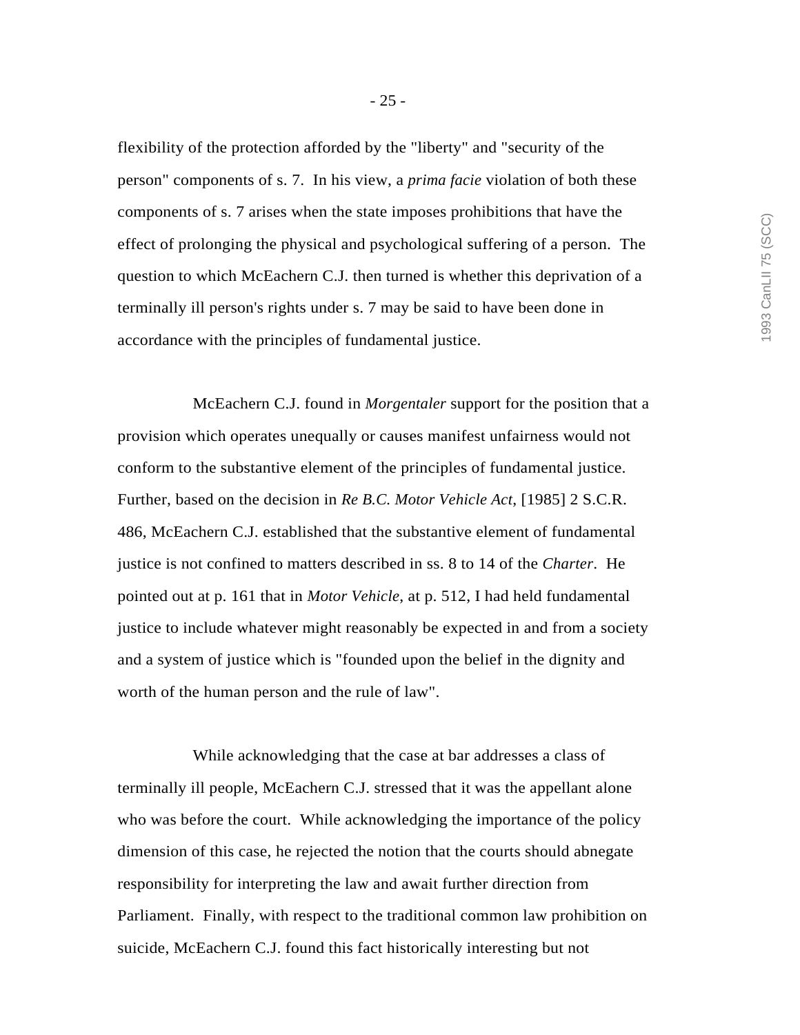flexibility of the protection afforded by the "liberty" and "security of the person" components of s. 7. In his view, a *prima facie* violation of both these components of s. 7 arises when the state imposes prohibitions that have the effect of prolonging the physical and psychological suffering of a person. The question to which McEachern C.J. then turned is whether this deprivation of a terminally ill person's rights under s. 7 may be said to have been done in accordance with the principles of fundamental justice.

McEachern C.J. found in *Morgentaler* support for the position that a provision which operates unequally or causes manifest unfairness would not conform to the substantive element of the principles of fundamental justice. Further, based on the decision in *Re B.C. Motor Vehicle Act*, [1985] 2 S.C.R. 486, McEachern C.J. established that the substantive element of fundamental justice is not confined to matters described in ss. 8 to 14 of the *Charter*. He pointed out at p. 161 that in *Motor Vehicle*, at p. 512, I had held fundamental justice to include whatever might reasonably be expected in and from a society and a system of justice which is "founded upon the belief in the dignity and worth of the human person and the rule of law".

While acknowledging that the case at bar addresses a class of terminally ill people, McEachern C.J. stressed that it was the appellant alone who was before the court. While acknowledging the importance of the policy dimension of this case, he rejected the notion that the courts should abnegate responsibility for interpreting the law and await further direction from Parliament. Finally, with respect to the traditional common law prohibition on suicide, McEachern C.J. found this fact historically interesting but not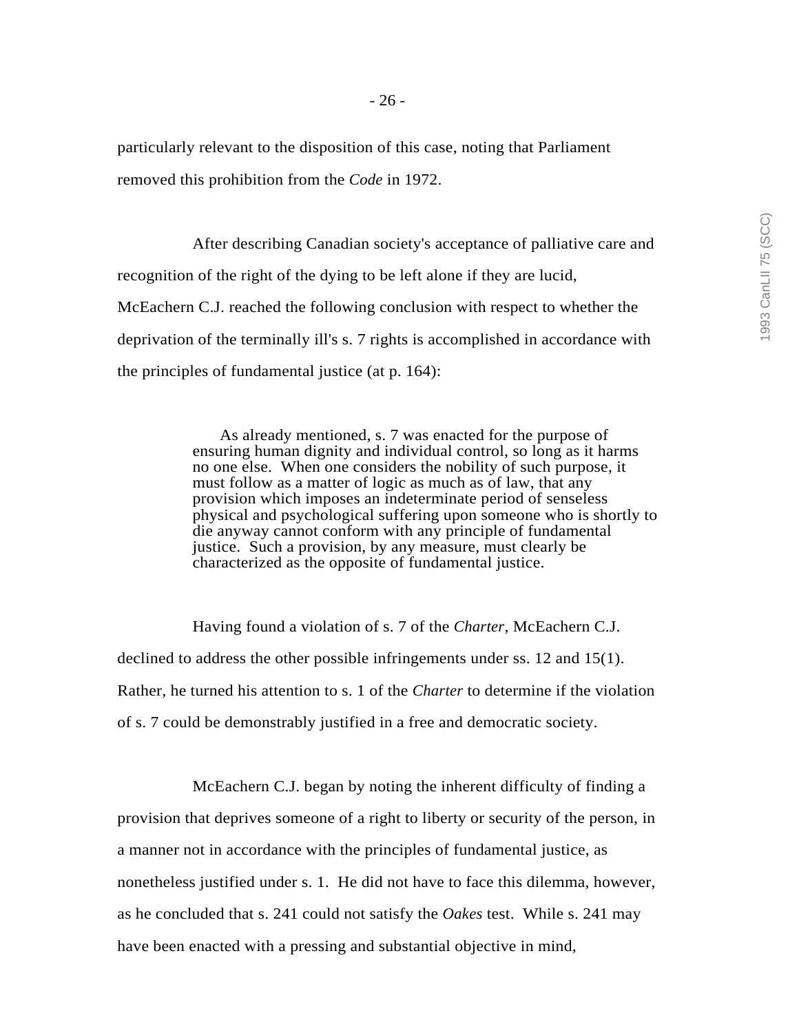particularly relevant to the disposition of this case, noting that Parliament removed this prohibition from the *Code* in 1972.

After describing Canadian society's acceptance of palliative care and recognition of the right of the dying to be left alone if they are lucid, McEachern C.J. reached the following conclusion with respect to whether the deprivation of the terminally ill's s. 7 rights is accomplished in accordance with the principles of fundamental justice (at p. 164):

> As already mentioned, s. 7 was enacted for the purpose of ensuring human dignity and individual control, so long as it harms no one else. When one considers the nobility of such purpose, it must follow as a matter of logic as much as of law, that any provision which imposes an indeterminate period of senseless physical and psychological suffering upon someone who is shortly to die anyway cannot conform with any principle of fundamental justice. Such a provision, by any measure, must clearly be characterized as the opposite of fundamental justice.

Having found a violation of s. 7 of the *Charter*, McEachern C.J. declined to address the other possible infringements under ss. 12 and 15(1). Rather, he turned his attention to s. 1 of the *Charter* to determine if the violation of s. 7 could be demonstrably justified in a free and democratic society.

McEachern C.J. began by noting the inherent difficulty of finding a provision that deprives someone of a right to liberty or security of the person, in a manner not in accordance with the principles of fundamental justice, as nonetheless justified under s. 1. He did not have to face this dilemma, however, as he concluded that s. 241 could not satisfy the *Oakes* test. While s. 241 may have been enacted with a pressing and substantial objective in mind,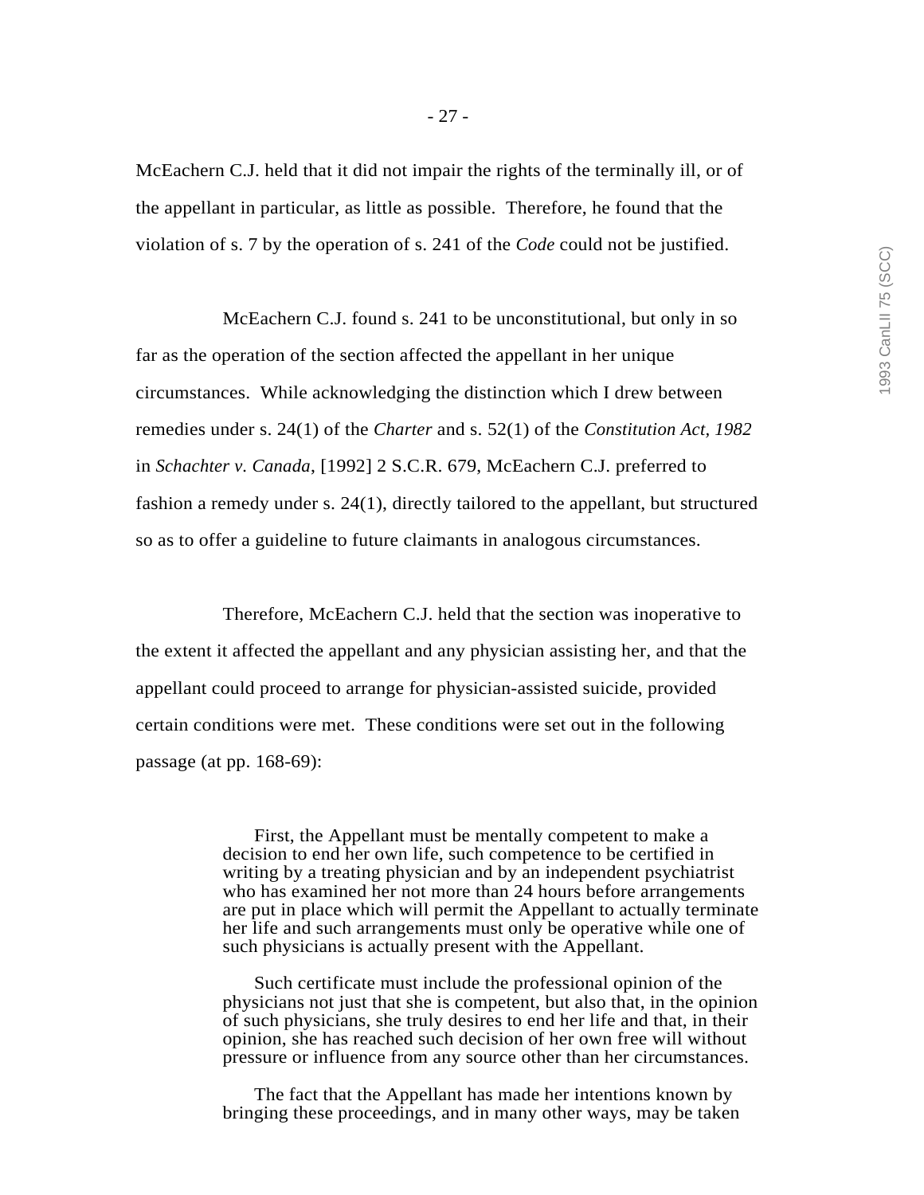McEachern C.J. held that it did not impair the rights of the terminally ill, or of the appellant in particular, as little as possible. Therefore, he found that the violation of s. 7 by the operation of s. 241 of the *Code* could not be justified.

McEachern C.J. found s. 241 to be unconstitutional, but only in so far as the operation of the section affected the appellant in her unique circumstances. While acknowledging the distinction which I drew between remedies under s. 24(1) of the *Charter* and s. 52(1) of the *Constitution Act, 1982* in *Schachter v. Canada*, [1992] 2 S.C.R. 679, McEachern C.J. preferred to fashion a remedy under s. 24(1), directly tailored to the appellant, but structured so as to offer a guideline to future claimants in analogous circumstances.

Therefore, McEachern C.J. held that the section was inoperative to the extent it affected the appellant and any physician assisting her, and that the appellant could proceed to arrange for physician-assisted suicide, provided certain conditions were met. These conditions were set out in the following passage (at pp. 168-69):

> First, the Appellant must be mentally competent to make a decision to end her own life, such competence to be certified in writing by a treating physician and by an independent psychiatrist who has examined her not more than 24 hours before arrangements are put in place which will permit the Appellant to actually terminate her life and such arrangements must only be operative while one of such physicians is actually present with the Appellant.
>
> Such certificate must include the professional opinion of the physicians not just that she is competent, but also that, in the opinion of such physicians, she truly desires to end her life and that, in their opinion, she has reached such decision of her own free will without pressure or influence from any source other than her circumstances.
>
> The fact that the Appellant has made her intentions known by bringing these proceedings, and in many other ways, may be taken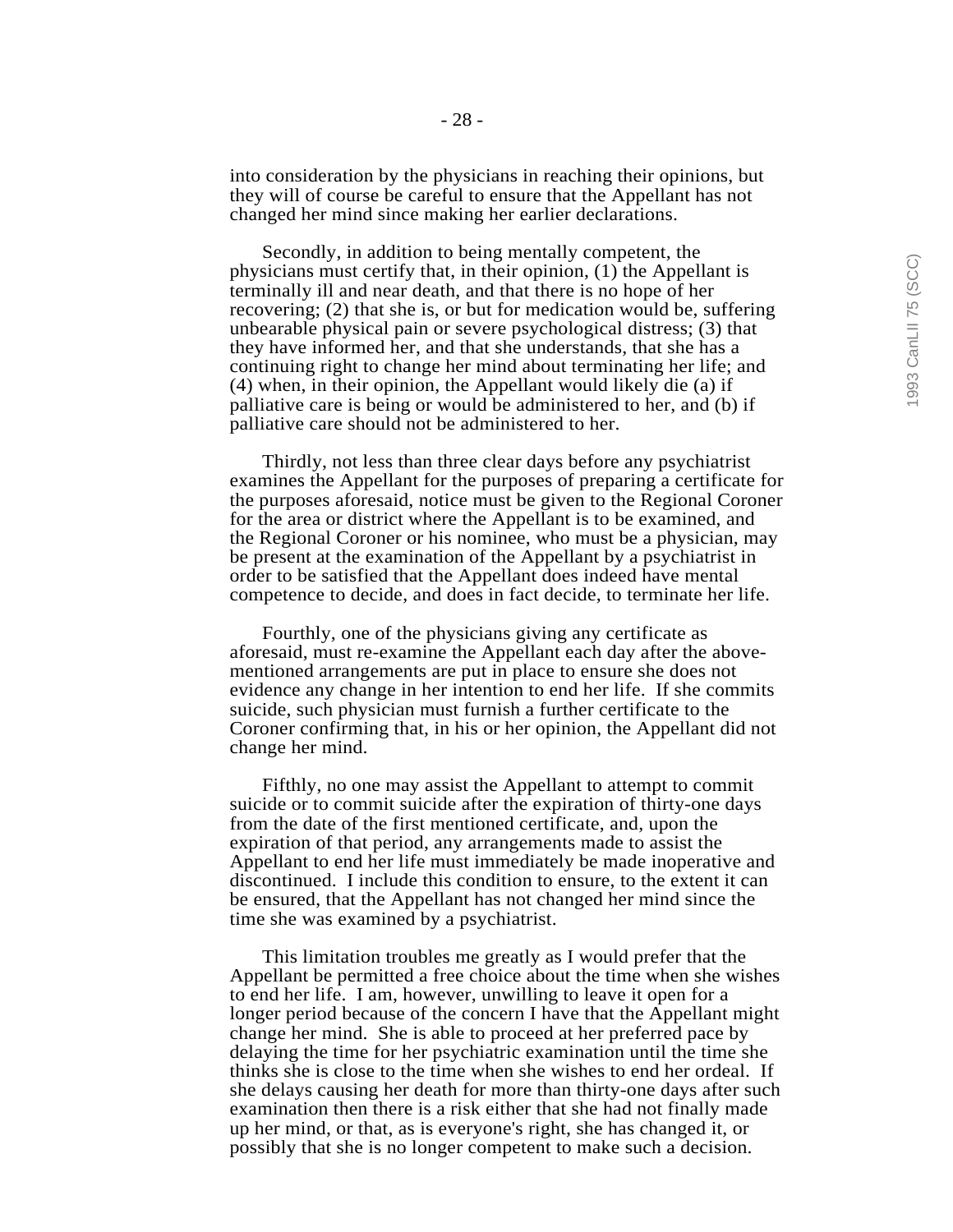into consideration by the physicians in reaching their opinions, but they will of course be careful to ensure that the Appellant has not changed her mind since making her earlier declarations.

Secondly, in addition to being mentally competent, the physicians must certify that, in their opinion, (1) the Appellant is terminally ill and near death, and that there is no hope of her recovering; (2) that she is, or but for medication would be, suffering unbearable physical pain or severe psychological distress; (3) that they have informed her, and that she understands, that she has a continuing right to change her mind about terminating her life; and (4) when, in their opinion, the Appellant would likely die (a) if palliative care is being or would be administered to her, and (b) if palliative care should not be administered to her.

Thirdly, not less than three clear days before any psychiatrist examines the Appellant for the purposes of preparing a certificate for the purposes aforesaid, notice must be given to the Regional Coroner for the area or district where the Appellant is to be examined, and the Regional Coroner or his nominee, who must be a physician, may be present at the examination of the Appellant by a psychiatrist in order to be satisfied that the Appellant does indeed have mental competence to decide, and does in fact decide, to terminate her life.

Fourthly, one of the physicians giving any certificate as aforesaid, must re-examine the Appellant each day after the above-mentioned arrangements are put in place to ensure she does not evidence any change in her intention to end her life. If she commits suicide, such physician must furnish a further certificate to the Coroner confirming that, in his or her opinion, the Appellant did not change her mind.

Fifthly, no one may assist the Appellant to attempt to commit suicide or to commit suicide after the expiration of thirty-one days from the date of the first mentioned certificate, and, upon the expiration of that period, any arrangements made to assist the Appellant to end her life must immediately be made inoperative and discontinued. I include this condition to ensure, to the extent it can be ensured, that the Appellant has not changed her mind since the time she was examined by a psychiatrist.

This limitation troubles me greatly as I would prefer that the Appellant be permitted a free choice about the time when she wishes to end her life. I am, however, unwilling to leave it open for a longer period because of the concern I have that the Appellant might change her mind. She is able to proceed at her preferred pace by delaying the time for her psychiatric examination until the time she thinks she is close to the time when she wishes to end her ordeal. If she delays causing her death for more than thirty-one days after such examination then there is a risk either that she had not finally made up her mind, or that, as is everyone's right, she has changed it, or possibly that she is no longer competent to make such a decision.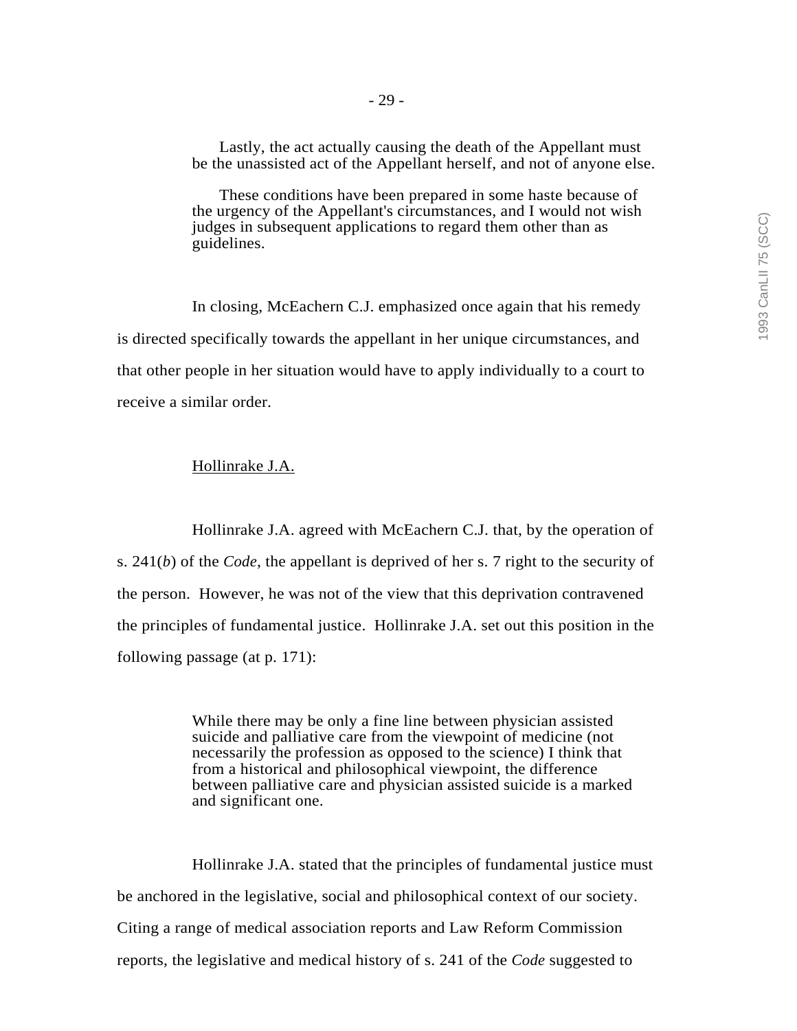> Lastly, the act actually causing the death of the Appellant must be the unassisted act of the Appellant herself, and not of anyone else.
>
> These conditions have been prepared in some haste because of the urgency of the Appellant's circumstances, and I would not wish judges in subsequent applications to regard them other than as guidelines.

In closing, McEachern C.J. emphasized once again that his remedy is directed specifically towards the appellant in her unique circumstances, and that other people in her situation would have to apply individually to a court to receive a similar order.

Hollinrake J.A.

Hollinrake J.A. agreed with McEachern C.J. that, by the operation of s. 241(*b*) of the *Code*, the appellant is deprived of her s. 7 right to the security of the person. However, he was not of the view that this deprivation contravened the principles of fundamental justice. Hollinrake J.A. set out this position in the following passage (at p. 171):

> While there may be only a fine line between physician assisted suicide and palliative care from the viewpoint of medicine (not necessarily the profession as opposed to the science) I think that from a historical and philosophical viewpoint, the difference between palliative care and physician assisted suicide is a marked and significant one.

Hollinrake J.A. stated that the principles of fundamental justice must be anchored in the legislative, social and philosophical context of our society. Citing a range of medical association reports and Law Reform Commission reports, the legislative and medical history of s. 241 of the *Code* suggested to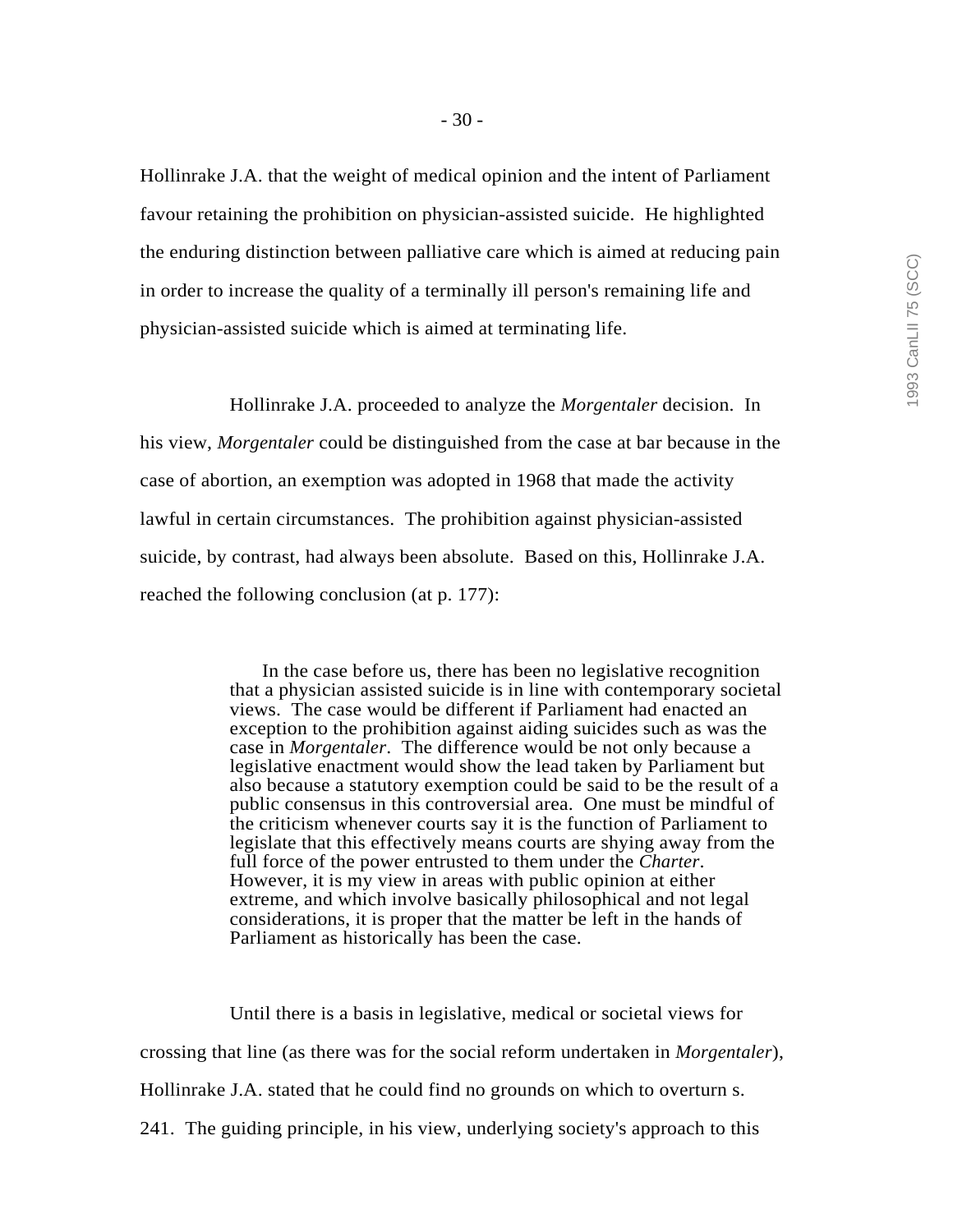Hollinrake J.A. that the weight of medical opinion and the intent of Parliament favour retaining the prohibition on physician-assisted suicide. He highlighted the enduring distinction between palliative care which is aimed at reducing pain in order to increase the quality of a terminally ill person's remaining life and physician-assisted suicide which is aimed at terminating life.

Hollinrake J.A. proceeded to analyze the *Morgentaler* decision. In his view, *Morgentaler* could be distinguished from the case at bar because in the case of abortion, an exemption was adopted in 1968 that made the activity lawful in certain circumstances. The prohibition against physician-assisted suicide, by contrast, had always been absolute. Based on this, Hollinrake J.A. reached the following conclusion (at p. 177):

> In the case before us, there has been no legislative recognition that a physician assisted suicide is in line with contemporary societal views. The case would be different if Parliament had enacted an exception to the prohibition against aiding suicides such as was the case in *Morgentaler*. The difference would be not only because a legislative enactment would show the lead taken by Parliament but also because a statutory exemption could be said to be the result of a public consensus in this controversial area. One must be mindful of the criticism whenever courts say it is the function of Parliament to legislate that this effectively means courts are shying away from the full force of the power entrusted to them under the *Charter*. However, it is my view in areas with public opinion at either extreme, and which involve basically philosophical and not legal considerations, it is proper that the matter be left in the hands of Parliament as historically has been the case.

Until there is a basis in legislative, medical or societal views for crossing that line (as there was for the social reform undertaken in *Morgentaler*), Hollinrake J.A. stated that he could find no grounds on which to overturn s. 241. The guiding principle, in his view, underlying society's approach to this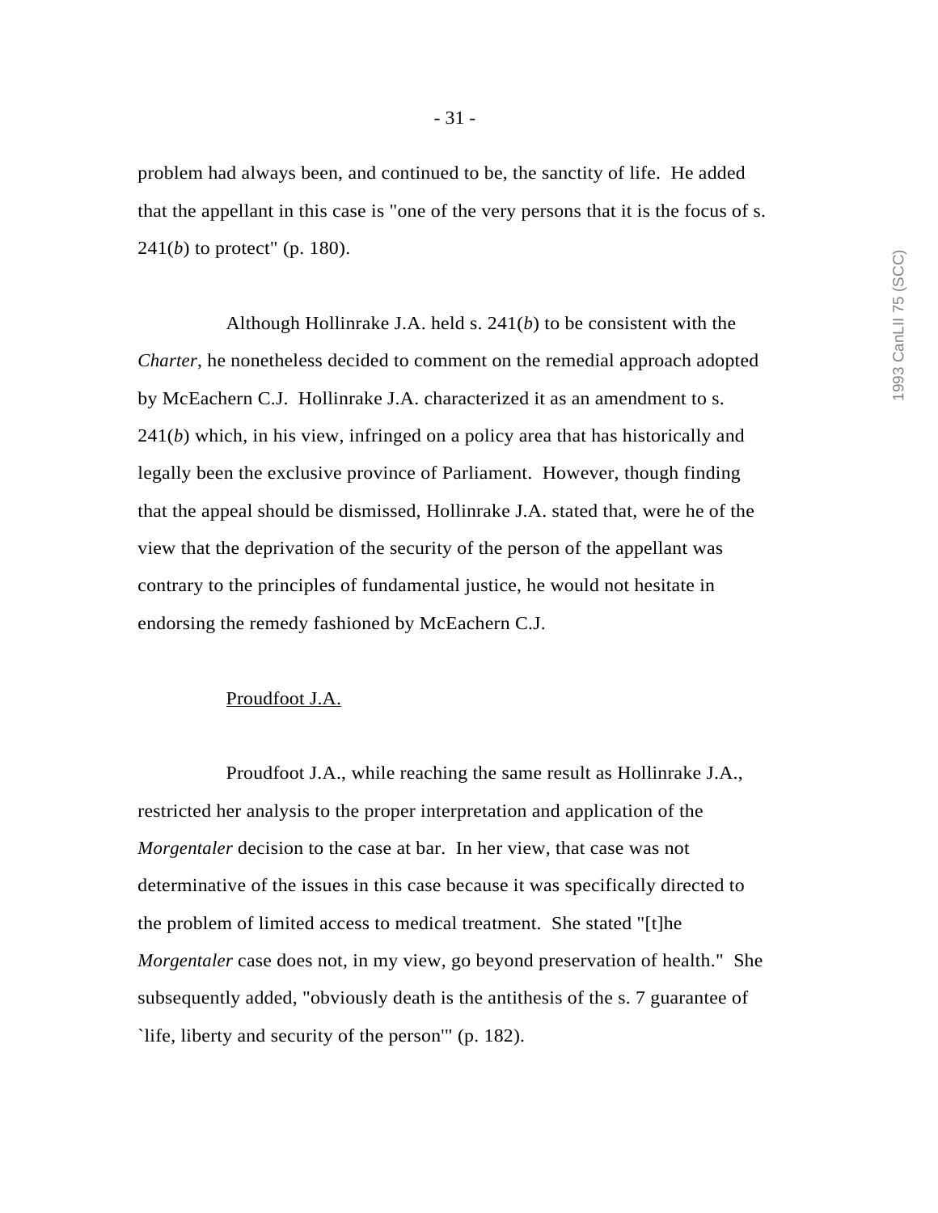problem had always been, and continued to be, the sanctity of life. He added that the appellant in this case is "one of the very persons that it is the focus of s. 241(*b*) to protect" (p. 180).

Although Hollinrake J.A. held s. 241(*b*) to be consistent with the *Charter*, he nonetheless decided to comment on the remedial approach adopted by McEachern C.J. Hollinrake J.A. characterized it as an amendment to s. 241(*b*) which, in his view, infringed on a policy area that has historically and legally been the exclusive province of Parliament. However, though finding that the appeal should be dismissed, Hollinrake J.A. stated that, were he of the view that the deprivation of the security of the person of the appellant was contrary to the principles of fundamental justice, he would not hesitate in endorsing the remedy fashioned by McEachern C.J.

<u>Proudfoot J.A.</u>

Proudfoot J.A., while reaching the same result as Hollinrake J.A., restricted her analysis to the proper interpretation and application of the *Morgentaler* decision to the case at bar. In her view, that case was not determinative of the issues in this case because it was specifically directed to the problem of limited access to medical treatment. She stated "[t]he *Morgentaler* case does not, in my view, go beyond preservation of health." She subsequently added, "obviously death is the antithesis of the s. 7 guarantee of `life, liberty and security of the person'" (p. 182).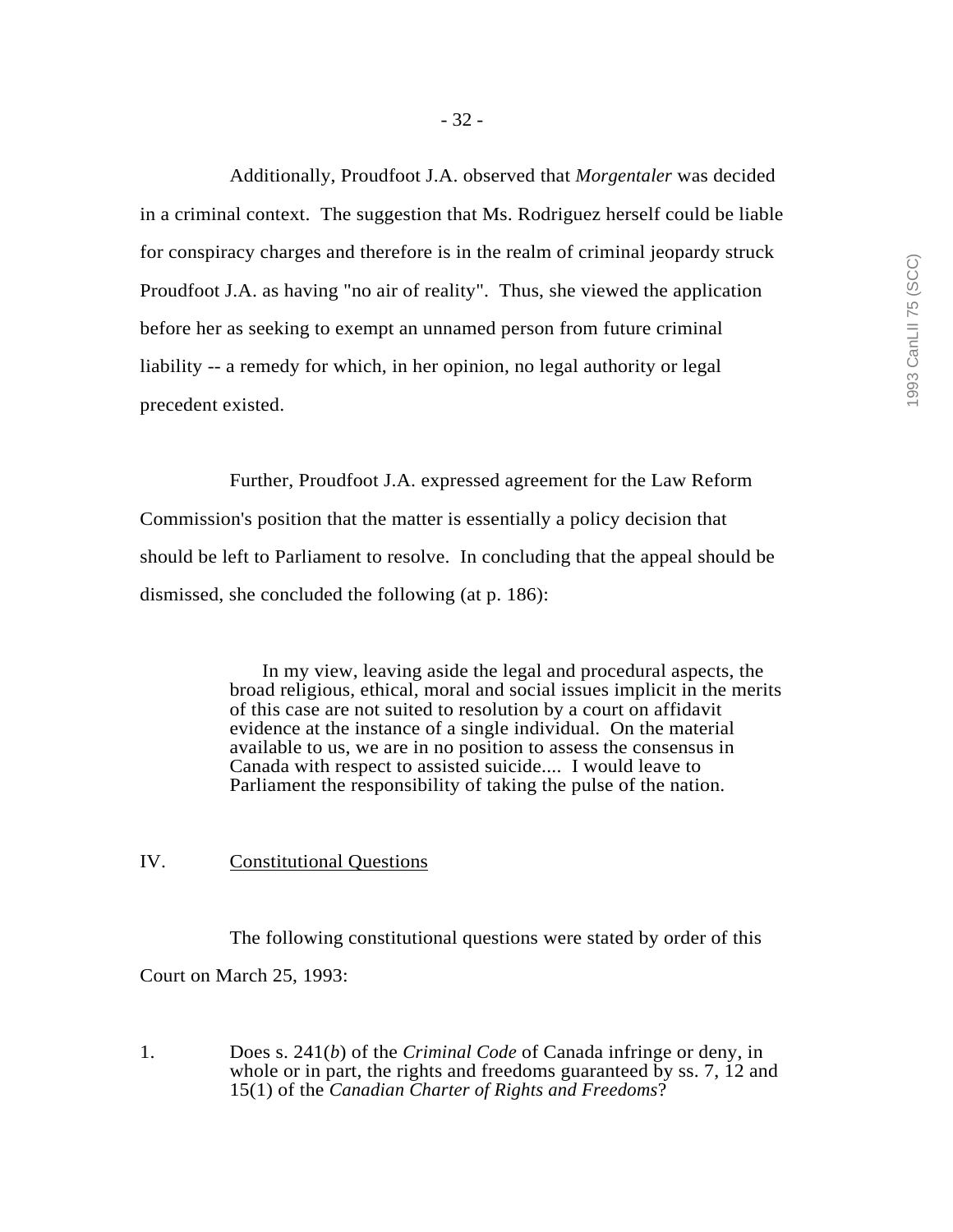Additionally, Proudfoot J.A. observed that *Morgentaler* was decided in a criminal context. The suggestion that Ms. Rodriguez herself could be liable for conspiracy charges and therefore is in the realm of criminal jeopardy struck Proudfoot J.A. as having "no air of reality". Thus, she viewed the application before her as seeking to exempt an unnamed person from future criminal liability -- a remedy for which, in her opinion, no legal authority or legal precedent existed.

Further, Proudfoot J.A. expressed agreement for the Law Reform Commission's position that the matter is essentially a policy decision that should be left to Parliament to resolve. In concluding that the appeal should be dismissed, she concluded the following (at p. 186):

> In my view, leaving aside the legal and procedural aspects, the broad religious, ethical, moral and social issues implicit in the merits of this case are not suited to resolution by a court on affidavit evidence at the instance of a single individual. On the material available to us, we are in no position to assess the consensus in Canada with respect to assisted suicide.... I would leave to Parliament the responsibility of taking the pulse of the nation.

## IV. Constitutional Questions

The following constitutional questions were stated by order of this Court on March 25, 1993:

1. Does s. 241(*b*) of the *Criminal Code* of Canada infringe or deny, in whole or in part, the rights and freedoms guaranteed by ss. 7, 12 and 15(1) of the *Canadian Charter of Rights and Freedoms*?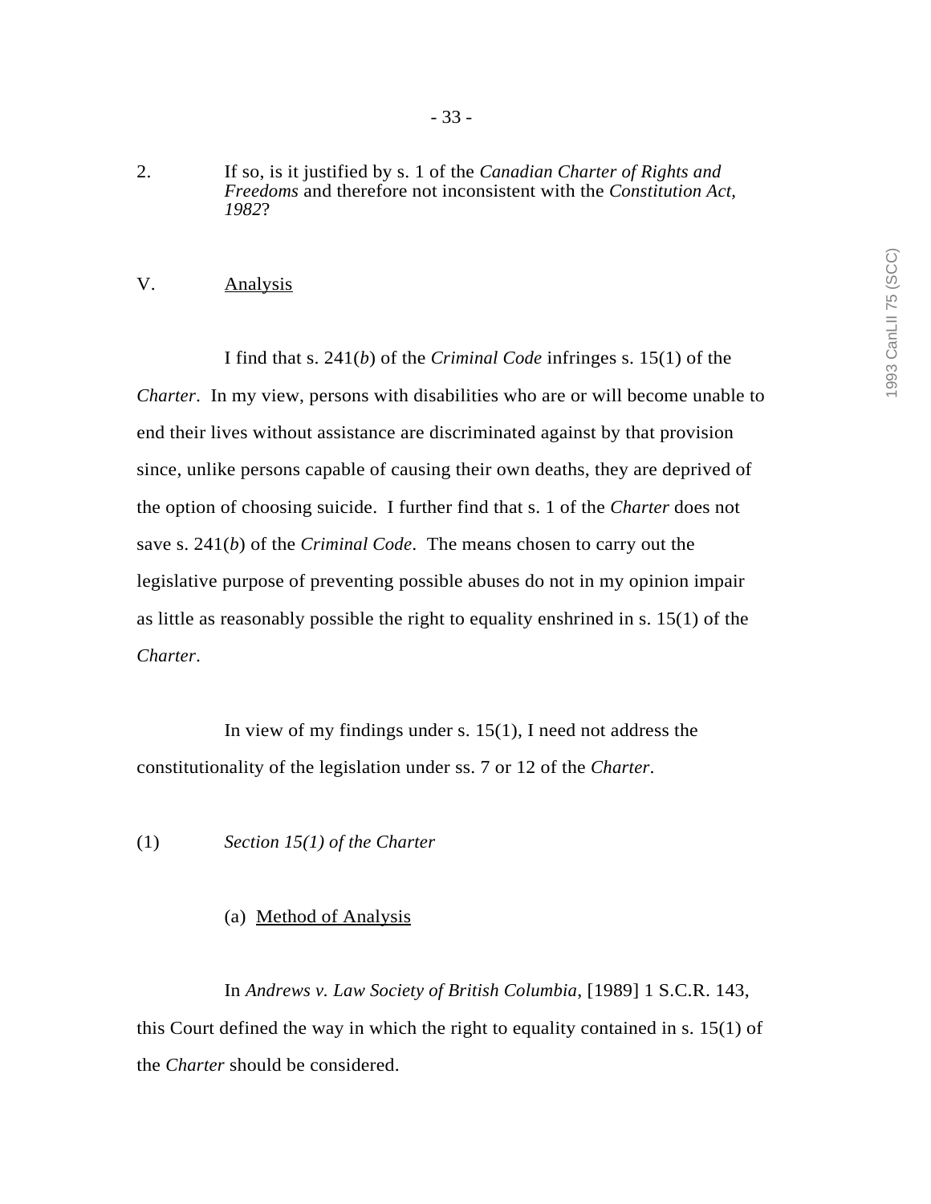2. If so, is it justified by s. 1 of the *Canadian Charter of Rights and Freedoms* and therefore not inconsistent with the *Constitution Act, 1982*?

## V. Analysis

I find that s. 241(*b*) of the *Criminal Code* infringes s. 15(1) of the *Charter*. In my view, persons with disabilities who are or will become unable to end their lives without assistance are discriminated against by that provision since, unlike persons capable of causing their own deaths, they are deprived of the option of choosing suicide. I further find that s. 1 of the *Charter* does not save s. 241(*b*) of the *Criminal Code*. The means chosen to carry out the legislative purpose of preventing possible abuses do not in my opinion impair as little as reasonably possible the right to equality enshrined in s. 15(1) of the *Charter*.

In view of my findings under s. 15(1), I need not address the constitutionality of the legislation under ss. 7 or 12 of the *Charter*.

### (1) *Section 15(1) of the Charter*

#### (a) Method of Analysis

In *Andrews v. Law Society of British Columbia*, [1989] 1 S.C.R. 143, this Court defined the way in which the right to equality contained in s. 15(1) of the *Charter* should be considered.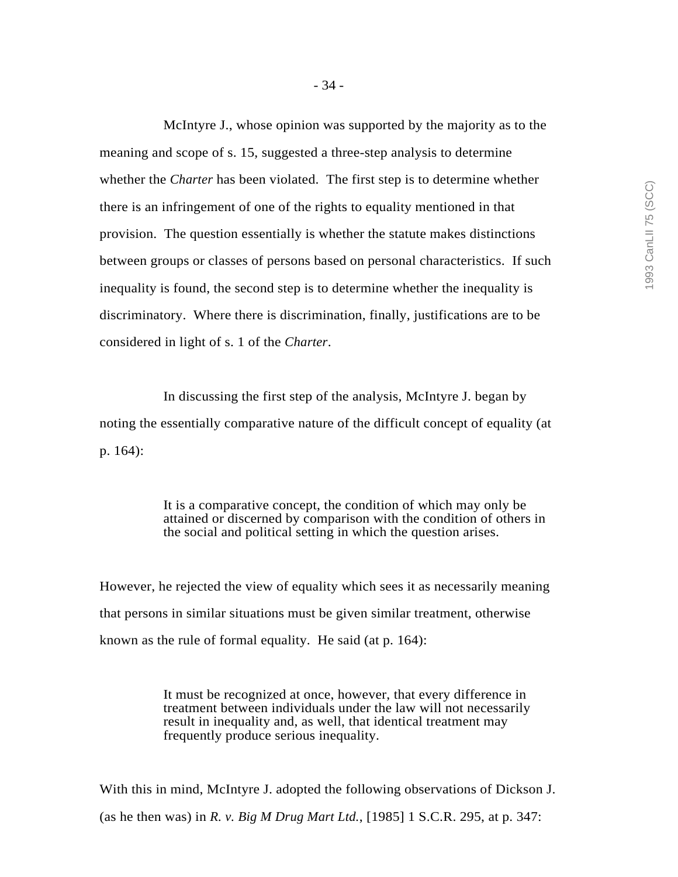McIntyre J., whose opinion was supported by the majority as to the meaning and scope of s. 15, suggested a three-step analysis to determine whether the *Charter* has been violated. The first step is to determine whether there is an infringement of one of the rights to equality mentioned in that provision. The question essentially is whether the statute makes distinctions between groups or classes of persons based on personal characteristics. If such inequality is found, the second step is to determine whether the inequality is discriminatory. Where there is discrimination, finally, justifications are to be considered in light of s. 1 of the *Charter*.

In discussing the first step of the analysis, McIntyre J. began by noting the essentially comparative nature of the difficult concept of equality (at p. 164):

> It is a comparative concept, the condition of which may only be attained or discerned by comparison with the condition of others in the social and political setting in which the question arises.

However, he rejected the view of equality which sees it as necessarily meaning that persons in similar situations must be given similar treatment, otherwise known as the rule of formal equality. He said (at p. 164):

> It must be recognized at once, however, that every difference in treatment between individuals under the law will not necessarily result in inequality and, as well, that identical treatment may frequently produce serious inequality.

With this in mind, McIntyre J. adopted the following observations of Dickson J. (as he then was) in *R. v. Big M Drug Mart Ltd.*, [1985] 1 S.C.R. 295, at p. 347: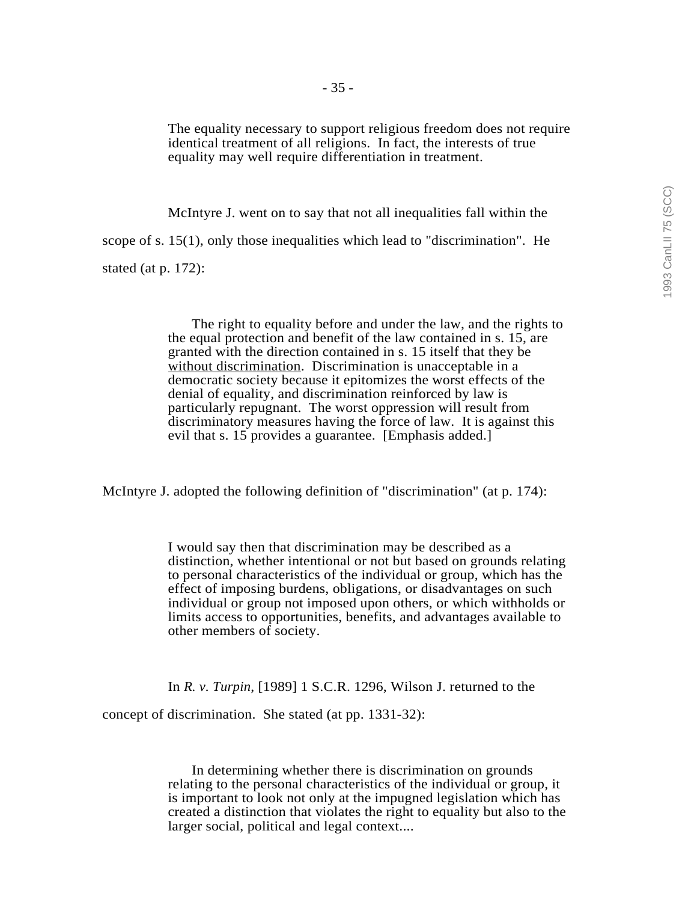> The equality necessary to support religious freedom does not require identical treatment of all religions. In fact, the interests of true equality may well require differentiation in treatment.

McIntyre J. went on to say that not all inequalities fall within the scope of s. 15(1), only those inequalities which lead to "discrimination". He stated (at p. 172):

> The right to equality before and under the law, and the rights to the equal protection and benefit of the law contained in s. 15, are granted with the direction contained in s. 15 itself that they be <u>without discrimination</u>. Discrimination is unacceptable in a democratic society because it epitomizes the worst effects of the denial of equality, and discrimination reinforced by law is particularly repugnant. The worst oppression will result from discriminatory measures having the force of law. It is against this evil that s. 15 provides a guarantee. [Emphasis added.]

McIntyre J. adopted the following definition of "discrimination" (at p. 174):

> I would say then that discrimination may be described as a distinction, whether intentional or not but based on grounds relating to personal characteristics of the individual or group, which has the effect of imposing burdens, obligations, or disadvantages on such individual or group not imposed upon others, or which withholds or limits access to opportunities, benefits, and advantages available to other members of society.

In *R. v. Turpin*, [1989] 1 S.C.R. 1296, Wilson J. returned to the concept of discrimination. She stated (at pp. 1331-32):

> In determining whether there is discrimination on grounds relating to the personal characteristics of the individual or group, it is important to look not only at the impugned legislation which has created a distinction that violates the right to equality but also to the larger social, political and legal context....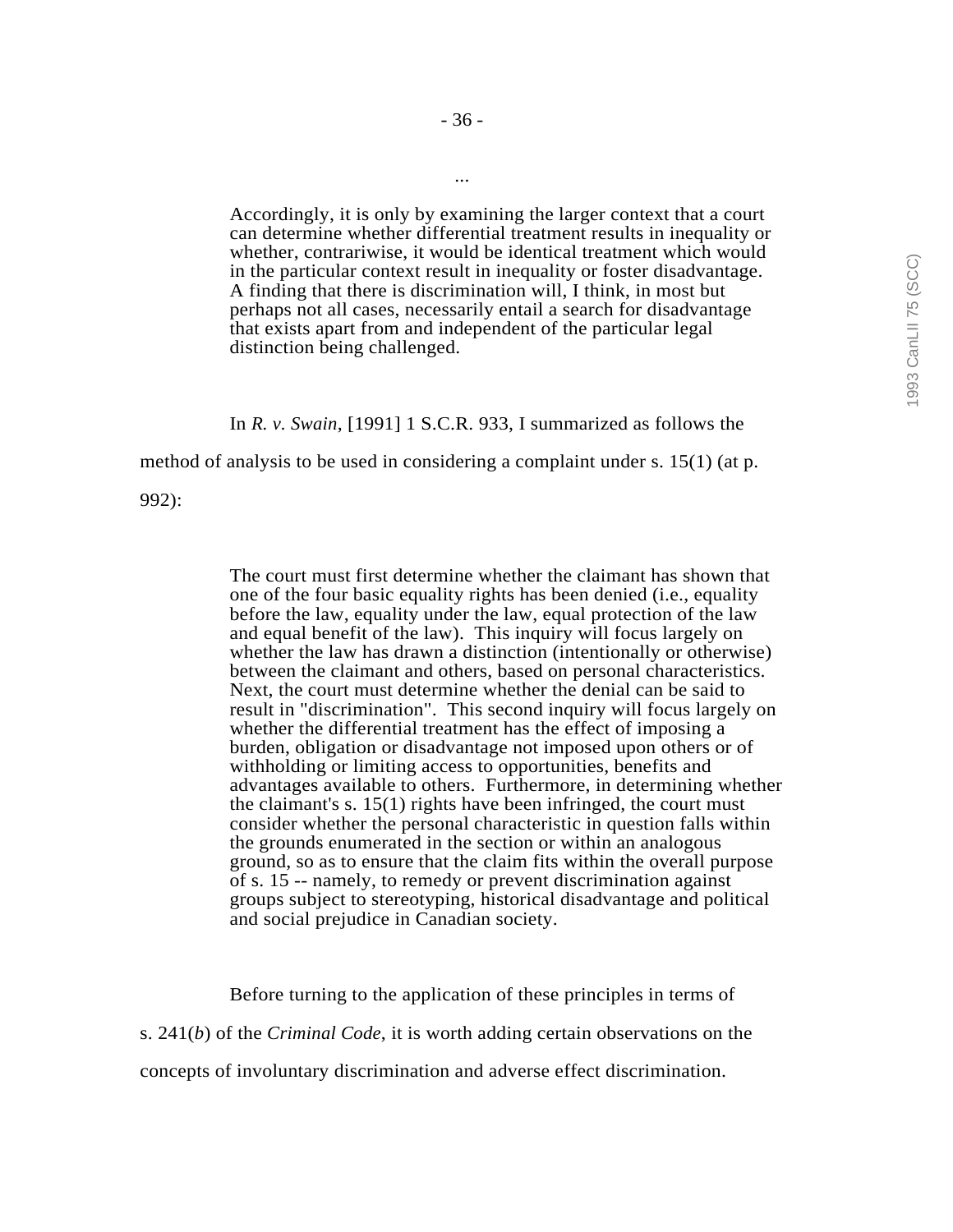...

> Accordingly, it is only by examining the larger context that a court can determine whether differential treatment results in inequality or whether, contrariwise, it would be identical treatment which would in the particular context result in inequality or foster disadvantage. A finding that there is discrimination will, I think, in most but perhaps not all cases, necessarily entail a search for disadvantage that exists apart from and independent of the particular legal distinction being challenged.

In *R. v. Swain*, [1991] 1 S.C.R. 933, I summarized as follows the method of analysis to be used in considering a complaint under s. 15(1) (at p. 992):

> The court must first determine whether the claimant has shown that one of the four basic equality rights has been denied (i.e., equality before the law, equality under the law, equal protection of the law and equal benefit of the law). This inquiry will focus largely on whether the law has drawn a distinction (intentionally or otherwise) between the claimant and others, based on personal characteristics. Next, the court must determine whether the denial can be said to result in "discrimination". This second inquiry will focus largely on whether the differential treatment has the effect of imposing a burden, obligation or disadvantage not imposed upon others or of withholding or limiting access to opportunities, benefits and advantages available to others. Furthermore, in determining whether the claimant's s. 15(1) rights have been infringed, the court must consider whether the personal characteristic in question falls within the grounds enumerated in the section or within an analogous ground, so as to ensure that the claim fits within the overall purpose of s. 15 -- namely, to remedy or prevent discrimination against groups subject to stereotyping, historical disadvantage and political and social prejudice in Canadian society.

Before turning to the application of these principles in terms of s. 241(*b*) of the *Criminal Code*, it is worth adding certain observations on the concepts of involuntary discrimination and adverse effect discrimination.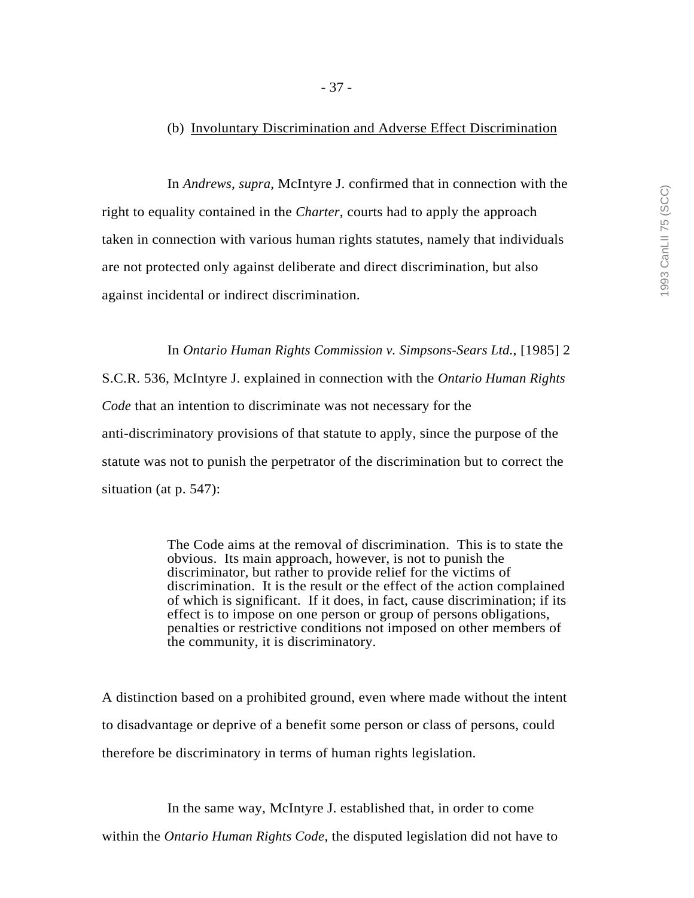(b) Involuntary Discrimination and Adverse Effect Discrimination

In *Andrews*, *supra*, McIntyre J. confirmed that in connection with the right to equality contained in the *Charter*, courts had to apply the approach taken in connection with various human rights statutes, namely that individuals are not protected only against deliberate and direct discrimination, but also against incidental or indirect discrimination.

In *Ontario Human Rights Commission v. Simpsons-Sears Ltd.*, [1985] 2 S.C.R. 536, McIntyre J. explained in connection with the *Ontario Human Rights Code* that an intention to discriminate was not necessary for the anti-discriminatory provisions of that statute to apply, since the purpose of the statute was not to punish the perpetrator of the discrimination but to correct the situation (at p. 547):

> The Code aims at the removal of discrimination. This is to state the obvious. Its main approach, however, is not to punish the discriminator, but rather to provide relief for the victims of discrimination. It is the result or the effect of the action complained of which is significant. If it does, in fact, cause discrimination; if its effect is to impose on one person or group of persons obligations, penalties or restrictive conditions not imposed on other members of the community, it is discriminatory.

A distinction based on a prohibited ground, even where made without the intent to disadvantage or deprive of a benefit some person or class of persons, could therefore be discriminatory in terms of human rights legislation.

In the same way, McIntyre J. established that, in order to come within the *Ontario Human Rights Code*, the disputed legislation did not have to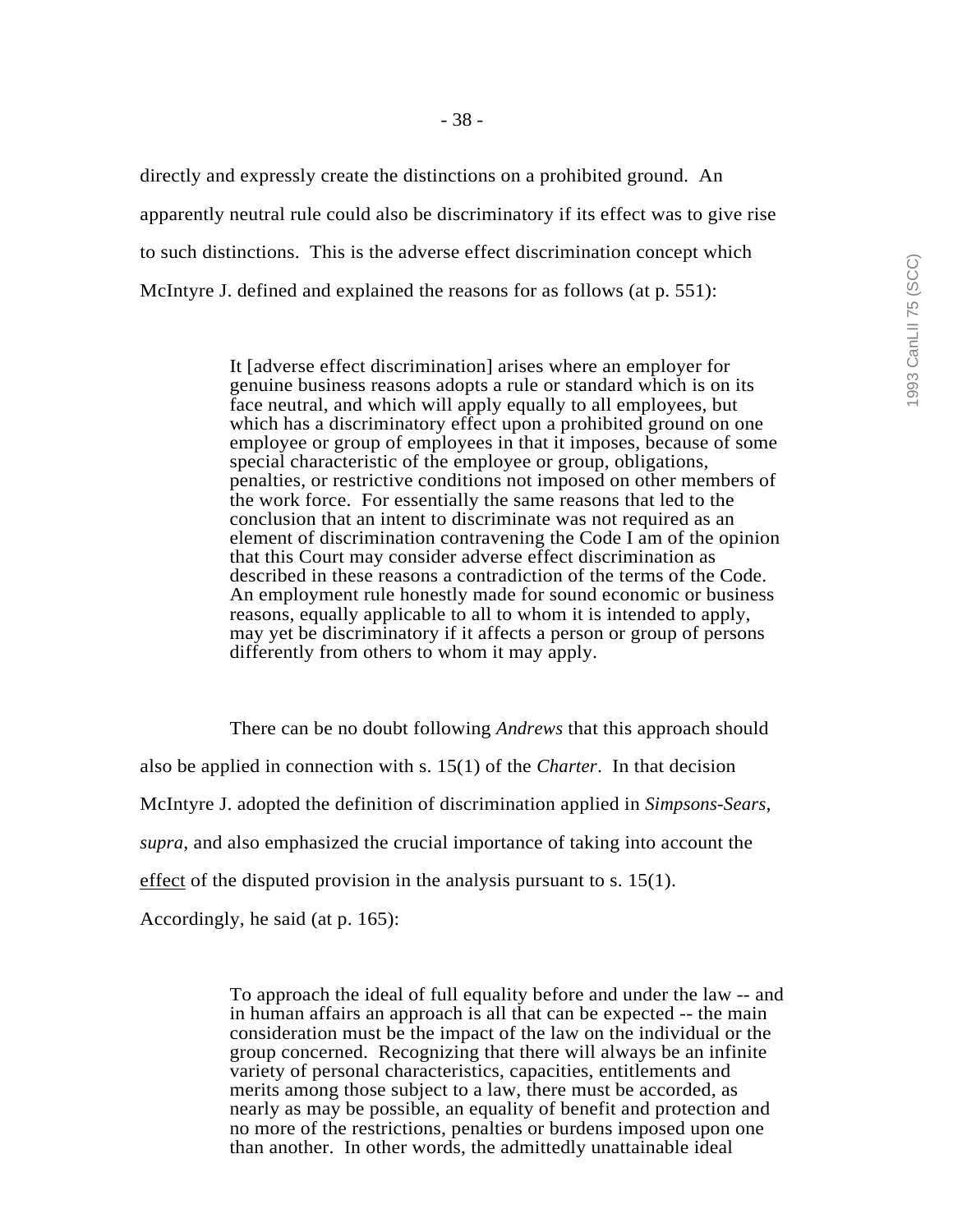directly and expressly create the distinctions on a prohibited ground. An apparently neutral rule could also be discriminatory if its effect was to give rise to such distinctions. This is the adverse effect discrimination concept which McIntyre J. defined and explained the reasons for as follows (at p. 551):

> It [adverse effect discrimination] arises where an employer for genuine business reasons adopts a rule or standard which is on its face neutral, and which will apply equally to all employees, but which has a discriminatory effect upon a prohibited ground on one employee or group of employees in that it imposes, because of some special characteristic of the employee or group, obligations, penalties, or restrictive conditions not imposed on other members of the work force. For essentially the same reasons that led to the conclusion that an intent to discriminate was not required as an element of discrimination contravening the Code I am of the opinion that this Court may consider adverse effect discrimination as described in these reasons a contradiction of the terms of the Code. An employment rule honestly made for sound economic or business reasons, equally applicable to all to whom it is intended to apply, may yet be discriminatory if it affects a person or group of persons differently from others to whom it may apply.

There can be no doubt following *Andrews* that this approach should also be applied in connection with s. 15(1) of the *Charter*. In that decision McIntyre J. adopted the definition of discrimination applied in *Simpsons-Sears*, *supra*, and also emphasized the crucial importance of taking into account the effect of the disputed provision in the analysis pursuant to s. 15(1). Accordingly, he said (at p. 165):

> To approach the ideal of full equality before and under the law -- and in human affairs an approach is all that can be expected -- the main consideration must be the impact of the law on the individual or the group concerned. Recognizing that there will always be an infinite variety of personal characteristics, capacities, entitlements and merits among those subject to a law, there must be accorded, as nearly as may be possible, an equality of benefit and protection and no more of the restrictions, penalties or burdens imposed upon one than another. In other words, the admittedly unattainable ideal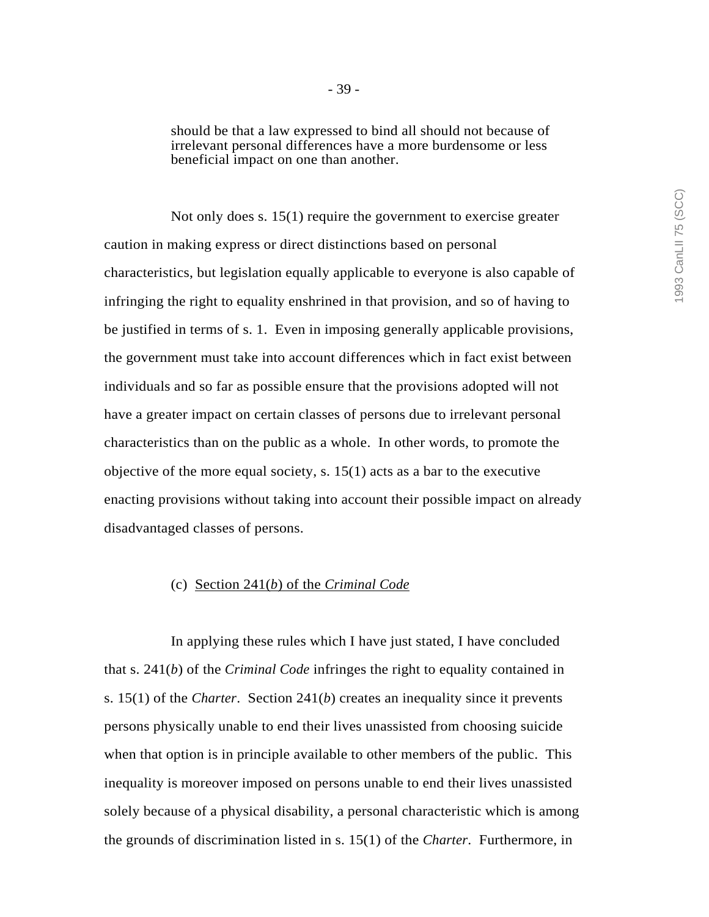> should be that a law expressed to bind all should not because of irrelevant personal differences have a more burdensome or less beneficial impact on one than another.

Not only does s. 15(1) require the government to exercise greater caution in making express or direct distinctions based on personal characteristics, but legislation equally applicable to everyone is also capable of infringing the right to equality enshrined in that provision, and so of having to be justified in terms of s. 1. Even in imposing generally applicable provisions, the government must take into account differences which in fact exist between individuals and so far as possible ensure that the provisions adopted will not have a greater impact on certain classes of persons due to irrelevant personal characteristics than on the public as a whole. In other words, to promote the objective of the more equal society, s. 15(1) acts as a bar to the executive enacting provisions without taking into account their possible impact on already disadvantaged classes of persons.

(c) Section 241(*b*) of the *Criminal Code*

In applying these rules which I have just stated, I have concluded that s. 241(*b*) of the *Criminal Code* infringes the right to equality contained in s. 15(1) of the *Charter*. Section 241(*b*) creates an inequality since it prevents persons physically unable to end their lives unassisted from choosing suicide when that option is in principle available to other members of the public. This inequality is moreover imposed on persons unable to end their lives unassisted solely because of a physical disability, a personal characteristic which is among the grounds of discrimination listed in s. 15(1) of the *Charter*. Furthermore, in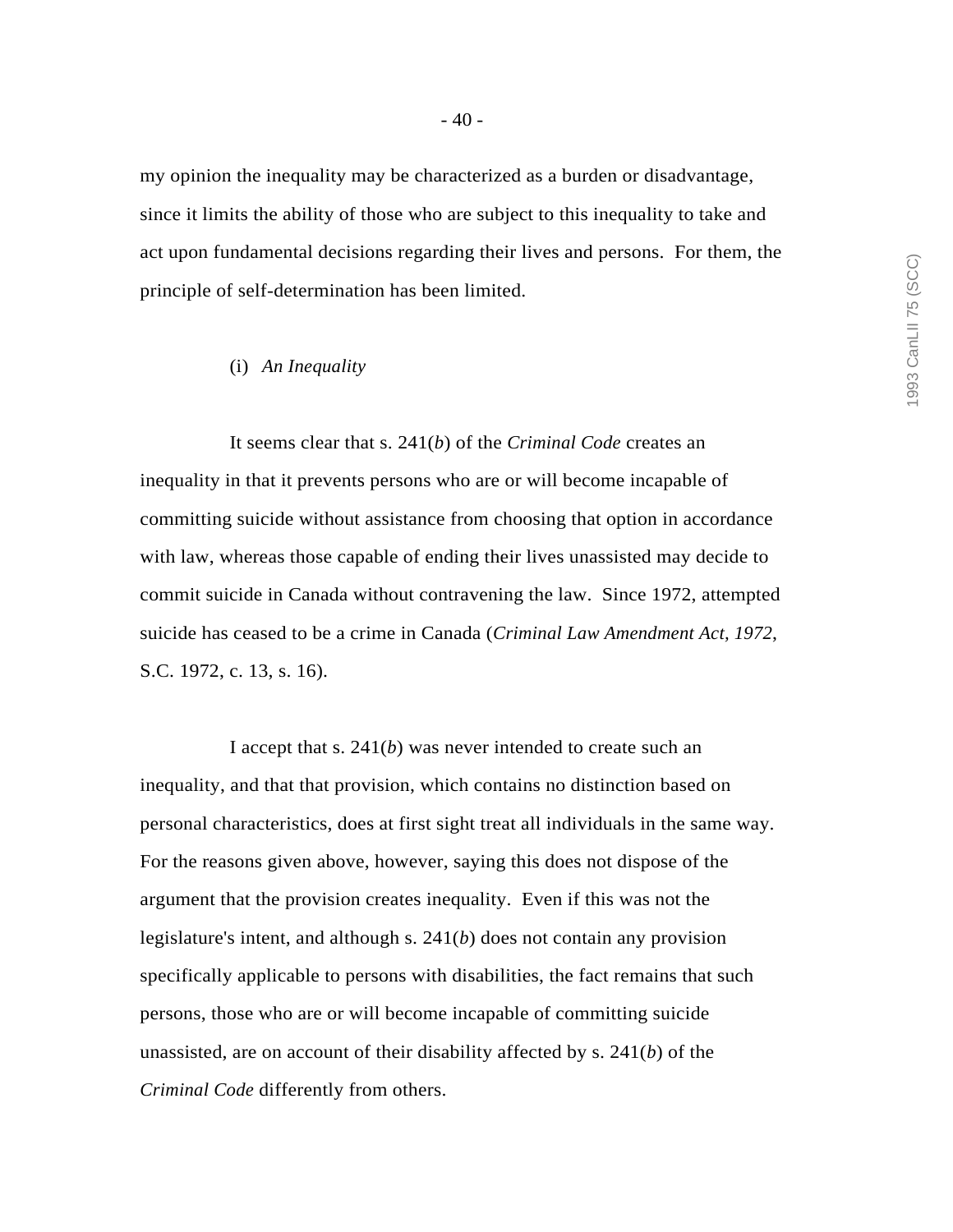my opinion the inequality may be characterized as a burden or disadvantage, since it limits the ability of those who are subject to this inequality to take and act upon fundamental decisions regarding their lives and persons. For them, the principle of self-determination has been limited.

(i) *An Inequality*

It seems clear that s. 241(*b*) of the *Criminal Code* creates an inequality in that it prevents persons who are or will become incapable of committing suicide without assistance from choosing that option in accordance with law, whereas those capable of ending their lives unassisted may decide to commit suicide in Canada without contravening the law. Since 1972, attempted suicide has ceased to be a crime in Canada (*Criminal Law Amendment Act, 1972*, S.C. 1972, c. 13, s. 16).

I accept that s. 241(*b*) was never intended to create such an inequality, and that that provision, which contains no distinction based on personal characteristics, does at first sight treat all individuals in the same way. For the reasons given above, however, saying this does not dispose of the argument that the provision creates inequality. Even if this was not the legislature's intent, and although s. 241(*b*) does not contain any provision specifically applicable to persons with disabilities, the fact remains that such persons, those who are or will become incapable of committing suicide unassisted, are on account of their disability affected by s. 241(*b*) of the *Criminal Code* differently from others.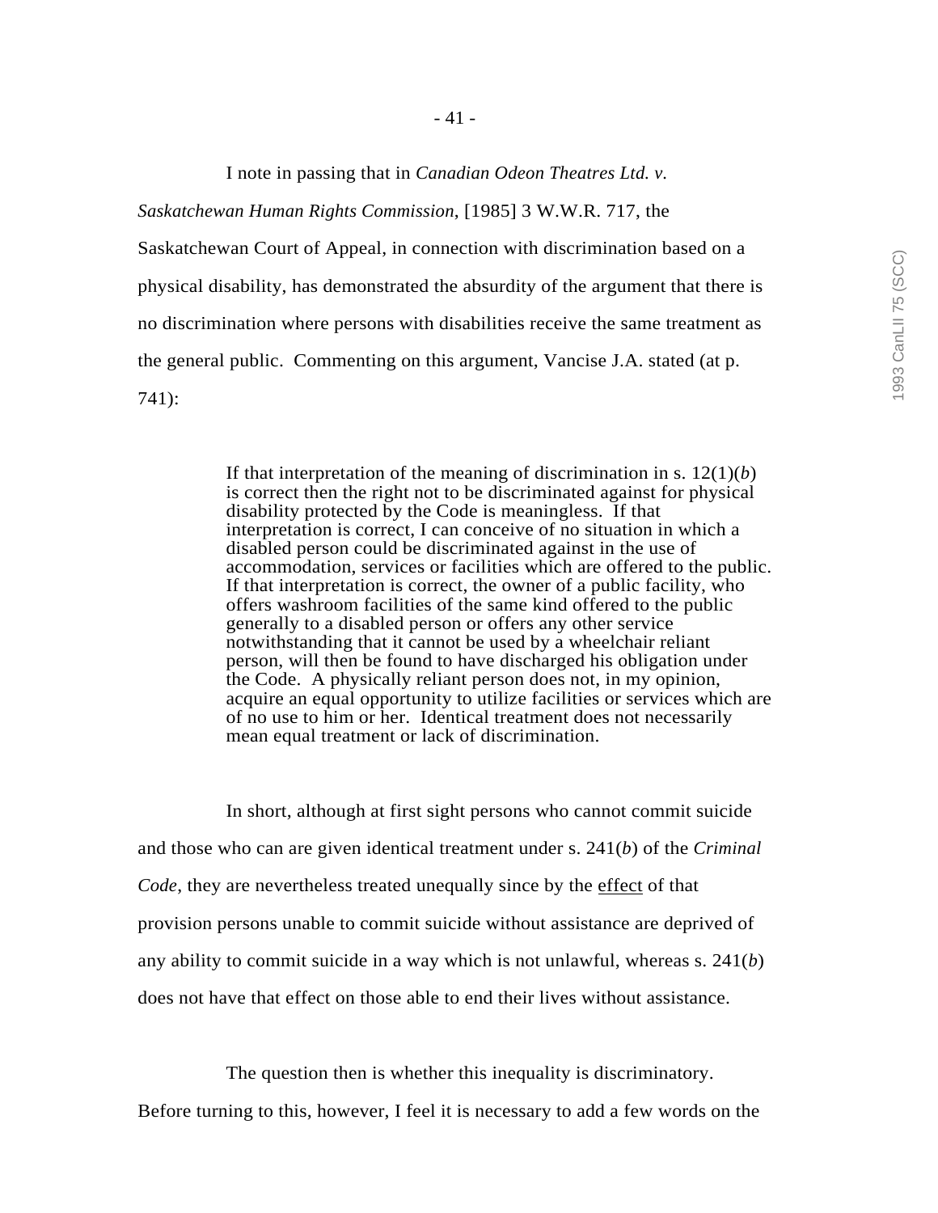I note in passing that in *Canadian Odeon Theatres Ltd. v. Saskatchewan Human Rights Commission*, [1985] 3 W.W.R. 717, the Saskatchewan Court of Appeal, in connection with discrimination based on a physical disability, has demonstrated the absurdity of the argument that there is no discrimination where persons with disabilities receive the same treatment as the general public. Commenting on this argument, Vancise J.A. stated (at p. 741):

> If that interpretation of the meaning of discrimination in s. 12(1)(*b*) is correct then the right not to be discriminated against for physical disability protected by the Code is meaningless. If that interpretation is correct, I can conceive of no situation in which a disabled person could be discriminated against in the use of accommodation, services or facilities which are offered to the public. If that interpretation is correct, the owner of a public facility, who offers washroom facilities of the same kind offered to the public generally to a disabled person or offers any other service notwithstanding that it cannot be used by a wheelchair reliant person, will then be found to have discharged his obligation under the Code. A physically reliant person does not, in my opinion, acquire an equal opportunity to utilize facilities or services which are of no use to him or her. Identical treatment does not necessarily mean equal treatment or lack of discrimination.

In short, although at first sight persons who cannot commit suicide and those who can are given identical treatment under s. 241(*b*) of the *Criminal Code*, they are nevertheless treated unequally since by the <u>effect</u> of that provision persons unable to commit suicide without assistance are deprived of any ability to commit suicide in a way which is not unlawful, whereas s. 241(*b*) does not have that effect on those able to end their lives without assistance.

The question then is whether this inequality is discriminatory. Before turning to this, however, I feel it is necessary to add a few words on the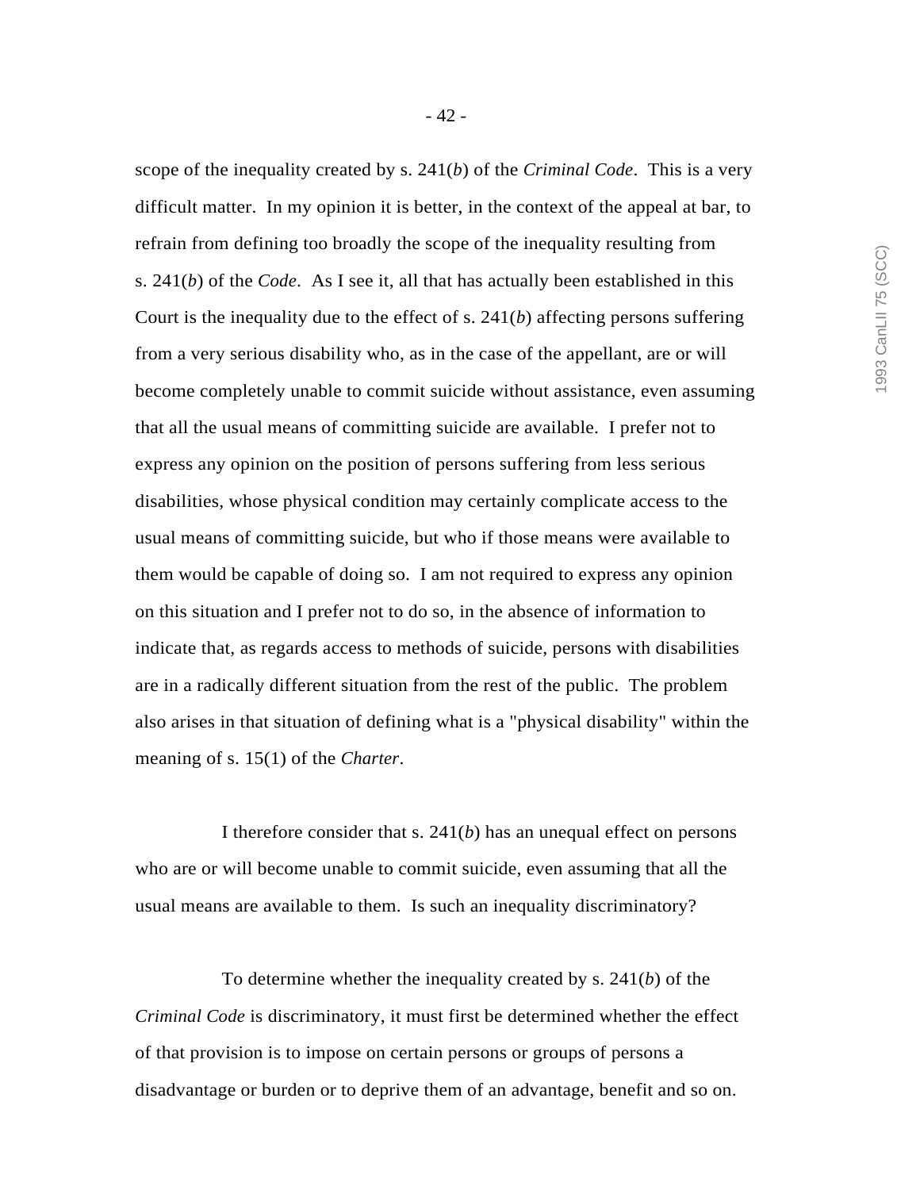scope of the inequality created by s. 241(*b*) of the *Criminal Code*. This is a very difficult matter. In my opinion it is better, in the context of the appeal at bar, to refrain from defining too broadly the scope of the inequality resulting from s. 241(*b*) of the *Code*. As I see it, all that has actually been established in this Court is the inequality due to the effect of s. 241(*b*) affecting persons suffering from a very serious disability who, as in the case of the appellant, are or will become completely unable to commit suicide without assistance, even assuming that all the usual means of committing suicide are available. I prefer not to express any opinion on the position of persons suffering from less serious disabilities, whose physical condition may certainly complicate access to the usual means of committing suicide, but who if those means were available to them would be capable of doing so. I am not required to express any opinion on this situation and I prefer not to do so, in the absence of information to indicate that, as regards access to methods of suicide, persons with disabilities are in a radically different situation from the rest of the public. The problem also arises in that situation of defining what is a "physical disability" within the meaning of s. 15(1) of the *Charter*.

I therefore consider that s. 241(*b*) has an unequal effect on persons who are or will become unable to commit suicide, even assuming that all the usual means are available to them. Is such an inequality discriminatory?

To determine whether the inequality created by s. 241(*b*) of the *Criminal Code* is discriminatory, it must first be determined whether the effect of that provision is to impose on certain persons or groups of persons a disadvantage or burden or to deprive them of an advantage, benefit and so on.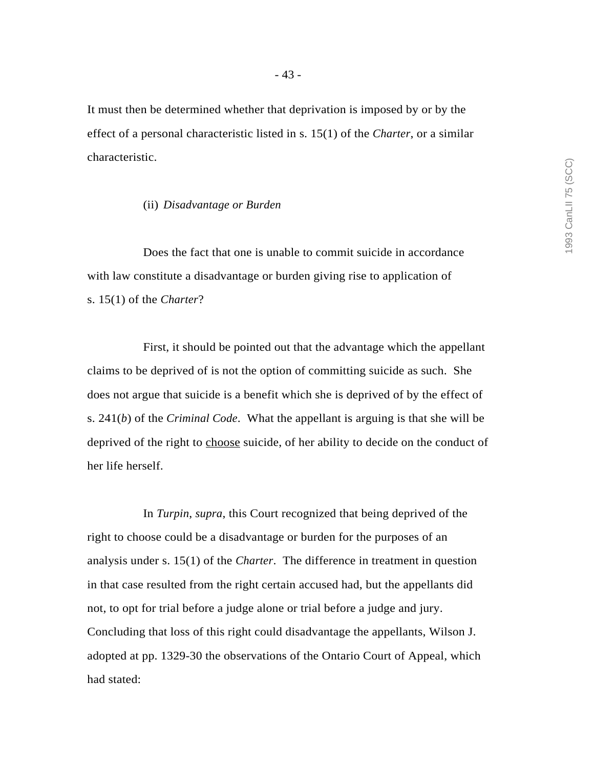It must then be determined whether that deprivation is imposed by or by the effect of a personal characteristic listed in s. 15(1) of the *Charter*, or a similar characteristic.

(ii) *Disadvantage or Burden*

Does the fact that one is unable to commit suicide in accordance with law constitute a disadvantage or burden giving rise to application of s. 15(1) of the *Charter*?

First, it should be pointed out that the advantage which the appellant claims to be deprived of is not the option of committing suicide as such. She does not argue that suicide is a benefit which she is deprived of by the effect of s. 241(*b*) of the *Criminal Code*. What the appellant is arguing is that she will be deprived of the right to <u>choose</u> suicide, of her ability to decide on the conduct of her life herself.

In *Turpin*, *supra*, this Court recognized that being deprived of the right to choose could be a disadvantage or burden for the purposes of an analysis under s. 15(1) of the *Charter*. The difference in treatment in question in that case resulted from the right certain accused had, but the appellants did not, to opt for trial before a judge alone or trial before a judge and jury. Concluding that loss of this right could disadvantage the appellants, Wilson J. adopted at pp. 1329-30 the observations of the Ontario Court of Appeal, which had stated: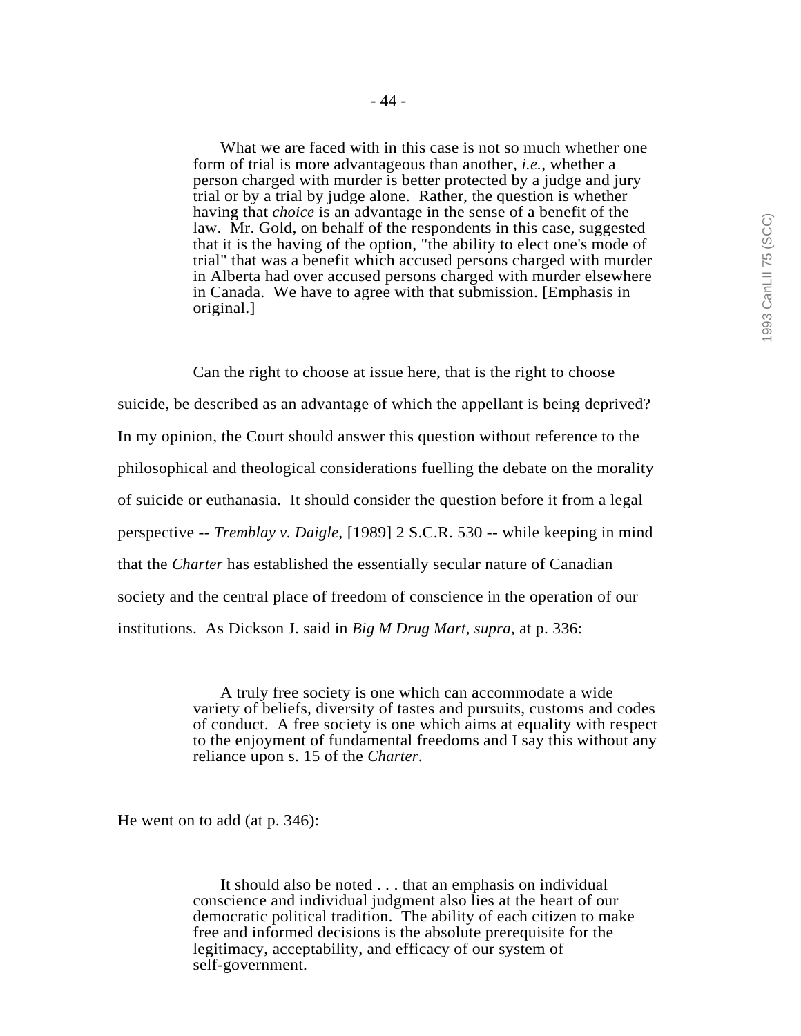> What we are faced with in this case is not so much whether one form of trial is more advantageous than another, *i.e.*, whether a person charged with murder is better protected by a judge and jury trial or by a trial by judge alone. Rather, the question is whether having that *choice* is an advantage in the sense of a benefit of the law. Mr. Gold, on behalf of the respondents in this case, suggested that it is the having of the option, "the ability to elect one's mode of trial" that was a benefit which accused persons charged with murder in Alberta had over accused persons charged with murder elsewhere in Canada. We have to agree with that submission. [Emphasis in original.]

Can the right to choose at issue here, that is the right to choose suicide, be described as an advantage of which the appellant is being deprived? In my opinion, the Court should answer this question without reference to the philosophical and theological considerations fuelling the debate on the morality of suicide or euthanasia. It should consider the question before it from a legal perspective -- *Tremblay v. Daigle*, [1989] 2 S.C.R. 530 -- while keeping in mind that the *Charter* has established the essentially secular nature of Canadian society and the central place of freedom of conscience in the operation of our institutions. As Dickson J. said in *Big M Drug Mart*, *supra*, at p. 336:

> A truly free society is one which can accommodate a wide variety of beliefs, diversity of tastes and pursuits, customs and codes of conduct. A free society is one which aims at equality with respect to the enjoyment of fundamental freedoms and I say this without any reliance upon s. 15 of the *Charter*.

He went on to add (at p. 346):

> It should also be noted . . . that an emphasis on individual conscience and individual judgment also lies at the heart of our democratic political tradition. The ability of each citizen to make free and informed decisions is the absolute prerequisite for the legitimacy, acceptability, and efficacy of our system of self-government.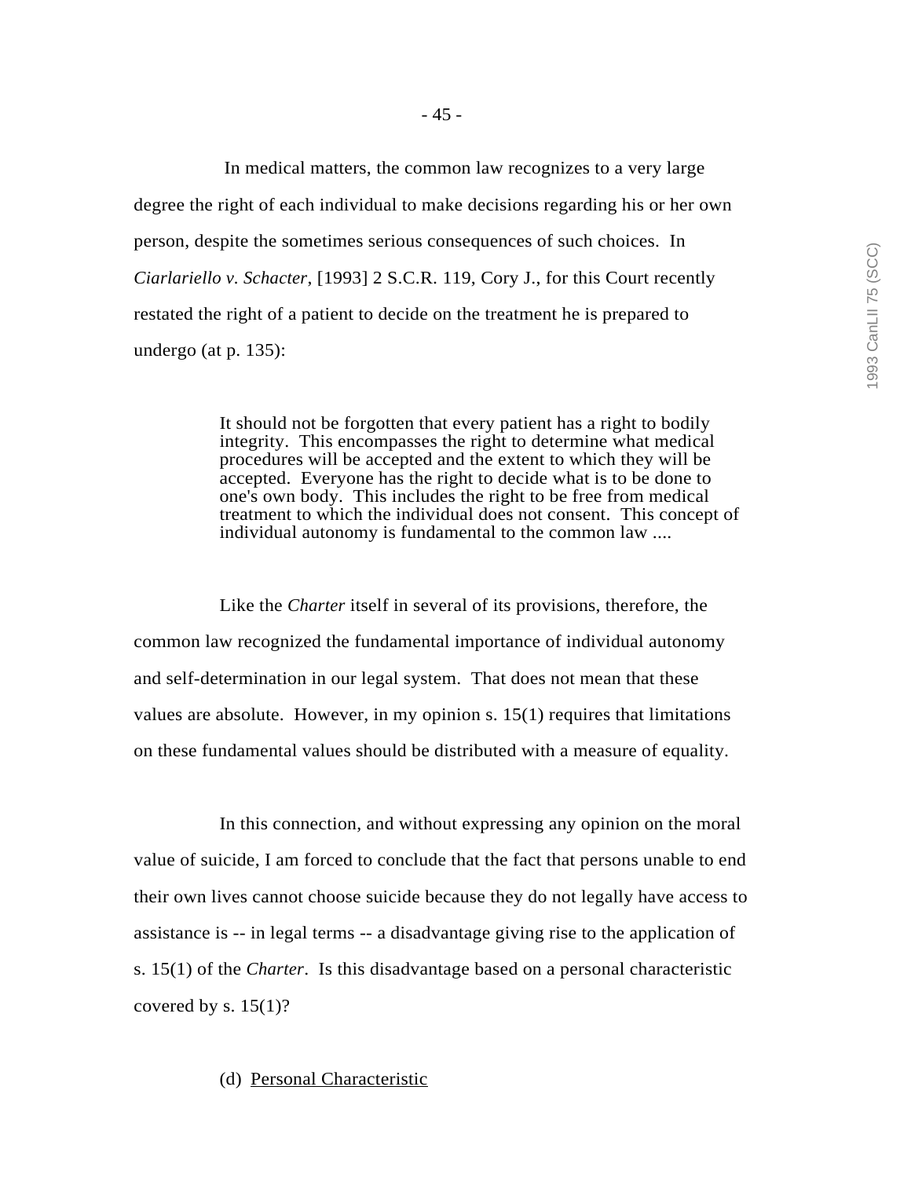In medical matters, the common law recognizes to a very large degree the right of each individual to make decisions regarding his or her own person, despite the sometimes serious consequences of such choices. In *Ciarlariello v. Schacter*, [1993] 2 S.C.R. 119, Cory J., for this Court recently restated the right of a patient to decide on the treatment he is prepared to undergo (at p. 135):

> It should not be forgotten that every patient has a right to bodily integrity. This encompasses the right to determine what medical procedures will be accepted and the extent to which they will be accepted. Everyone has the right to decide what is to be done to one's own body. This includes the right to be free from medical treatment to which the individual does not consent. This concept of individual autonomy is fundamental to the common law ....

Like the *Charter* itself in several of its provisions, therefore, the common law recognized the fundamental importance of individual autonomy and self-determination in our legal system. That does not mean that these values are absolute. However, in my opinion s. 15(1) requires that limitations on these fundamental values should be distributed with a measure of equality.

In this connection, and without expressing any opinion on the moral value of suicide, I am forced to conclude that the fact that persons unable to end their own lives cannot choose suicide because they do not legally have access to assistance is -- in legal terms -- a disadvantage giving rise to the application of s. 15(1) of the *Charter*. Is this disadvantage based on a personal characteristic covered by s. 15(1)?

(d) <u>Personal Characteristic</u>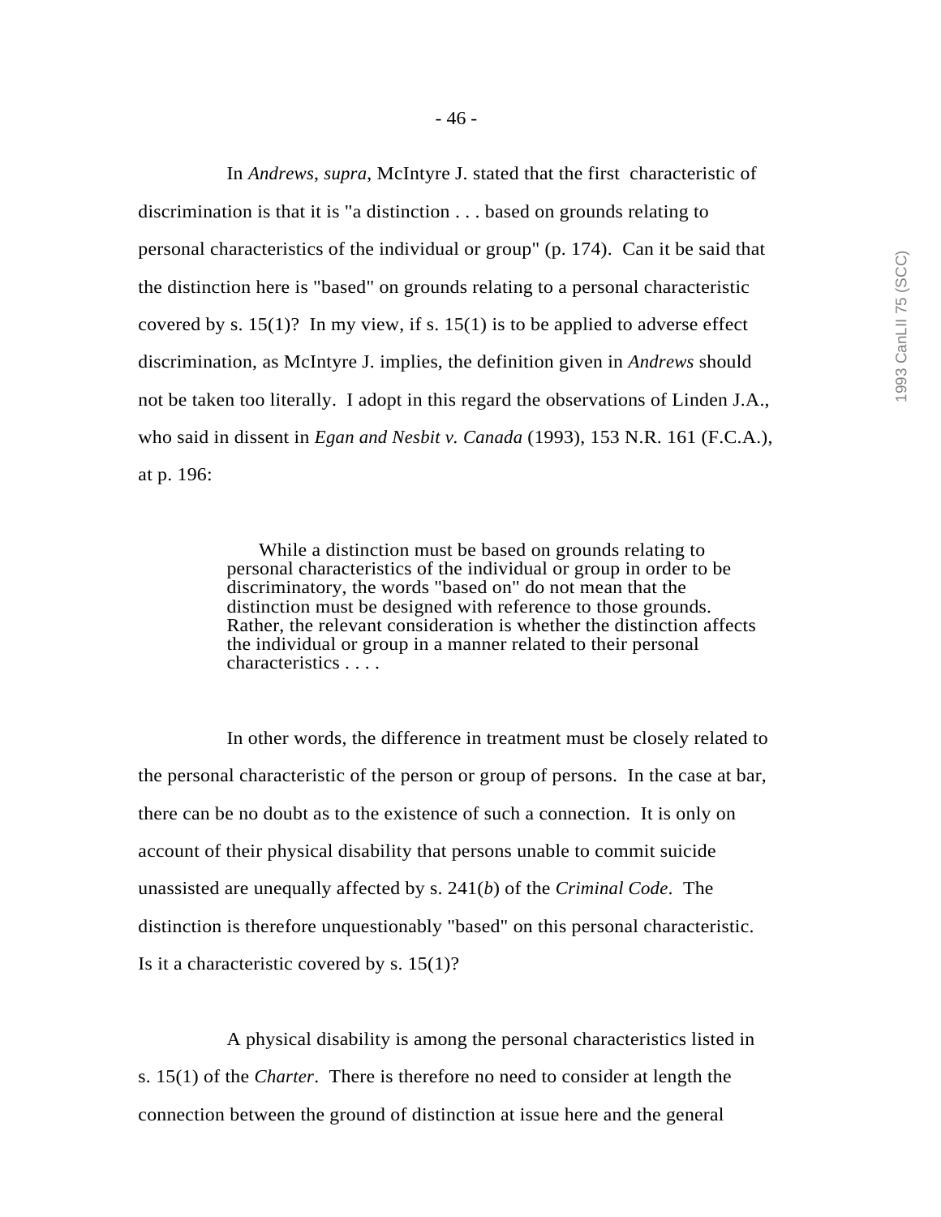In *Andrews*, *supra*, McIntyre J. stated that the first characteristic of discrimination is that it is "a distinction . . . based on grounds relating to personal characteristics of the individual or group" (p. 174). Can it be said that the distinction here is "based" on grounds relating to a personal characteristic covered by s. 15(1)? In my view, if s. 15(1) is to be applied to adverse effect discrimination, as McIntyre J. implies, the definition given in *Andrews* should not be taken too literally. I adopt in this regard the observations of Linden J.A., who said in dissent in *Egan and Nesbit v. Canada* (1993), 153 N.R. 161 (F.C.A.), at p. 196:

> While a distinction must be based on grounds relating to personal characteristics of the individual or group in order to be discriminatory, the words "based on" do not mean that the distinction must be designed with reference to those grounds. Rather, the relevant consideration is whether the distinction affects the individual or group in a manner related to their personal characteristics . . . .

In other words, the difference in treatment must be closely related to the personal characteristic of the person or group of persons. In the case at bar, there can be no doubt as to the existence of such a connection. It is only on account of their physical disability that persons unable to commit suicide unassisted are unequally affected by s. 241(*b*) of the *Criminal Code*. The distinction is therefore unquestionably "based" on this personal characteristic. Is it a characteristic covered by s. 15(1)?

A physical disability is among the personal characteristics listed in s. 15(1) of the *Charter*. There is therefore no need to consider at length the connection between the ground of distinction at issue here and the general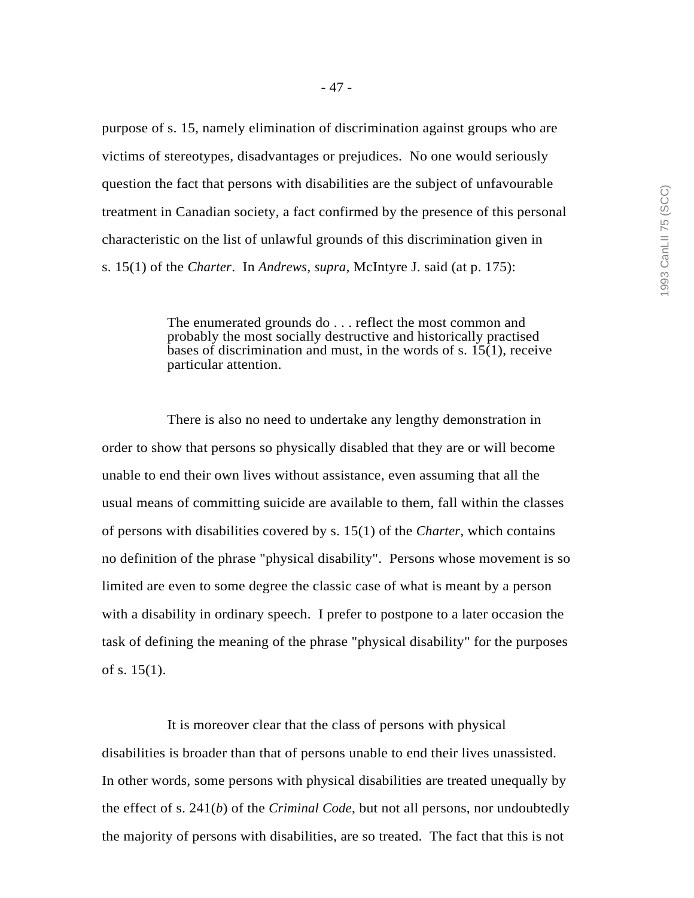purpose of s. 15, namely elimination of discrimination against groups who are victims of stereotypes, disadvantages or prejudices. No one would seriously question the fact that persons with disabilities are the subject of unfavourable treatment in Canadian society, a fact confirmed by the presence of this personal characteristic on the list of unlawful grounds of this discrimination given in s. 15(1) of the *Charter*. In *Andrews*, *supra*, McIntyre J. said (at p. 175):

> The enumerated grounds do . . . reflect the most common and probably the most socially destructive and historically practised bases of discrimination and must, in the words of s. 15(1), receive particular attention.

There is also no need to undertake any lengthy demonstration in order to show that persons so physically disabled that they are or will become unable to end their own lives without assistance, even assuming that all the usual means of committing suicide are available to them, fall within the classes of persons with disabilities covered by s. 15(1) of the *Charter*, which contains no definition of the phrase "physical disability". Persons whose movement is so limited are even to some degree the classic case of what is meant by a person with a disability in ordinary speech. I prefer to postpone to a later occasion the task of defining the meaning of the phrase "physical disability" for the purposes of s. 15(1).

It is moreover clear that the class of persons with physical disabilities is broader than that of persons unable to end their lives unassisted. In other words, some persons with physical disabilities are treated unequally by the effect of s. 241(*b*) of the *Criminal Code*, but not all persons, nor undoubtedly the majority of persons with disabilities, are so treated. The fact that this is not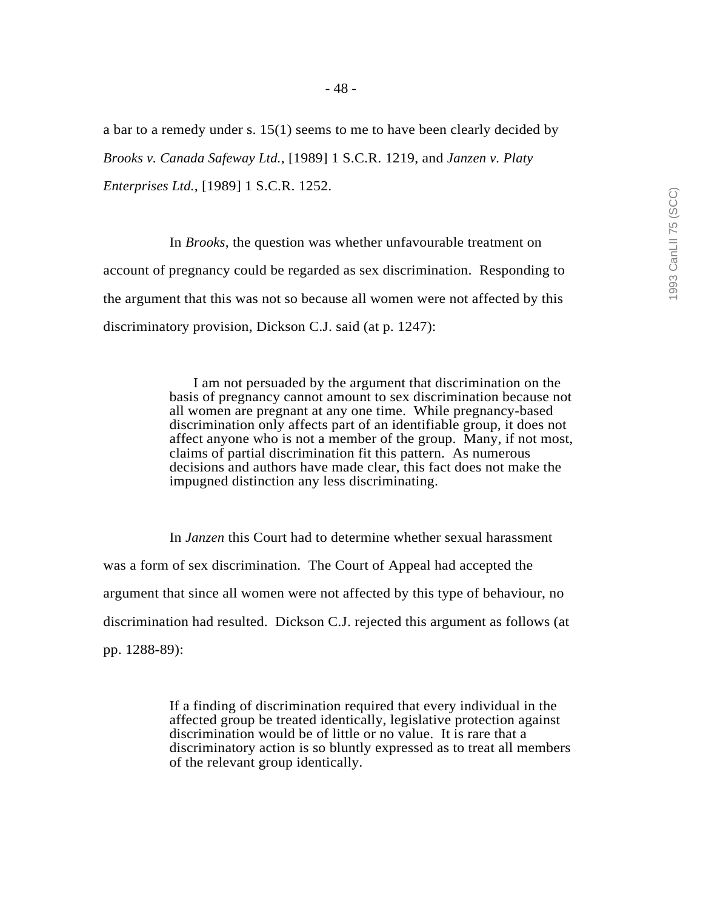a bar to a remedy under s. 15(1) seems to me to have been clearly decided by *Brooks v. Canada Safeway Ltd.*, [1989] 1 S.C.R. 1219, and *Janzen v. Platy Enterprises Ltd.*, [1989] 1 S.C.R. 1252.

In *Brooks*, the question was whether unfavourable treatment on account of pregnancy could be regarded as sex discrimination. Responding to the argument that this was not so because all women were not affected by this discriminatory provision, Dickson C.J. said (at p. 1247):

> I am not persuaded by the argument that discrimination on the basis of pregnancy cannot amount to sex discrimination because not all women are pregnant at any one time. While pregnancy-based discrimination only affects part of an identifiable group, it does not affect anyone who is not a member of the group. Many, if not most, claims of partial discrimination fit this pattern. As numerous decisions and authors have made clear, this fact does not make the impugned distinction any less discriminating.

In *Janzen* this Court had to determine whether sexual harassment was a form of sex discrimination. The Court of Appeal had accepted the argument that since all women were not affected by this type of behaviour, no discrimination had resulted. Dickson C.J. rejected this argument as follows (at pp. 1288-89):

> If a finding of discrimination required that every individual in the affected group be treated identically, legislative protection against discrimination would be of little or no value. It is rare that a discriminatory action is so bluntly expressed as to treat all members of the relevant group identically.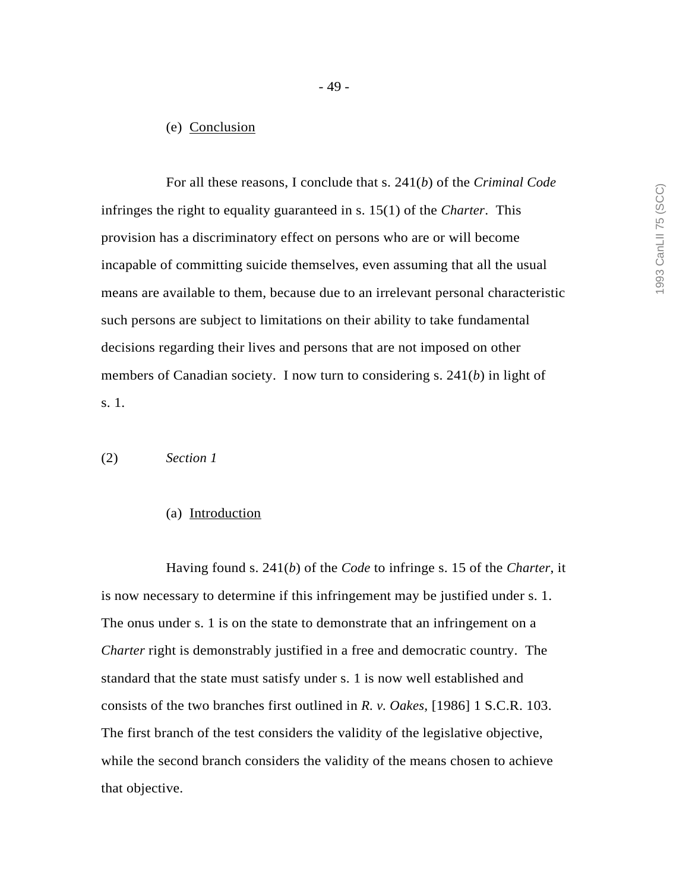(e) Conclusion

For all these reasons, I conclude that s. 241(*b*) of the *Criminal Code* infringes the right to equality guaranteed in s. 15(1) of the *Charter*. This provision has a discriminatory effect on persons who are or will become incapable of committing suicide themselves, even assuming that all the usual means are available to them, because due to an irrelevant personal characteristic such persons are subject to limitations on their ability to take fundamental decisions regarding their lives and persons that are not imposed on other members of Canadian society. I now turn to considering s. 241(*b*) in light of s. 1.

(2) *Section 1*

(a) Introduction

Having found s. 241(*b*) of the *Code* to infringe s. 15 of the *Charter*, it is now necessary to determine if this infringement may be justified under s. 1. The onus under s. 1 is on the state to demonstrate that an infringement on a *Charter* right is demonstrably justified in a free and democratic country. The standard that the state must satisfy under s. 1 is now well established and consists of the two branches first outlined in *R. v. Oakes*, [1986] 1 S.C.R. 103. The first branch of the test considers the validity of the legislative objective, while the second branch considers the validity of the means chosen to achieve that objective.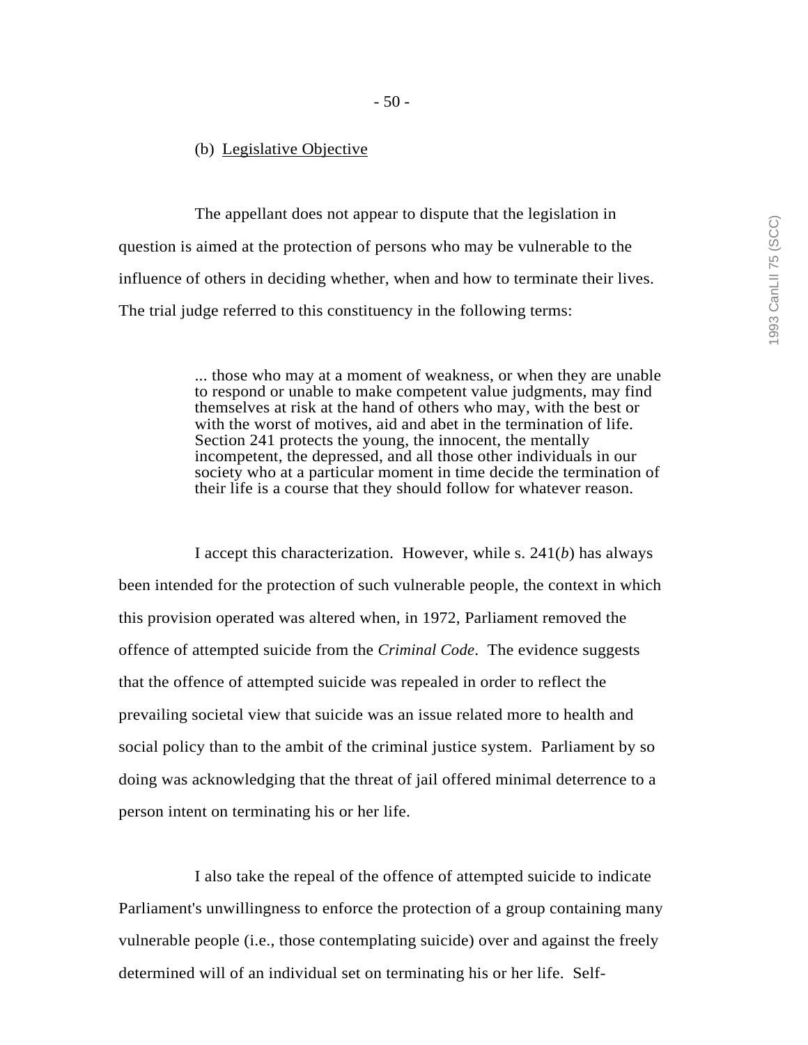(b) Legislative Objective

The appellant does not appear to dispute that the legislation in question is aimed at the protection of persons who may be vulnerable to the influence of others in deciding whether, when and how to terminate their lives. The trial judge referred to this constituency in the following terms:

> ... those who may at a moment of weakness, or when they are unable to respond or unable to make competent value judgments, may find themselves at risk at the hand of others who may, with the best or with the worst of motives, aid and abet in the termination of life. Section 241 protects the young, the innocent, the mentally incompetent, the depressed, and all those other individuals in our society who at a particular moment in time decide the termination of their life is a course that they should follow for whatever reason.

I accept this characterization. However, while s. 241(*b*) has always been intended for the protection of such vulnerable people, the context in which this provision operated was altered when, in 1972, Parliament removed the offence of attempted suicide from the *Criminal Code*. The evidence suggests that the offence of attempted suicide was repealed in order to reflect the prevailing societal view that suicide was an issue related more to health and social policy than to the ambit of the criminal justice system. Parliament by so doing was acknowledging that the threat of jail offered minimal deterrence to a person intent on terminating his or her life.

I also take the repeal of the offence of attempted suicide to indicate Parliament's unwillingness to enforce the protection of a group containing many vulnerable people (i.e., those contemplating suicide) over and against the freely determined will of an individual set on terminating his or her life. Self-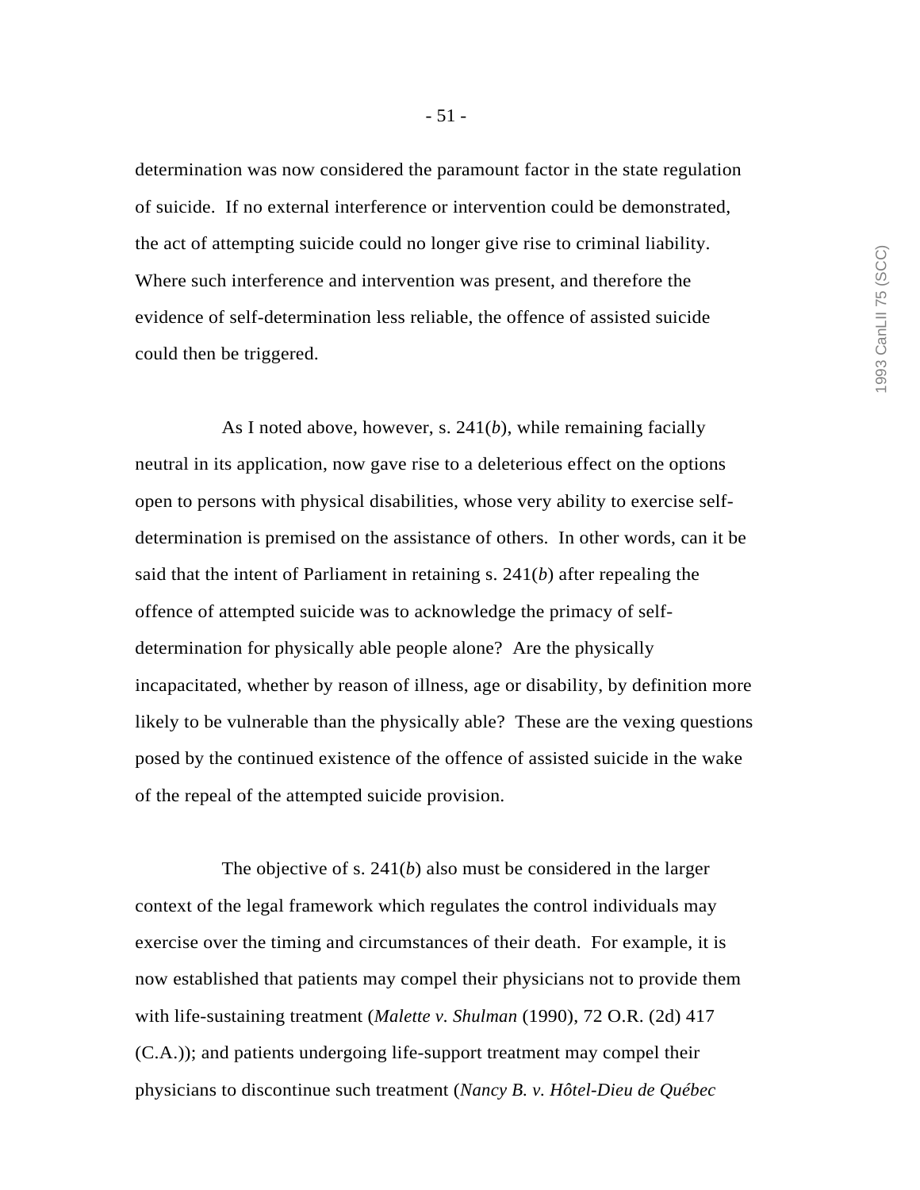determination was now considered the paramount factor in the state regulation of suicide. If no external interference or intervention could be demonstrated, the act of attempting suicide could no longer give rise to criminal liability. Where such interference and intervention was present, and therefore the evidence of self-determination less reliable, the offence of assisted suicide could then be triggered.

As I noted above, however, s. 241(*b*), while remaining facially neutral in its application, now gave rise to a deleterious effect on the options open to persons with physical disabilities, whose very ability to exercise self-determination is premised on the assistance of others. In other words, can it be said that the intent of Parliament in retaining s. 241(*b*) after repealing the offence of attempted suicide was to acknowledge the primacy of self-determination for physically able people alone? Are the physically incapacitated, whether by reason of illness, age or disability, by definition more likely to be vulnerable than the physically able? These are the vexing questions posed by the continued existence of the offence of assisted suicide in the wake of the repeal of the attempted suicide provision.

The objective of s. 241(*b*) also must be considered in the larger context of the legal framework which regulates the control individuals may exercise over the timing and circumstances of their death. For example, it is now established that patients may compel their physicians not to provide them with life-sustaining treatment (*Malette v. Shulman* (1990), 72 O.R. (2d) 417 (C.A.)); and patients undergoing life-support treatment may compel their physicians to discontinue such treatment (*Nancy B. v. Hôtel-Dieu de Québec*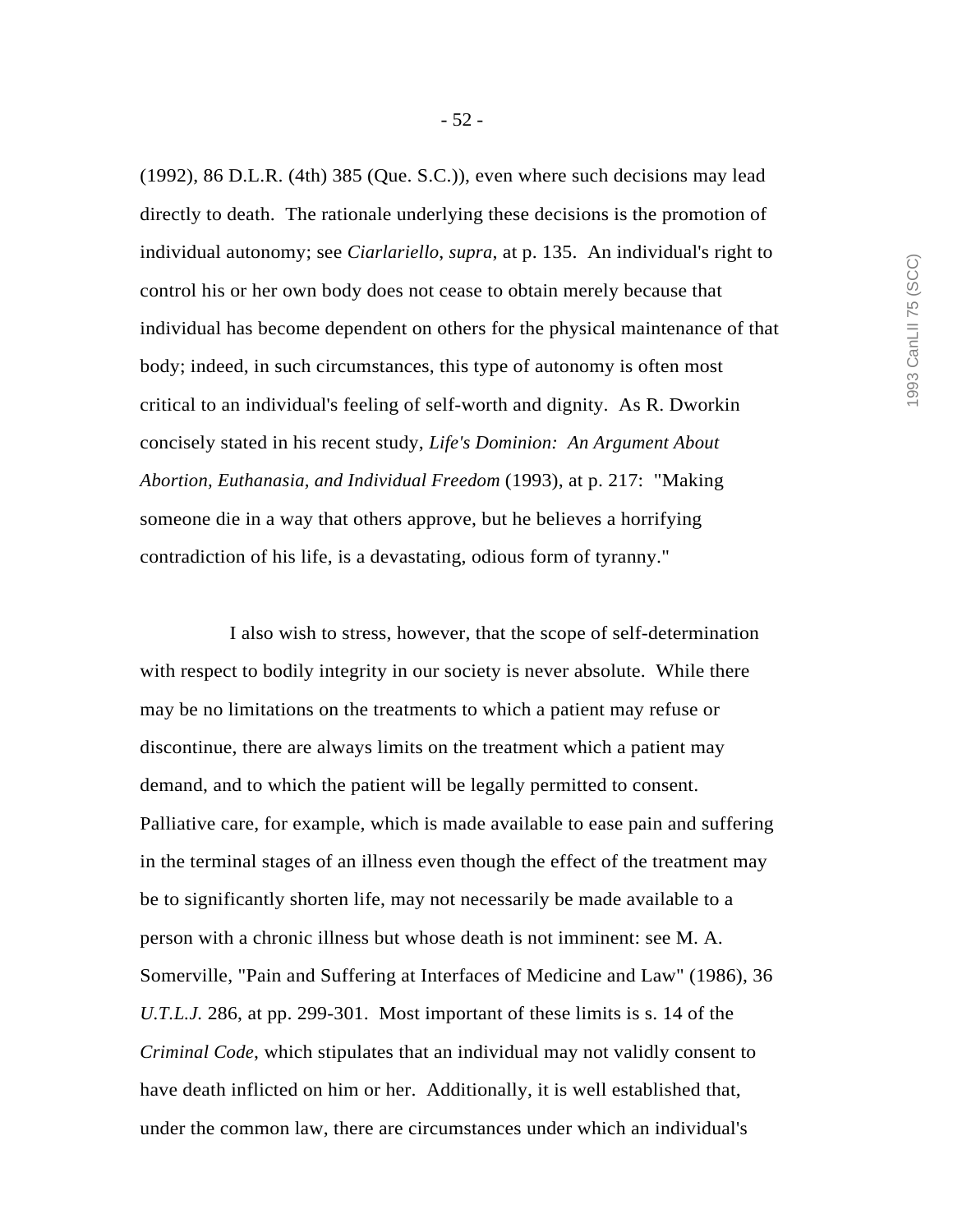(1992), 86 D.L.R. (4th) 385 (Que. S.C.)), even where such decisions may lead directly to death. The rationale underlying these decisions is the promotion of individual autonomy; see *Ciarlariello*, *supra*, at p. 135. An individual's right to control his or her own body does not cease to obtain merely because that individual has become dependent on others for the physical maintenance of that body; indeed, in such circumstances, this type of autonomy is often most critical to an individual's feeling of self-worth and dignity. As R. Dworkin concisely stated in his recent study, *Life's Dominion: An Argument About Abortion, Euthanasia, and Individual Freedom* (1993), at p. 217: "Making someone die in a way that others approve, but he believes a horrifying contradiction of his life, is a devastating, odious form of tyranny."

I also wish to stress, however, that the scope of self-determination with respect to bodily integrity in our society is never absolute. While there may be no limitations on the treatments to which a patient may refuse or discontinue, there are always limits on the treatment which a patient may demand, and to which the patient will be legally permitted to consent. Palliative care, for example, which is made available to ease pain and suffering in the terminal stages of an illness even though the effect of the treatment may be to significantly shorten life, may not necessarily be made available to a person with a chronic illness but whose death is not imminent: see M. A. Somerville, "Pain and Suffering at Interfaces of Medicine and Law" (1986), 36 *U.T.L.J.* 286, at pp. 299-301. Most important of these limits is s. 14 of the *Criminal Code*, which stipulates that an individual may not validly consent to have death inflicted on him or her. Additionally, it is well established that, under the common law, there are circumstances under which an individual's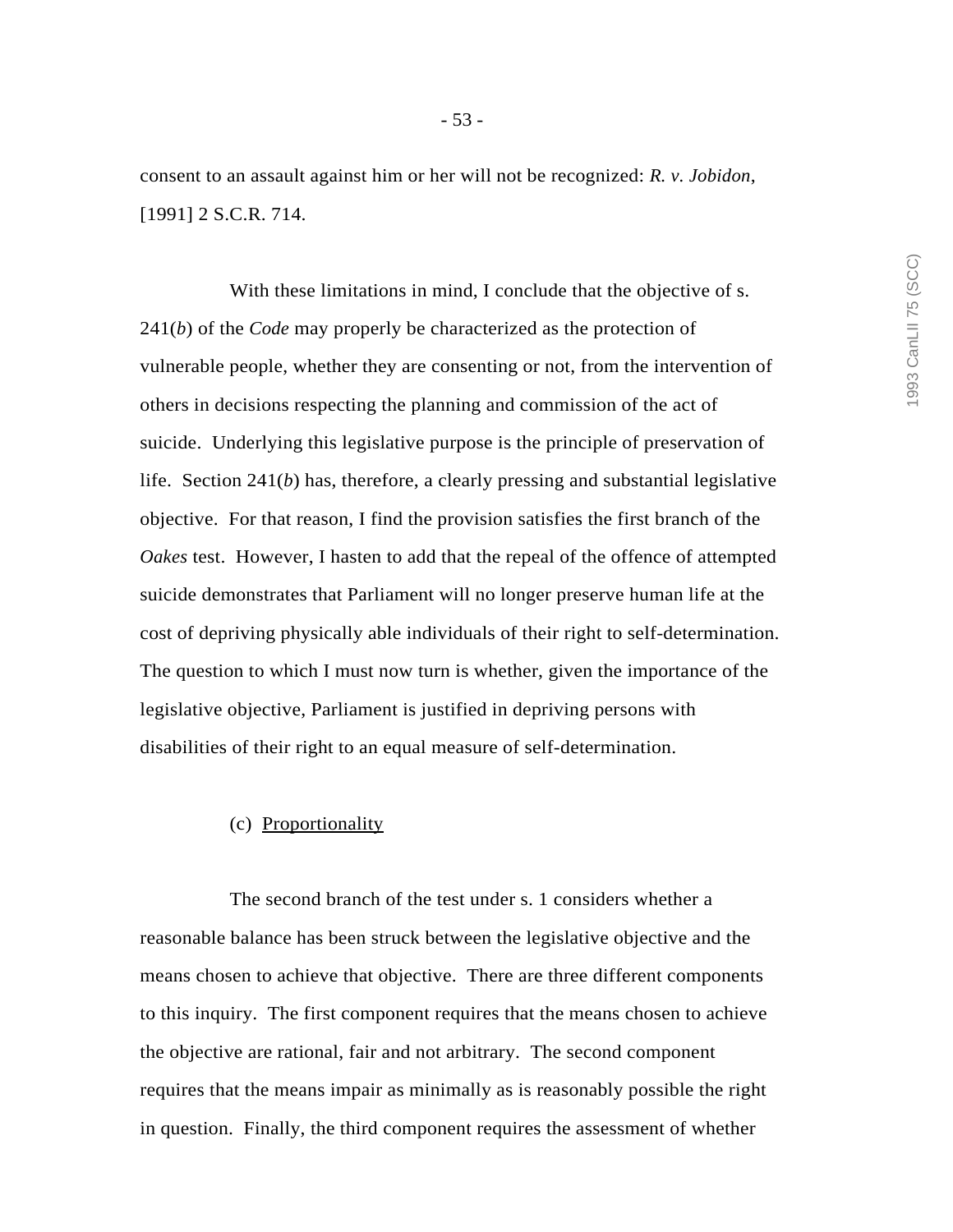consent to an assault against him or her will not be recognized: *R. v. Jobidon*, [1991] 2 S.C.R. 714.

With these limitations in mind, I conclude that the objective of s. 241(*b*) of the *Code* may properly be characterized as the protection of vulnerable people, whether they are consenting or not, from the intervention of others in decisions respecting the planning and commission of the act of suicide. Underlying this legislative purpose is the principle of preservation of life. Section 241(*b*) has, therefore, a clearly pressing and substantial legislative objective. For that reason, I find the provision satisfies the first branch of the *Oakes* test. However, I hasten to add that the repeal of the offence of attempted suicide demonstrates that Parliament will no longer preserve human life at the cost of depriving physically able individuals of their right to self-determination. The question to which I must now turn is whether, given the importance of the legislative objective, Parliament is justified in depriving persons with disabilities of their right to an equal measure of self-determination.

(c) Proportionality

The second branch of the test under s. 1 considers whether a reasonable balance has been struck between the legislative objective and the means chosen to achieve that objective. There are three different components to this inquiry. The first component requires that the means chosen to achieve the objective are rational, fair and not arbitrary. The second component requires that the means impair as minimally as is reasonably possible the right in question. Finally, the third component requires the assessment of whether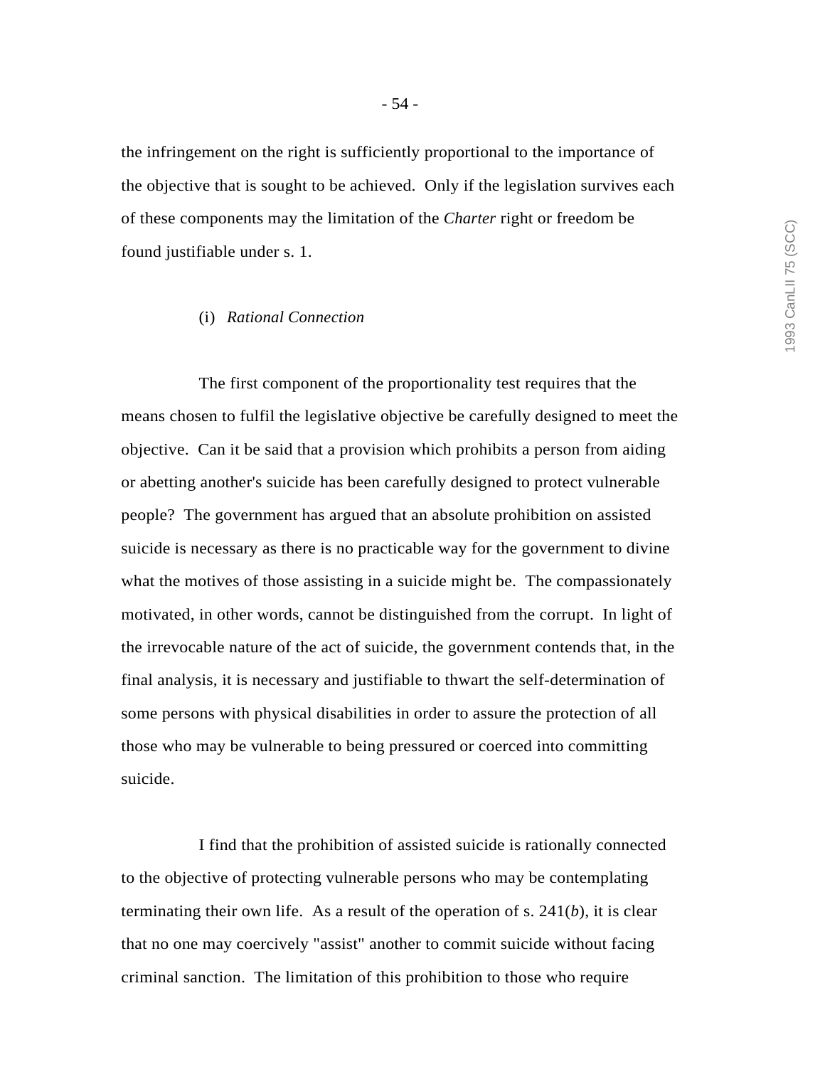the infringement on the right is sufficiently proportional to the importance of the objective that is sought to be achieved. Only if the legislation survives each of these components may the limitation of the *Charter* right or freedom be found justifiable under s. 1.

(i) *Rational Connection*

The first component of the proportionality test requires that the means chosen to fulfil the legislative objective be carefully designed to meet the objective. Can it be said that a provision which prohibits a person from aiding or abetting another's suicide has been carefully designed to protect vulnerable people? The government has argued that an absolute prohibition on assisted suicide is necessary as there is no practicable way for the government to divine what the motives of those assisting in a suicide might be. The compassionately motivated, in other words, cannot be distinguished from the corrupt. In light of the irrevocable nature of the act of suicide, the government contends that, in the final analysis, it is necessary and justifiable to thwart the self-determination of some persons with physical disabilities in order to assure the protection of all those who may be vulnerable to being pressured or coerced into committing suicide.

I find that the prohibition of assisted suicide is rationally connected to the objective of protecting vulnerable persons who may be contemplating terminating their own life. As a result of the operation of s. 241(*b*), it is clear that no one may coercively "assist" another to commit suicide without facing criminal sanction. The limitation of this prohibition to those who require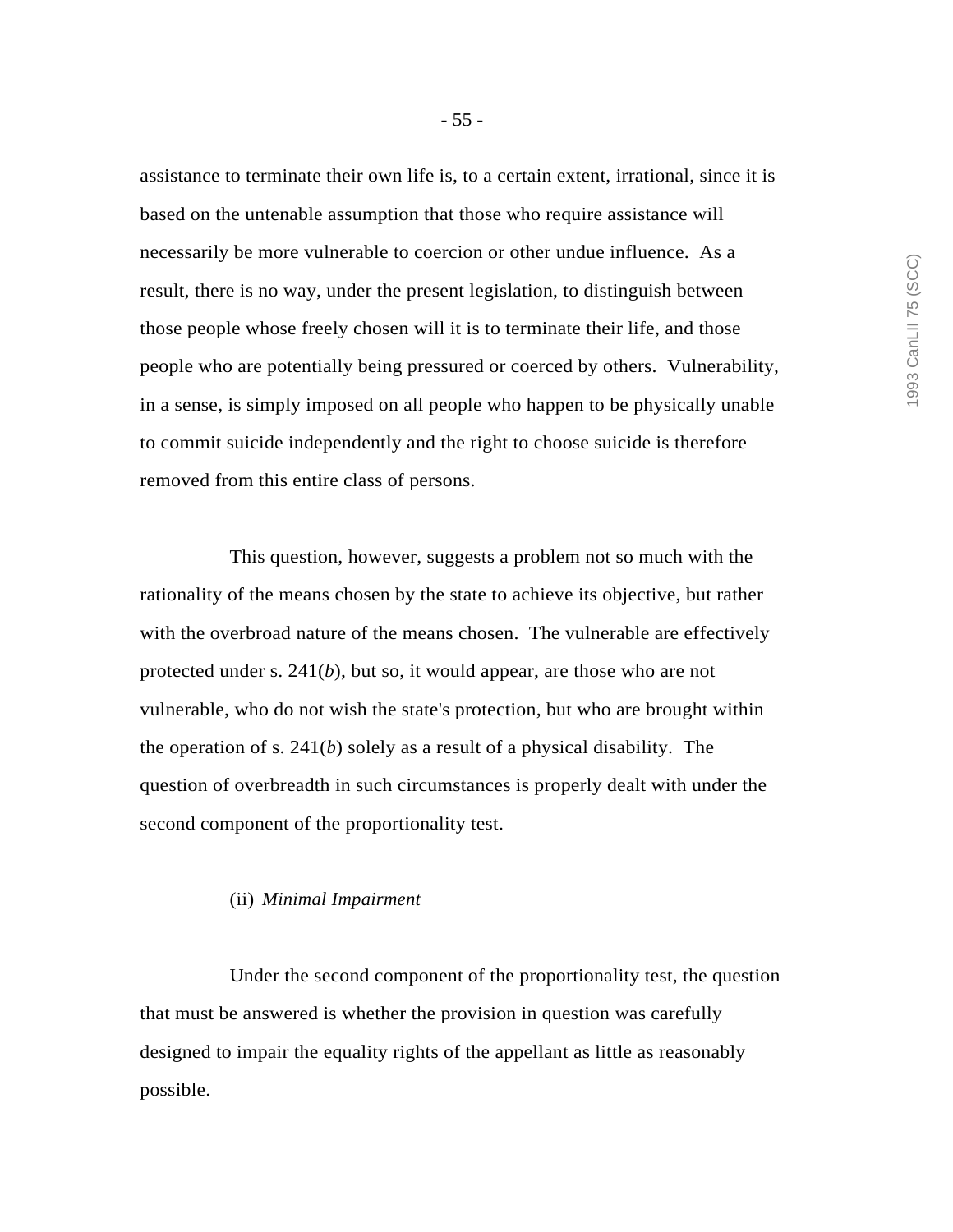assistance to terminate their own life is, to a certain extent, irrational, since it is based on the untenable assumption that those who require assistance will necessarily be more vulnerable to coercion or other undue influence. As a result, there is no way, under the present legislation, to distinguish between those people whose freely chosen will it is to terminate their life, and those people who are potentially being pressured or coerced by others. Vulnerability, in a sense, is simply imposed on all people who happen to be physically unable to commit suicide independently and the right to choose suicide is therefore removed from this entire class of persons.

This question, however, suggests a problem not so much with the rationality of the means chosen by the state to achieve its objective, but rather with the overbroad nature of the means chosen. The vulnerable are effectively protected under s. 241(*b*), but so, it would appear, are those who are not vulnerable, who do not wish the state's protection, but who are brought within the operation of s. 241(*b*) solely as a result of a physical disability. The question of overbreadth in such circumstances is properly dealt with under the second component of the proportionality test.

(ii) *Minimal Impairment*

Under the second component of the proportionality test, the question that must be answered is whether the provision in question was carefully designed to impair the equality rights of the appellant as little as reasonably possible.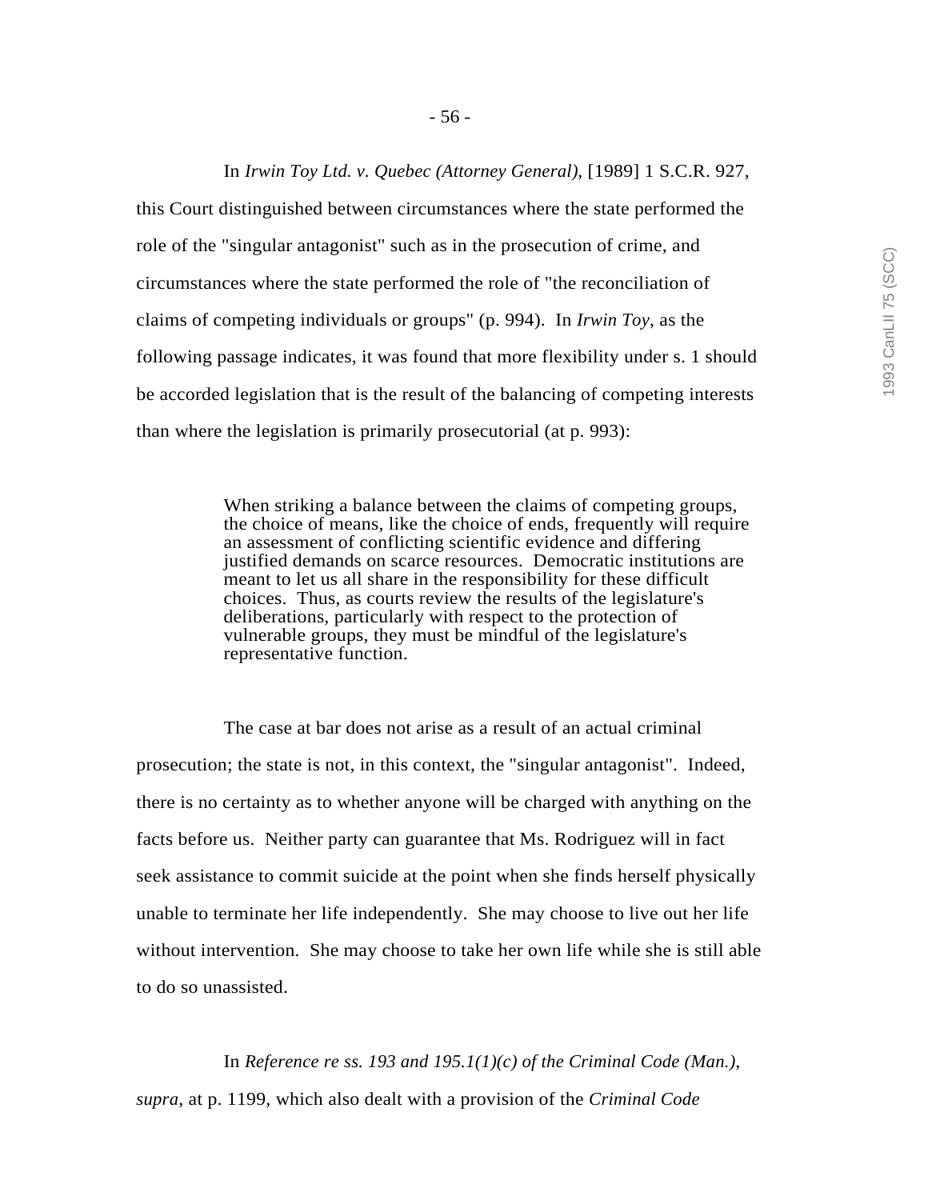In *Irwin Toy Ltd. v. Quebec (Attorney General)*, [1989] 1 S.C.R. 927, this Court distinguished between circumstances where the state performed the role of the "singular antagonist" such as in the prosecution of crime, and circumstances where the state performed the role of "the reconciliation of claims of competing individuals or groups" (p. 994). In *Irwin Toy*, as the following passage indicates, it was found that more flexibility under s. 1 should be accorded legislation that is the result of the balancing of competing interests than where the legislation is primarily prosecutorial (at p. 993):

> When striking a balance between the claims of competing groups, the choice of means, like the choice of ends, frequently will require an assessment of conflicting scientific evidence and differing justified demands on scarce resources. Democratic institutions are meant to let us all share in the responsibility for these difficult choices. Thus, as courts review the results of the legislature's deliberations, particularly with respect to the protection of vulnerable groups, they must be mindful of the legislature's representative function.

The case at bar does not arise as a result of an actual criminal prosecution; the state is not, in this context, the "singular antagonist". Indeed, there is no certainty as to whether anyone will be charged with anything on the facts before us. Neither party can guarantee that Ms. Rodriguez will in fact seek assistance to commit suicide at the point when she finds herself physically unable to terminate her life independently. She may choose to live out her life without intervention. She may choose to take her own life while she is still able to do so unassisted.

In *Reference re ss. 193 and 195.1(1)(c) of the Criminal Code (Man.)*, *supra*, at p. 1199, which also dealt with a provision of the *Criminal Code*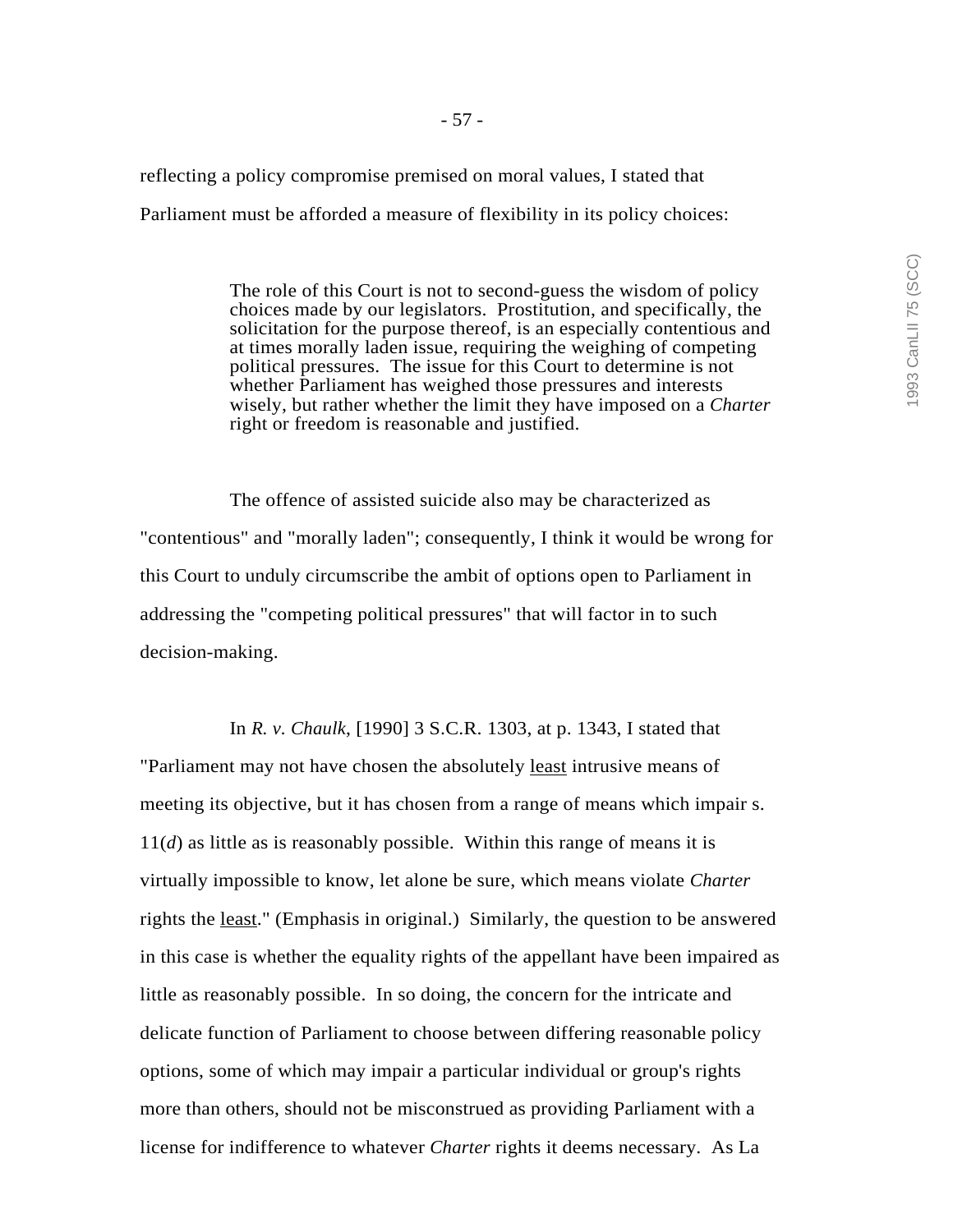reflecting a policy compromise premised on moral values, I stated that Parliament must be afforded a measure of flexibility in its policy choices:

> The role of this Court is not to second-guess the wisdom of policy choices made by our legislators. Prostitution, and specifically, the solicitation for the purpose thereof, is an especially contentious and at times morally laden issue, requiring the weighing of competing political pressures. The issue for this Court to determine is not whether Parliament has weighed those pressures and interests wisely, but rather whether the limit they have imposed on a *Charter* right or freedom is reasonable and justified.

The offence of assisted suicide also may be characterized as "contentious" and "morally laden"; consequently, I think it would be wrong for this Court to unduly circumscribe the ambit of options open to Parliament in addressing the "competing political pressures" that will factor in to such decision-making.

In *R. v. Chaulk*, [1990] 3 S.C.R. 1303, at p. 1343, I stated that "Parliament may not have chosen the absolutely <u>least</u> intrusive means of meeting its objective, but it has chosen from a range of means which impair s. 11(*d*) as little as is reasonably possible. Within this range of means it is virtually impossible to know, let alone be sure, which means violate *Charter* rights the <u>least</u>." (Emphasis in original.) Similarly, the question to be answered in this case is whether the equality rights of the appellant have been impaired as little as reasonably possible. In so doing, the concern for the intricate and delicate function of Parliament to choose between differing reasonable policy options, some of which may impair a particular individual or group's rights more than others, should not be misconstrued as providing Parliament with a license for indifference to whatever *Charter* rights it deems necessary. As La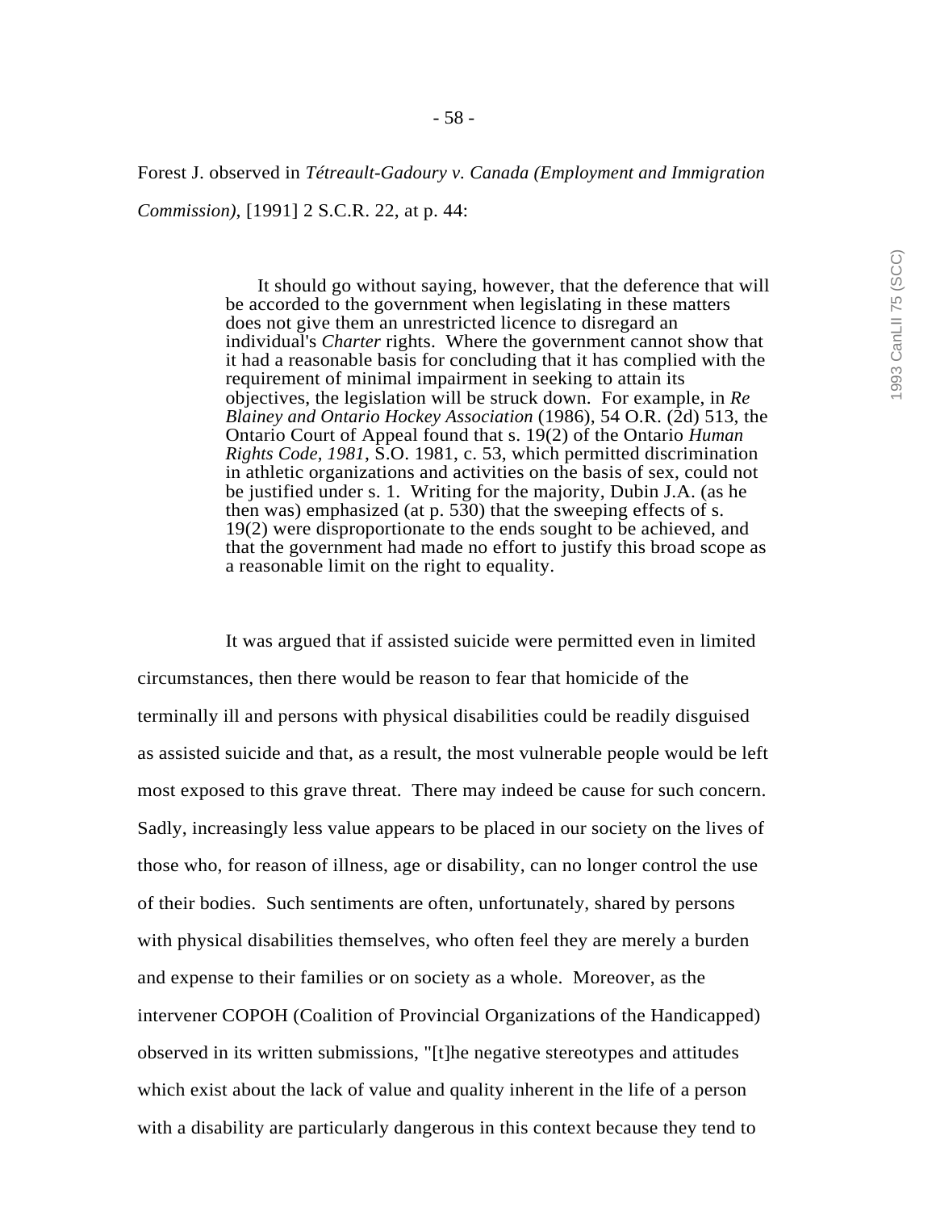Forest J. observed in *Tétreault-Gadoury v. Canada (Employment and Immigration Commission)*, [1991] 2 S.C.R. 22, at p. 44:

> It should go without saying, however, that the deference that will be accorded to the government when legislating in these matters does not give them an unrestricted licence to disregard an individual's *Charter* rights. Where the government cannot show that it had a reasonable basis for concluding that it has complied with the requirement of minimal impairment in seeking to attain its objectives, the legislation will be struck down. For example, in *Re Blainey and Ontario Hockey Association* (1986), 54 O.R. (2d) 513, the Ontario Court of Appeal found that s. 19(2) of the Ontario *Human Rights Code, 1981*, S.O. 1981, c. 53, which permitted discrimination in athletic organizations and activities on the basis of sex, could not be justified under s. 1. Writing for the majority, Dubin J.A. (as he then was) emphasized (at p. 530) that the sweeping effects of s. 19(2) were disproportionate to the ends sought to be achieved, and that the government had made no effort to justify this broad scope as a reasonable limit on the right to equality.

It was argued that if assisted suicide were permitted even in limited circumstances, then there would be reason to fear that homicide of the terminally ill and persons with physical disabilities could be readily disguised as assisted suicide and that, as a result, the most vulnerable people would be left most exposed to this grave threat. There may indeed be cause for such concern. Sadly, increasingly less value appears to be placed in our society on the lives of those who, for reason of illness, age or disability, can no longer control the use of their bodies. Such sentiments are often, unfortunately, shared by persons with physical disabilities themselves, who often feel they are merely a burden and expense to their families or on society as a whole. Moreover, as the intervener COPOH (Coalition of Provincial Organizations of the Handicapped) observed in its written submissions, "[t]he negative stereotypes and attitudes which exist about the lack of value and quality inherent in the life of a person with a disability are particularly dangerous in this context because they tend to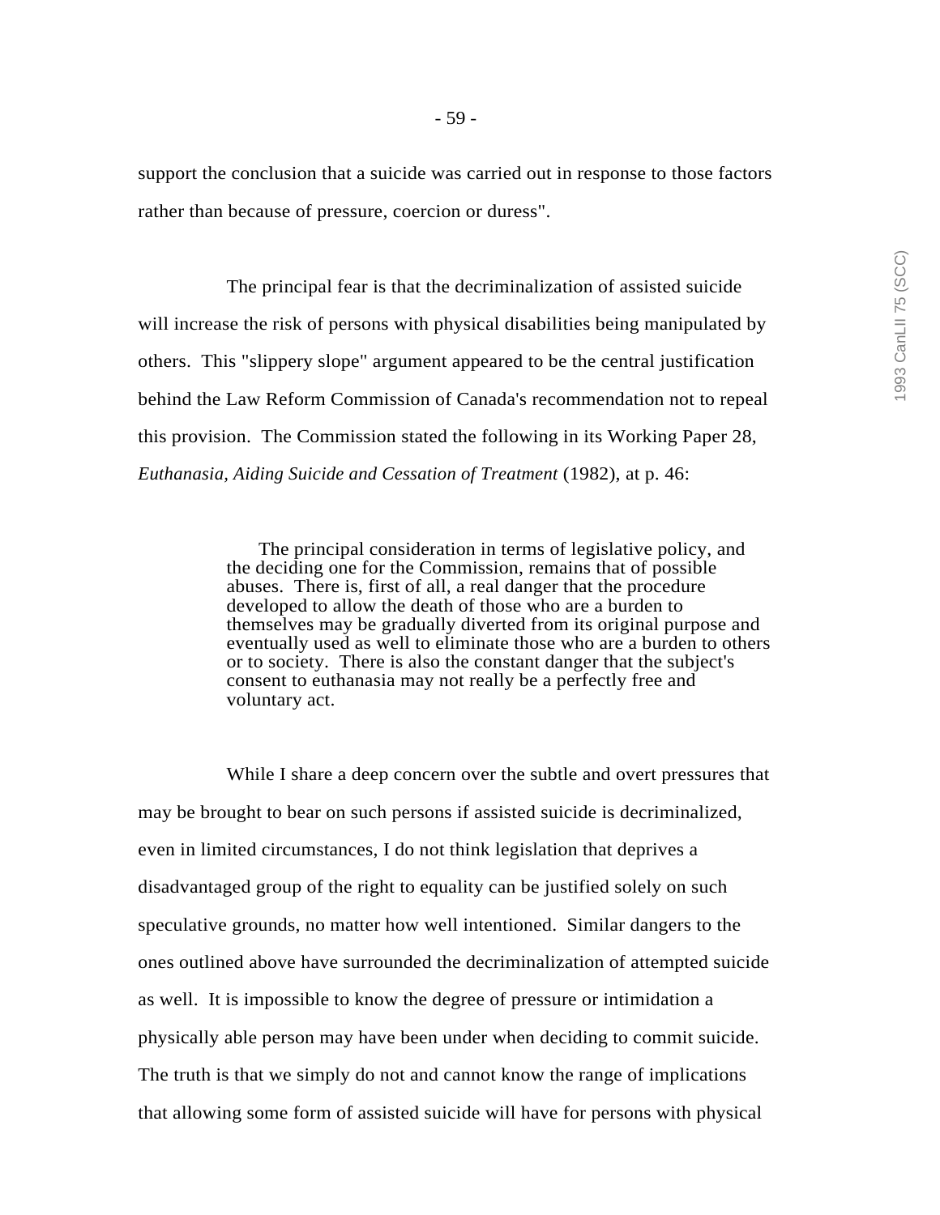support the conclusion that a suicide was carried out in response to those factors rather than because of pressure, coercion or duress".

The principal fear is that the decriminalization of assisted suicide will increase the risk of persons with physical disabilities being manipulated by others. This "slippery slope" argument appeared to be the central justification behind the Law Reform Commission of Canada's recommendation not to repeal this provision. The Commission stated the following in its Working Paper 28, *Euthanasia, Aiding Suicide and Cessation of Treatment* (1982), at p. 46:

> The principal consideration in terms of legislative policy, and the deciding one for the Commission, remains that of possible abuses. There is, first of all, a real danger that the procedure developed to allow the death of those who are a burden to themselves may be gradually diverted from its original purpose and eventually used as well to eliminate those who are a burden to others or to society. There is also the constant danger that the subject's consent to euthanasia may not really be a perfectly free and voluntary act.

While I share a deep concern over the subtle and overt pressures that may be brought to bear on such persons if assisted suicide is decriminalized, even in limited circumstances, I do not think legislation that deprives a disadvantaged group of the right to equality can be justified solely on such speculative grounds, no matter how well intentioned. Similar dangers to the ones outlined above have surrounded the decriminalization of attempted suicide as well. It is impossible to know the degree of pressure or intimidation a physically able person may have been under when deciding to commit suicide. The truth is that we simply do not and cannot know the range of implications that allowing some form of assisted suicide will have for persons with physical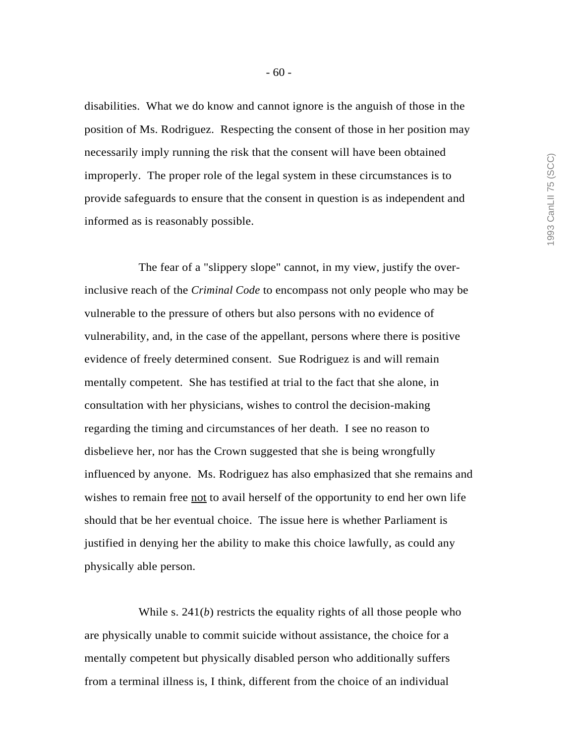disabilities. What we do know and cannot ignore is the anguish of those in the position of Ms. Rodriguez. Respecting the consent of those in her position may necessarily imply running the risk that the consent will have been obtained improperly. The proper role of the legal system in these circumstances is to provide safeguards to ensure that the consent in question is as independent and informed as is reasonably possible.

The fear of a "slippery slope" cannot, in my view, justify the over-inclusive reach of the *Criminal Code* to encompass not only people who may be vulnerable to the pressure of others but also persons with no evidence of vulnerability, and, in the case of the appellant, persons where there is positive evidence of freely determined consent. Sue Rodriguez is and will remain mentally competent. She has testified at trial to the fact that she alone, in consultation with her physicians, wishes to control the decision-making regarding the timing and circumstances of her death. I see no reason to disbelieve her, nor has the Crown suggested that she is being wrongfully influenced by anyone. Ms. Rodriguez has also emphasized that she remains and wishes to remain free <u>not</u> to avail herself of the opportunity to end her own life should that be her eventual choice. The issue here is whether Parliament is justified in denying her the ability to make this choice lawfully, as could any physically able person.

While s. 241(*b*) restricts the equality rights of all those people who are physically unable to commit suicide without assistance, the choice for a mentally competent but physically disabled person who additionally suffers from a terminal illness is, I think, different from the choice of an individual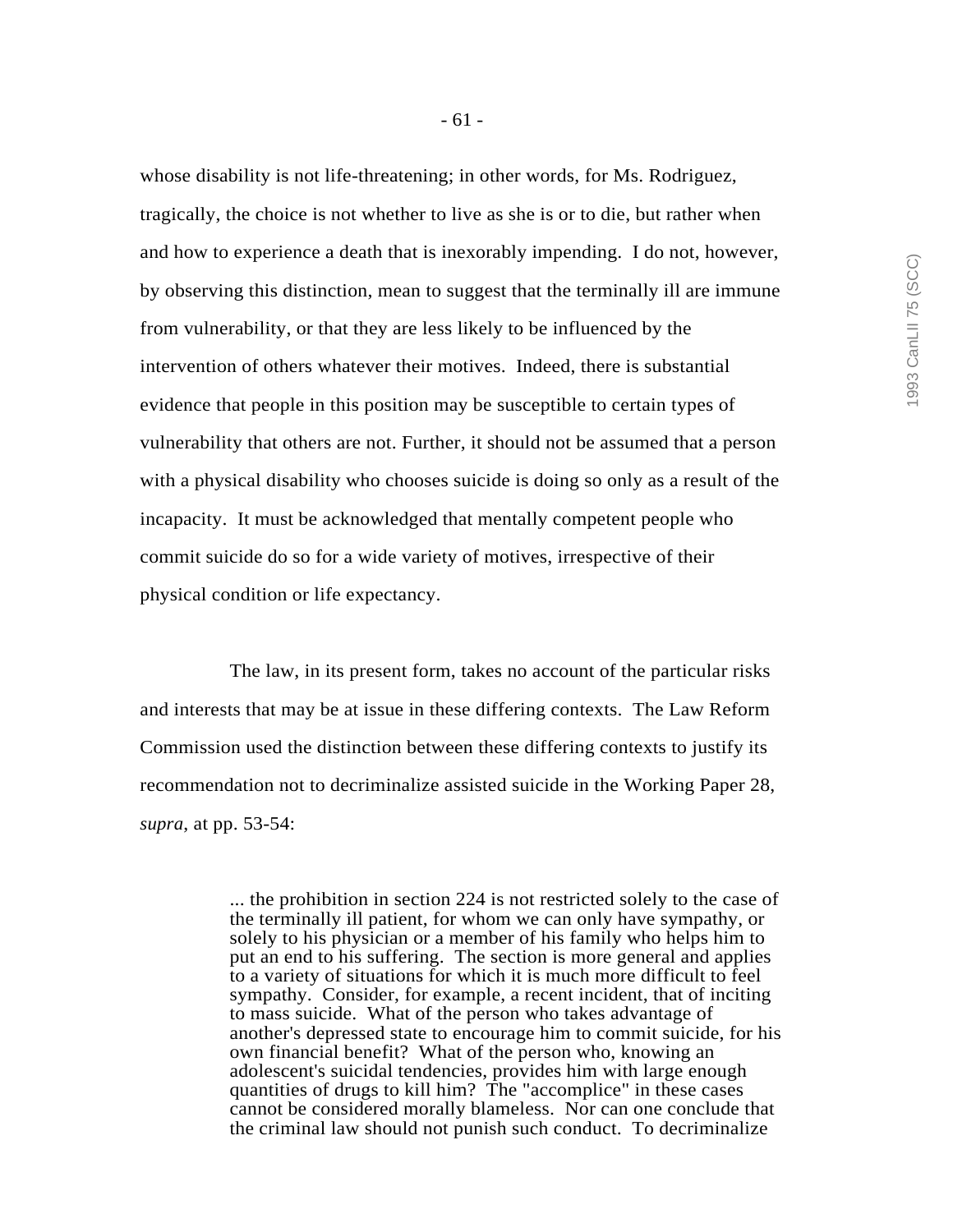whose disability is not life-threatening; in other words, for Ms. Rodriguez, tragically, the choice is not whether to live as she is or to die, but rather when and how to experience a death that is inexorably impending. I do not, however, by observing this distinction, mean to suggest that the terminally ill are immune from vulnerability, or that they are less likely to be influenced by the intervention of others whatever their motives. Indeed, there is substantial evidence that people in this position may be susceptible to certain types of vulnerability that others are not. Further, it should not be assumed that a person with a physical disability who chooses suicide is doing so only as a result of the incapacity. It must be acknowledged that mentally competent people who commit suicide do so for a wide variety of motives, irrespective of their physical condition or life expectancy.

The law, in its present form, takes no account of the particular risks and interests that may be at issue in these differing contexts. The Law Reform Commission used the distinction between these differing contexts to justify its recommendation not to decriminalize assisted suicide in the Working Paper 28, *supra*, at pp. 53-54:

> ... the prohibition in section 224 is not restricted solely to the case of the terminally ill patient, for whom we can only have sympathy, or solely to his physician or a member of his family who helps him to put an end to his suffering. The section is more general and applies to a variety of situations for which it is much more difficult to feel sympathy. Consider, for example, a recent incident, that of inciting to mass suicide. What of the person who takes advantage of another's depressed state to encourage him to commit suicide, for his own financial benefit? What of the person who, knowing an adolescent's suicidal tendencies, provides him with large enough quantities of drugs to kill him? The "accomplice" in these cases cannot be considered morally blameless. Nor can one conclude that the criminal law should not punish such conduct. To decriminalize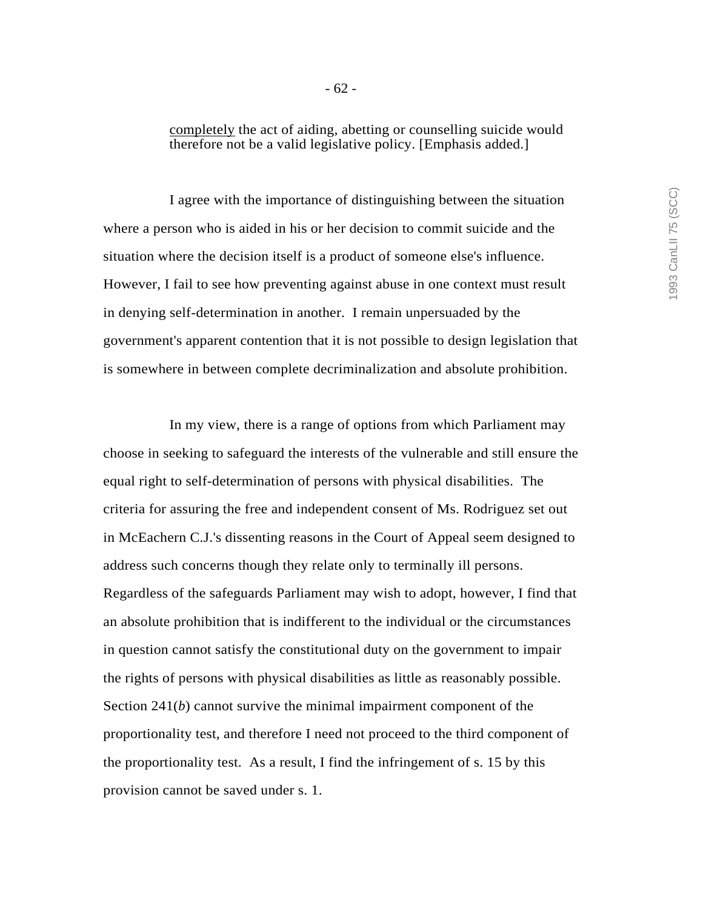completely the act of aiding, abetting or counselling suicide would therefore not be a valid legislative policy. [Emphasis added.]

I agree with the importance of distinguishing between the situation where a person who is aided in his or her decision to commit suicide and the situation where the decision itself is a product of someone else's influence. However, I fail to see how preventing against abuse in one context must result in denying self-determination in another. I remain unpersuaded by the government's apparent contention that it is not possible to design legislation that is somewhere in between complete decriminalization and absolute prohibition.

In my view, there is a range of options from which Parliament may choose in seeking to safeguard the interests of the vulnerable and still ensure the equal right to self-determination of persons with physical disabilities. The criteria for assuring the free and independent consent of Ms. Rodriguez set out in McEachern C.J.'s dissenting reasons in the Court of Appeal seem designed to address such concerns though they relate only to terminally ill persons. Regardless of the safeguards Parliament may wish to adopt, however, I find that an absolute prohibition that is indifferent to the individual or the circumstances in question cannot satisfy the constitutional duty on the government to impair the rights of persons with physical disabilities as little as reasonably possible. Section 241(*b*) cannot survive the minimal impairment component of the proportionality test, and therefore I need not proceed to the third component of the proportionality test. As a result, I find the infringement of s. 15 by this provision cannot be saved under s. 1.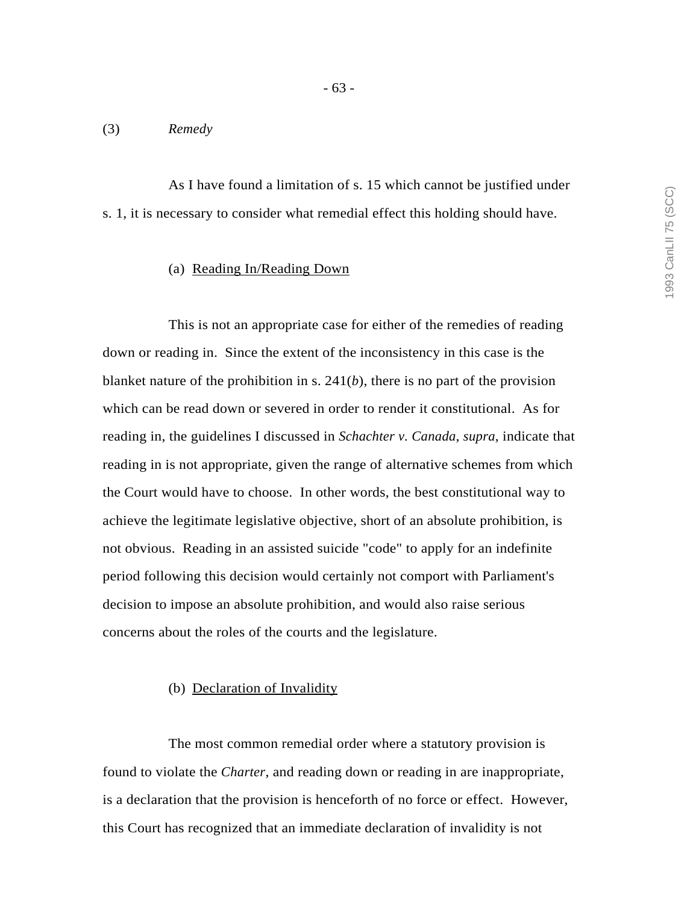(3) *Remedy*

As I have found a limitation of s. 15 which cannot be justified under s. 1, it is necessary to consider what remedial effect this holding should have.

(a) Reading In/Reading Down

This is not an appropriate case for either of the remedies of reading down or reading in. Since the extent of the inconsistency in this case is the blanket nature of the prohibition in s. 241(*b*), there is no part of the provision which can be read down or severed in order to render it constitutional. As for reading in, the guidelines I discussed in *Schachter v. Canada*, *supra*, indicate that reading in is not appropriate, given the range of alternative schemes from which the Court would have to choose. In other words, the best constitutional way to achieve the legitimate legislative objective, short of an absolute prohibition, is not obvious. Reading in an assisted suicide "code" to apply for an indefinite period following this decision would certainly not comport with Parliament's decision to impose an absolute prohibition, and would also raise serious concerns about the roles of the courts and the legislature.

(b) Declaration of Invalidity

The most common remedial order where a statutory provision is found to violate the *Charter*, and reading down or reading in are inappropriate, is a declaration that the provision is henceforth of no force or effect. However, this Court has recognized that an immediate declaration of invalidity is not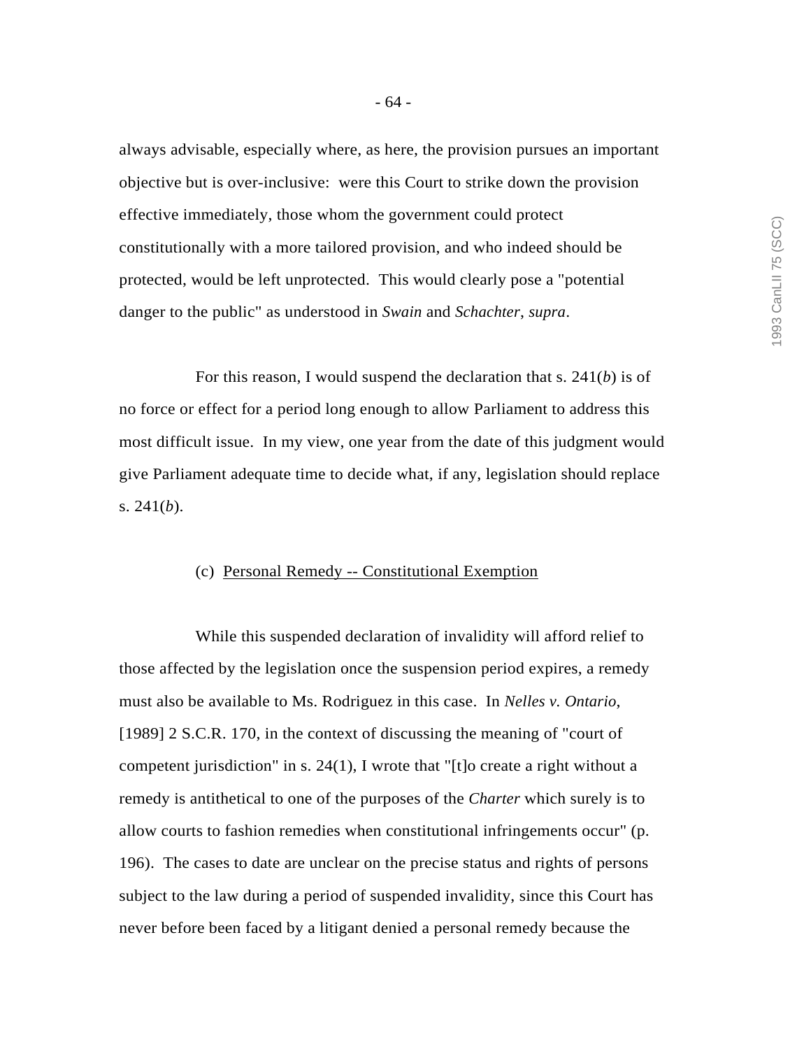always advisable, especially where, as here, the provision pursues an important objective but is over-inclusive: were this Court to strike down the provision effective immediately, those whom the government could protect constitutionally with a more tailored provision, and who indeed should be protected, would be left unprotected. This would clearly pose a "potential danger to the public" as understood in *Swain* and *Schachter*, *supra*.

For this reason, I would suspend the declaration that s. 241(*b*) is of no force or effect for a period long enough to allow Parliament to address this most difficult issue. In my view, one year from the date of this judgment would give Parliament adequate time to decide what, if any, legislation should replace s. 241(*b*).

(c) <u>Personal Remedy -- Constitutional Exemption</u>

While this suspended declaration of invalidity will afford relief to those affected by the legislation once the suspension period expires, a remedy must also be available to Ms. Rodriguez in this case. In *Nelles v. Ontario*, [1989] 2 S.C.R. 170, in the context of discussing the meaning of "court of competent jurisdiction" in s. 24(1), I wrote that "[t]o create a right without a remedy is antithetical to one of the purposes of the *Charter* which surely is to allow courts to fashion remedies when constitutional infringements occur" (p. 196). The cases to date are unclear on the precise status and rights of persons subject to the law during a period of suspended invalidity, since this Court has never before been faced by a litigant denied a personal remedy because the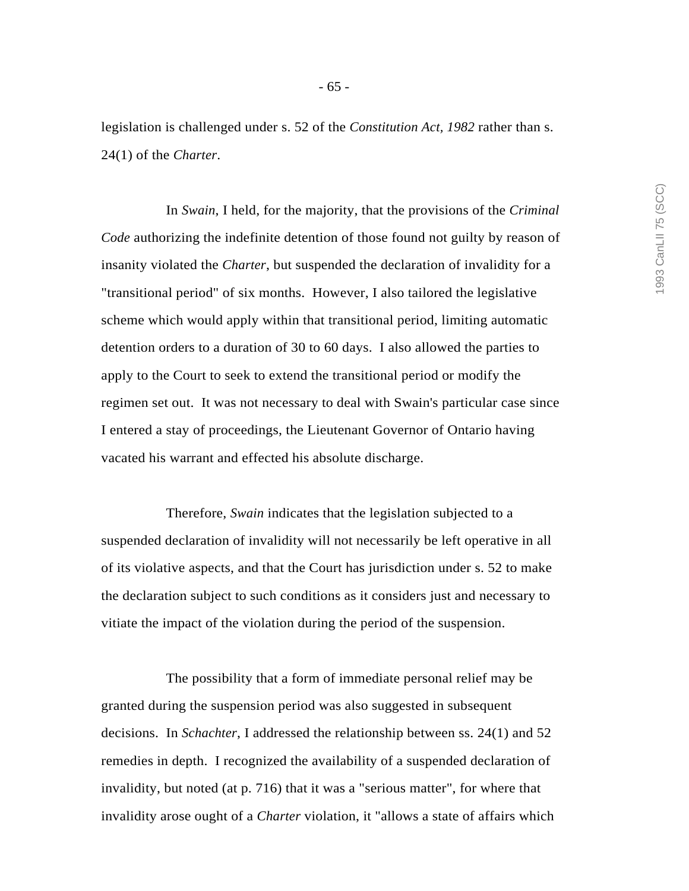legislation is challenged under s. 52 of the *Constitution Act, 1982* rather than s. 24(1) of the *Charter*.

In *Swain*, I held, for the majority, that the provisions of the *Criminal Code* authorizing the indefinite detention of those found not guilty by reason of insanity violated the *Charter*, but suspended the declaration of invalidity for a "transitional period" of six months. However, I also tailored the legislative scheme which would apply within that transitional period, limiting automatic detention orders to a duration of 30 to 60 days. I also allowed the parties to apply to the Court to seek to extend the transitional period or modify the regimen set out. It was not necessary to deal with Swain's particular case since I entered a stay of proceedings, the Lieutenant Governor of Ontario having vacated his warrant and effected his absolute discharge.

Therefore, *Swain* indicates that the legislation subjected to a suspended declaration of invalidity will not necessarily be left operative in all of its violative aspects, and that the Court has jurisdiction under s. 52 to make the declaration subject to such conditions as it considers just and necessary to vitiate the impact of the violation during the period of the suspension.

The possibility that a form of immediate personal relief may be granted during the suspension period was also suggested in subsequent decisions. In *Schachter*, I addressed the relationship between ss. 24(1) and 52 remedies in depth. I recognized the availability of a suspended declaration of invalidity, but noted (at p. 716) that it was a "serious matter", for where that invalidity arose ought of a *Charter* violation, it "allows a state of affairs which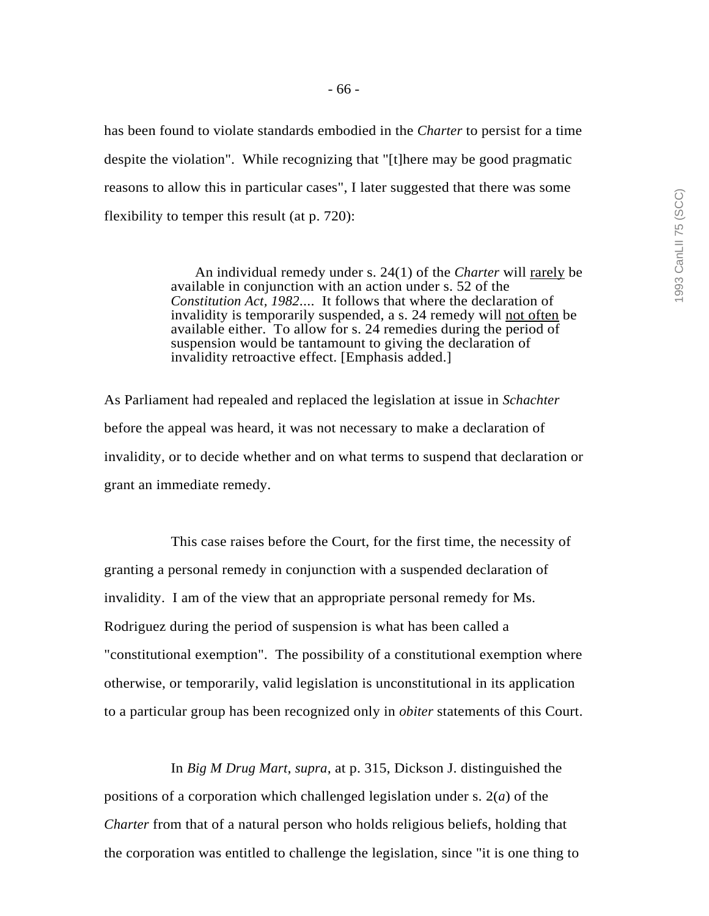has been found to violate standards embodied in the *Charter* to persist for a time despite the violation". While recognizing that "[t]here may be good pragmatic reasons to allow this in particular cases", I later suggested that there was some flexibility to temper this result (at p. 720):

> An individual remedy under s. 24(1) of the *Charter* will <u>rarely</u> be available in conjunction with an action under s. 52 of the *Constitution Act, 1982*.... It follows that where the declaration of invalidity is temporarily suspended, a s. 24 remedy will <u>not often</u> be available either. To allow for s. 24 remedies during the period of suspension would be tantamount to giving the declaration of invalidity retroactive effect. [Emphasis added.]

As Parliament had repealed and replaced the legislation at issue in *Schachter* before the appeal was heard, it was not necessary to make a declaration of invalidity, or to decide whether and on what terms to suspend that declaration or grant an immediate remedy.

This case raises before the Court, for the first time, the necessity of granting a personal remedy in conjunction with a suspended declaration of invalidity. I am of the view that an appropriate personal remedy for Ms. Rodriguez during the period of suspension is what has been called a "constitutional exemption". The possibility of a constitutional exemption where otherwise, or temporarily, valid legislation is unconstitutional in its application to a particular group has been recognized only in *obiter* statements of this Court.

In *Big M Drug Mart*, *supra*, at p. 315, Dickson J. distinguished the positions of a corporation which challenged legislation under s. 2(*a*) of the *Charter* from that of a natural person who holds religious beliefs, holding that the corporation was entitled to challenge the legislation, since "it is one thing to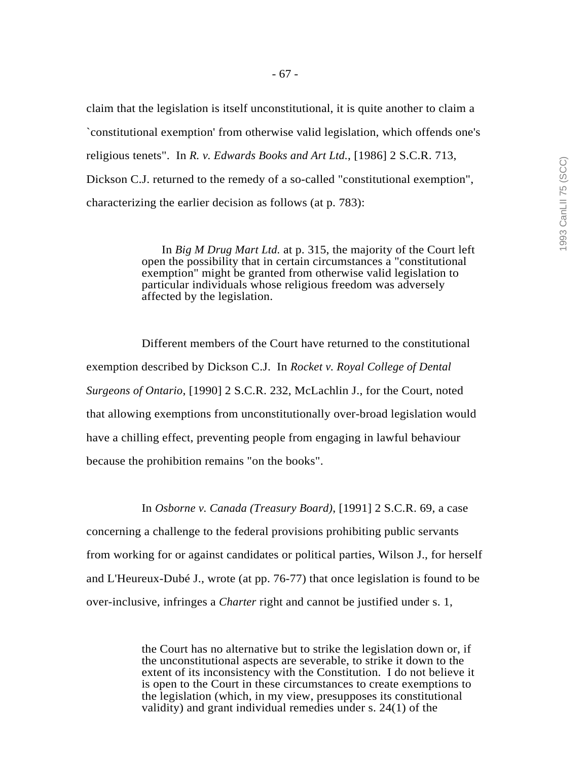claim that the legislation is itself unconstitutional, it is quite another to claim a `constitutional exemption' from otherwise valid legislation, which offends one's religious tenets". In *R. v. Edwards Books and Art Ltd.*, [1986] 2 S.C.R. 713, Dickson C.J. returned to the remedy of a so-called "constitutional exemption", characterizing the earlier decision as follows (at p. 783):

> In *Big M Drug Mart Ltd.* at p. 315, the majority of the Court left open the possibility that in certain circumstances a "constitutional exemption" might be granted from otherwise valid legislation to particular individuals whose religious freedom was adversely affected by the legislation.

Different members of the Court have returned to the constitutional exemption described by Dickson C.J. In *Rocket v. Royal College of Dental Surgeons of Ontario*, [1990] 2 S.C.R. 232, McLachlin J., for the Court, noted that allowing exemptions from unconstitutionally over-broad legislation would have a chilling effect, preventing people from engaging in lawful behaviour because the prohibition remains "on the books".

In *Osborne v. Canada (Treasury Board)*, [1991] 2 S.C.R. 69, a case concerning a challenge to the federal provisions prohibiting public servants from working for or against candidates or political parties, Wilson J., for herself and L'Heureux-Dubé J., wrote (at pp. 76-77) that once legislation is found to be over-inclusive, infringes a *Charter* right and cannot be justified under s. 1,

> the Court has no alternative but to strike the legislation down or, if the unconstitutional aspects are severable, to strike it down to the extent of its inconsistency with the Constitution. I do not believe it is open to the Court in these circumstances to create exemptions to the legislation (which, in my view, presupposes its constitutional validity) and grant individual remedies under s. 24(1) of the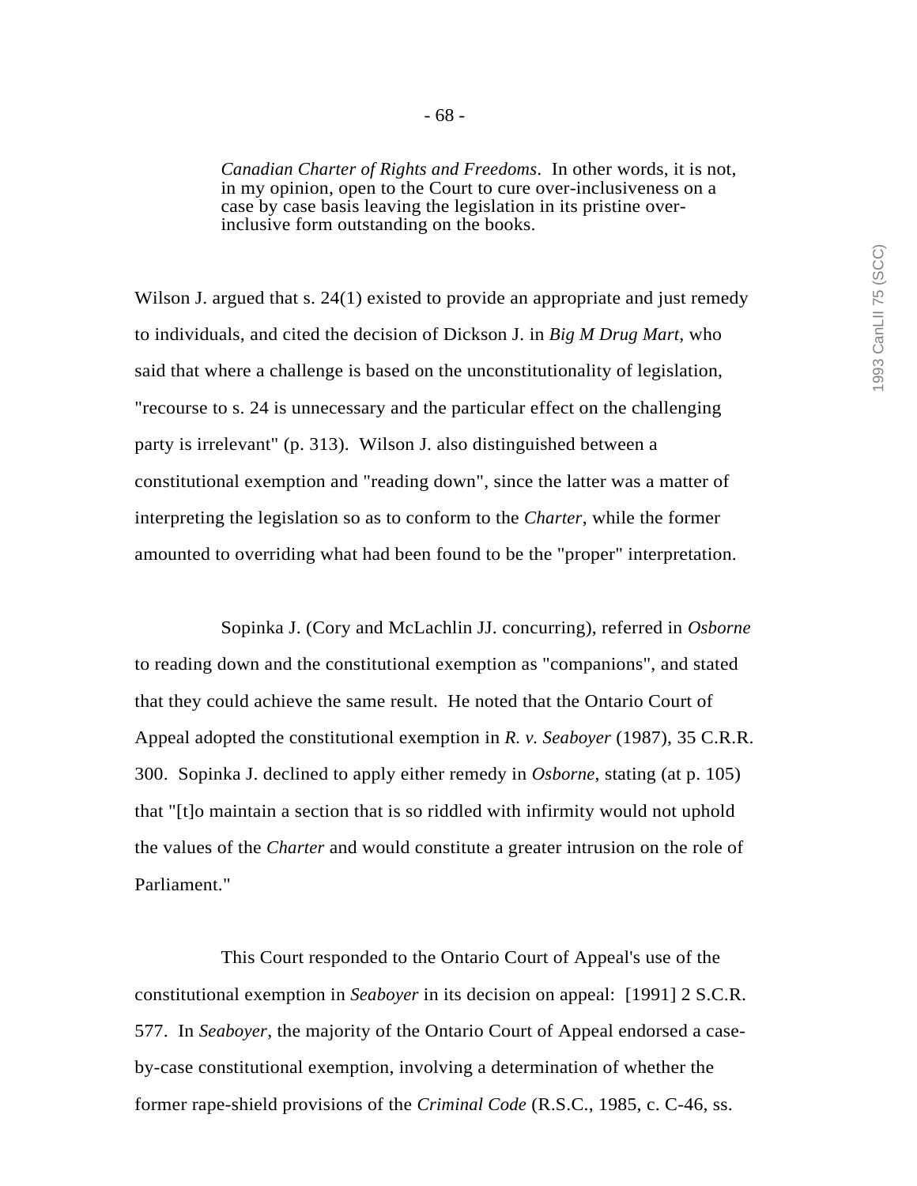> *Canadian Charter of Rights and Freedoms*. In other words, it is not, in my opinion, open to the Court to cure over-inclusiveness on a case by case basis leaving the legislation in its pristine over-inclusive form outstanding on the books.

Wilson J. argued that s. 24(1) existed to provide an appropriate and just remedy to individuals, and cited the decision of Dickson J. in *Big M Drug Mart*, who said that where a challenge is based on the unconstitutionality of legislation, "recourse to s. 24 is unnecessary and the particular effect on the challenging party is irrelevant" (p. 313). Wilson J. also distinguished between a constitutional exemption and "reading down", since the latter was a matter of interpreting the legislation so as to conform to the *Charter*, while the former amounted to overriding what had been found to be the "proper" interpretation.

Sopinka J. (Cory and McLachlin JJ. concurring), referred in *Osborne* to reading down and the constitutional exemption as "companions", and stated that they could achieve the same result. He noted that the Ontario Court of Appeal adopted the constitutional exemption in *R. v. Seaboyer* (1987), 35 C.R.R. 300. Sopinka J. declined to apply either remedy in *Osborne*, stating (at p. 105) that "[t]o maintain a section that is so riddled with infirmity would not uphold the values of the *Charter* and would constitute a greater intrusion on the role of Parliament."

This Court responded to the Ontario Court of Appeal's use of the constitutional exemption in *Seaboyer* in its decision on appeal: [1991] 2 S.C.R. 577. In *Seaboyer*, the majority of the Ontario Court of Appeal endorsed a case-by-case constitutional exemption, involving a determination of whether the former rape-shield provisions of the *Criminal Code* (R.S.C., 1985, c. C-46, ss.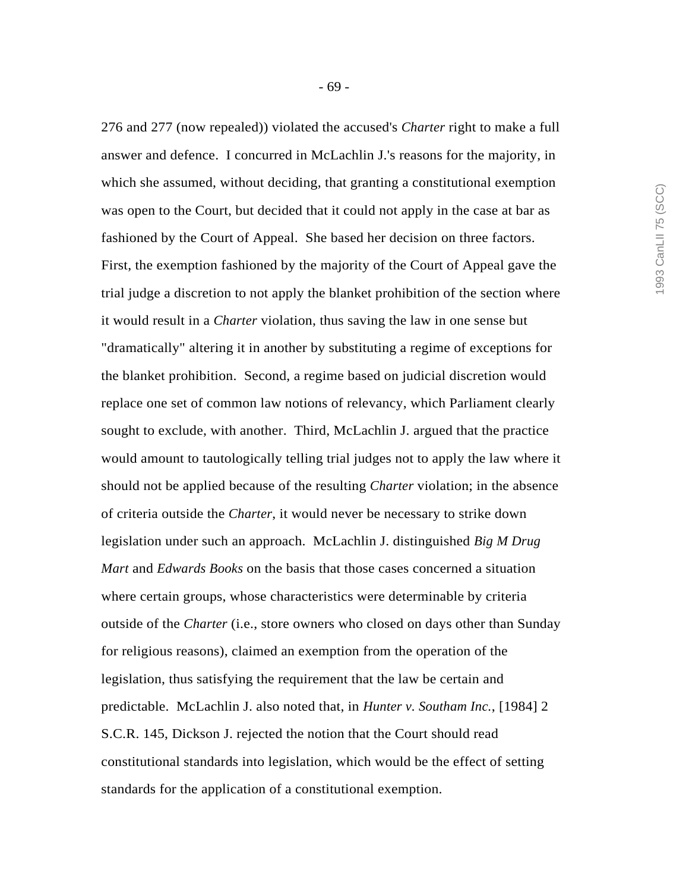276 and 277 (now repealed)) violated the accused's *Charter* right to make a full answer and defence. I concurred in McLachlin J.'s reasons for the majority, in which she assumed, without deciding, that granting a constitutional exemption was open to the Court, but decided that it could not apply in the case at bar as fashioned by the Court of Appeal. She based her decision on three factors. First, the exemption fashioned by the majority of the Court of Appeal gave the trial judge a discretion to not apply the blanket prohibition of the section where it would result in a *Charter* violation, thus saving the law in one sense but "dramatically" altering it in another by substituting a regime of exceptions for the blanket prohibition. Second, a regime based on judicial discretion would replace one set of common law notions of relevancy, which Parliament clearly sought to exclude, with another. Third, McLachlin J. argued that the practice would amount to tautologically telling trial judges not to apply the law where it should not be applied because of the resulting *Charter* violation; in the absence of criteria outside the *Charter*, it would never be necessary to strike down legislation under such an approach. McLachlin J. distinguished *Big M Drug Mart* and *Edwards Books* on the basis that those cases concerned a situation where certain groups, whose characteristics were determinable by criteria outside of the *Charter* (i.e., store owners who closed on days other than Sunday for religious reasons), claimed an exemption from the operation of the legislation, thus satisfying the requirement that the law be certain and predictable. McLachlin J. also noted that, in *Hunter v. Southam Inc.*, [1984] 2 S.C.R. 145, Dickson J. rejected the notion that the Court should read constitutional standards into legislation, which would be the effect of setting standards for the application of a constitutional exemption.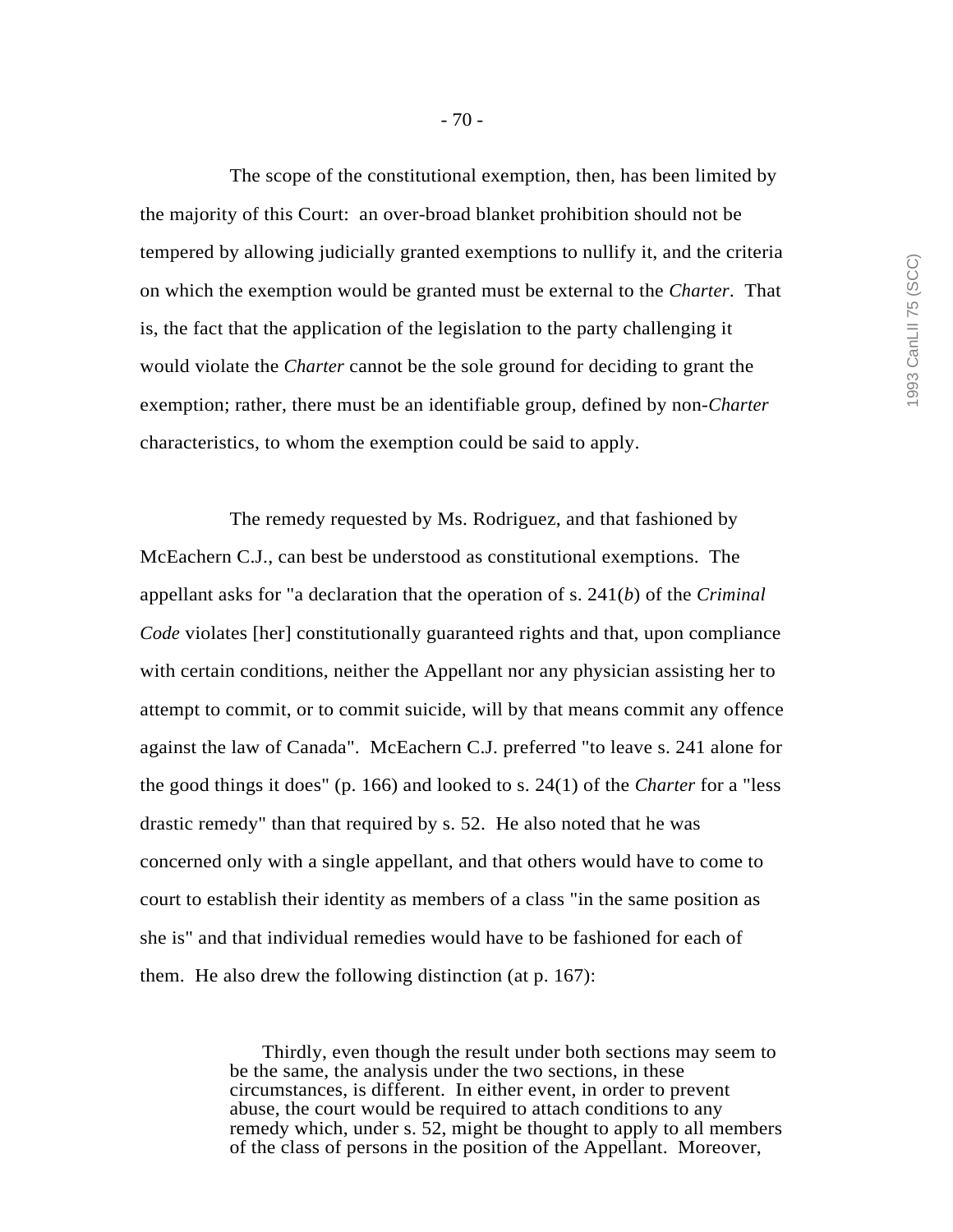The scope of the constitutional exemption, then, has been limited by the majority of this Court: an over-broad blanket prohibition should not be tempered by allowing judicially granted exemptions to nullify it, and the criteria on which the exemption would be granted must be external to the *Charter*. That is, the fact that the application of the legislation to the party challenging it would violate the *Charter* cannot be the sole ground for deciding to grant the exemption; rather, there must be an identifiable group, defined by non-*Charter* characteristics, to whom the exemption could be said to apply.

The remedy requested by Ms. Rodriguez, and that fashioned by McEachern C.J., can best be understood as constitutional exemptions. The appellant asks for "a declaration that the operation of s. 241(*b*) of the *Criminal Code* violates [her] constitutionally guaranteed rights and that, upon compliance with certain conditions, neither the Appellant nor any physician assisting her to attempt to commit, or to commit suicide, will by that means commit any offence against the law of Canada". McEachern C.J. preferred "to leave s. 241 alone for the good things it does" (p. 166) and looked to s. 24(1) of the *Charter* for a "less drastic remedy" than that required by s. 52. He also noted that he was concerned only with a single appellant, and that others would have to come to court to establish their identity as members of a class "in the same position as she is" and that individual remedies would have to be fashioned for each of them. He also drew the following distinction (at p. 167):

> Thirdly, even though the result under both sections may seem to be the same, the analysis under the two sections, in these circumstances, is different. In either event, in order to prevent abuse, the court would be required to attach conditions to any remedy which, under s. 52, might be thought to apply to all members of the class of persons in the position of the Appellant. Moreover,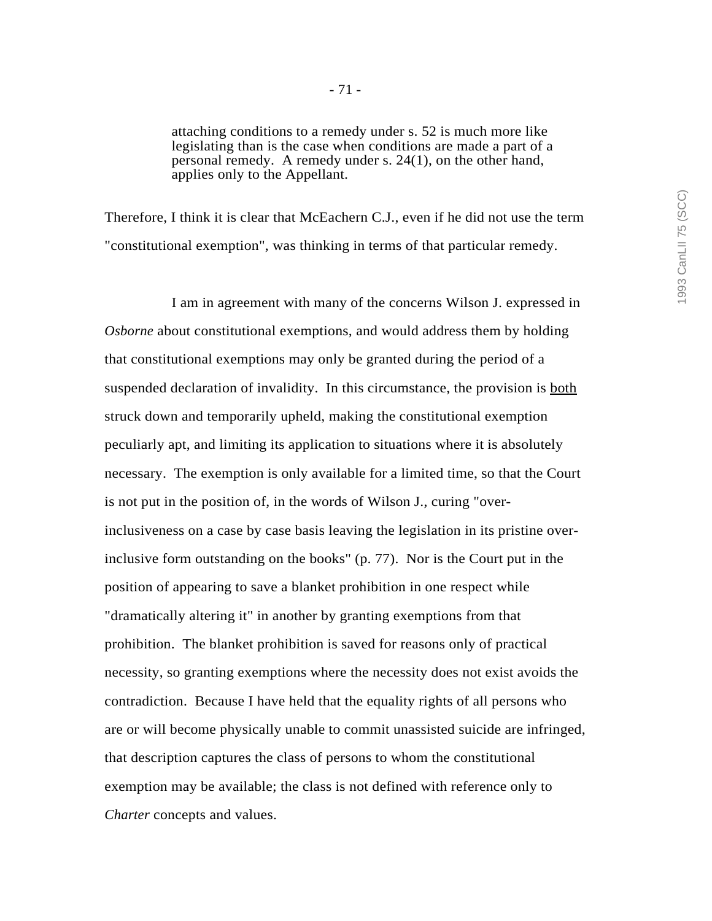> attaching conditions to a remedy under s. 52 is much more like legislating than is the case when conditions are made a part of a personal remedy. A remedy under s. 24(1), on the other hand, applies only to the Appellant.

Therefore, I think it is clear that McEachern C.J., even if he did not use the term "constitutional exemption", was thinking in terms of that particular remedy.

I am in agreement with many of the concerns Wilson J. expressed in *Osborne* about constitutional exemptions, and would address them by holding that constitutional exemptions may only be granted during the period of a suspended declaration of invalidity. In this circumstance, the provision is <u>both</u> struck down and temporarily upheld, making the constitutional exemption peculiarly apt, and limiting its application to situations where it is absolutely necessary. The exemption is only available for a limited time, so that the Court is not put in the position of, in the words of Wilson J., curing "over-inclusiveness on a case by case basis leaving the legislation in its pristine over-inclusive form outstanding on the books" (p. 77). Nor is the Court put in the position of appearing to save a blanket prohibition in one respect while "dramatically altering it" in another by granting exemptions from that prohibition. The blanket prohibition is saved for reasons only of practical necessity, so granting exemptions where the necessity does not exist avoids the contradiction. Because I have held that the equality rights of all persons who are or will become physically unable to commit unassisted suicide are infringed, that description captures the class of persons to whom the constitutional exemption may be available; the class is not defined with reference only to *Charter* concepts and values.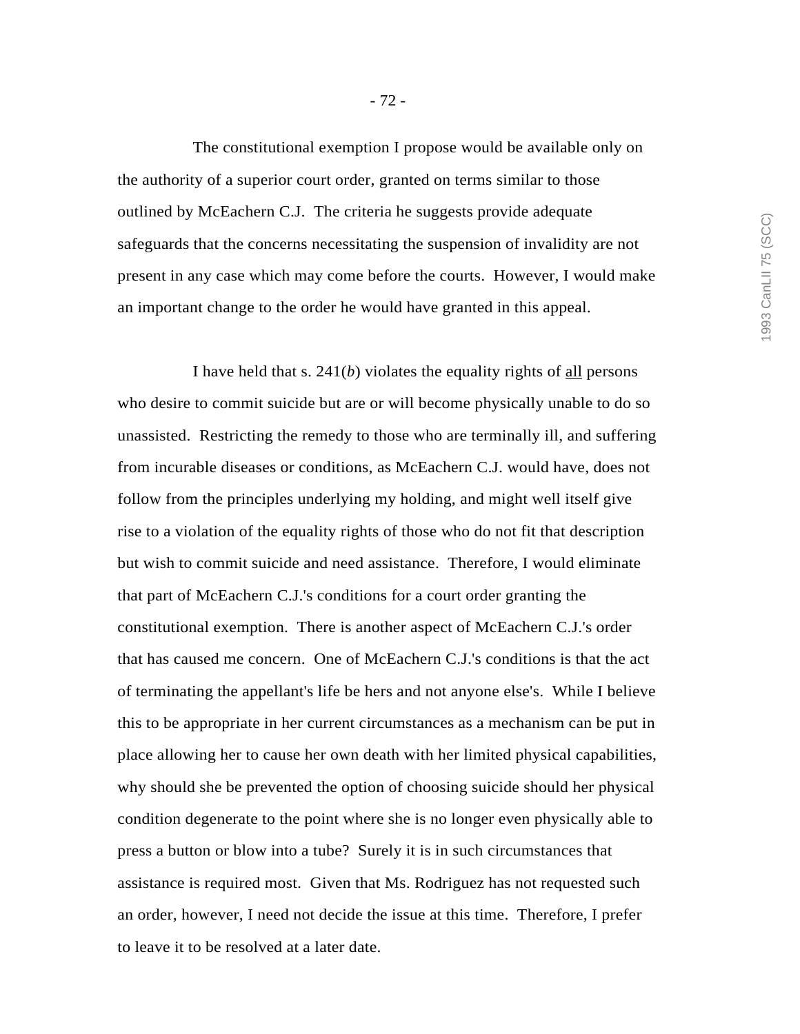The constitutional exemption I propose would be available only on the authority of a superior court order, granted on terms similar to those outlined by McEachern C.J. The criteria he suggests provide adequate safeguards that the concerns necessitating the suspension of invalidity are not present in any case which may come before the courts. However, I would make an important change to the order he would have granted in this appeal.

I have held that s. 241(*b*) violates the equality rights of <u>all</u> persons who desire to commit suicide but are or will become physically unable to do so unassisted. Restricting the remedy to those who are terminally ill, and suffering from incurable diseases or conditions, as McEachern C.J. would have, does not follow from the principles underlying my holding, and might well itself give rise to a violation of the equality rights of those who do not fit that description but wish to commit suicide and need assistance. Therefore, I would eliminate that part of McEachern C.J.'s conditions for a court order granting the constitutional exemption. There is another aspect of McEachern C.J.'s order that has caused me concern. One of McEachern C.J.'s conditions is that the act of terminating the appellant's life be hers and not anyone else's. While I believe this to be appropriate in her current circumstances as a mechanism can be put in place allowing her to cause her own death with her limited physical capabilities, why should she be prevented the option of choosing suicide should her physical condition degenerate to the point where she is no longer even physically able to press a button or blow into a tube? Surely it is in such circumstances that assistance is required most. Given that Ms. Rodriguez has not requested such an order, however, I need not decide the issue at this time. Therefore, I prefer to leave it to be resolved at a later date.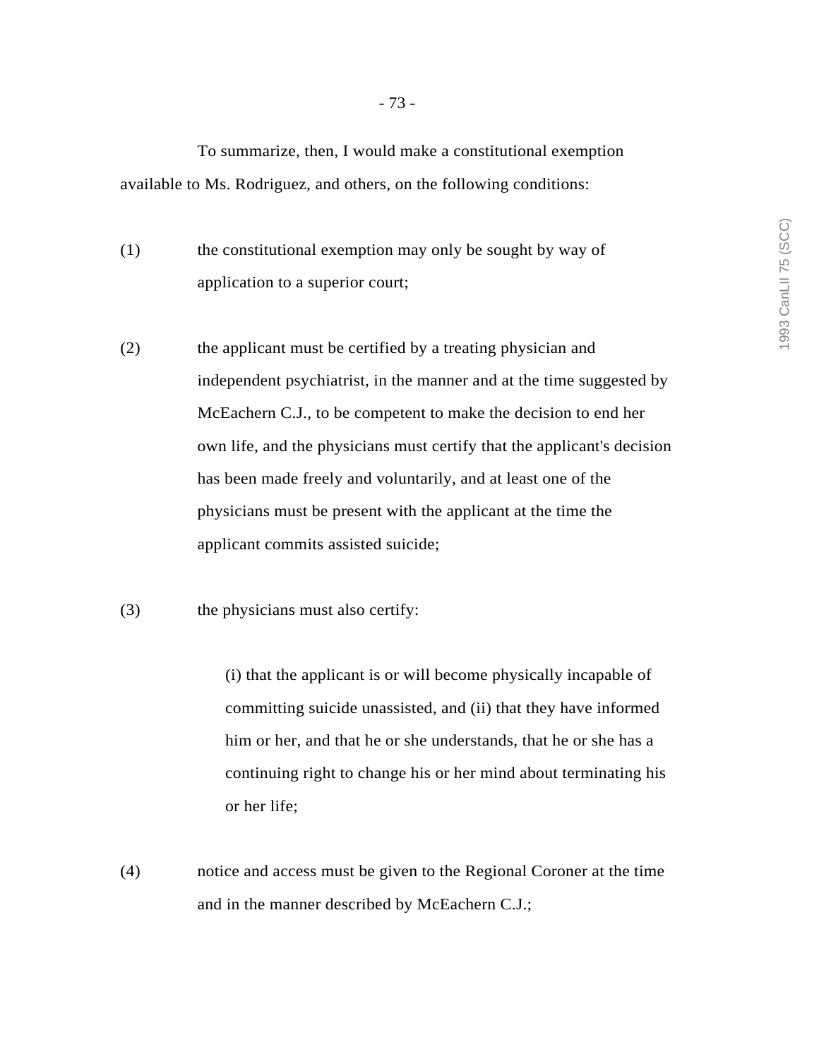To summarize, then, I would make a constitutional exemption available to Ms. Rodriguez, and others, on the following conditions:

(1) the constitutional exemption may only be sought by way of application to a superior court;

(2) the applicant must be certified by a treating physician and independent psychiatrist, in the manner and at the time suggested by McEachern C.J., to be competent to make the decision to end her own life, and the physicians must certify that the applicant's decision has been made freely and voluntarily, and at least one of the physicians must be present with the applicant at the time the applicant commits assisted suicide;

(3) the physicians must also certify:

> (i) that the applicant is or will become physically incapable of committing suicide unassisted, and (ii) that they have informed him or her, and that he or she understands, that he or she has a continuing right to change his or her mind about terminating his or her life;

(4) notice and access must be given to the Regional Coroner at the time and in the manner described by McEachern C.J.;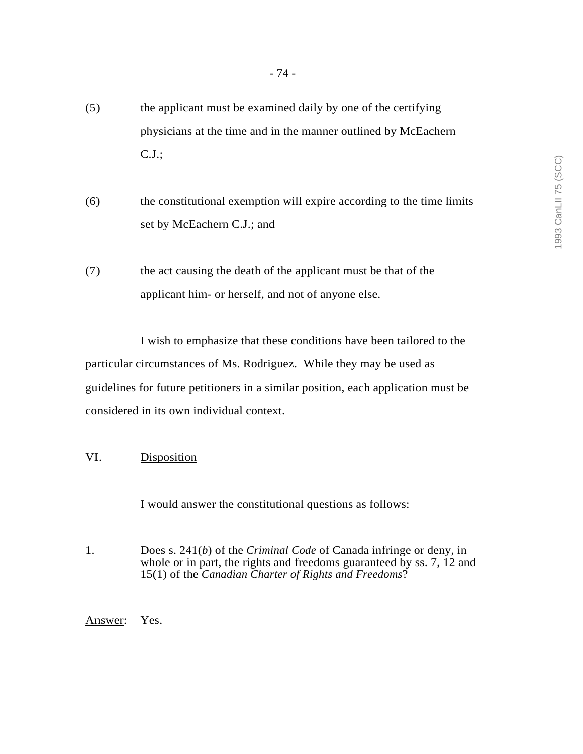(5) the applicant must be examined daily by one of the certifying physicians at the time and in the manner outlined by McEachern C.J.;

(6) the constitutional exemption will expire according to the time limits set by McEachern C.J.; and

(7) the act causing the death of the applicant must be that of the applicant him- or herself, and not of anyone else.

I wish to emphasize that these conditions have been tailored to the particular circumstances of Ms. Rodriguez. While they may be used as guidelines for future petitioners in a similar position, each application must be considered in its own individual context.

## VI. Disposition

I would answer the constitutional questions as follows:

1. Does s. 241(*b*) of the *Criminal Code* of Canada infringe or deny, in whole or in part, the rights and freedoms guaranteed by ss. 7, 12 and 15(1) of the *Canadian Charter of Rights and Freedoms*?

Answer: Yes.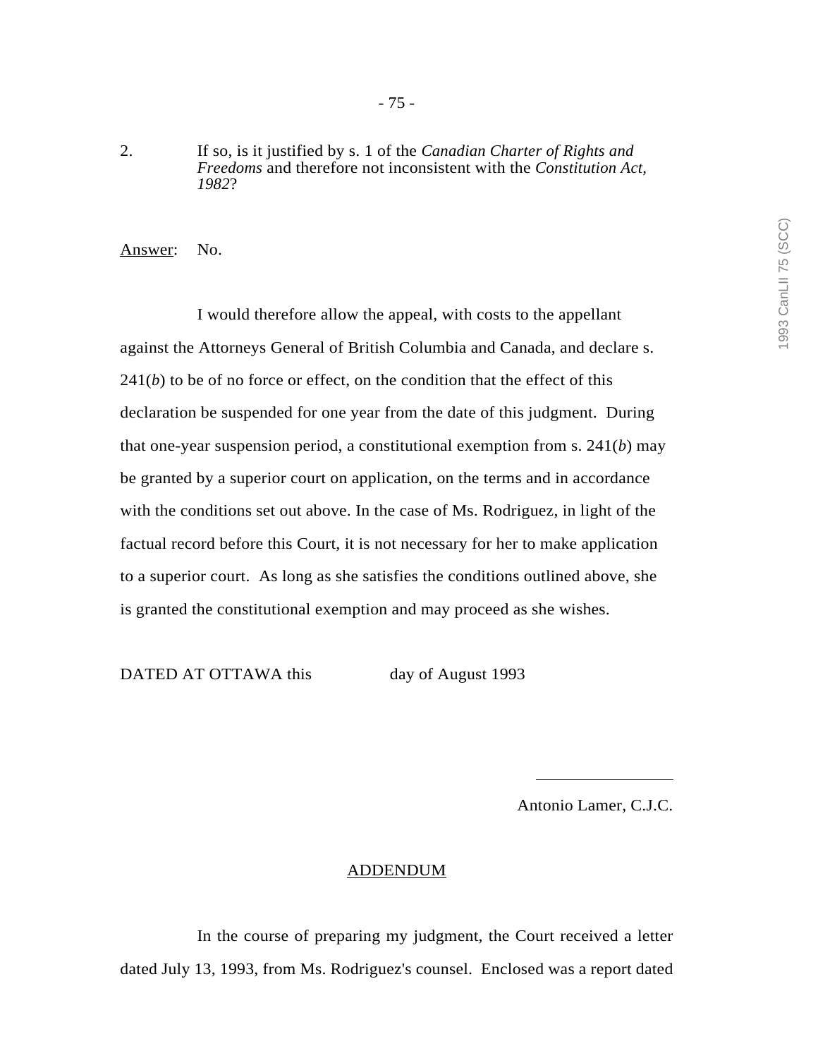2. If so, is it justified by s. 1 of the *Canadian Charter of Rights and Freedoms* and therefore not inconsistent with the *Constitution Act, 1982*?

Answer: No.

I would therefore allow the appeal, with costs to the appellant against the Attorneys General of British Columbia and Canada, and declare s. 241(*b*) to be of no force or effect, on the condition that the effect of this declaration be suspended for one year from the date of this judgment. During that one-year suspension period, a constitutional exemption from s. 241(*b*) may be granted by a superior court on application, on the terms and in accordance with the conditions set out above. In the case of Ms. Rodriguez, in light of the factual record before this Court, it is not necessary for her to make application to a superior court. As long as she satisfies the conditions outlined above, she is granted the constitutional exemption and may proceed as she wishes.

DATED AT OTTAWA this day of August 1993

Antonio Lamer, C.J.C.

## ADDENDUM

In the course of preparing my judgment, the Court received a letter dated July 13, 1993, from Ms. Rodriguez's counsel. Enclosed was a report dated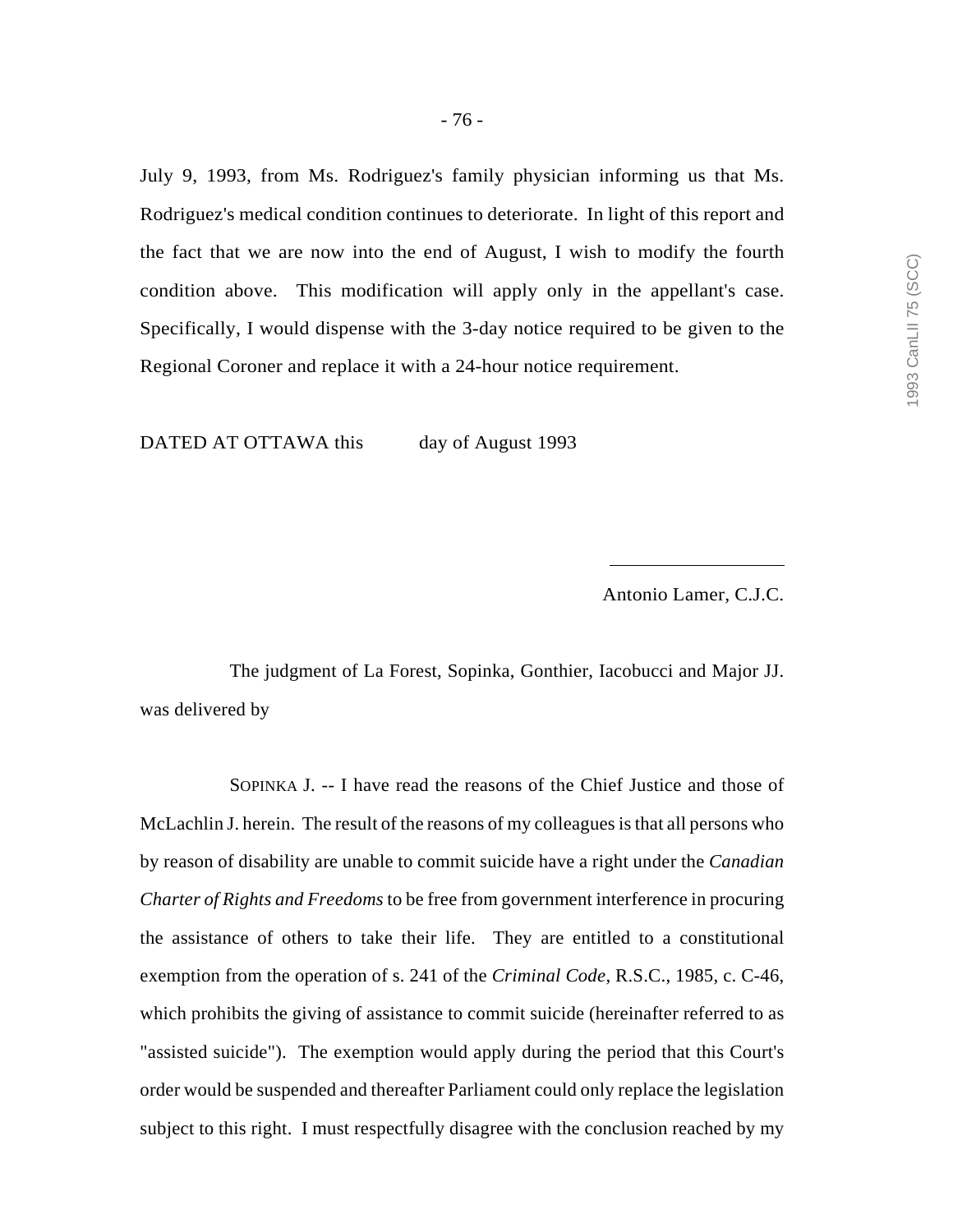July 9, 1993, from Ms. Rodriguez's family physician informing us that Ms. Rodriguez's medical condition continues to deteriorate. In light of this report and the fact that we are now into the end of August, I wish to modify the fourth condition above. This modification will apply only in the appellant's case. Specifically, I would dispense with the 3-day notice required to be given to the Regional Coroner and replace it with a 24-hour notice requirement.

DATED AT OTTAWA this day of August 1993

Antonio Lamer, C.J.C.

The judgment of La Forest, Sopinka, Gonthier, Iacobucci and Major JJ. was delivered by

SOPINKA J. -- I have read the reasons of the Chief Justice and those of McLachlin J. herein. The result of the reasons of my colleagues is that all persons who by reason of disability are unable to commit suicide have a right under the *Canadian Charter of Rights and Freedoms* to be free from government interference in procuring the assistance of others to take their life. They are entitled to a constitutional exemption from the operation of s. 241 of the *Criminal Code*, R.S.C., 1985, c. C-46, which prohibits the giving of assistance to commit suicide (hereinafter referred to as "assisted suicide"). The exemption would apply during the period that this Court's order would be suspended and thereafter Parliament could only replace the legislation subject to this right. I must respectfully disagree with the conclusion reached by my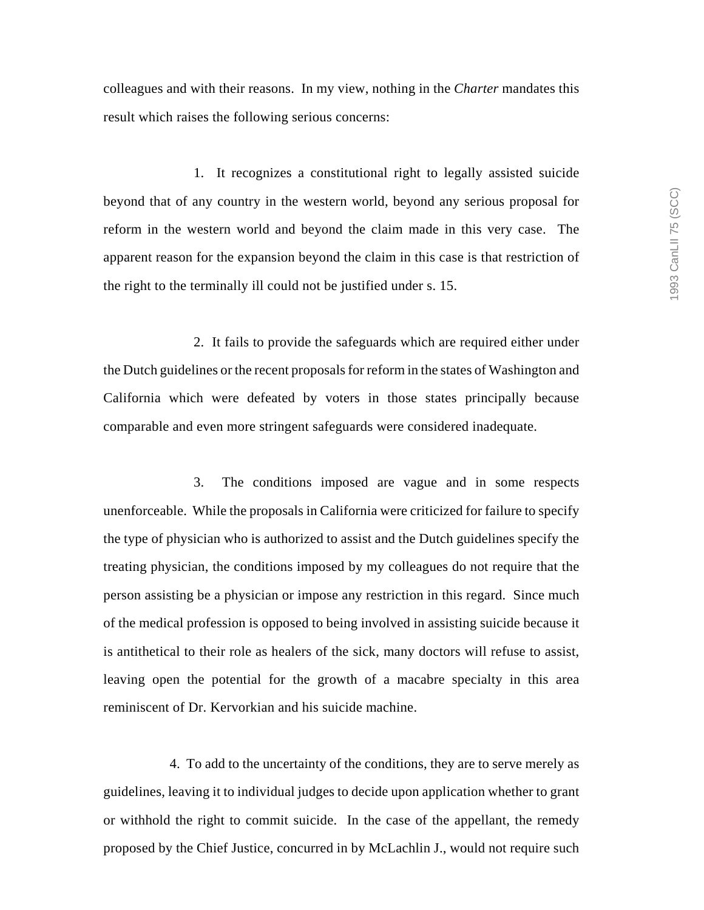colleagues and with their reasons. In my view, nothing in the *Charter* mandates this result which raises the following serious concerns:

1. It recognizes a constitutional right to legally assisted suicide beyond that of any country in the western world, beyond any serious proposal for reform in the western world and beyond the claim made in this very case. The apparent reason for the expansion beyond the claim in this case is that restriction of the right to the terminally ill could not be justified under s. 15.

2. It fails to provide the safeguards which are required either under the Dutch guidelines or the recent proposals for reform in the states of Washington and California which were defeated by voters in those states principally because comparable and even more stringent safeguards were considered inadequate.

3. The conditions imposed are vague and in some respects unenforceable. While the proposals in California were criticized for failure to specify the type of physician who is authorized to assist and the Dutch guidelines specify the treating physician, the conditions imposed by my colleagues do not require that the person assisting be a physician or impose any restriction in this regard. Since much of the medical profession is opposed to being involved in assisting suicide because it is antithetical to their role as healers of the sick, many doctors will refuse to assist, leaving open the potential for the growth of a macabre specialty in this area reminiscent of Dr. Kervorkian and his suicide machine.

4. To add to the uncertainty of the conditions, they are to serve merely as guidelines, leaving it to individual judges to decide upon application whether to grant or withhold the right to commit suicide. In the case of the appellant, the remedy proposed by the Chief Justice, concurred in by McLachlin J., would not require such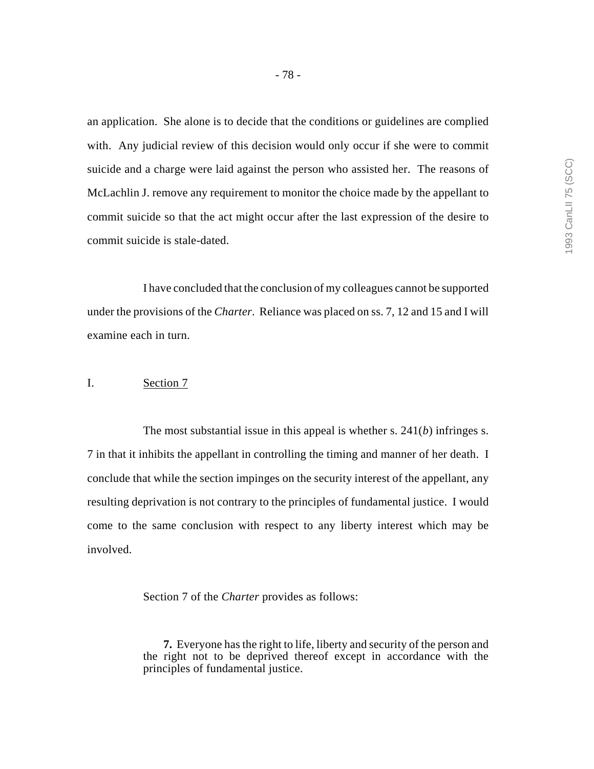an application. She alone is to decide that the conditions or guidelines are complied with. Any judicial review of this decision would only occur if she were to commit suicide and a charge were laid against the person who assisted her. The reasons of McLachlin J. remove any requirement to monitor the choice made by the appellant to commit suicide so that the act might occur after the last expression of the desire to commit suicide is stale-dated.

I have concluded that the conclusion of my colleagues cannot be supported under the provisions of the *Charter*. Reliance was placed on ss. 7, 12 and 15 and I will examine each in turn.

## I. Section 7

The most substantial issue in this appeal is whether s. 241(*b*) infringes s. 7 in that it inhibits the appellant in controlling the timing and manner of her death. I conclude that while the section impinges on the security interest of the appellant, any resulting deprivation is not contrary to the principles of fundamental justice. I would come to the same conclusion with respect to any liberty interest which may be involved.

Section 7 of the *Charter* provides as follows:

> **7.** Everyone has the right to life, liberty and security of the person and the right not to be deprived thereof except in accordance with the principles of fundamental justice.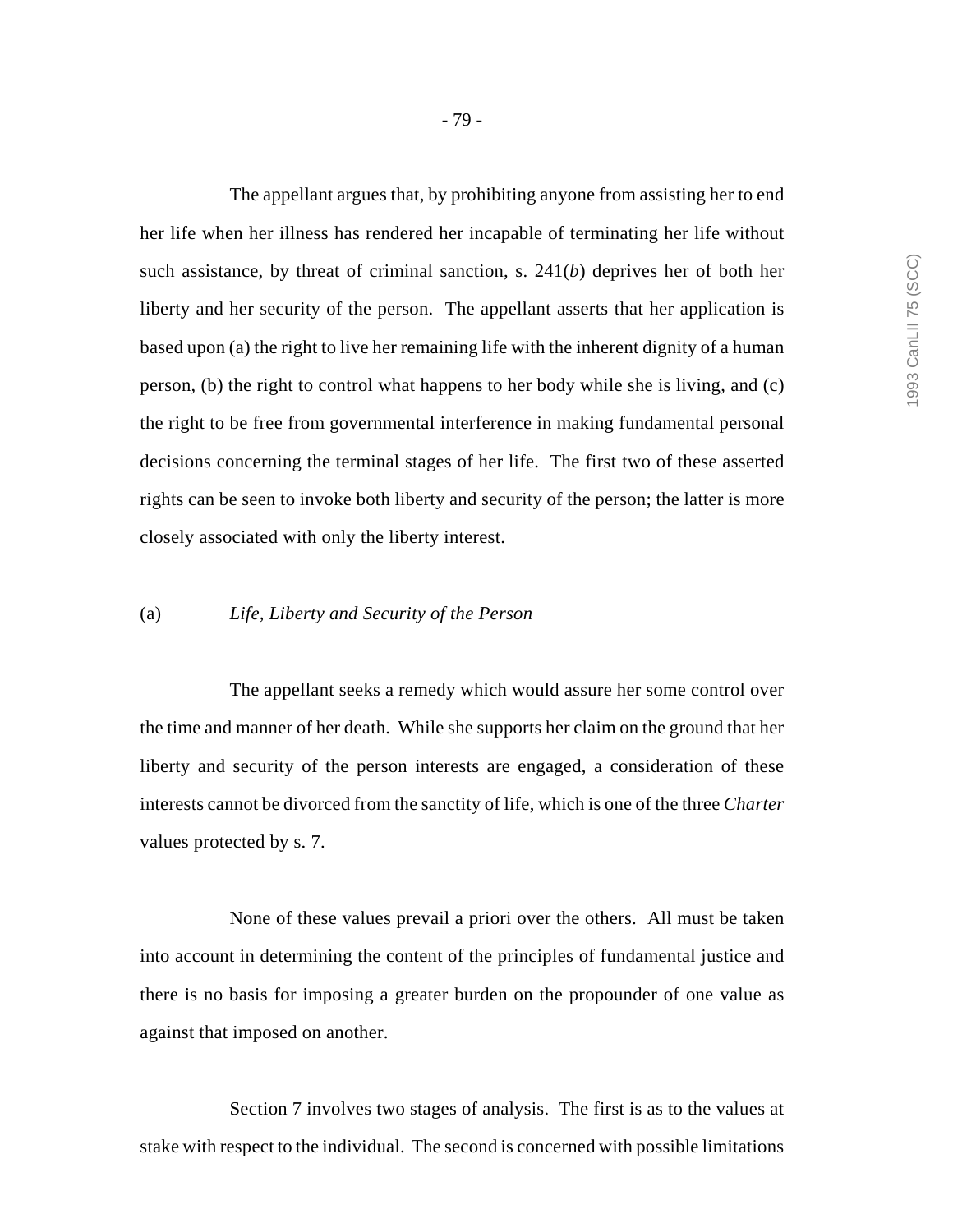The appellant argues that, by prohibiting anyone from assisting her to end her life when her illness has rendered her incapable of terminating her life without such assistance, by threat of criminal sanction, s. 241(*b*) deprives her of both her liberty and her security of the person. The appellant asserts that her application is based upon (a) the right to live her remaining life with the inherent dignity of a human person, (b) the right to control what happens to her body while she is living, and (c) the right to be free from governmental interference in making fundamental personal decisions concerning the terminal stages of her life. The first two of these asserted rights can be seen to invoke both liberty and security of the person; the latter is more closely associated with only the liberty interest.

(a) *Life, Liberty and Security of the Person*

The appellant seeks a remedy which would assure her some control over the time and manner of her death. While she supports her claim on the ground that her liberty and security of the person interests are engaged, a consideration of these interests cannot be divorced from the sanctity of life, which is one of the three *Charter* values protected by s. 7.

None of these values prevail a priori over the others. All must be taken into account in determining the content of the principles of fundamental justice and there is no basis for imposing a greater burden on the propounder of one value as against that imposed on another.

Section 7 involves two stages of analysis. The first is as to the values at stake with respect to the individual. The second is concerned with possible limitations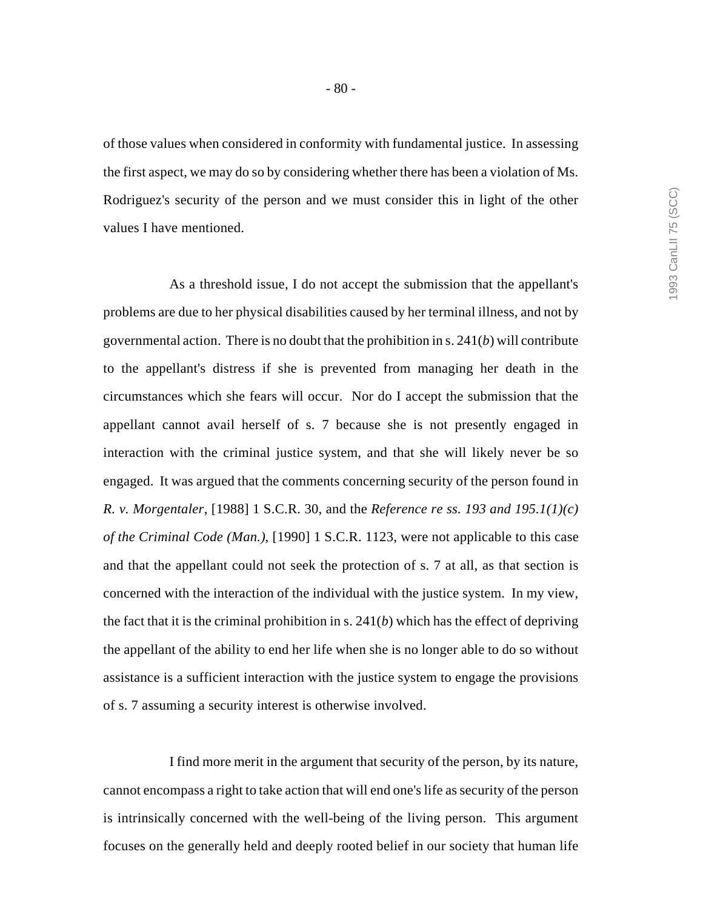of those values when considered in conformity with fundamental justice. In assessing the first aspect, we may do so by considering whether there has been a violation of Ms. Rodriguez's security of the person and we must consider this in light of the other values I have mentioned.

As a threshold issue, I do not accept the submission that the appellant's problems are due to her physical disabilities caused by her terminal illness, and not by governmental action. There is no doubt that the prohibition in s. 241(*b*) will contribute to the appellant's distress if she is prevented from managing her death in the circumstances which she fears will occur. Nor do I accept the submission that the appellant cannot avail herself of s. 7 because she is not presently engaged in interaction with the criminal justice system, and that she will likely never be so engaged. It was argued that the comments concerning security of the person found in *R. v. Morgentaler*, [1988] 1 S.C.R. 30, and the *Reference re ss. 193 and 195.1(1)(c) of the Criminal Code (Man.)*, [1990] 1 S.C.R. 1123, were not applicable to this case and that the appellant could not seek the protection of s. 7 at all, as that section is concerned with the interaction of the individual with the justice system. In my view, the fact that it is the criminal prohibition in s. 241(*b*) which has the effect of depriving the appellant of the ability to end her life when she is no longer able to do so without assistance is a sufficient interaction with the justice system to engage the provisions of s. 7 assuming a security interest is otherwise involved.

I find more merit in the argument that security of the person, by its nature, cannot encompass a right to take action that will end one's life as security of the person is intrinsically concerned with the well-being of the living person. This argument focuses on the generally held and deeply rooted belief in our society that human life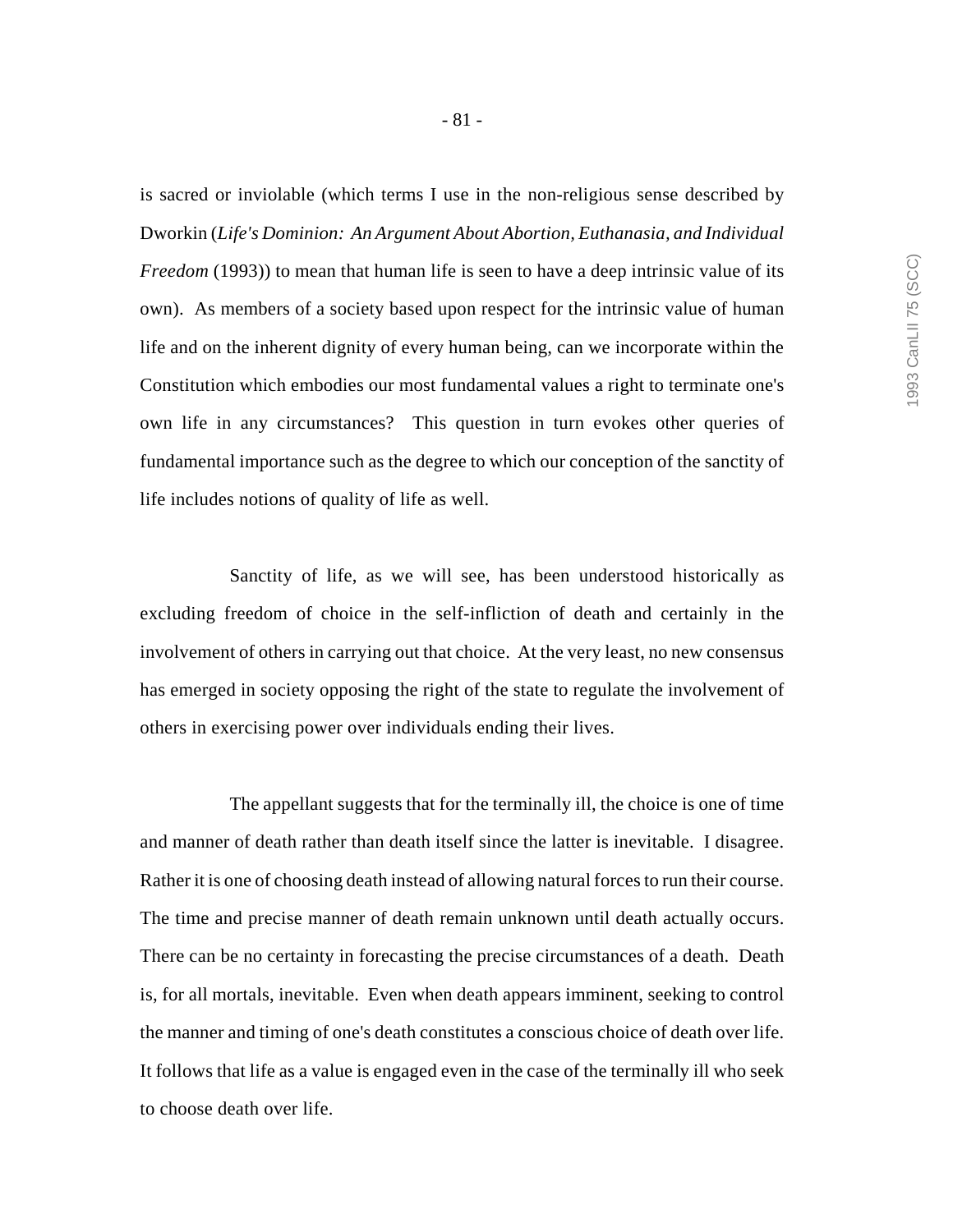is sacred or inviolable (which terms I use in the non-religious sense described by Dworkin (*Life's Dominion: An Argument About Abortion, Euthanasia, and Individual Freedom* (1993)) to mean that human life is seen to have a deep intrinsic value of its own). As members of a society based upon respect for the intrinsic value of human life and on the inherent dignity of every human being, can we incorporate within the Constitution which embodies our most fundamental values a right to terminate one's own life in any circumstances? This question in turn evokes other queries of fundamental importance such as the degree to which our conception of the sanctity of life includes notions of quality of life as well.

Sanctity of life, as we will see, has been understood historically as excluding freedom of choice in the self-infliction of death and certainly in the involvement of others in carrying out that choice. At the very least, no new consensus has emerged in society opposing the right of the state to regulate the involvement of others in exercising power over individuals ending their lives.

The appellant suggests that for the terminally ill, the choice is one of time and manner of death rather than death itself since the latter is inevitable. I disagree. Rather it is one of choosing death instead of allowing natural forces to run their course. The time and precise manner of death remain unknown until death actually occurs. There can be no certainty in forecasting the precise circumstances of a death. Death is, for all mortals, inevitable. Even when death appears imminent, seeking to control the manner and timing of one's death constitutes a conscious choice of death over life. It follows that life as a value is engaged even in the case of the terminally ill who seek to choose death over life.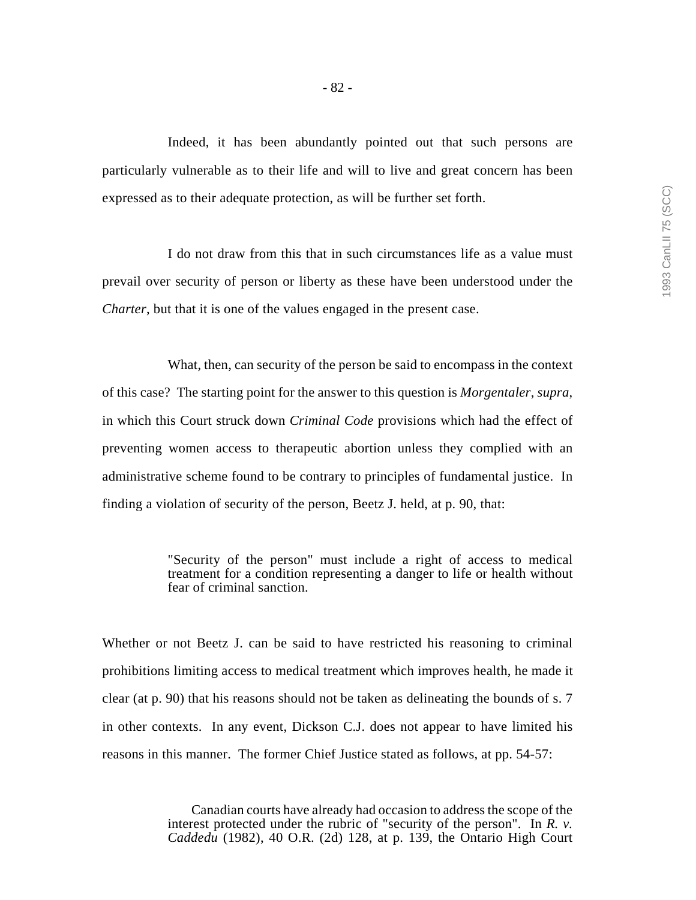Indeed, it has been abundantly pointed out that such persons are particularly vulnerable as to their life and will to live and great concern has been expressed as to their adequate protection, as will be further set forth.

I do not draw from this that in such circumstances life as a value must prevail over security of person or liberty as these have been understood under the *Charter*, but that it is one of the values engaged in the present case.

What, then, can security of the person be said to encompass in the context of this case? The starting point for the answer to this question is *Morgentaler*, *supra*, in which this Court struck down *Criminal Code* provisions which had the effect of preventing women access to therapeutic abortion unless they complied with an administrative scheme found to be contrary to principles of fundamental justice. In finding a violation of security of the person, Beetz J. held, at p. 90, that:

> "Security of the person" must include a right of access to medical treatment for a condition representing a danger to life or health without fear of criminal sanction.

Whether or not Beetz J. can be said to have restricted his reasoning to criminal prohibitions limiting access to medical treatment which improves health, he made it clear (at p. 90) that his reasons should not be taken as delineating the bounds of s. 7 in other contexts. In any event, Dickson C.J. does not appear to have limited his reasons in this manner. The former Chief Justice stated as follows, at pp. 54-57:

> Canadian courts have already had occasion to address the scope of the interest protected under the rubric of "security of the person". In *R. v. Caddedu* (1982), 40 O.R. (2d) 128, at p. 139, the Ontario High Court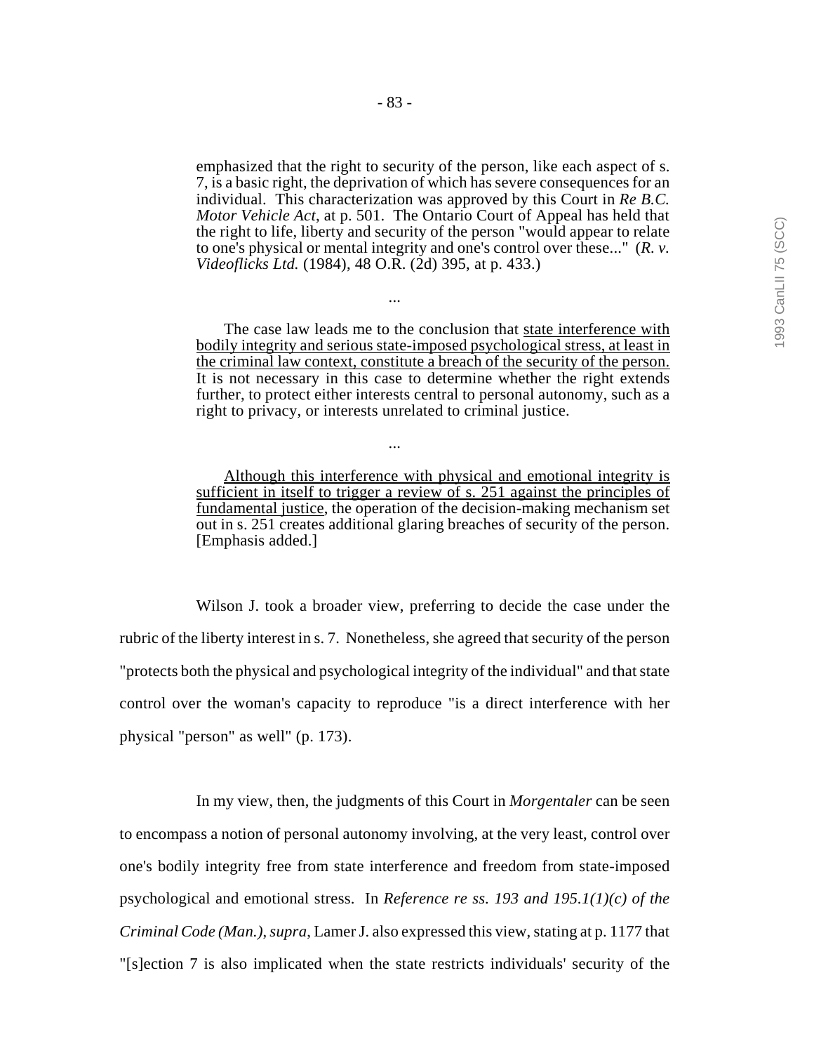> emphasized that the right to security of the person, like each aspect of s. 7, is a basic right, the deprivation of which has severe consequences for an individual. This characterization was approved by this Court in *Re B.C. Motor Vehicle Act*, at p. 501. The Ontario Court of Appeal has held that the right to life, liberty and security of the person "would appear to relate to one's physical or mental integrity and one's control over these..." (*R. v. Videoflicks Ltd.* (1984), 48 O.R. (2d) 395, at p. 433.)
>
> ...
>
> The case law leads me to the conclusion that <u>state interference with bodily integrity and serious state-imposed psychological stress, at least in the criminal law context, constitute a breach of the security of the person.</u> It is not necessary in this case to determine whether the right extends further, to protect either interests central to personal autonomy, such as a right to privacy, or interests unrelated to criminal justice.
>
> ...
>
> <u>Although this interference with physical and emotional integrity is sufficient in itself to trigger a review of s. 251 against the principles of fundamental justice</u>, the operation of the decision-making mechanism set out in s. 251 creates additional glaring breaches of security of the person. [Emphasis added.]

Wilson J. took a broader view, preferring to decide the case under the rubric of the liberty interest in s. 7. Nonetheless, she agreed that security of the person "protects both the physical and psychological integrity of the individual" and that state control over the woman's capacity to reproduce "is a direct interference with her physical "person" as well" (p. 173).

In my view, then, the judgments of this Court in *Morgentaler* can be seen to encompass a notion of personal autonomy involving, at the very least, control over one's bodily integrity free from state interference and freedom from state-imposed psychological and emotional stress. In *Reference re ss. 193 and 195.1(1)(c) of the Criminal Code (Man.), supra*, Lamer J. also expressed this view, stating at p. 1177 that "[s]ection 7 is also implicated when the state restricts individuals' security of the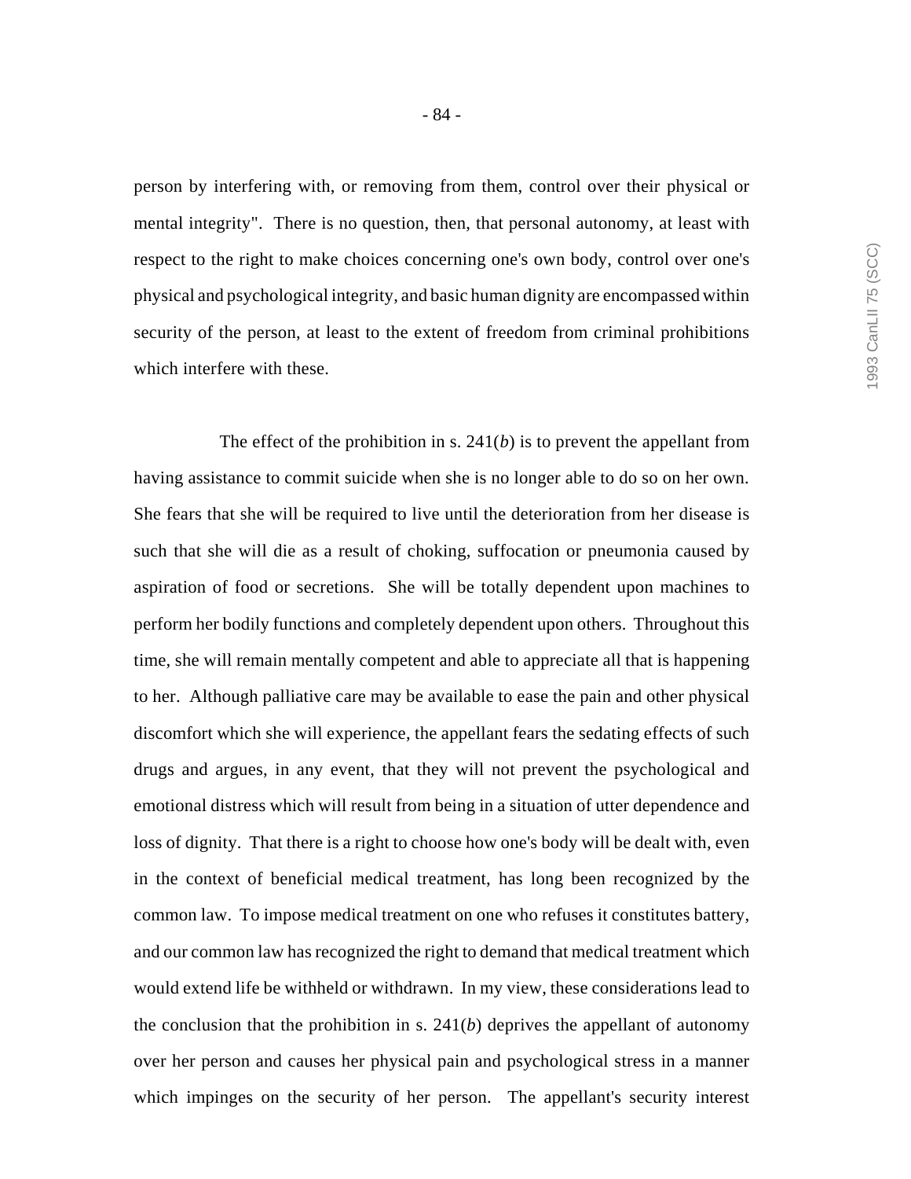person by interfering with, or removing from them, control over their physical or mental integrity". There is no question, then, that personal autonomy, at least with respect to the right to make choices concerning one's own body, control over one's physical and psychological integrity, and basic human dignity are encompassed within security of the person, at least to the extent of freedom from criminal prohibitions which interfere with these.

The effect of the prohibition in s. 241(*b*) is to prevent the appellant from having assistance to commit suicide when she is no longer able to do so on her own. She fears that she will be required to live until the deterioration from her disease is such that she will die as a result of choking, suffocation or pneumonia caused by aspiration of food or secretions. She will be totally dependent upon machines to perform her bodily functions and completely dependent upon others. Throughout this time, she will remain mentally competent and able to appreciate all that is happening to her. Although palliative care may be available to ease the pain and other physical discomfort which she will experience, the appellant fears the sedating effects of such drugs and argues, in any event, that they will not prevent the psychological and emotional distress which will result from being in a situation of utter dependence and loss of dignity. That there is a right to choose how one's body will be dealt with, even in the context of beneficial medical treatment, has long been recognized by the common law. To impose medical treatment on one who refuses it constitutes battery, and our common law has recognized the right to demand that medical treatment which would extend life be withheld or withdrawn. In my view, these considerations lead to the conclusion that the prohibition in s. 241(*b*) deprives the appellant of autonomy over her person and causes her physical pain and psychological stress in a manner which impinges on the security of her person. The appellant's security interest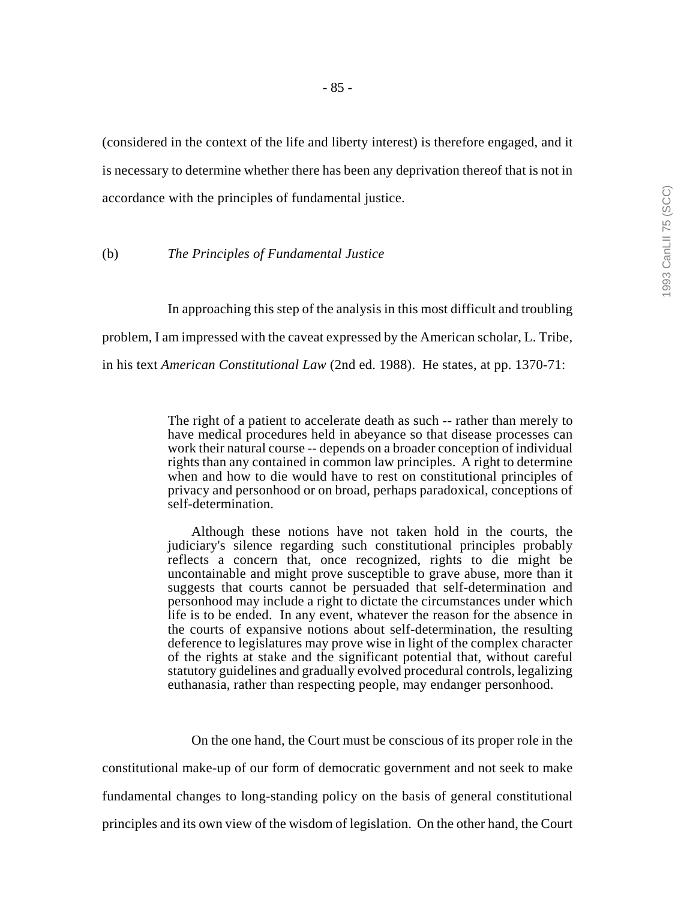(considered in the context of the life and liberty interest) is therefore engaged, and it is necessary to determine whether there has been any deprivation thereof that is not in accordance with the principles of fundamental justice.

(b) *The Principles of Fundamental Justice*

In approaching this step of the analysis in this most difficult and troubling problem, I am impressed with the caveat expressed by the American scholar, L. Tribe, in his text *American Constitutional Law* (2nd ed. 1988). He states, at pp. 1370-71:

> The right of a patient to accelerate death as such -- rather than merely to have medical procedures held in abeyance so that disease processes can work their natural course -- depends on a broader conception of individual rights than any contained in common law principles. A right to determine when and how to die would have to rest on constitutional principles of privacy and personhood or on broad, perhaps paradoxical, conceptions of self-determination.
>
> Although these notions have not taken hold in the courts, the judiciary's silence regarding such constitutional principles probably reflects a concern that, once recognized, rights to die might be uncontainable and might prove susceptible to grave abuse, more than it suggests that courts cannot be persuaded that self-determination and personhood may include a right to dictate the circumstances under which life is to be ended. In any event, whatever the reason for the absence in the courts of expansive notions about self-determination, the resulting deference to legislatures may prove wise in light of the complex character of the rights at stake and the significant potential that, without careful statutory guidelines and gradually evolved procedural controls, legalizing euthanasia, rather than respecting people, may endanger personhood.

On the one hand, the Court must be conscious of its proper role in the constitutional make-up of our form of democratic government and not seek to make fundamental changes to long-standing policy on the basis of general constitutional principles and its own view of the wisdom of legislation. On the other hand, the Court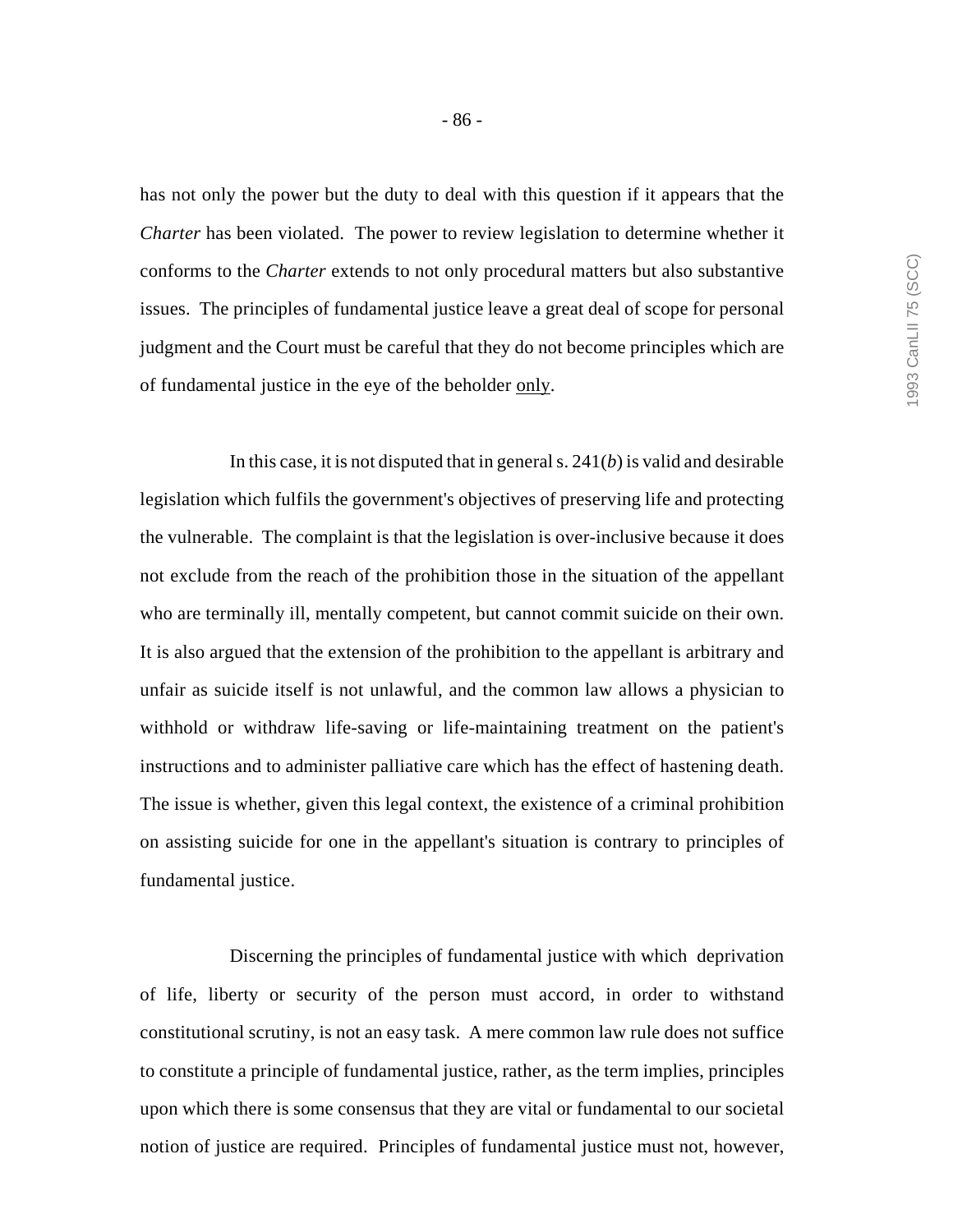has not only the power but the duty to deal with this question if it appears that the *Charter* has been violated. The power to review legislation to determine whether it conforms to the *Charter* extends to not only procedural matters but also substantive issues. The principles of fundamental justice leave a great deal of scope for personal judgment and the Court must be careful that they do not become principles which are of fundamental justice in the eye of the beholder only.

In this case, it is not disputed that in general s. 241(*b*) is valid and desirable legislation which fulfils the government's objectives of preserving life and protecting the vulnerable. The complaint is that the legislation is over-inclusive because it does not exclude from the reach of the prohibition those in the situation of the appellant who are terminally ill, mentally competent, but cannot commit suicide on their own. It is also argued that the extension of the prohibition to the appellant is arbitrary and unfair as suicide itself is not unlawful, and the common law allows a physician to withhold or withdraw life-saving or life-maintaining treatment on the patient's instructions and to administer palliative care which has the effect of hastening death. The issue is whether, given this legal context, the existence of a criminal prohibition on assisting suicide for one in the appellant's situation is contrary to principles of fundamental justice.

Discerning the principles of fundamental justice with which deprivation of life, liberty or security of the person must accord, in order to withstand constitutional scrutiny, is not an easy task. A mere common law rule does not suffice to constitute a principle of fundamental justice, rather, as the term implies, principles upon which there is some consensus that they are vital or fundamental to our societal notion of justice are required. Principles of fundamental justice must not, however,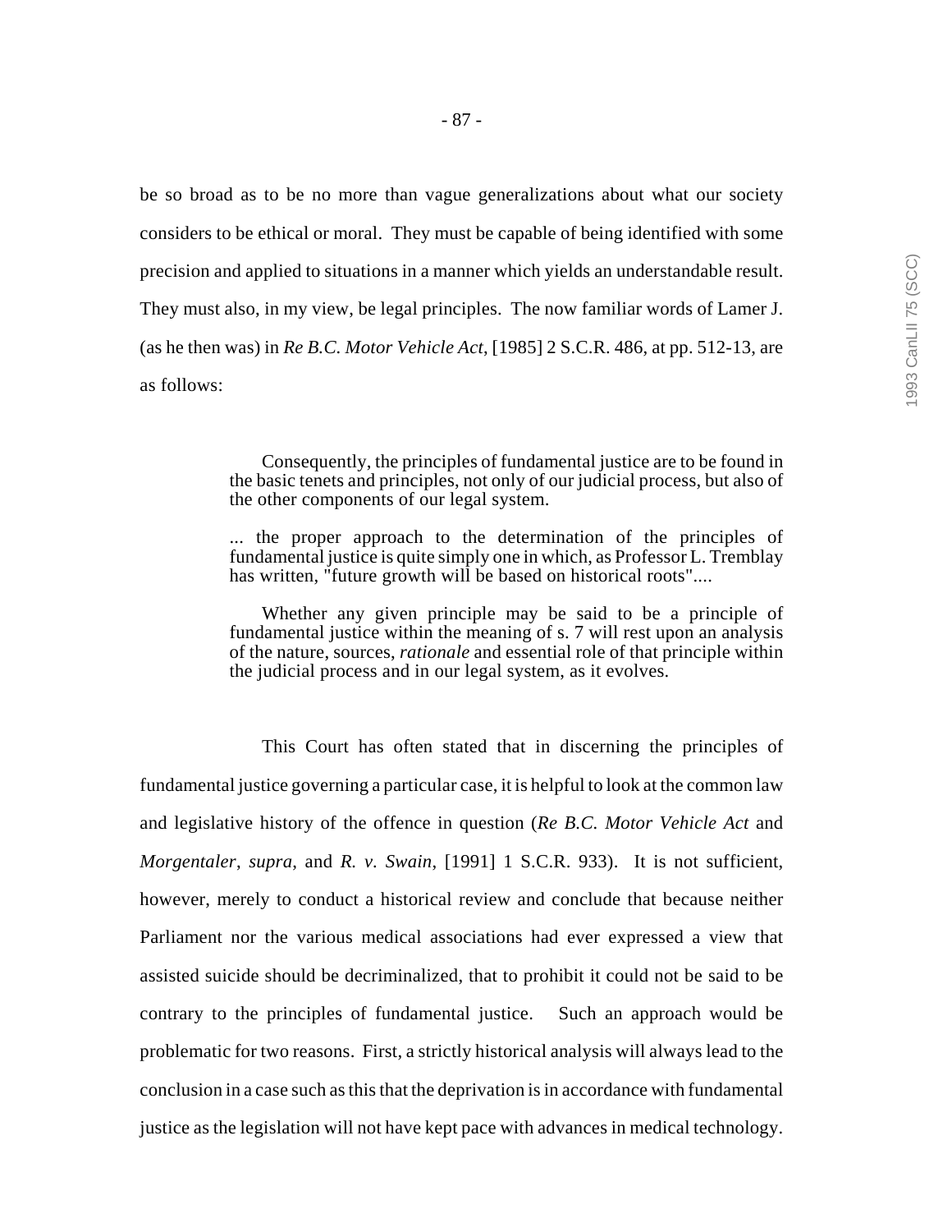be so broad as to be no more than vague generalizations about what our society considers to be ethical or moral. They must be capable of being identified with some precision and applied to situations in a manner which yields an understandable result. They must also, in my view, be legal principles. The now familiar words of Lamer J. (as he then was) in *Re B.C. Motor Vehicle Act*, [1985] 2 S.C.R. 486, at pp. 512-13, are as follows:

> Consequently, the principles of fundamental justice are to be found in the basic tenets and principles, not only of our judicial process, but also of the other components of our legal system.
>
> ... the proper approach to the determination of the principles of fundamental justice is quite simply one in which, as Professor L. Tremblay has written, "future growth will be based on historical roots"....
>
> Whether any given principle may be said to be a principle of fundamental justice within the meaning of s. 7 will rest upon an analysis of the nature, sources, *rationale* and essential role of that principle within the judicial process and in our legal system, as it evolves.

This Court has often stated that in discerning the principles of fundamental justice governing a particular case, it is helpful to look at the common law and legislative history of the offence in question (*Re B.C. Motor Vehicle Act* and *Morgentaler*, *supra*, and *R. v. Swain*, [1991] 1 S.C.R. 933). It is not sufficient, however, merely to conduct a historical review and conclude that because neither Parliament nor the various medical associations had ever expressed a view that assisted suicide should be decriminalized, that to prohibit it could not be said to be contrary to the principles of fundamental justice. Such an approach would be problematic for two reasons. First, a strictly historical analysis will always lead to the conclusion in a case such as this that the deprivation is in accordance with fundamental justice as the legislation will not have kept pace with advances in medical technology.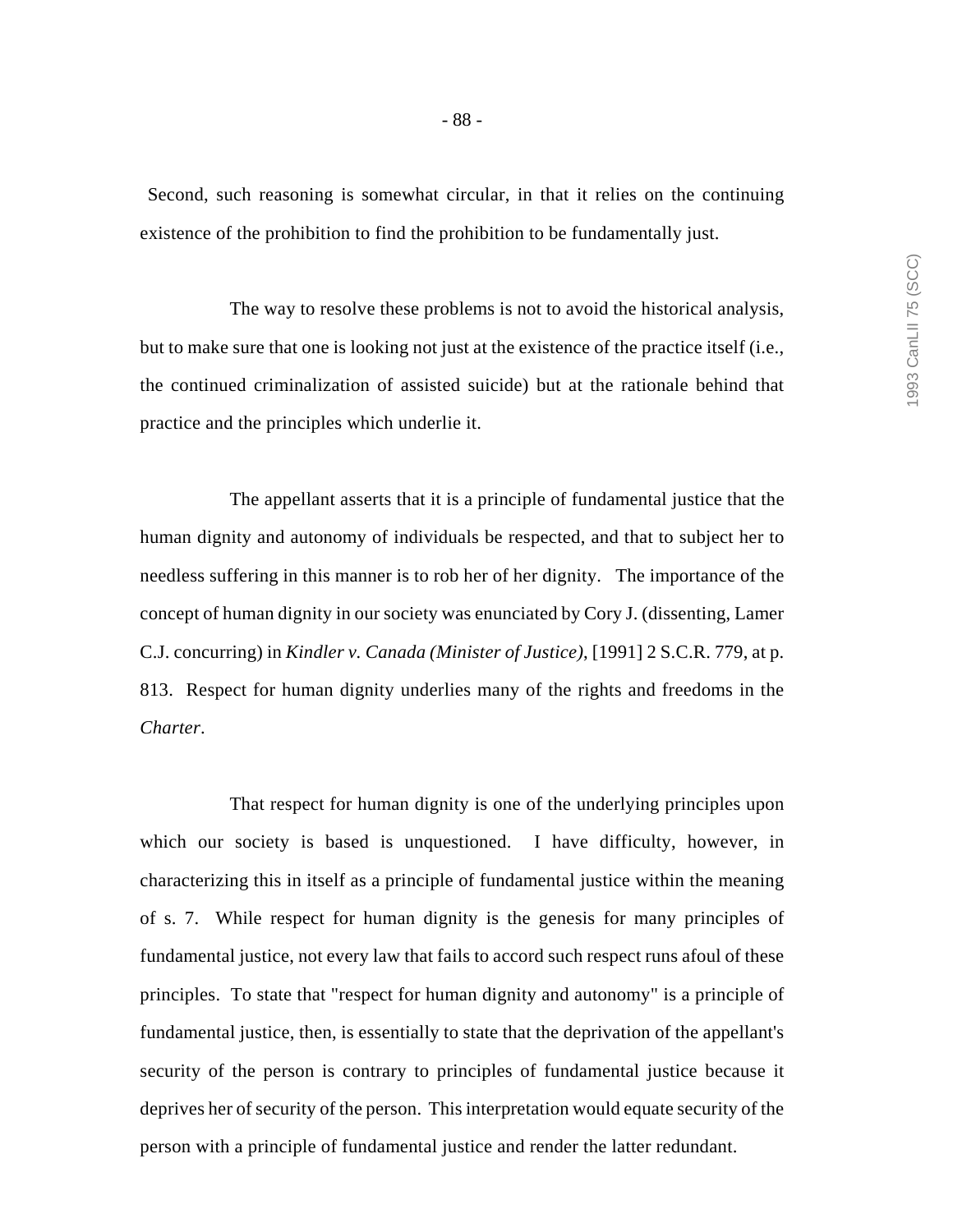Second, such reasoning is somewhat circular, in that it relies on the continuing existence of the prohibition to find the prohibition to be fundamentally just.

The way to resolve these problems is not to avoid the historical analysis, but to make sure that one is looking not just at the existence of the practice itself (i.e., the continued criminalization of assisted suicide) but at the rationale behind that practice and the principles which underlie it.

The appellant asserts that it is a principle of fundamental justice that the human dignity and autonomy of individuals be respected, and that to subject her to needless suffering in this manner is to rob her of her dignity. The importance of the concept of human dignity in our society was enunciated by Cory J. (dissenting, Lamer C.J. concurring) in *Kindler v. Canada (Minister of Justice)*, [1991] 2 S.C.R. 779, at p. 813. Respect for human dignity underlies many of the rights and freedoms in the *Charter*.

That respect for human dignity is one of the underlying principles upon which our society is based is unquestioned. I have difficulty, however, in characterizing this in itself as a principle of fundamental justice within the meaning of s. 7. While respect for human dignity is the genesis for many principles of fundamental justice, not every law that fails to accord such respect runs afoul of these principles. To state that "respect for human dignity and autonomy" is a principle of fundamental justice, then, is essentially to state that the deprivation of the appellant's security of the person is contrary to principles of fundamental justice because it deprives her of security of the person. This interpretation would equate security of the person with a principle of fundamental justice and render the latter redundant.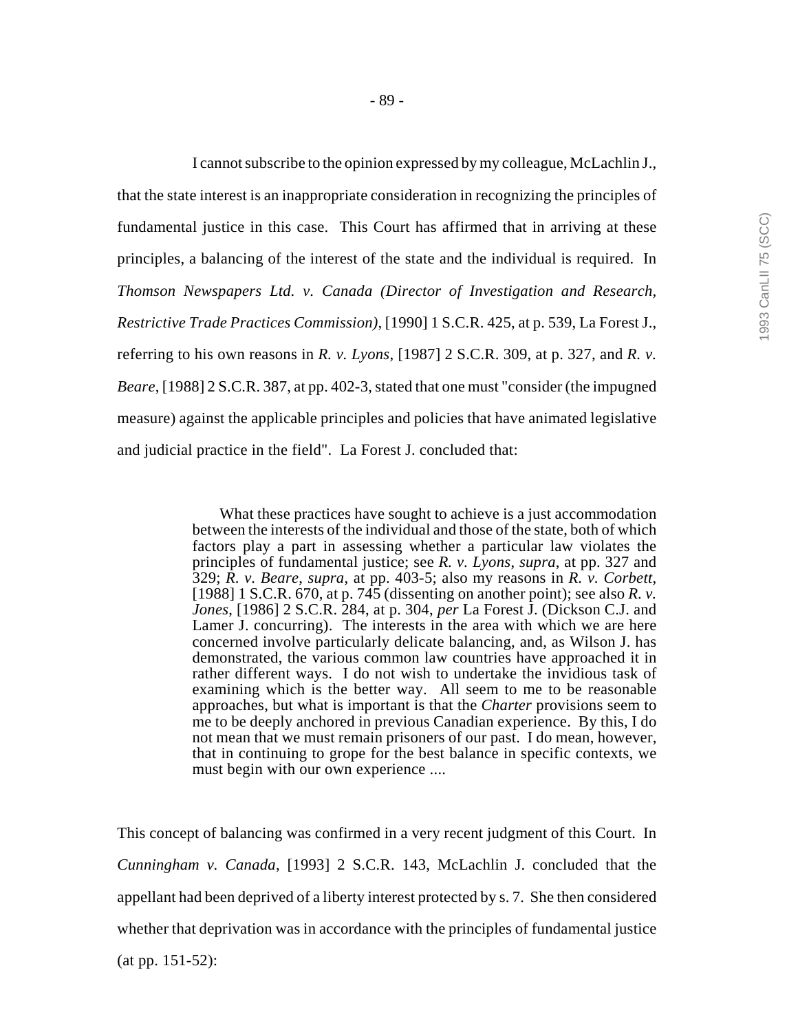I cannot subscribe to the opinion expressed by my colleague, McLachlin J., that the state interest is an inappropriate consideration in recognizing the principles of fundamental justice in this case. This Court has affirmed that in arriving at these principles, a balancing of the interest of the state and the individual is required. In *Thomson Newspapers Ltd. v. Canada (Director of Investigation and Research, Restrictive Trade Practices Commission)*, [1990] 1 S.C.R. 425, at p. 539, La Forest J., referring to his own reasons in *R. v. Lyons*, [1987] 2 S.C.R. 309, at p. 327, and *R. v. Beare*, [1988] 2 S.C.R. 387, at pp. 402-3, stated that one must "consider (the impugned measure) against the applicable principles and policies that have animated legislative and judicial practice in the field". La Forest J. concluded that:

> What these practices have sought to achieve is a just accommodation between the interests of the individual and those of the state, both of which factors play a part in assessing whether a particular law violates the principles of fundamental justice; see *R. v. Lyons*, *supra*, at pp. 327 and 329; *R. v. Beare*, *supra*, at pp. 403-5; also my reasons in *R. v. Corbett*, [1988] 1 S.C.R. 670, at p. 745 (dissenting on another point); see also *R. v. Jones*, [1986] 2 S.C.R. 284, at p. 304, *per* La Forest J. (Dickson C.J. and Lamer J. concurring). The interests in the area with which we are here concerned involve particularly delicate balancing, and, as Wilson J. has demonstrated, the various common law countries have approached it in rather different ways. I do not wish to undertake the invidious task of examining which is the better way. All seem to me to be reasonable approaches, but what is important is that the *Charter* provisions seem to me to be deeply anchored in previous Canadian experience. By this, I do not mean that we must remain prisoners of our past. I do mean, however, that in continuing to grope for the best balance in specific contexts, we must begin with our own experience ....

This concept of balancing was confirmed in a very recent judgment of this Court. In *Cunningham v. Canada*, [1993] 2 S.C.R. 143, McLachlin J. concluded that the appellant had been deprived of a liberty interest protected by s. 7. She then considered whether that deprivation was in accordance with the principles of fundamental justice (at pp. 151-52):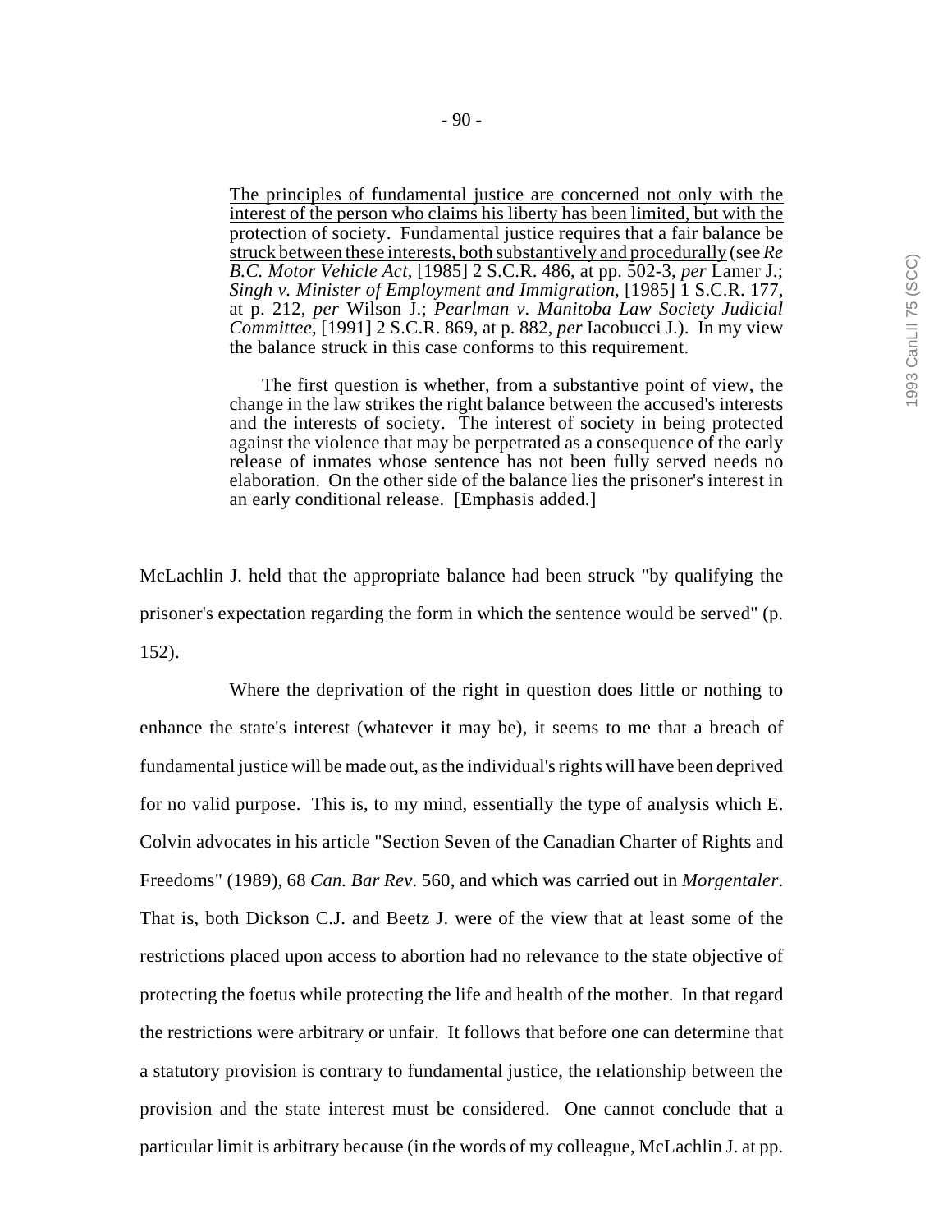> The principles of fundamental justice are concerned not only with the interest of the person who claims his liberty has been limited, but with the protection of society. Fundamental justice requires that a fair balance be struck between these interests, both substantively and procedurally (see *Re B.C. Motor Vehicle Act*, [1985] 2 S.C.R. 486, at pp. 502-3, *per* Lamer J.; *Singh v. Minister of Employment and Immigration*, [1985] 1 S.C.R. 177, at p. 212, *per* Wilson J.; *Pearlman v. Manitoba Law Society Judicial Committee*, [1991] 2 S.C.R. 869, at p. 882, *per* Iacobucci J.). In my view the balance struck in this case conforms to this requirement.
>
> The first question is whether, from a substantive point of view, the change in the law strikes the right balance between the accused's interests and the interests of society. The interest of society in being protected against the violence that may be perpetrated as a consequence of the early release of inmates whose sentence has not been fully served needs no elaboration. On the other side of the balance lies the prisoner's interest in an early conditional release. [Emphasis added.]

McLachlin J. held that the appropriate balance had been struck "by qualifying the prisoner's expectation regarding the form in which the sentence would be served" (p. 152).

Where the deprivation of the right in question does little or nothing to enhance the state's interest (whatever it may be), it seems to me that a breach of fundamental justice will be made out, as the individual's rights will have been deprived for no valid purpose. This is, to my mind, essentially the type of analysis which E. Colvin advocates in his article "Section Seven of the Canadian Charter of Rights and Freedoms" (1989), 68 *Can. Bar Rev*. 560, and which was carried out in *Morgentaler*. That is, both Dickson C.J. and Beetz J. were of the view that at least some of the restrictions placed upon access to abortion had no relevance to the state objective of protecting the foetus while protecting the life and health of the mother. In that regard the restrictions were arbitrary or unfair. It follows that before one can determine that a statutory provision is contrary to fundamental justice, the relationship between the provision and the state interest must be considered. One cannot conclude that a particular limit is arbitrary because (in the words of my colleague, McLachlin J. at pp.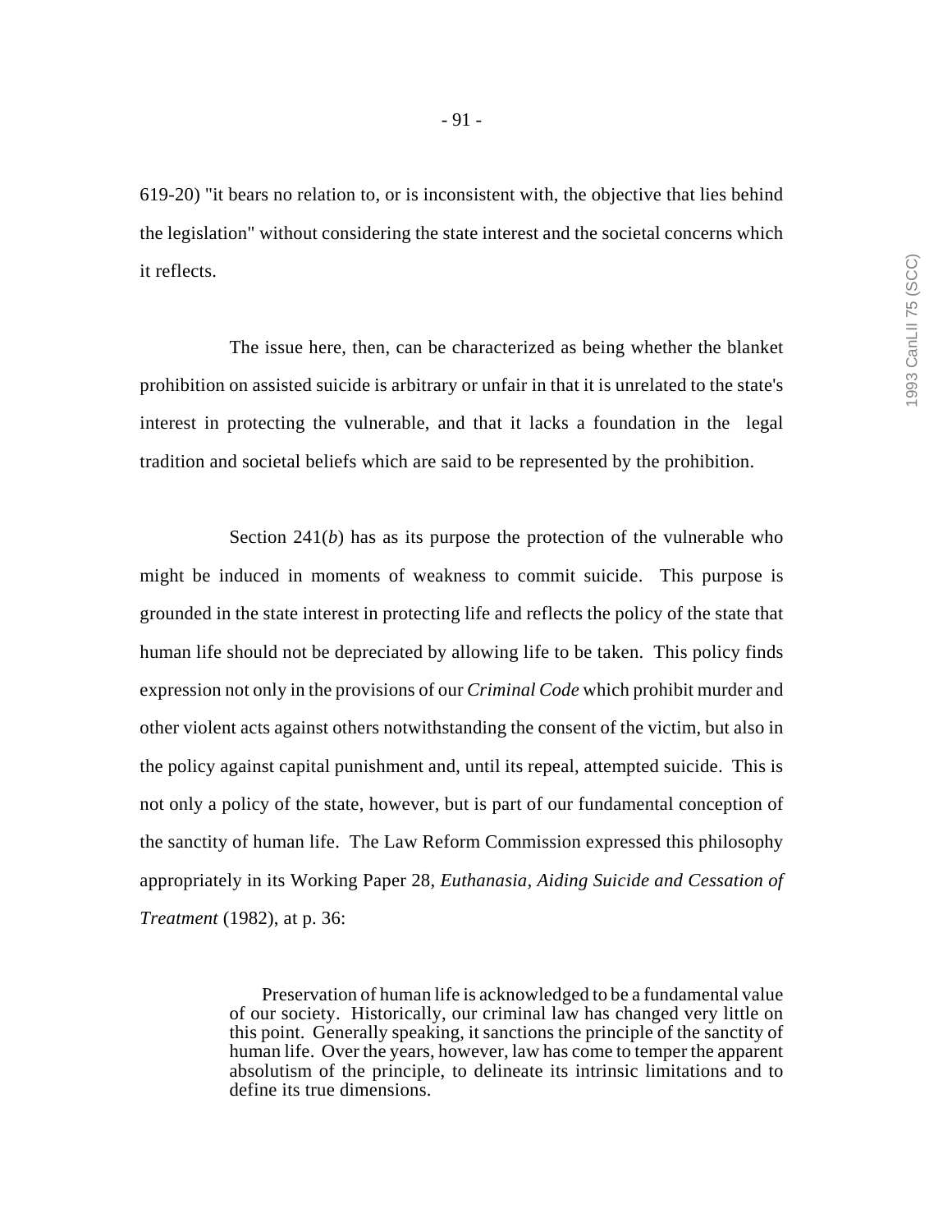619-20) "it bears no relation to, or is inconsistent with, the objective that lies behind the legislation" without considering the state interest and the societal concerns which it reflects.

The issue here, then, can be characterized as being whether the blanket prohibition on assisted suicide is arbitrary or unfair in that it is unrelated to the state's interest in protecting the vulnerable, and that it lacks a foundation in the legal tradition and societal beliefs which are said to be represented by the prohibition.

Section 241(*b*) has as its purpose the protection of the vulnerable who might be induced in moments of weakness to commit suicide. This purpose is grounded in the state interest in protecting life and reflects the policy of the state that human life should not be depreciated by allowing life to be taken. This policy finds expression not only in the provisions of our *Criminal Code* which prohibit murder and other violent acts against others notwithstanding the consent of the victim, but also in the policy against capital punishment and, until its repeal, attempted suicide. This is not only a policy of the state, however, but is part of our fundamental conception of the sanctity of human life. The Law Reform Commission expressed this philosophy appropriately in its Working Paper 28, *Euthanasia, Aiding Suicide and Cessation of Treatment* (1982), at p. 36:

> Preservation of human life is acknowledged to be a fundamental value of our society. Historically, our criminal law has changed very little on this point. Generally speaking, it sanctions the principle of the sanctity of human life. Over the years, however, law has come to temper the apparent absolutism of the principle, to delineate its intrinsic limitations and to define its true dimensions.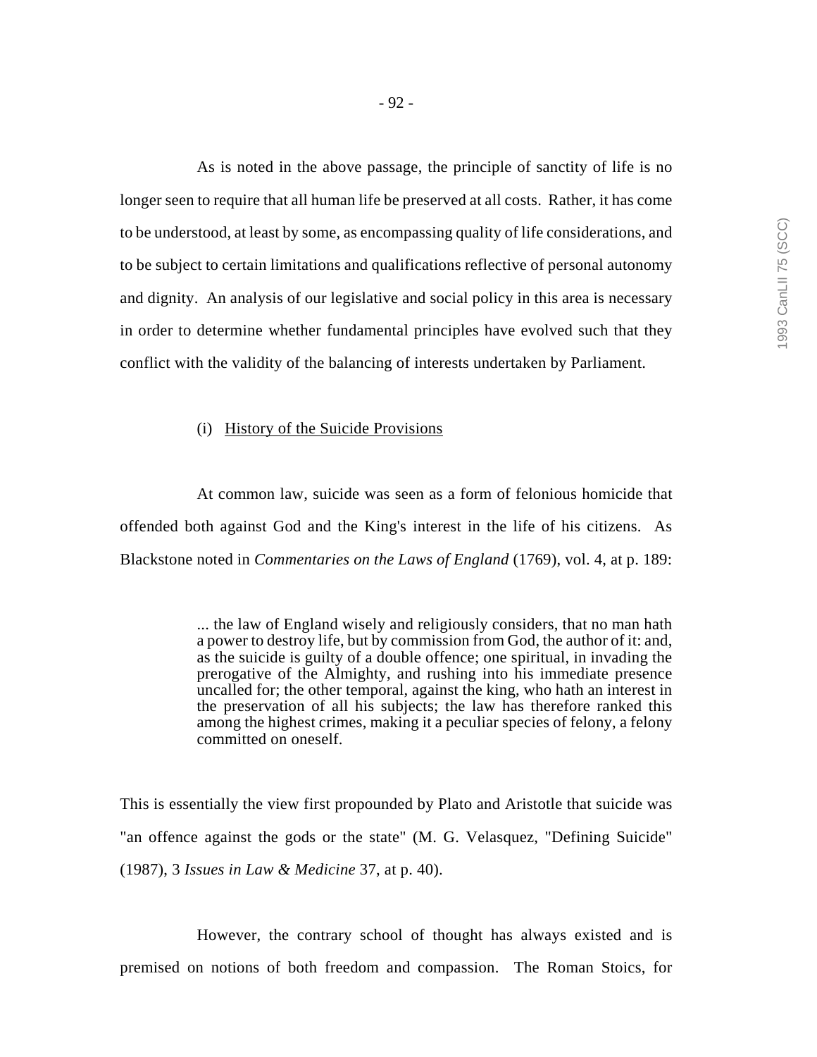As is noted in the above passage, the principle of sanctity of life is no longer seen to require that all human life be preserved at all costs. Rather, it has come to be understood, at least by some, as encompassing quality of life considerations, and to be subject to certain limitations and qualifications reflective of personal autonomy and dignity. An analysis of our legislative and social policy in this area is necessary in order to determine whether fundamental principles have evolved such that they conflict with the validity of the balancing of interests undertaken by Parliament.

(i) History of the Suicide Provisions

At common law, suicide was seen as a form of felonious homicide that offended both against God and the King's interest in the life of his citizens. As Blackstone noted in *Commentaries on the Laws of England* (1769), vol. 4, at p. 189:

> ... the law of England wisely and religiously considers, that no man hath a power to destroy life, but by commission from God, the author of it: and, as the suicide is guilty of a double offence; one spiritual, in invading the prerogative of the Almighty, and rushing into his immediate presence uncalled for; the other temporal, against the king, who hath an interest in the preservation of all his subjects; the law has therefore ranked this among the highest crimes, making it a peculiar species of felony, a felony committed on oneself.

This is essentially the view first propounded by Plato and Aristotle that suicide was "an offence against the gods or the state" (M. G. Velasquez, "Defining Suicide" (1987), 3 *Issues in Law & Medicine* 37, at p. 40).

However, the contrary school of thought has always existed and is premised on notions of both freedom and compassion. The Roman Stoics, for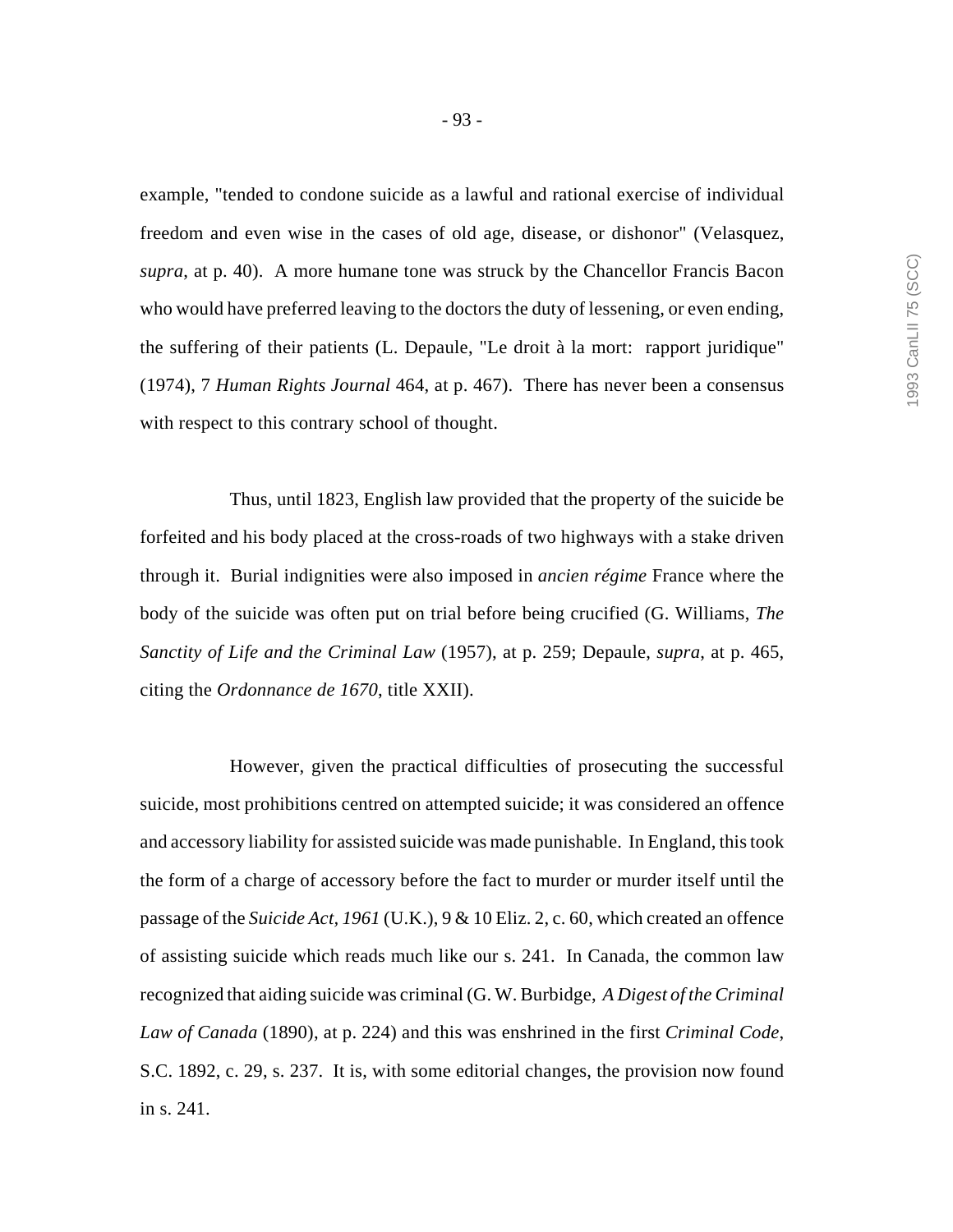example, "tended to condone suicide as a lawful and rational exercise of individual freedom and even wise in the cases of old age, disease, or dishonor" (Velasquez, *supra*, at p. 40). A more humane tone was struck by the Chancellor Francis Bacon who would have preferred leaving to the doctors the duty of lessening, or even ending, the suffering of their patients (L. Depaule, "Le droit à la mort: rapport juridique" (1974), 7 *Human Rights Journal* 464, at p. 467). There has never been a consensus with respect to this contrary school of thought.

Thus, until 1823, English law provided that the property of the suicide be forfeited and his body placed at the cross-roads of two highways with a stake driven through it. Burial indignities were also imposed in *ancien régime* France where the body of the suicide was often put on trial before being crucified (G. Williams, *The Sanctity of Life and the Criminal Law* (1957), at p. 259; Depaule, *supra*, at p. 465, citing the *Ordonnance de 1670*, title XXII).

However, given the practical difficulties of prosecuting the successful suicide, most prohibitions centred on attempted suicide; it was considered an offence and accessory liability for assisted suicide was made punishable. In England, this took the form of a charge of accessory before the fact to murder or murder itself until the passage of the *Suicide Act, 1961* (U.K.), 9 & 10 Eliz. 2, c. 60, which created an offence of assisting suicide which reads much like our s. 241. In Canada, the common law recognized that aiding suicide was criminal (G. W. Burbidge, *A Digest of the Criminal Law of Canada* (1890), at p. 224) and this was enshrined in the first *Criminal Code*, S.C. 1892, c. 29, s. 237. It is, with some editorial changes, the provision now found in s. 241.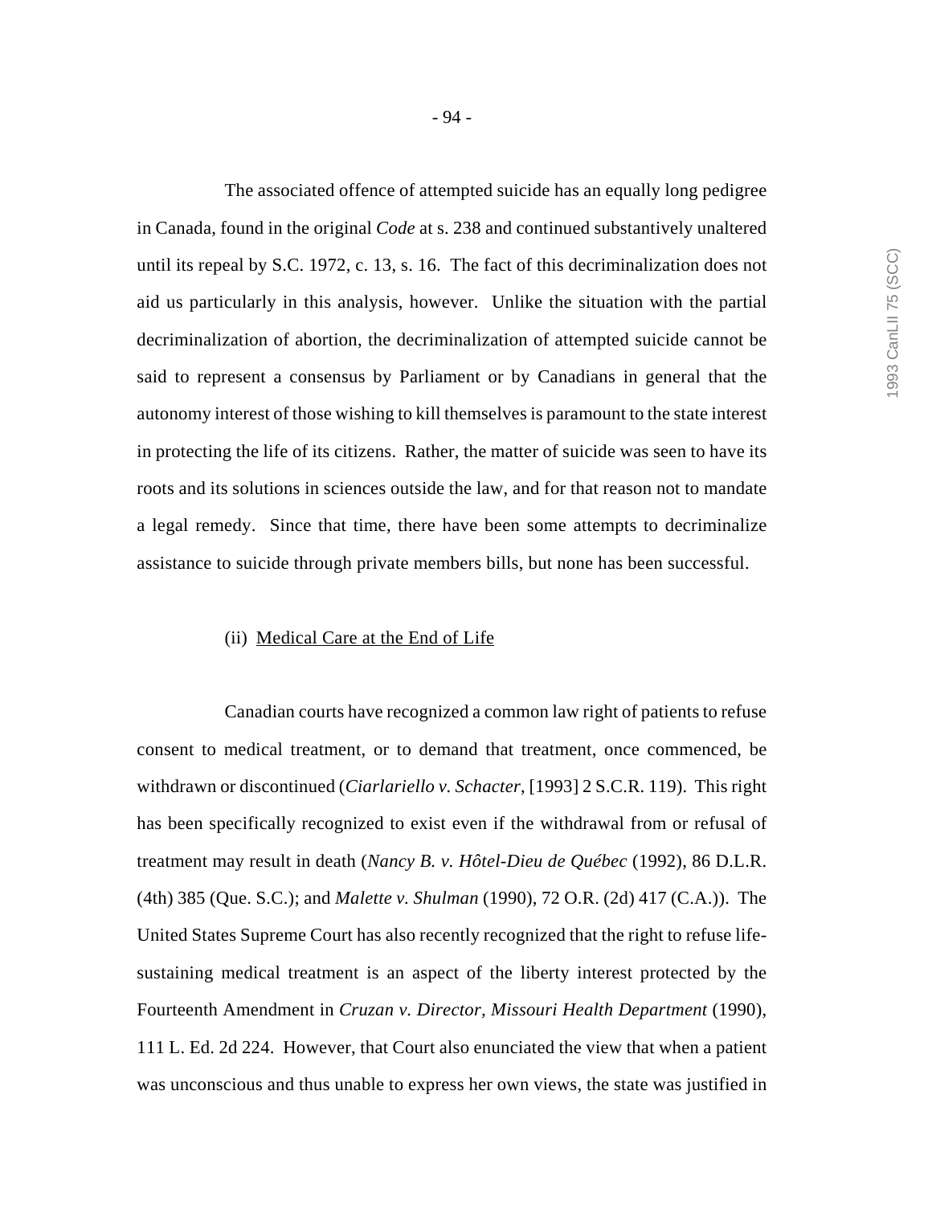The associated offence of attempted suicide has an equally long pedigree in Canada, found in the original *Code* at s. 238 and continued substantively unaltered until its repeal by S.C. 1972, c. 13, s. 16. The fact of this decriminalization does not aid us particularly in this analysis, however. Unlike the situation with the partial decriminalization of abortion, the decriminalization of attempted suicide cannot be said to represent a consensus by Parliament or by Canadians in general that the autonomy interest of those wishing to kill themselves is paramount to the state interest in protecting the life of its citizens. Rather, the matter of suicide was seen to have its roots and its solutions in sciences outside the law, and for that reason not to mandate a legal remedy. Since that time, there have been some attempts to decriminalize assistance to suicide through private members bills, but none has been successful.

(ii) <u>Medical Care at the End of Life</u>

Canadian courts have recognized a common law right of patients to refuse consent to medical treatment, or to demand that treatment, once commenced, be withdrawn or discontinued (*Ciarlariello v. Schacter*, [1993] 2 S.C.R. 119). This right has been specifically recognized to exist even if the withdrawal from or refusal of treatment may result in death (*Nancy B. v. Hôtel-Dieu de Québec* (1992), 86 D.L.R. (4th) 385 (Que. S.C.); and *Malette v. Shulman* (1990), 72 O.R. (2d) 417 (C.A.)). The United States Supreme Court has also recently recognized that the right to refuse life-sustaining medical treatment is an aspect of the liberty interest protected by the Fourteenth Amendment in *Cruzan v. Director, Missouri Health Department* (1990), 111 L. Ed. 2d 224. However, that Court also enunciated the view that when a patient was unconscious and thus unable to express her own views, the state was justified in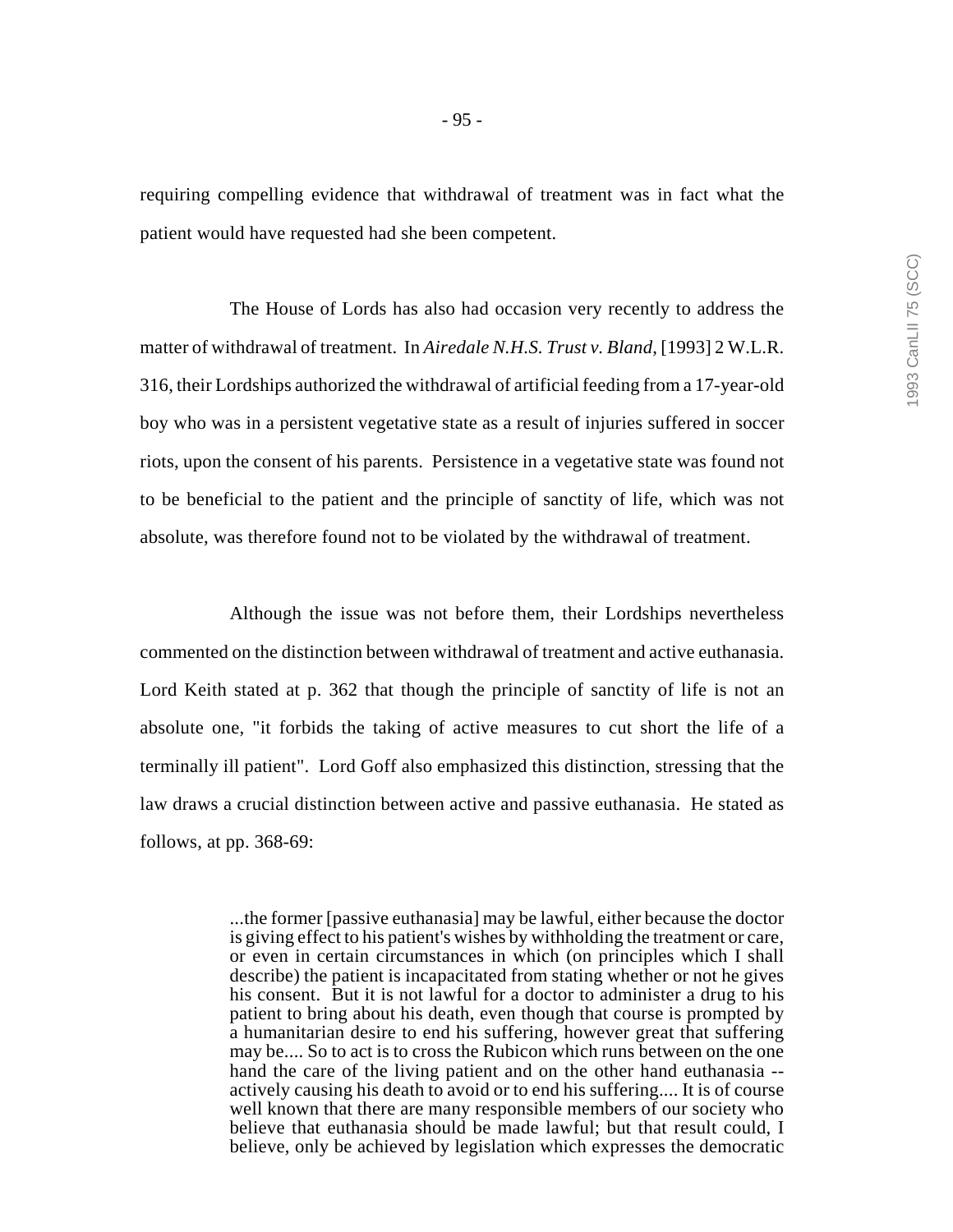requiring compelling evidence that withdrawal of treatment was in fact what the patient would have requested had she been competent.

The House of Lords has also had occasion very recently to address the matter of withdrawal of treatment. In *Airedale N.H.S. Trust v. Bland*, [1993] 2 W.L.R. 316, their Lordships authorized the withdrawal of artificial feeding from a 17-year-old boy who was in a persistent vegetative state as a result of injuries suffered in soccer riots, upon the consent of his parents. Persistence in a vegetative state was found not to be beneficial to the patient and the principle of sanctity of life, which was not absolute, was therefore found not to be violated by the withdrawal of treatment.

Although the issue was not before them, their Lordships nevertheless commented on the distinction between withdrawal of treatment and active euthanasia. Lord Keith stated at p. 362 that though the principle of sanctity of life is not an absolute one, "it forbids the taking of active measures to cut short the life of a terminally ill patient". Lord Goff also emphasized this distinction, stressing that the law draws a crucial distinction between active and passive euthanasia. He stated as follows, at pp. 368-69:

> ...the former [passive euthanasia] may be lawful, either because the doctor is giving effect to his patient's wishes by withholding the treatment or care, or even in certain circumstances in which (on principles which I shall describe) the patient is incapacitated from stating whether or not he gives his consent. But it is not lawful for a doctor to administer a drug to his patient to bring about his death, even though that course is prompted by a humanitarian desire to end his suffering, however great that suffering may be.... So to act is to cross the Rubicon which runs between on the one hand the care of the living patient and on the other hand euthanasia -- actively causing his death to avoid or to end his suffering.... It is of course well known that there are many responsible members of our society who believe that euthanasia should be made lawful; but that result could, I believe, only be achieved by legislation which expresses the democratic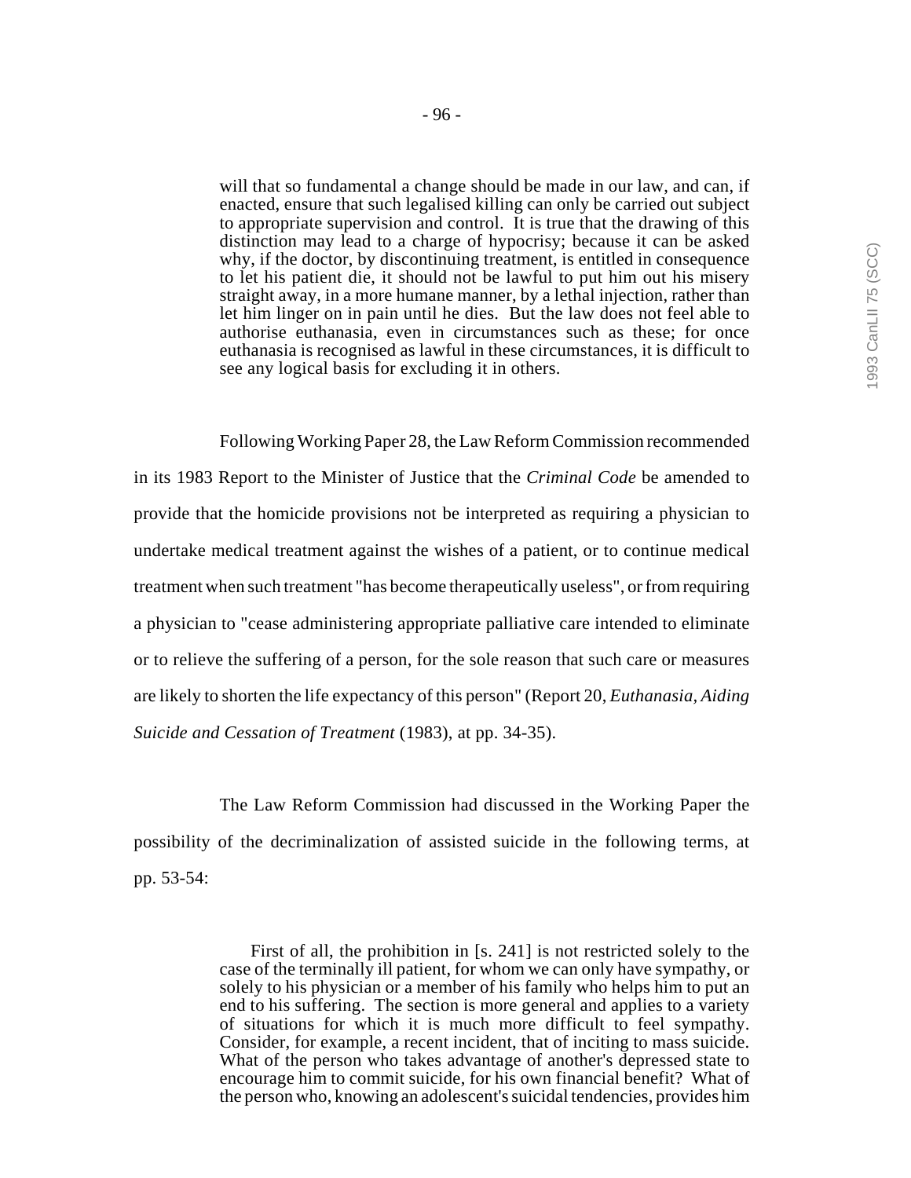> will that so fundamental a change should be made in our law, and can, if enacted, ensure that such legalised killing can only be carried out subject to appropriate supervision and control. It is true that the drawing of this distinction may lead to a charge of hypocrisy; because it can be asked why, if the doctor, by discontinuing treatment, is entitled in consequence to let his patient die, it should not be lawful to put him out his misery straight away, in a more humane manner, by a lethal injection, rather than let him linger on in pain until he dies. But the law does not feel able to authorise euthanasia, even in circumstances such as these; for once euthanasia is recognised as lawful in these circumstances, it is difficult to see any logical basis for excluding it in others.

Following Working Paper 28, the Law Reform Commission recommended in its 1983 Report to the Minister of Justice that the *Criminal Code* be amended to provide that the homicide provisions not be interpreted as requiring a physician to undertake medical treatment against the wishes of a patient, or to continue medical treatment when such treatment "has become therapeutically useless", or from requiring a physician to "cease administering appropriate palliative care intended to eliminate or to relieve the suffering of a person, for the sole reason that such care or measures are likely to shorten the life expectancy of this person" (Report 20, *Euthanasia, Aiding Suicide and Cessation of Treatment* (1983), at pp. 34-35).

The Law Reform Commission had discussed in the Working Paper the possibility of the decriminalization of assisted suicide in the following terms, at pp. 53-54:

> First of all, the prohibition in [s. 241] is not restricted solely to the case of the terminally ill patient, for whom we can only have sympathy, or solely to his physician or a member of his family who helps him to put an end to his suffering. The section is more general and applies to a variety of situations for which it is much more difficult to feel sympathy. Consider, for example, a recent incident, that of inciting to mass suicide. What of the person who takes advantage of another's depressed state to encourage him to commit suicide, for his own financial benefit? What of the person who, knowing an adolescent's suicidal tendencies, provides him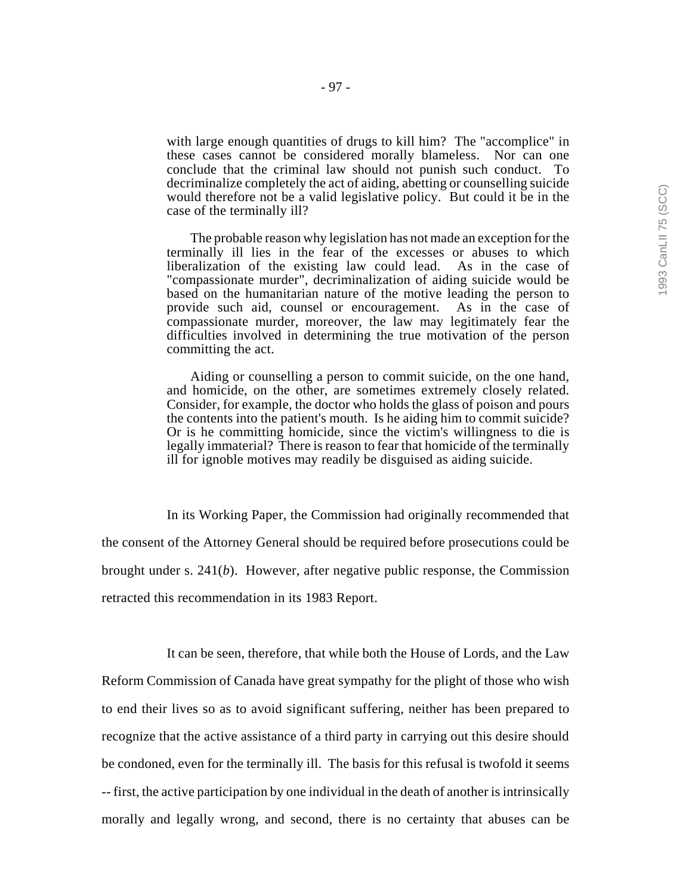> with large enough quantities of drugs to kill him? The "accomplice" in these cases cannot be considered morally blameless. Nor can one conclude that the criminal law should not punish such conduct. To decriminalize completely the act of aiding, abetting or counselling suicide would therefore not be a valid legislative policy. But could it be in the case of the terminally ill?
>
> The probable reason why legislation has not made an exception for the terminally ill lies in the fear of the excesses or abuses to which liberalization of the existing law could lead. As in the case of "compassionate murder", decriminalization of aiding suicide would be based on the humanitarian nature of the motive leading the person to provide such aid, counsel or encouragement. As in the case of compassionate murder, moreover, the law may legitimately fear the difficulties involved in determining the true motivation of the person committing the act.
>
> Aiding or counselling a person to commit suicide, on the one hand, and homicide, on the other, are sometimes extremely closely related. Consider, for example, the doctor who holds the glass of poison and pours the contents into the patient's mouth. Is he aiding him to commit suicide? Or is he committing homicide, since the victim's willingness to die is legally immaterial? There is reason to fear that homicide of the terminally ill for ignoble motives may readily be disguised as aiding suicide.

In its Working Paper, the Commission had originally recommended that the consent of the Attorney General should be required before prosecutions could be brought under s. 241(*b*). However, after negative public response, the Commission retracted this recommendation in its 1983 Report.

It can be seen, therefore, that while both the House of Lords, and the Law Reform Commission of Canada have great sympathy for the plight of those who wish to end their lives so as to avoid significant suffering, neither has been prepared to recognize that the active assistance of a third party in carrying out this desire should be condoned, even for the terminally ill. The basis for this refusal is twofold it seems -- first, the active participation by one individual in the death of another is intrinsically morally and legally wrong, and second, there is no certainty that abuses can be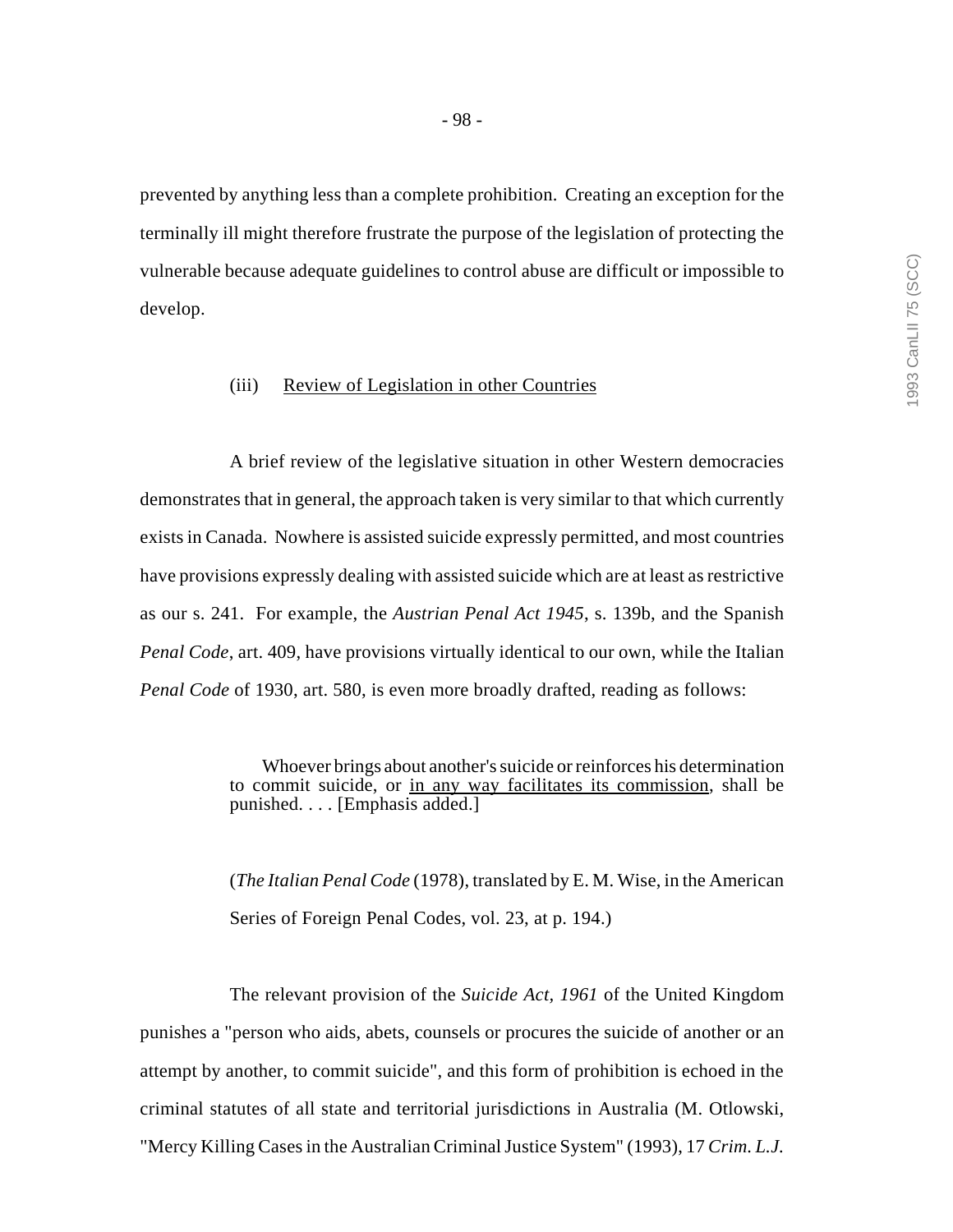prevented by anything less than a complete prohibition. Creating an exception for the terminally ill might therefore frustrate the purpose of the legislation of protecting the vulnerable because adequate guidelines to control abuse are difficult or impossible to develop.

(iii) Review of Legislation in other Countries

A brief review of the legislative situation in other Western democracies demonstrates that in general, the approach taken is very similar to that which currently exists in Canada. Nowhere is assisted suicide expressly permitted, and most countries have provisions expressly dealing with assisted suicide which are at least as restrictive as our s. 241. For example, the *Austrian Penal Act 1945*, s. 139b, and the Spanish *Penal Code*, art. 409, have provisions virtually identical to our own, while the Italian *Penal Code* of 1930, art. 580, is even more broadly drafted, reading as follows:

> Whoever brings about another's suicide or reinforces his determination to commit suicide, or in any way facilitates its commission, shall be punished. . . . [Emphasis added.]

(*The Italian Penal Code* (1978), translated by E. M. Wise, in the American Series of Foreign Penal Codes, vol. 23, at p. 194.)

The relevant provision of the *Suicide Act, 1961* of the United Kingdom punishes a "person who aids, abets, counsels or procures the suicide of another or an attempt by another, to commit suicide", and this form of prohibition is echoed in the criminal statutes of all state and territorial jurisdictions in Australia (M. Otlowski, "Mercy Killing Cases in the Australian Criminal Justice System" (1993), 17 *Crim. L.J.*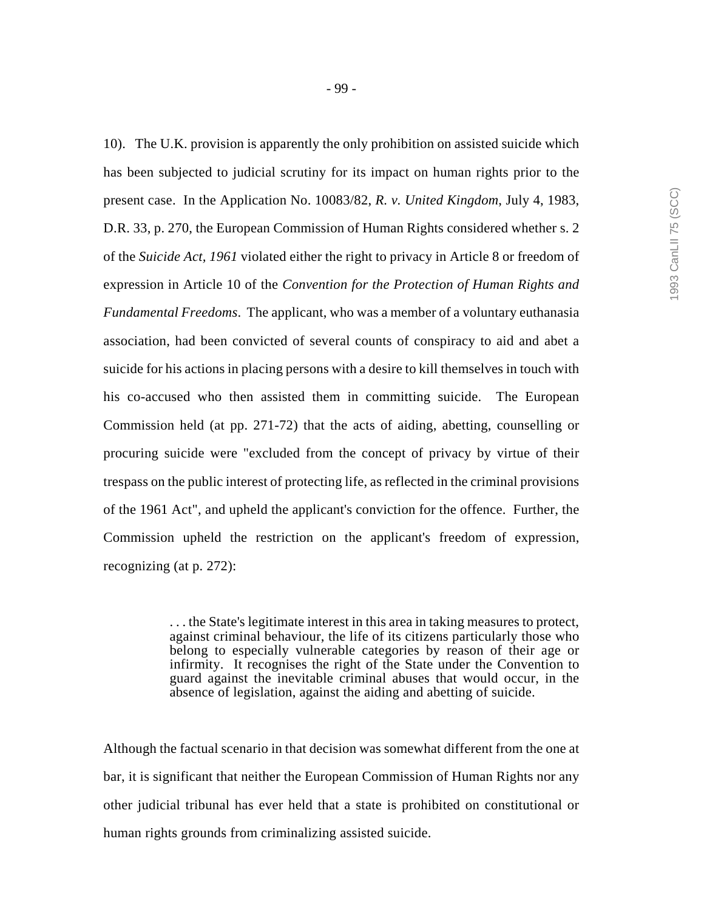10). The U.K. provision is apparently the only prohibition on assisted suicide which has been subjected to judicial scrutiny for its impact on human rights prior to the present case. In the Application No. 10083/82, *R. v. United Kingdom*, July 4, 1983, D.R. 33, p. 270, the European Commission of Human Rights considered whether s. 2 of the *Suicide Act, 1961* violated either the right to privacy in Article 8 or freedom of expression in Article 10 of the *Convention for the Protection of Human Rights and Fundamental Freedoms*. The applicant, who was a member of a voluntary euthanasia association, had been convicted of several counts of conspiracy to aid and abet a suicide for his actions in placing persons with a desire to kill themselves in touch with his co-accused who then assisted them in committing suicide. The European Commission held (at pp. 271-72) that the acts of aiding, abetting, counselling or procuring suicide were "excluded from the concept of privacy by virtue of their trespass on the public interest of protecting life, as reflected in the criminal provisions of the 1961 Act", and upheld the applicant's conviction for the offence. Further, the Commission upheld the restriction on the applicant's freedom of expression, recognizing (at p. 272):

> . . . the State's legitimate interest in this area in taking measures to protect, against criminal behaviour, the life of its citizens particularly those who belong to especially vulnerable categories by reason of their age or infirmity. It recognises the right of the State under the Convention to guard against the inevitable criminal abuses that would occur, in the absence of legislation, against the aiding and abetting of suicide.

Although the factual scenario in that decision was somewhat different from the one at bar, it is significant that neither the European Commission of Human Rights nor any other judicial tribunal has ever held that a state is prohibited on constitutional or human rights grounds from criminalizing assisted suicide.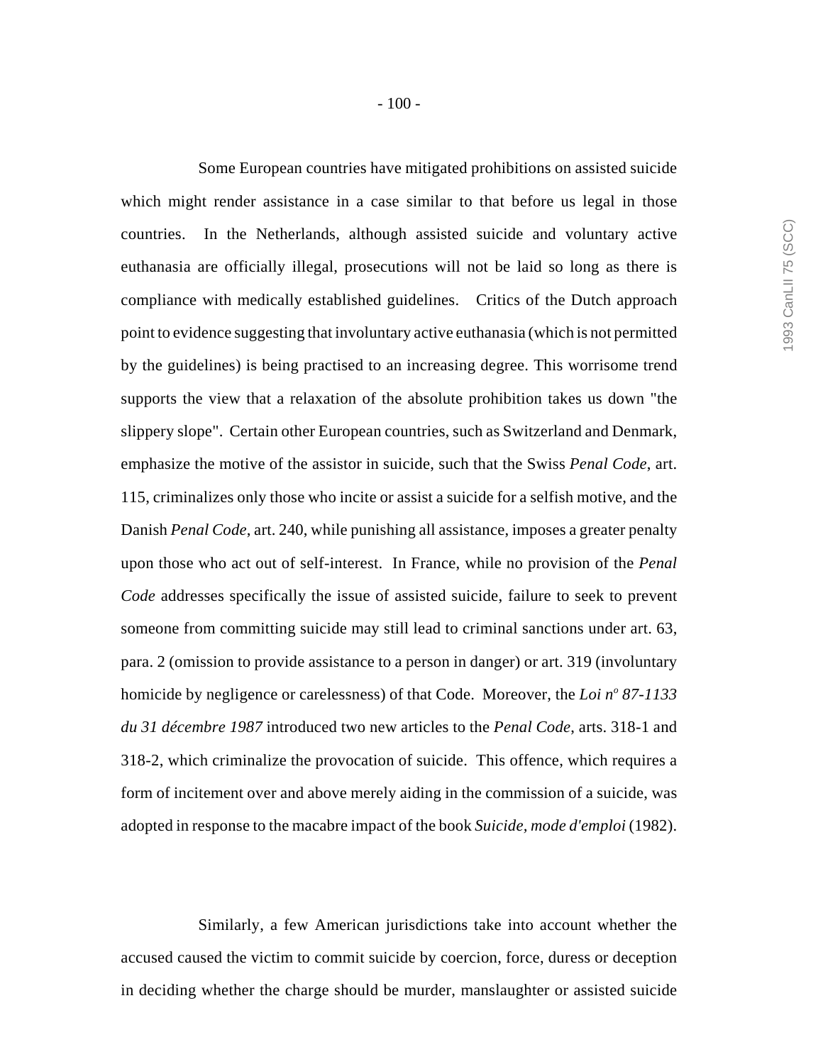Some European countries have mitigated prohibitions on assisted suicide which might render assistance in a case similar to that before us legal in those countries. In the Netherlands, although assisted suicide and voluntary active euthanasia are officially illegal, prosecutions will not be laid so long as there is compliance with medically established guidelines. Critics of the Dutch approach point to evidence suggesting that involuntary active euthanasia (which is not permitted by the guidelines) is being practised to an increasing degree. This worrisome trend supports the view that a relaxation of the absolute prohibition takes us down "the slippery slope". Certain other European countries, such as Switzerland and Denmark, emphasize the motive of the assistor in suicide, such that the Swiss *Penal Code*, art. 115, criminalizes only those who incite or assist a suicide for a selfish motive, and the Danish *Penal Code*, art. 240, while punishing all assistance, imposes a greater penalty upon those who act out of self-interest. In France, while no provision of the *Penal Code* addresses specifically the issue of assisted suicide, failure to seek to prevent someone from committing suicide may still lead to criminal sanctions under art. 63, para. 2 (omission to provide assistance to a person in danger) or art. 319 (involuntary homicide by negligence or carelessness) of that Code. Moreover, the *Loi nº 87-1133 du 31 décembre 1987* introduced two new articles to the *Penal Code*, arts. 318-1 and 318-2, which criminalize the provocation of suicide. This offence, which requires a form of incitement over and above merely aiding in the commission of a suicide, was adopted in response to the macabre impact of the book *Suicide, mode d'emploi* (1982).

Similarly, a few American jurisdictions take into account whether the accused caused the victim to commit suicide by coercion, force, duress or deception in deciding whether the charge should be murder, manslaughter or assisted suicide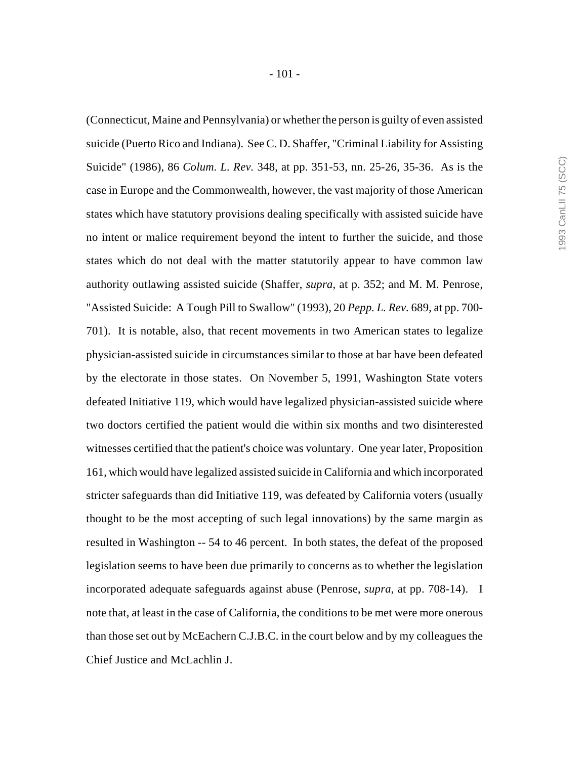(Connecticut, Maine and Pennsylvania) or whether the person is guilty of even assisted suicide (Puerto Rico and Indiana). See C. D. Shaffer, "Criminal Liability for Assisting Suicide" (1986), 86 *Colum. L. Rev.* 348, at pp. 351-53, nn. 25-26, 35-36. As is the case in Europe and the Commonwealth, however, the vast majority of those American states which have statutory provisions dealing specifically with assisted suicide have no intent or malice requirement beyond the intent to further the suicide, and those states which do not deal with the matter statutorily appear to have common law authority outlawing assisted suicide (Shaffer, *supra*, at p. 352; and M. M. Penrose, "Assisted Suicide: A Tough Pill to Swallow" (1993), 20 *Pepp. L. Rev.* 689, at pp. 700-701). It is notable, also, that recent movements in two American states to legalize physician-assisted suicide in circumstances similar to those at bar have been defeated by the electorate in those states. On November 5, 1991, Washington State voters defeated Initiative 119, which would have legalized physician-assisted suicide where two doctors certified the patient would die within six months and two disinterested witnesses certified that the patient's choice was voluntary. One year later, Proposition 161, which would have legalized assisted suicide in California and which incorporated stricter safeguards than did Initiative 119, was defeated by California voters (usually thought to be the most accepting of such legal innovations) by the same margin as resulted in Washington -- 54 to 46 percent. In both states, the defeat of the proposed legislation seems to have been due primarily to concerns as to whether the legislation incorporated adequate safeguards against abuse (Penrose, *supra*, at pp. 708-14). I note that, at least in the case of California, the conditions to be met were more onerous than those set out by McEachern C.J.B.C. in the court below and by my colleagues the Chief Justice and McLachlin J.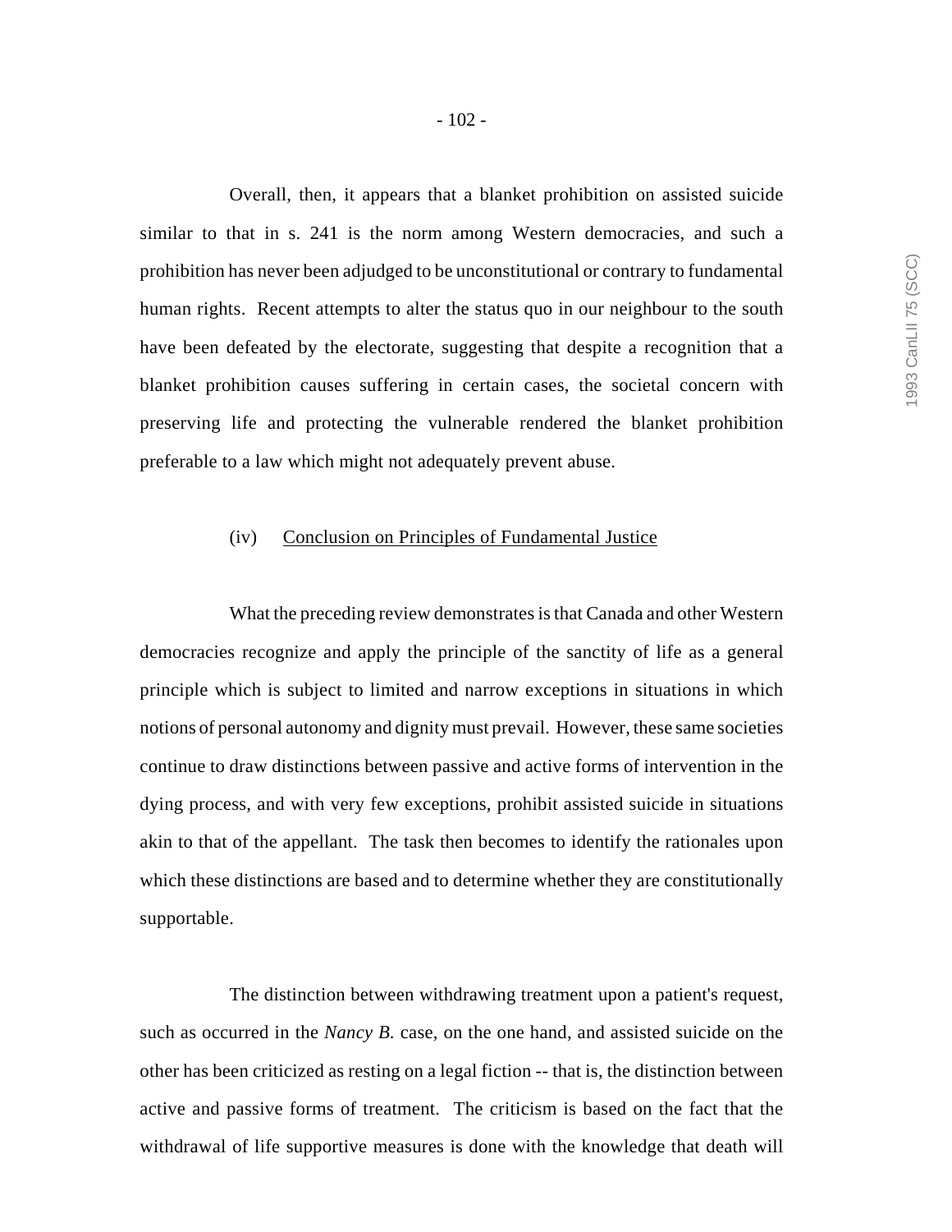Overall, then, it appears that a blanket prohibition on assisted suicide similar to that in s. 241 is the norm among Western democracies, and such a prohibition has never been adjudged to be unconstitutional or contrary to fundamental human rights. Recent attempts to alter the status quo in our neighbour to the south have been defeated by the electorate, suggesting that despite a recognition that a blanket prohibition causes suffering in certain cases, the societal concern with preserving life and protecting the vulnerable rendered the blanket prohibition preferable to a law which might not adequately prevent abuse.

(iv) <u>Conclusion on Principles of Fundamental Justice</u>

What the preceding review demonstrates is that Canada and other Western democracies recognize and apply the principle of the sanctity of life as a general principle which is subject to limited and narrow exceptions in situations in which notions of personal autonomy and dignity must prevail. However, these same societies continue to draw distinctions between passive and active forms of intervention in the dying process, and with very few exceptions, prohibit assisted suicide in situations akin to that of the appellant. The task then becomes to identify the rationales upon which these distinctions are based and to determine whether they are constitutionally supportable.

The distinction between withdrawing treatment upon a patient's request, such as occurred in the *Nancy B.* case, on the one hand, and assisted suicide on the other has been criticized as resting on a legal fiction -- that is, the distinction between active and passive forms of treatment. The criticism is based on the fact that the withdrawal of life supportive measures is done with the knowledge that death will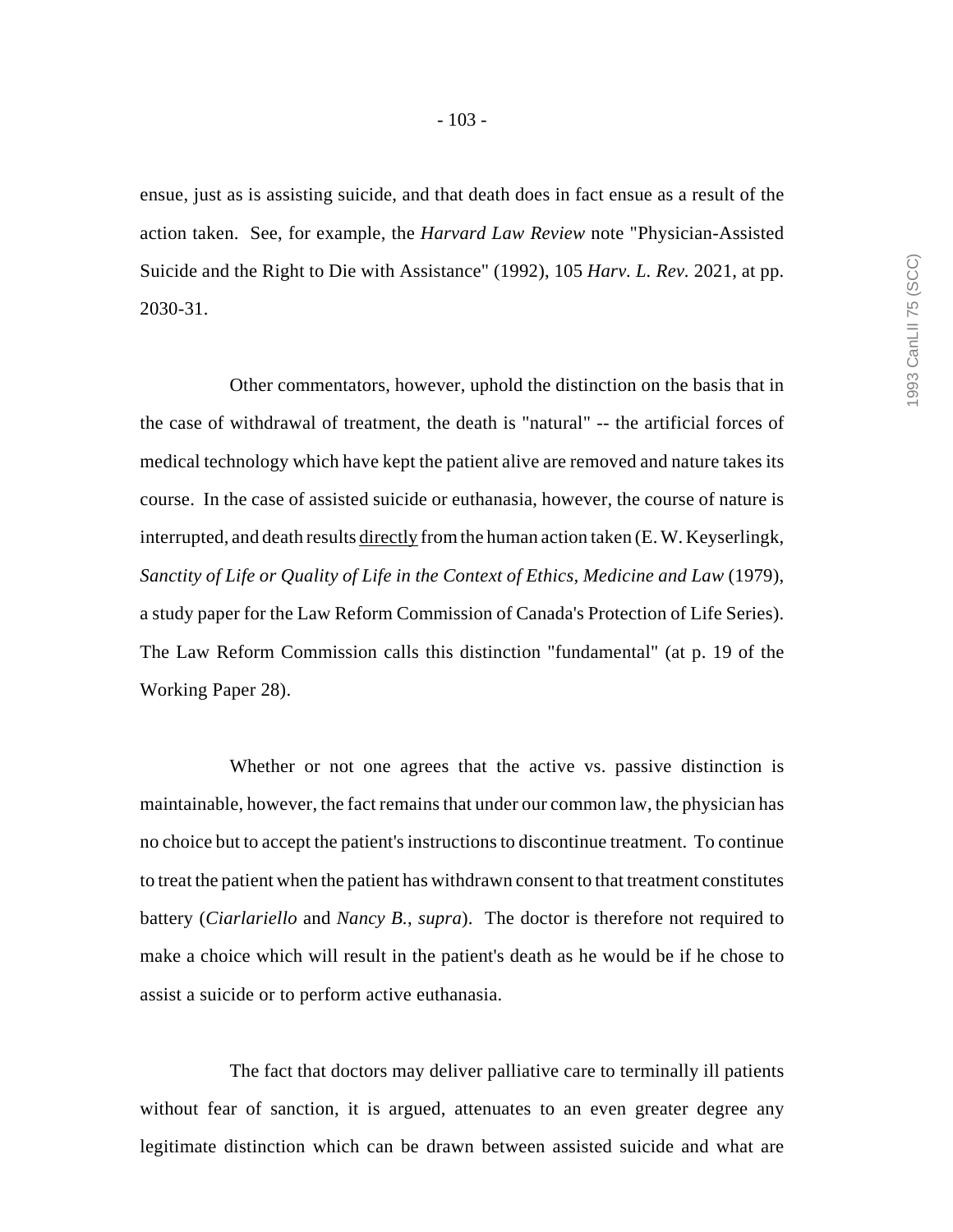ensue, just as is assisting suicide, and that death does in fact ensue as a result of the action taken. See, for example, the *Harvard Law Review* note "Physician-Assisted Suicide and the Right to Die with Assistance" (1992), 105 *Harv. L. Rev.* 2021, at pp. 2030-31.

Other commentators, however, uphold the distinction on the basis that in the case of withdrawal of treatment, the death is "natural" -- the artificial forces of medical technology which have kept the patient alive are removed and nature takes its course. In the case of assisted suicide or euthanasia, however, the course of nature is interrupted, and death results <u>directly</u> from the human action taken (E. W. Keyserlingk, *Sanctity of Life or Quality of Life in the Context of Ethics, Medicine and Law* (1979), a study paper for the Law Reform Commission of Canada's Protection of Life Series). The Law Reform Commission calls this distinction "fundamental" (at p. 19 of the Working Paper 28).

Whether or not one agrees that the active vs. passive distinction is maintainable, however, the fact remains that under our common law, the physician has no choice but to accept the patient's instructions to discontinue treatment. To continue to treat the patient when the patient has withdrawn consent to that treatment constitutes battery (*Ciarlariello* and *Nancy B.*, *supra*). The doctor is therefore not required to make a choice which will result in the patient's death as he would be if he chose to assist a suicide or to perform active euthanasia.

The fact that doctors may deliver palliative care to terminally ill patients without fear of sanction, it is argued, attenuates to an even greater degree any legitimate distinction which can be drawn between assisted suicide and what are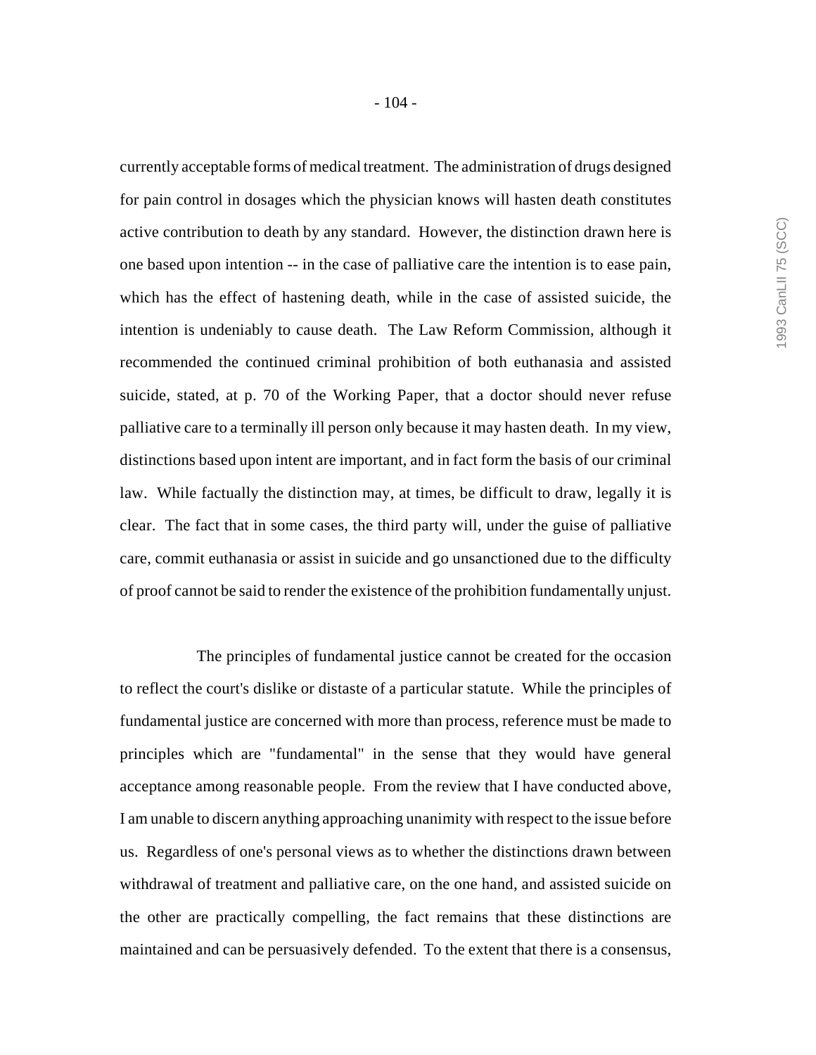currently acceptable forms of medical treatment. The administration of drugs designed for pain control in dosages which the physician knows will hasten death constitutes active contribution to death by any standard. However, the distinction drawn here is one based upon intention -- in the case of palliative care the intention is to ease pain, which has the effect of hastening death, while in the case of assisted suicide, the intention is undeniably to cause death. The Law Reform Commission, although it recommended the continued criminal prohibition of both euthanasia and assisted suicide, stated, at p. 70 of the Working Paper, that a doctor should never refuse palliative care to a terminally ill person only because it may hasten death. In my view, distinctions based upon intent are important, and in fact form the basis of our criminal law. While factually the distinction may, at times, be difficult to draw, legally it is clear. The fact that in some cases, the third party will, under the guise of palliative care, commit euthanasia or assist in suicide and go unsanctioned due to the difficulty of proof cannot be said to render the existence of the prohibition fundamentally unjust.

The principles of fundamental justice cannot be created for the occasion to reflect the court's dislike or distaste of a particular statute. While the principles of fundamental justice are concerned with more than process, reference must be made to principles which are "fundamental" in the sense that they would have general acceptance among reasonable people. From the review that I have conducted above, I am unable to discern anything approaching unanimity with respect to the issue before us. Regardless of one's personal views as to whether the distinctions drawn between withdrawal of treatment and palliative care, on the one hand, and assisted suicide on the other are practically compelling, the fact remains that these distinctions are maintained and can be persuasively defended. To the extent that there is a consensus,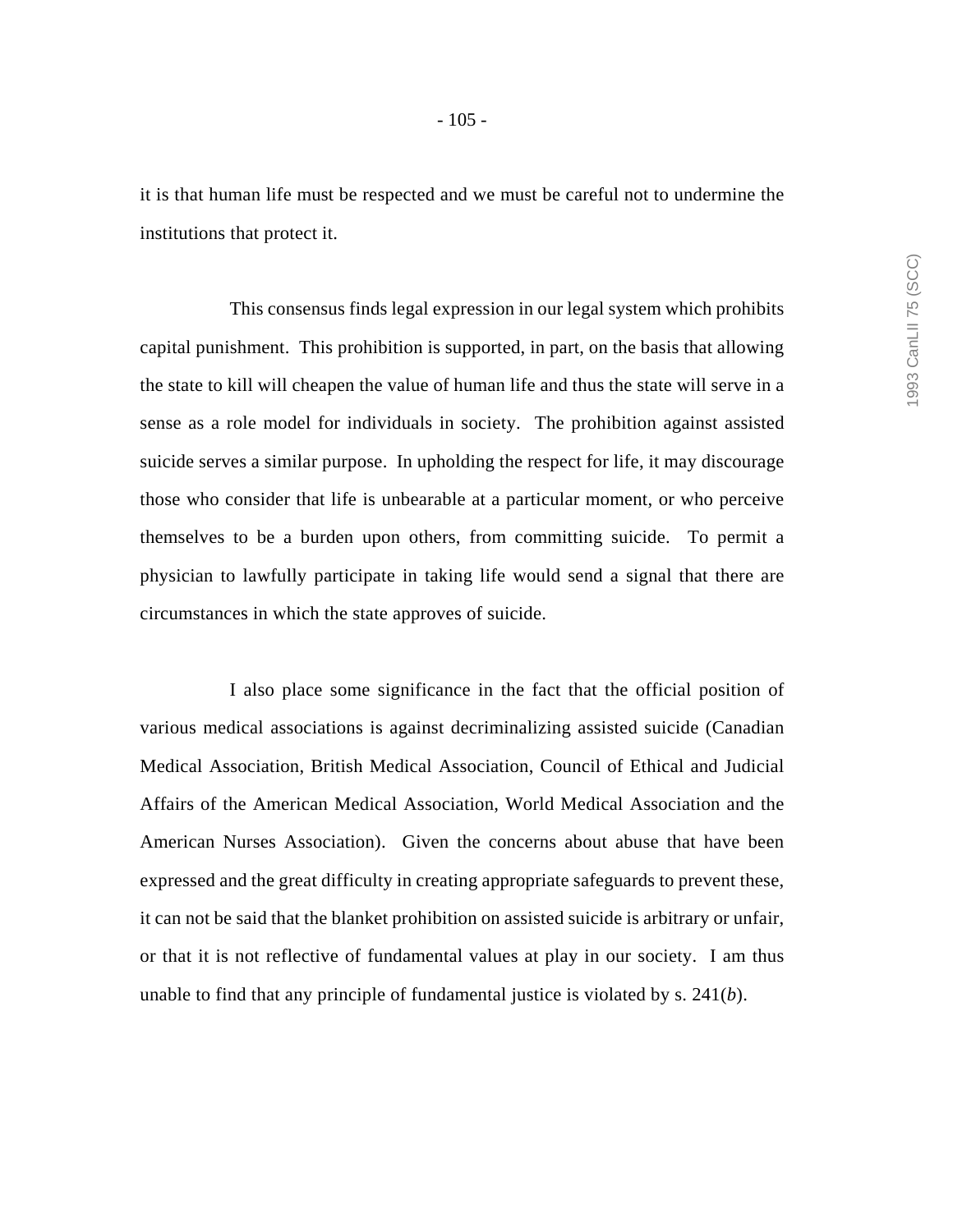it is that human life must be respected and we must be careful not to undermine the institutions that protect it.

This consensus finds legal expression in our legal system which prohibits capital punishment. This prohibition is supported, in part, on the basis that allowing the state to kill will cheapen the value of human life and thus the state will serve in a sense as a role model for individuals in society. The prohibition against assisted suicide serves a similar purpose. In upholding the respect for life, it may discourage those who consider that life is unbearable at a particular moment, or who perceive themselves to be a burden upon others, from committing suicide. To permit a physician to lawfully participate in taking life would send a signal that there are circumstances in which the state approves of suicide.

I also place some significance in the fact that the official position of various medical associations is against decriminalizing assisted suicide (Canadian Medical Association, British Medical Association, Council of Ethical and Judicial Affairs of the American Medical Association, World Medical Association and the American Nurses Association). Given the concerns about abuse that have been expressed and the great difficulty in creating appropriate safeguards to prevent these, it can not be said that the blanket prohibition on assisted suicide is arbitrary or unfair, or that it is not reflective of fundamental values at play in our society. I am thus unable to find that any principle of fundamental justice is violated by s. 241(*b*).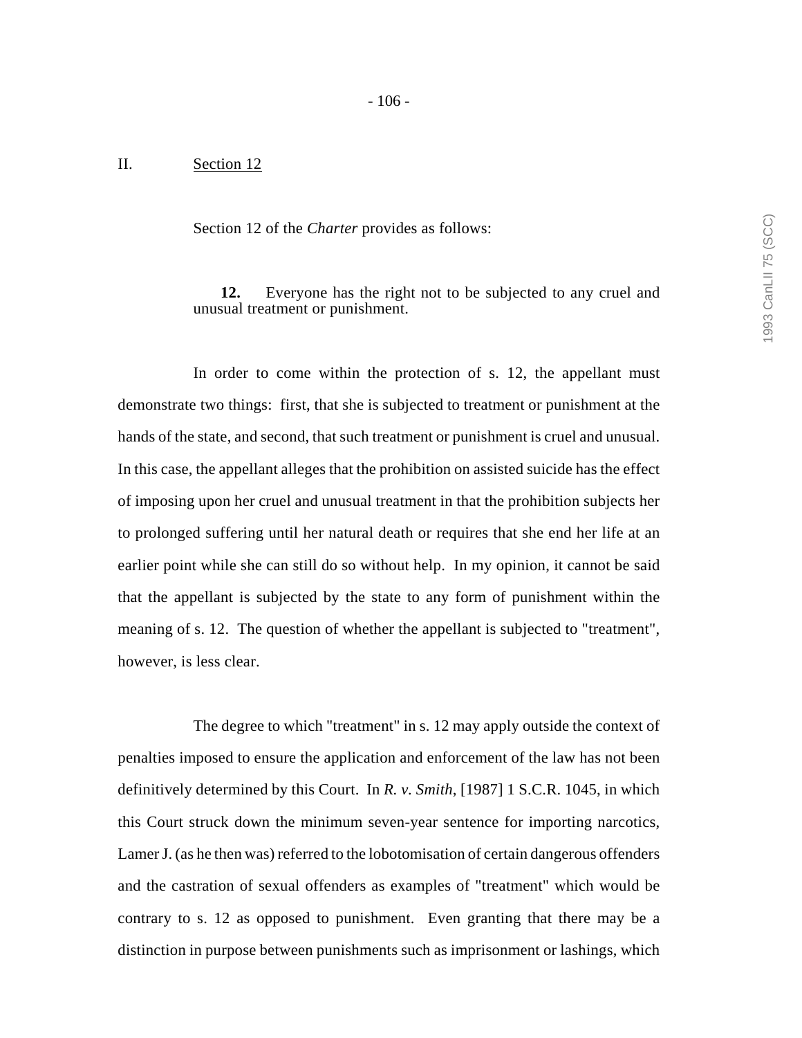## II. Section 12

Section 12 of the *Charter* provides as follows:

> **12.** Everyone has the right not to be subjected to any cruel and unusual treatment or punishment.

In order to come within the protection of s. 12, the appellant must demonstrate two things: first, that she is subjected to treatment or punishment at the hands of the state, and second, that such treatment or punishment is cruel and unusual. In this case, the appellant alleges that the prohibition on assisted suicide has the effect of imposing upon her cruel and unusual treatment in that the prohibition subjects her to prolonged suffering until her natural death or requires that she end her life at an earlier point while she can still do so without help. In my opinion, it cannot be said that the appellant is subjected by the state to any form of punishment within the meaning of s. 12. The question of whether the appellant is subjected to "treatment", however, is less clear.

The degree to which "treatment" in s. 12 may apply outside the context of penalties imposed to ensure the application and enforcement of the law has not been definitively determined by this Court. In *R. v. Smith*, [1987] 1 S.C.R. 1045, in which this Court struck down the minimum seven-year sentence for importing narcotics, Lamer J. (as he then was) referred to the lobotomisation of certain dangerous offenders and the castration of sexual offenders as examples of "treatment" which would be contrary to s. 12 as opposed to punishment. Even granting that there may be a distinction in purpose between punishments such as imprisonment or lashings, which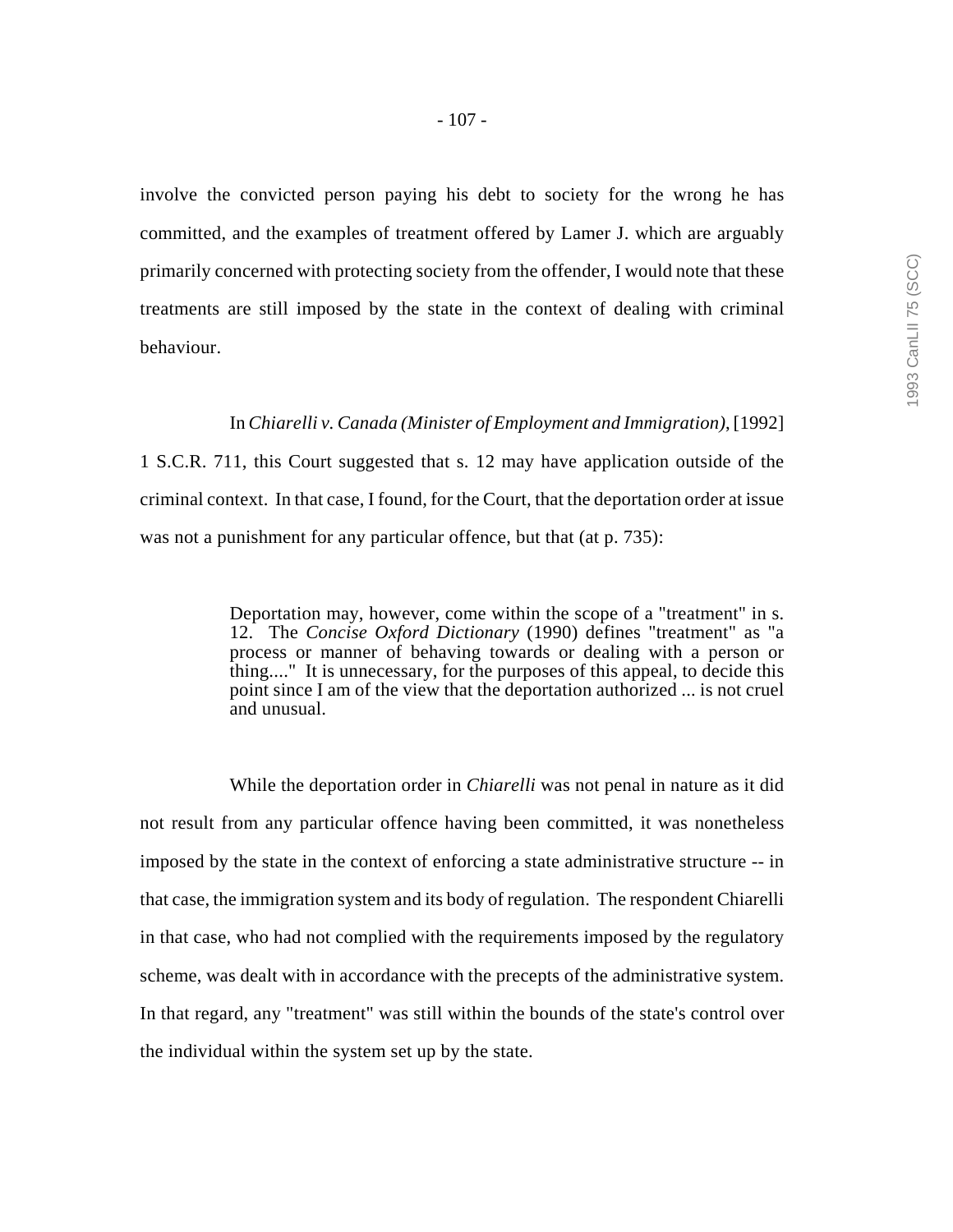involve the convicted person paying his debt to society for the wrong he has committed, and the examples of treatment offered by Lamer J. which are arguably primarily concerned with protecting society from the offender, I would note that these treatments are still imposed by the state in the context of dealing with criminal behaviour.

In *Chiarelli v. Canada (Minister of Employment and Immigration)*, [1992] 1 S.C.R. 711, this Court suggested that s. 12 may have application outside of the criminal context. In that case, I found, for the Court, that the deportation order at issue was not a punishment for any particular offence, but that (at p. 735):

> Deportation may, however, come within the scope of a "treatment" in s. 12. The *Concise Oxford Dictionary* (1990) defines "treatment" as "a process or manner of behaving towards or dealing with a person or thing...." It is unnecessary, for the purposes of this appeal, to decide this point since I am of the view that the deportation authorized ... is not cruel and unusual.

While the deportation order in *Chiarelli* was not penal in nature as it did not result from any particular offence having been committed, it was nonetheless imposed by the state in the context of enforcing a state administrative structure -- in that case, the immigration system and its body of regulation. The respondent Chiarelli in that case, who had not complied with the requirements imposed by the regulatory scheme, was dealt with in accordance with the precepts of the administrative system. In that regard, any "treatment" was still within the bounds of the state's control over the individual within the system set up by the state.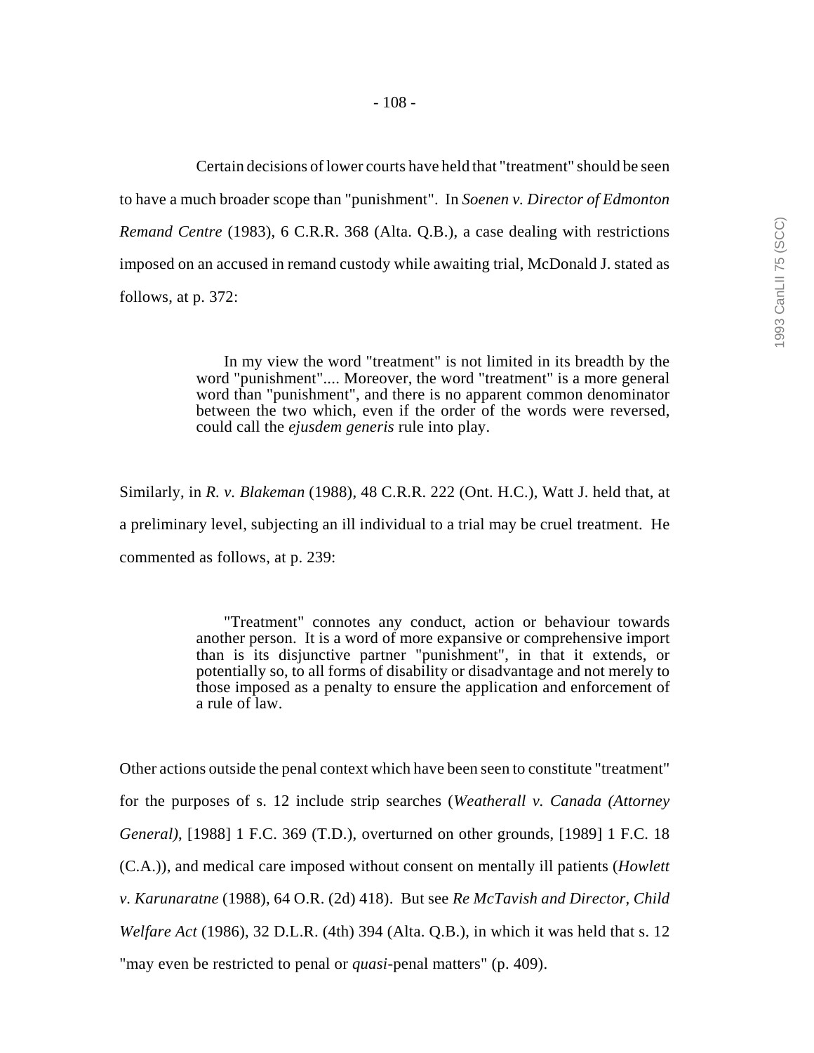Certain decisions of lower courts have held that "treatment" should be seen to have a much broader scope than "punishment". In *Soenen v. Director of Edmonton Remand Centre* (1983), 6 C.R.R. 368 (Alta. Q.B.), a case dealing with restrictions imposed on an accused in remand custody while awaiting trial, McDonald J. stated as follows, at p. 372:

> In my view the word "treatment" is not limited in its breadth by the word "punishment".... Moreover, the word "treatment" is a more general word than "punishment", and there is no apparent common denominator between the two which, even if the order of the words were reversed, could call the *ejusdem generis* rule into play.

Similarly, in *R. v. Blakeman* (1988), 48 C.R.R. 222 (Ont. H.C.), Watt J. held that, at a preliminary level, subjecting an ill individual to a trial may be cruel treatment. He commented as follows, at p. 239:

> "Treatment" connotes any conduct, action or behaviour towards another person. It is a word of more expansive or comprehensive import than is its disjunctive partner "punishment", in that it extends, or potentially so, to all forms of disability or disadvantage and not merely to those imposed as a penalty to ensure the application and enforcement of a rule of law.

Other actions outside the penal context which have been seen to constitute "treatment" for the purposes of s. 12 include strip searches (*Weatherall v. Canada (Attorney General)*, [1988] 1 F.C. 369 (T.D.), overturned on other grounds, [1989] 1 F.C. 18 (C.A.)), and medical care imposed without consent on mentally ill patients (*Howlett v. Karunaratne* (1988), 64 O.R. (2d) 418). But see *Re McTavish and Director, Child Welfare Act* (1986), 32 D.L.R. (4th) 394 (Alta. Q.B.), in which it was held that s. 12 "may even be restricted to penal or *quasi*-penal matters" (p. 409).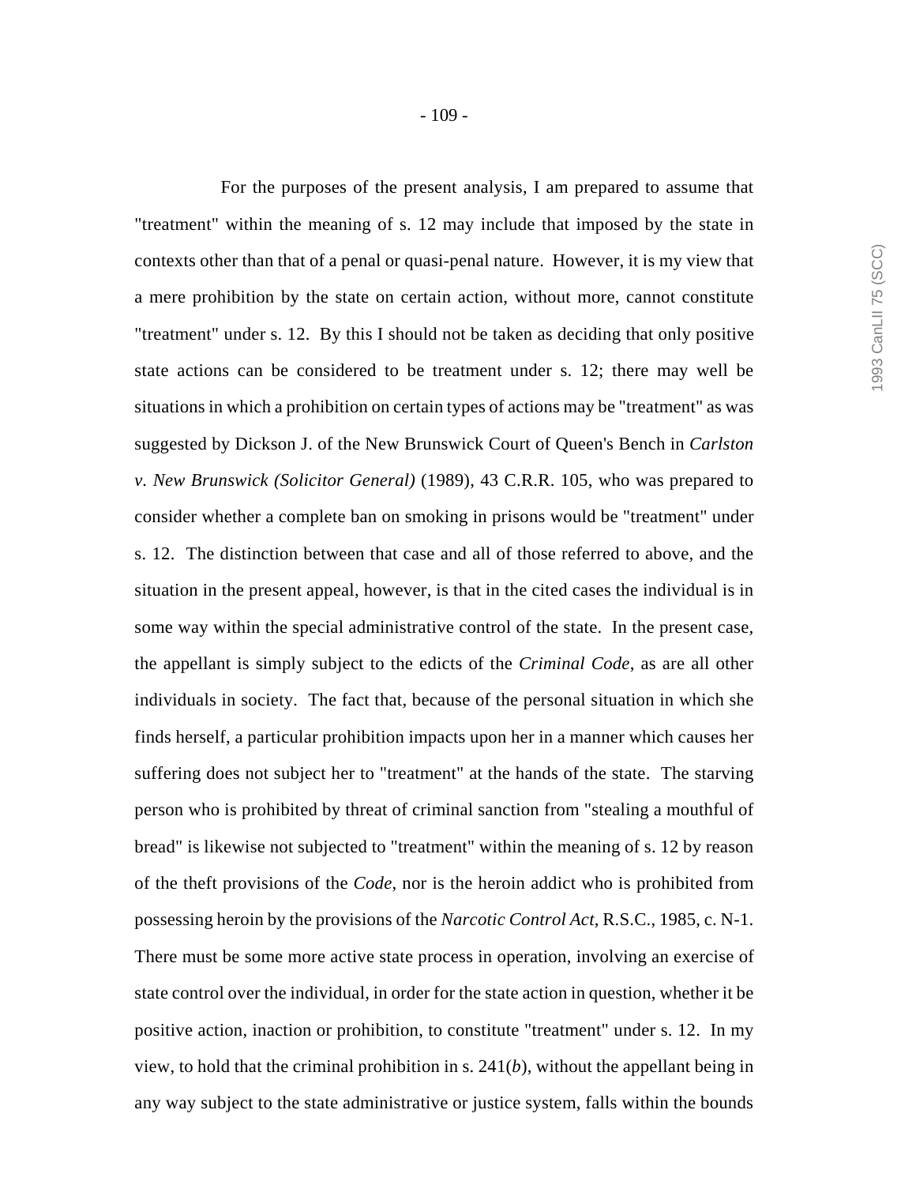For the purposes of the present analysis, I am prepared to assume that "treatment" within the meaning of s. 12 may include that imposed by the state in contexts other than that of a penal or quasi-penal nature. However, it is my view that a mere prohibition by the state on certain action, without more, cannot constitute "treatment" under s. 12. By this I should not be taken as deciding that only positive state actions can be considered to be treatment under s. 12; there may well be situations in which a prohibition on certain types of actions may be "treatment" as was suggested by Dickson J. of the New Brunswick Court of Queen's Bench in *Carlston v. New Brunswick (Solicitor General)* (1989), 43 C.R.R. 105, who was prepared to consider whether a complete ban on smoking in prisons would be "treatment" under s. 12. The distinction between that case and all of those referred to above, and the situation in the present appeal, however, is that in the cited cases the individual is in some way within the special administrative control of the state. In the present case, the appellant is simply subject to the edicts of the *Criminal Code*, as are all other individuals in society. The fact that, because of the personal situation in which she finds herself, a particular prohibition impacts upon her in a manner which causes her suffering does not subject her to "treatment" at the hands of the state. The starving person who is prohibited by threat of criminal sanction from "stealing a mouthful of bread" is likewise not subjected to "treatment" within the meaning of s. 12 by reason of the theft provisions of the *Code*, nor is the heroin addict who is prohibited from possessing heroin by the provisions of the *Narcotic Control Act*, R.S.C., 1985, c. N-1. There must be some more active state process in operation, involving an exercise of state control over the individual, in order for the state action in question, whether it be positive action, inaction or prohibition, to constitute "treatment" under s. 12. In my view, to hold that the criminal prohibition in s. 241(*b*), without the appellant being in any way subject to the state administrative or justice system, falls within the bounds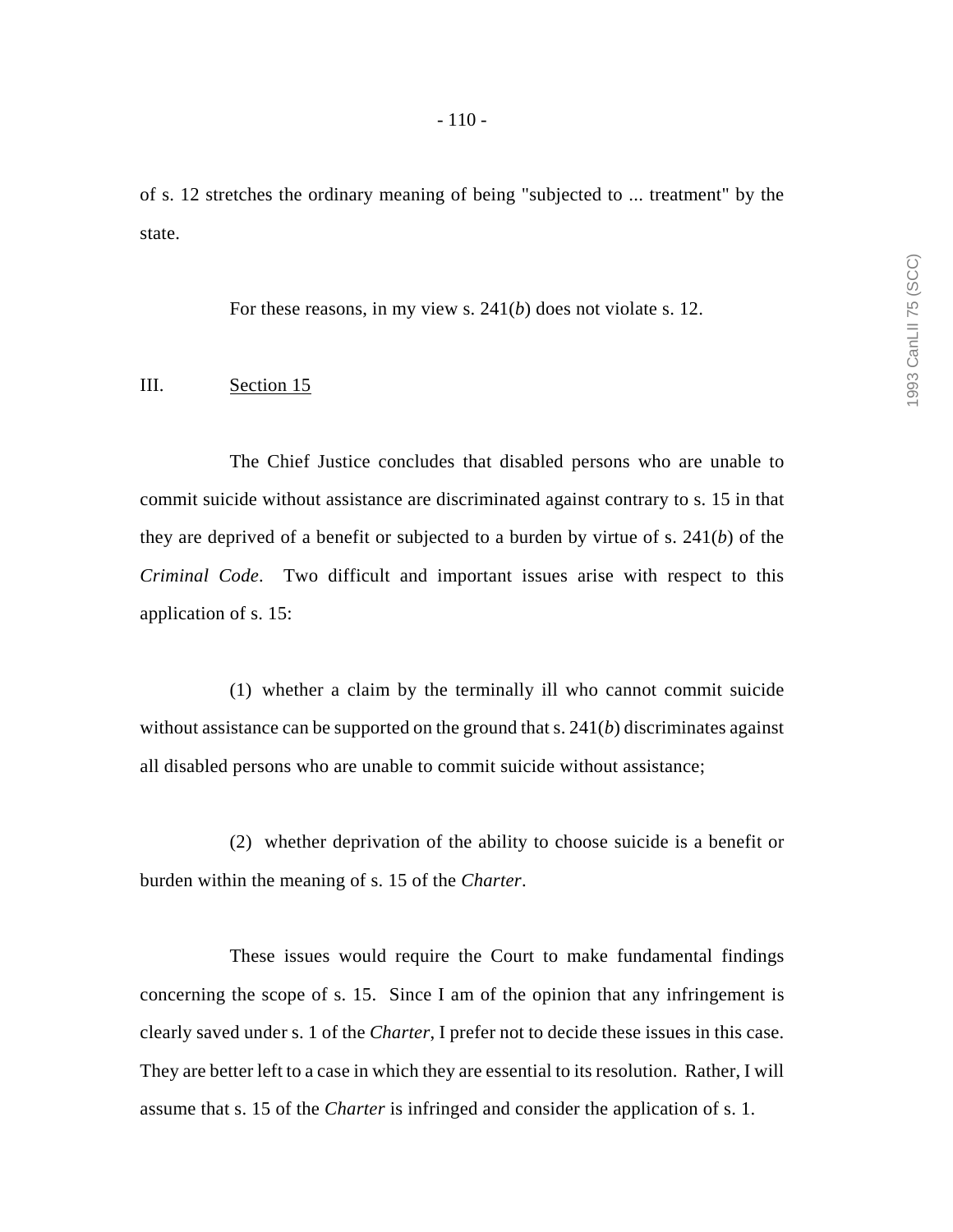of s. 12 stretches the ordinary meaning of being "subjected to ... treatment" by the state.

For these reasons, in my view s. 241(*b*) does not violate s. 12.

III. Section 15

The Chief Justice concludes that disabled persons who are unable to commit suicide without assistance are discriminated against contrary to s. 15 in that they are deprived of a benefit or subjected to a burden by virtue of s. 241(*b*) of the *Criminal Code*. Two difficult and important issues arise with respect to this application of s. 15:

(1) whether a claim by the terminally ill who cannot commit suicide without assistance can be supported on the ground that s. 241(*b*) discriminates against all disabled persons who are unable to commit suicide without assistance;

(2) whether deprivation of the ability to choose suicide is a benefit or burden within the meaning of s. 15 of the *Charter*.

These issues would require the Court to make fundamental findings concerning the scope of s. 15. Since I am of the opinion that any infringement is clearly saved under s. 1 of the *Charter*, I prefer not to decide these issues in this case. They are better left to a case in which they are essential to its resolution. Rather, I will assume that s. 15 of the *Charter* is infringed and consider the application of s. 1.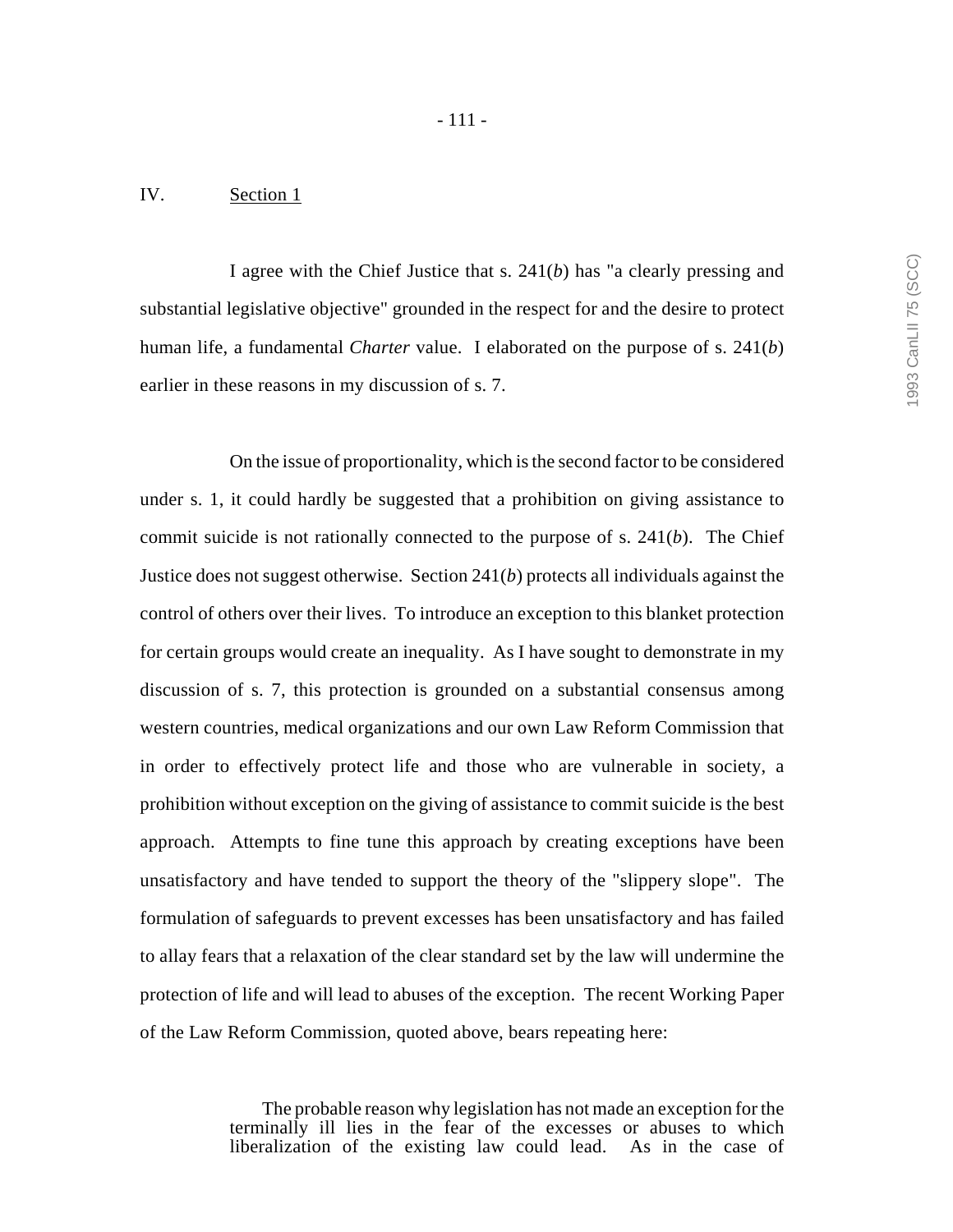## IV. Section 1

I agree with the Chief Justice that s. 241(*b*) has "a clearly pressing and substantial legislative objective" grounded in the respect for and the desire to protect human life, a fundamental *Charter* value. I elaborated on the purpose of s. 241(*b*) earlier in these reasons in my discussion of s. 7.

On the issue of proportionality, which is the second factor to be considered under s. 1, it could hardly be suggested that a prohibition on giving assistance to commit suicide is not rationally connected to the purpose of s. 241(*b*). The Chief Justice does not suggest otherwise. Section 241(*b*) protects all individuals against the control of others over their lives. To introduce an exception to this blanket protection for certain groups would create an inequality. As I have sought to demonstrate in my discussion of s. 7, this protection is grounded on a substantial consensus among western countries, medical organizations and our own Law Reform Commission that in order to effectively protect life and those who are vulnerable in society, a prohibition without exception on the giving of assistance to commit suicide is the best approach. Attempts to fine tune this approach by creating exceptions have been unsatisfactory and have tended to support the theory of the "slippery slope". The formulation of safeguards to prevent excesses has been unsatisfactory and has failed to allay fears that a relaxation of the clear standard set by the law will undermine the protection of life and will lead to abuses of the exception. The recent Working Paper of the Law Reform Commission, quoted above, bears repeating here:

> The probable reason why legislation has not made an exception for the terminally ill lies in the fear of the excesses or abuses to which liberalization of the existing law could lead. As in the case of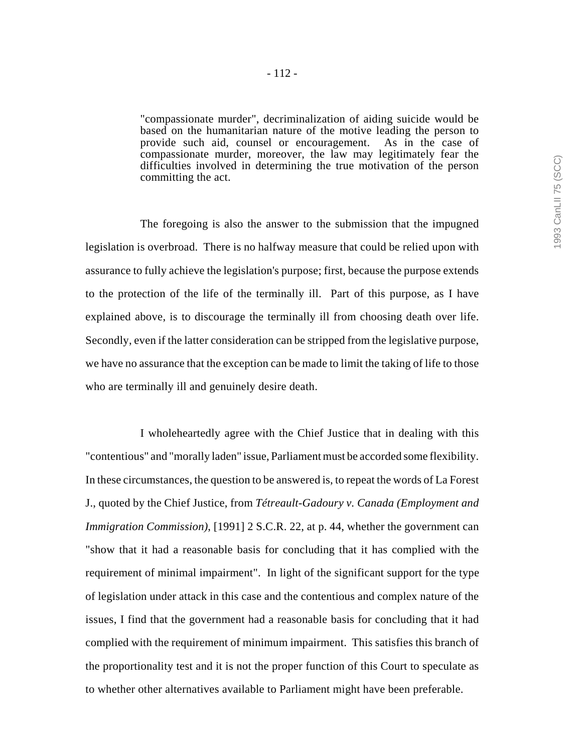> "compassionate murder", decriminalization of aiding suicide would be based on the humanitarian nature of the motive leading the person to provide such aid, counsel or encouragement. As in the case of compassionate murder, moreover, the law may legitimately fear the difficulties involved in determining the true motivation of the person committing the act.

The foregoing is also the answer to the submission that the impugned legislation is overbroad. There is no halfway measure that could be relied upon with assurance to fully achieve the legislation's purpose; first, because the purpose extends to the protection of the life of the terminally ill. Part of this purpose, as I have explained above, is to discourage the terminally ill from choosing death over life. Secondly, even if the latter consideration can be stripped from the legislative purpose, we have no assurance that the exception can be made to limit the taking of life to those who are terminally ill and genuinely desire death.

I wholeheartedly agree with the Chief Justice that in dealing with this "contentious" and "morally laden" issue, Parliament must be accorded some flexibility. In these circumstances, the question to be answered is, to repeat the words of La Forest J., quoted by the Chief Justice, from *Tétreault-Gadoury v. Canada (Employment and Immigration Commission)*, [1991] 2 S.C.R. 22, at p. 44, whether the government can "show that it had a reasonable basis for concluding that it has complied with the requirement of minimal impairment". In light of the significant support for the type of legislation under attack in this case and the contentious and complex nature of the issues, I find that the government had a reasonable basis for concluding that it had complied with the requirement of minimum impairment. This satisfies this branch of the proportionality test and it is not the proper function of this Court to speculate as to whether other alternatives available to Parliament might have been preferable.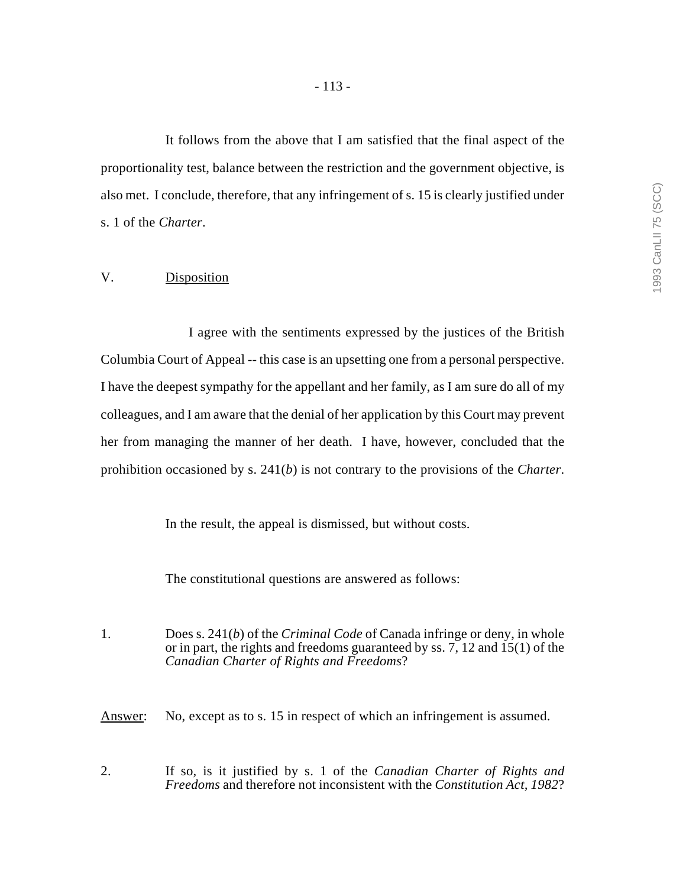It follows from the above that I am satisfied that the final aspect of the proportionality test, balance between the restriction and the government objective, is also met. I conclude, therefore, that any infringement of s. 15 is clearly justified under s. 1 of the *Charter*.

## V. Disposition

I agree with the sentiments expressed by the justices of the British Columbia Court of Appeal -- this case is an upsetting one from a personal perspective. I have the deepest sympathy for the appellant and her family, as I am sure do all of my colleagues, and I am aware that the denial of her application by this Court may prevent her from managing the manner of her death. I have, however, concluded that the prohibition occasioned by s. 241(*b*) is not contrary to the provisions of the *Charter*.

In the result, the appeal is dismissed, but without costs.

The constitutional questions are answered as follows:

1. Does s. 241(*b*) of the *Criminal Code* of Canada infringe or deny, in whole or in part, the rights and freedoms guaranteed by ss. 7, 12 and 15(1) of the *Canadian Charter of Rights and Freedoms*?

Answer: No, except as to s. 15 in respect of which an infringement is assumed.

2. If so, is it justified by s. 1 of the *Canadian Charter of Rights and Freedoms* and therefore not inconsistent with the *Constitution Act, 1982*?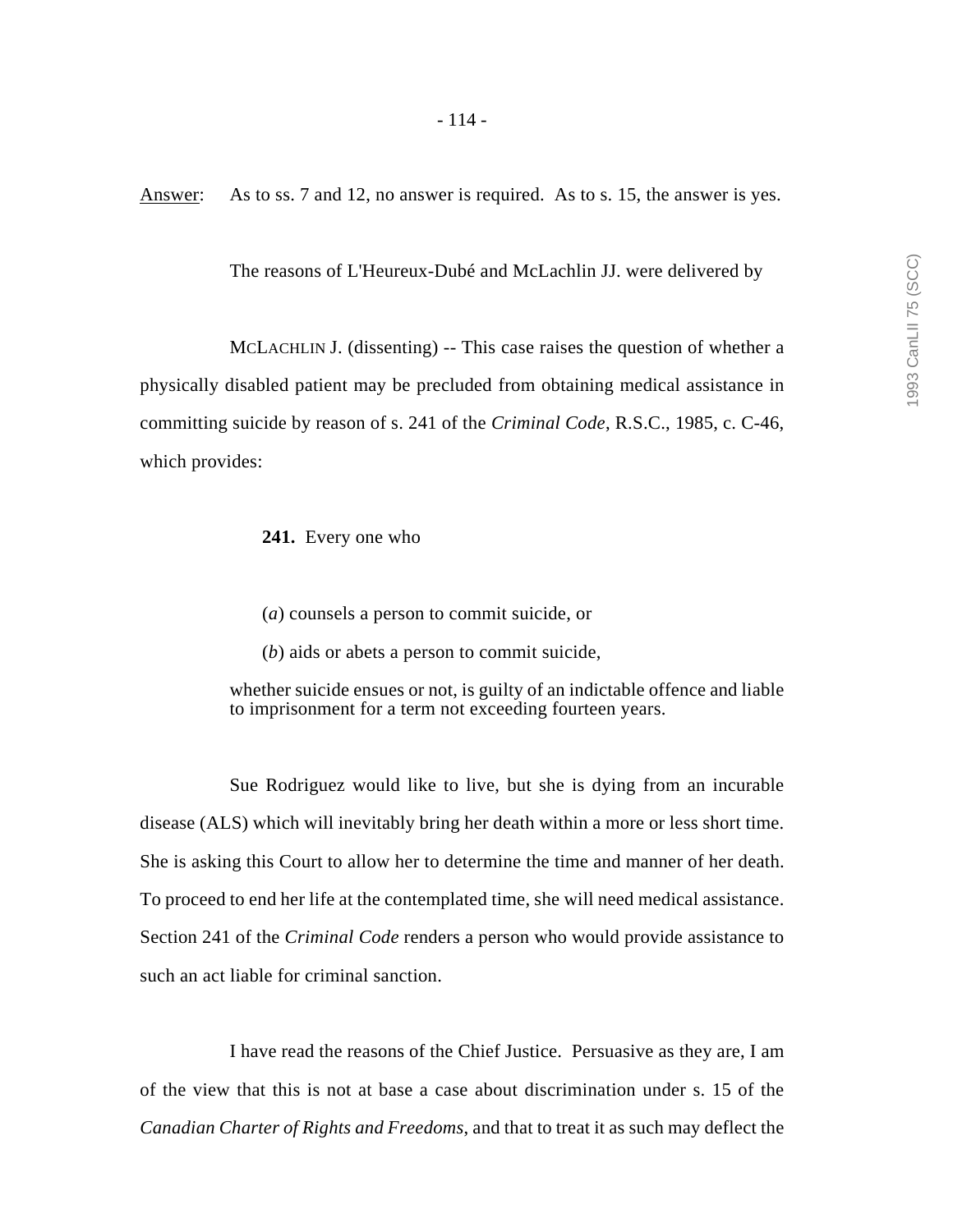<u>Answer</u>: As to ss. 7 and 12, no answer is required. As to s. 15, the answer is yes.

The reasons of L'Heureux-Dubé and McLachlin JJ. were delivered by

MCLACHLIN J. (dissenting) -- This case raises the question of whether a physically disabled patient may be precluded from obtaining medical assistance in committing suicide by reason of s. 241 of the *Criminal Code*, R.S.C., 1985, c. C-46, which provides:

> **241.** Every one who
>
> (*a*) counsels a person to commit suicide, or
>
> (*b*) aids or abets a person to commit suicide,
>
> whether suicide ensues or not, is guilty of an indictable offence and liable to imprisonment for a term not exceeding fourteen years.

Sue Rodriguez would like to live, but she is dying from an incurable disease (ALS) which will inevitably bring her death within a more or less short time. She is asking this Court to allow her to determine the time and manner of her death. To proceed to end her life at the contemplated time, she will need medical assistance. Section 241 of the *Criminal Code* renders a person who would provide assistance to such an act liable for criminal sanction.

I have read the reasons of the Chief Justice. Persuasive as they are, I am of the view that this is not at base a case about discrimination under s. 15 of the *Canadian Charter of Rights and Freedoms*, and that to treat it as such may deflect the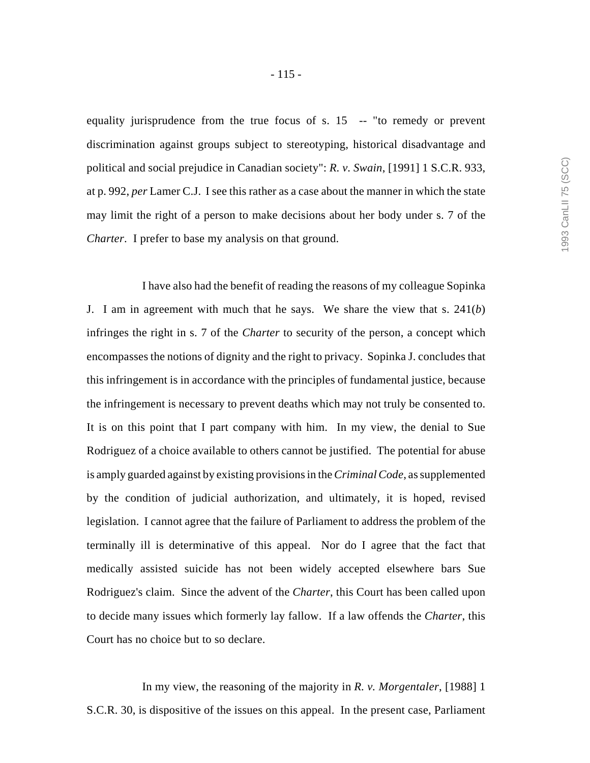equality jurisprudence from the true focus of s. 15 -- "to remedy or prevent discrimination against groups subject to stereotyping, historical disadvantage and political and social prejudice in Canadian society": *R. v. Swain*, [1991] 1 S.C.R. 933, at p. 992, *per* Lamer C.J. I see this rather as a case about the manner in which the state may limit the right of a person to make decisions about her body under s. 7 of the *Charter*. I prefer to base my analysis on that ground.

I have also had the benefit of reading the reasons of my colleague Sopinka J. I am in agreement with much that he says. We share the view that s. 241(*b*) infringes the right in s. 7 of the *Charter* to security of the person, a concept which encompasses the notions of dignity and the right to privacy. Sopinka J. concludes that this infringement is in accordance with the principles of fundamental justice, because the infringement is necessary to prevent deaths which may not truly be consented to. It is on this point that I part company with him. In my view, the denial to Sue Rodriguez of a choice available to others cannot be justified. The potential for abuse is amply guarded against by existing provisions in the *Criminal Code*, as supplemented by the condition of judicial authorization, and ultimately, it is hoped, revised legislation. I cannot agree that the failure of Parliament to address the problem of the terminally ill is determinative of this appeal. Nor do I agree that the fact that medically assisted suicide has not been widely accepted elsewhere bars Sue Rodriguez's claim. Since the advent of the *Charter*, this Court has been called upon to decide many issues which formerly lay fallow. If a law offends the *Charter*, this Court has no choice but to so declare.

In my view, the reasoning of the majority in *R. v. Morgentaler*, [1988] 1 S.C.R. 30, is dispositive of the issues on this appeal. In the present case, Parliament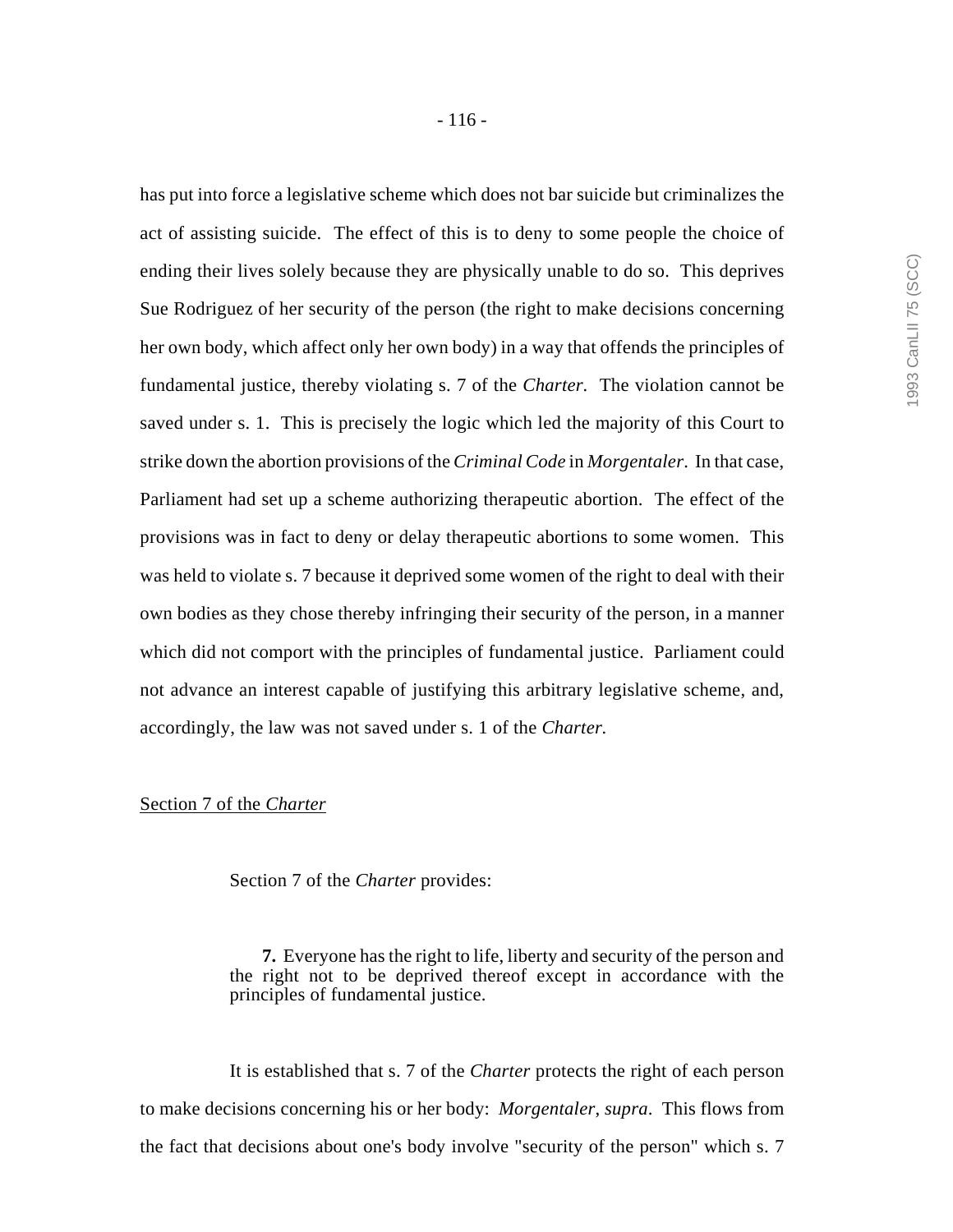has put into force a legislative scheme which does not bar suicide but criminalizes the act of assisting suicide. The effect of this is to deny to some people the choice of ending their lives solely because they are physically unable to do so. This deprives Sue Rodriguez of her security of the person (the right to make decisions concerning her own body, which affect only her own body) in a way that offends the principles of fundamental justice, thereby violating s. 7 of the *Charter*. The violation cannot be saved under s. 1. This is precisely the logic which led the majority of this Court to strike down the abortion provisions of the *Criminal Code* in *Morgentaler*. In that case, Parliament had set up a scheme authorizing therapeutic abortion. The effect of the provisions was in fact to deny or delay therapeutic abortions to some women. This was held to violate s. 7 because it deprived some women of the right to deal with their own bodies as they chose thereby infringing their security of the person, in a manner which did not comport with the principles of fundamental justice. Parliament could not advance an interest capable of justifying this arbitrary legislative scheme, and, accordingly, the law was not saved under s. 1 of the *Charter*.

<u>Section 7 of the *Charter*</u>

Section 7 of the *Charter* provides:

> **7.** Everyone has the right to life, liberty and security of the person and the right not to be deprived thereof except in accordance with the principles of fundamental justice.

It is established that s. 7 of the *Charter* protects the right of each person to make decisions concerning his or her body: *Morgentaler*, *supra*. This flows from the fact that decisions about one's body involve "security of the person" which s. 7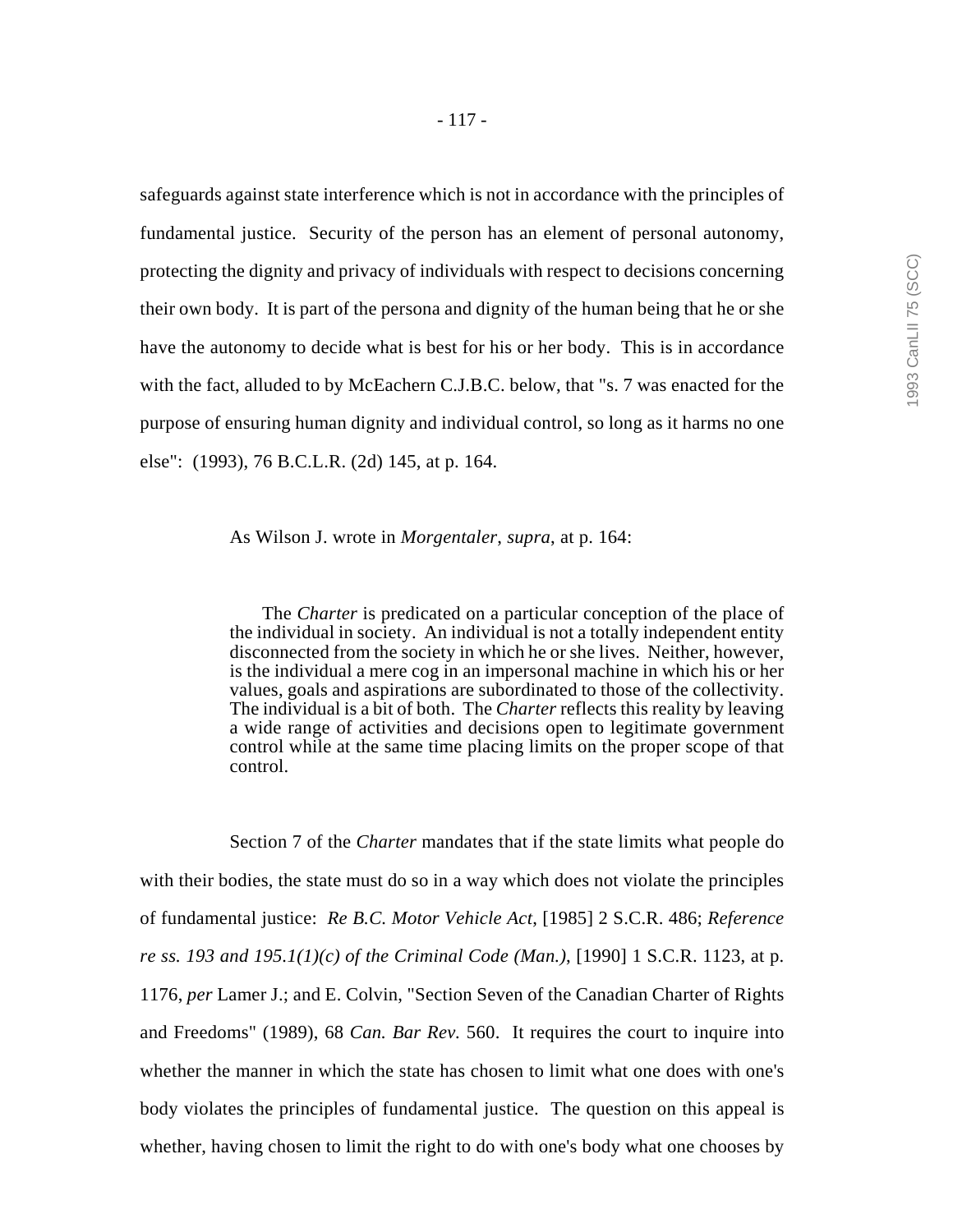safeguards against state interference which is not in accordance with the principles of fundamental justice. Security of the person has an element of personal autonomy, protecting the dignity and privacy of individuals with respect to decisions concerning their own body. It is part of the persona and dignity of the human being that he or she have the autonomy to decide what is best for his or her body. This is in accordance with the fact, alluded to by McEachern C.J.B.C. below, that "s. 7 was enacted for the purpose of ensuring human dignity and individual control, so long as it harms no one else": (1993), 76 B.C.L.R. (2d) 145, at p. 164.

As Wilson J. wrote in *Morgentaler*, *supra*, at p. 164:

> The *Charter* is predicated on a particular conception of the place of the individual in society. An individual is not a totally independent entity disconnected from the society in which he or she lives. Neither, however, is the individual a mere cog in an impersonal machine in which his or her values, goals and aspirations are subordinated to those of the collectivity. The individual is a bit of both. The *Charter* reflects this reality by leaving a wide range of activities and decisions open to legitimate government control while at the same time placing limits on the proper scope of that control.

Section 7 of the *Charter* mandates that if the state limits what people do with their bodies, the state must do so in a way which does not violate the principles of fundamental justice: *Re B.C. Motor Vehicle Act*, [1985] 2 S.C.R. 486; *Reference re ss. 193 and 195.1(1)(c) of the Criminal Code (Man.)*, [1990] 1 S.C.R. 1123, at p. 1176, *per* Lamer J.; and E. Colvin, "Section Seven of the Canadian Charter of Rights and Freedoms" (1989), 68 *Can. Bar Rev.* 560. It requires the court to inquire into whether the manner in which the state has chosen to limit what one does with one's body violates the principles of fundamental justice. The question on this appeal is whether, having chosen to limit the right to do with one's body what one chooses by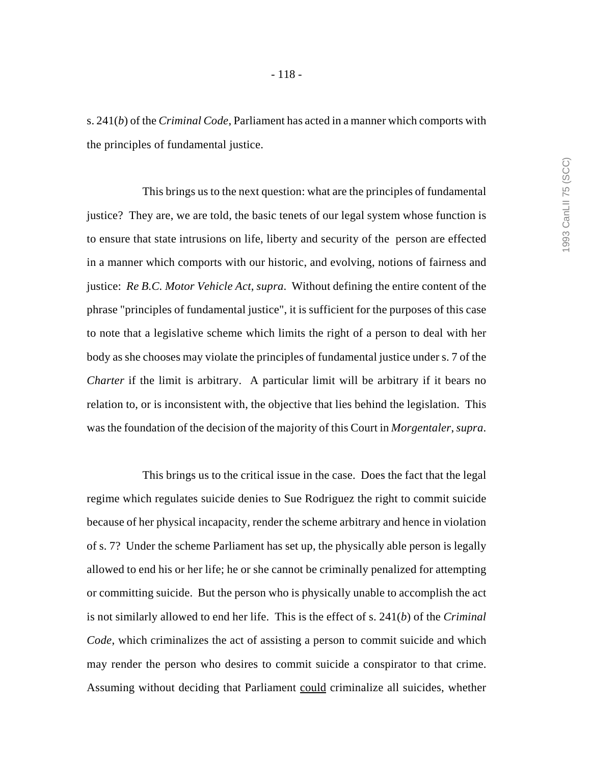s. 241(*b*) of the *Criminal Code*, Parliament has acted in a manner which comports with the principles of fundamental justice.

This brings us to the next question: what are the principles of fundamental justice? They are, we are told, the basic tenets of our legal system whose function is to ensure that state intrusions on life, liberty and security of the person are effected in a manner which comports with our historic, and evolving, notions of fairness and justice: *Re B.C. Motor Vehicle Act*, *supra*. Without defining the entire content of the phrase "principles of fundamental justice", it is sufficient for the purposes of this case to note that a legislative scheme which limits the right of a person to deal with her body as she chooses may violate the principles of fundamental justice under s. 7 of the *Charter* if the limit is arbitrary. A particular limit will be arbitrary if it bears no relation to, or is inconsistent with, the objective that lies behind the legislation. This was the foundation of the decision of the majority of this Court in *Morgentaler*, *supra*.

This brings us to the critical issue in the case. Does the fact that the legal regime which regulates suicide denies to Sue Rodriguez the right to commit suicide because of her physical incapacity, render the scheme arbitrary and hence in violation of s. 7? Under the scheme Parliament has set up, the physically able person is legally allowed to end his or her life; he or she cannot be criminally penalized for attempting or committing suicide. But the person who is physically unable to accomplish the act is not similarly allowed to end her life. This is the effect of s. 241(*b*) of the *Criminal Code*, which criminalizes the act of assisting a person to commit suicide and which may render the person who desires to commit suicide a conspirator to that crime. Assuming without deciding that Parliament <u>could</u> criminalize all suicides, whether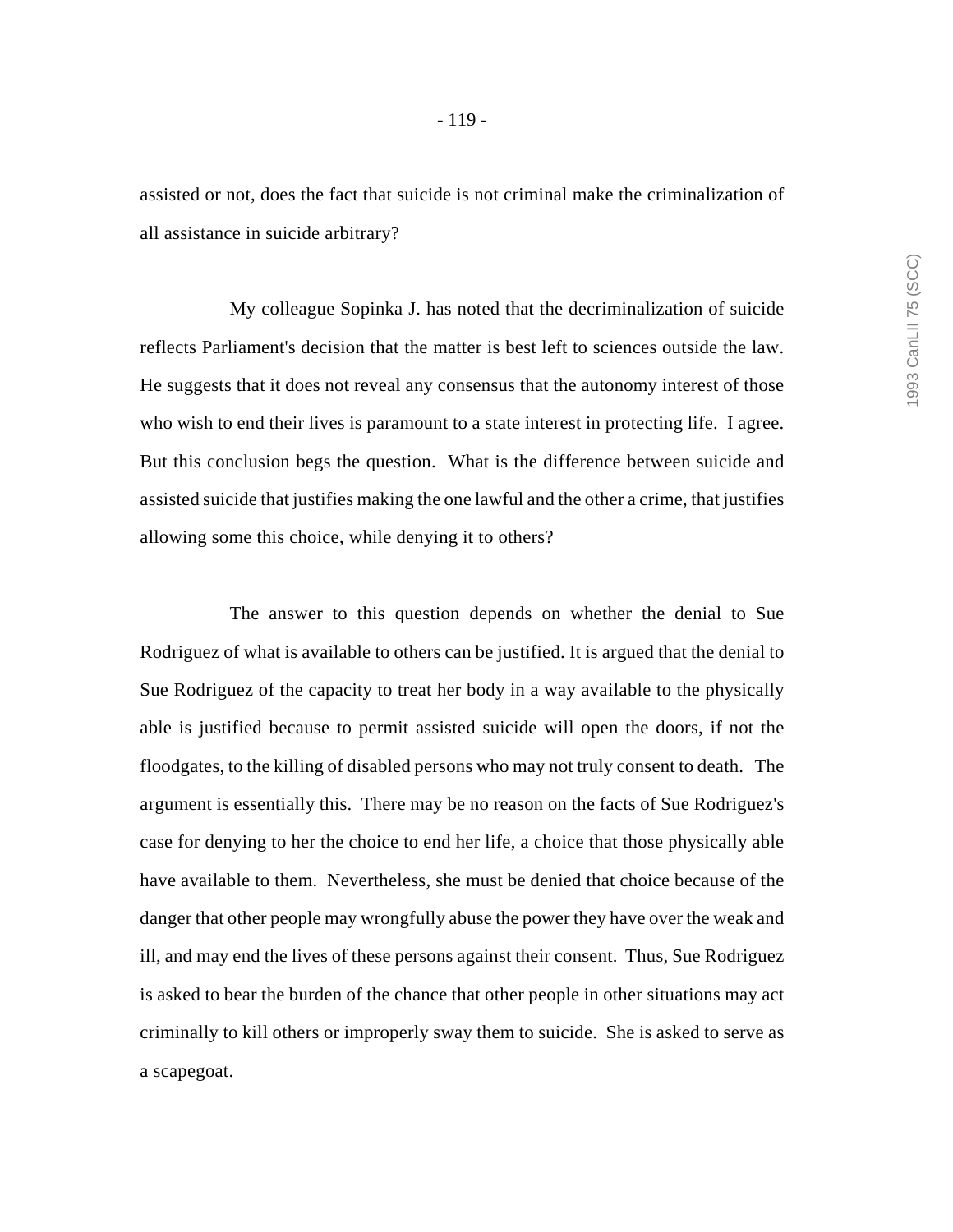assisted or not, does the fact that suicide is not criminal make the criminalization of all assistance in suicide arbitrary?

My colleague Sopinka J. has noted that the decriminalization of suicide reflects Parliament's decision that the matter is best left to sciences outside the law. He suggests that it does not reveal any consensus that the autonomy interest of those who wish to end their lives is paramount to a state interest in protecting life. I agree. But this conclusion begs the question. What is the difference between suicide and assisted suicide that justifies making the one lawful and the other a crime, that justifies allowing some this choice, while denying it to others?

The answer to this question depends on whether the denial to Sue Rodriguez of what is available to others can be justified. It is argued that the denial to Sue Rodriguez of the capacity to treat her body in a way available to the physically able is justified because to permit assisted suicide will open the doors, if not the floodgates, to the killing of disabled persons who may not truly consent to death. The argument is essentially this. There may be no reason on the facts of Sue Rodriguez's case for denying to her the choice to end her life, a choice that those physically able have available to them. Nevertheless, she must be denied that choice because of the danger that other people may wrongfully abuse the power they have over the weak and ill, and may end the lives of these persons against their consent. Thus, Sue Rodriguez is asked to bear the burden of the chance that other people in other situations may act criminally to kill others or improperly sway them to suicide. She is asked to serve as a scapegoat.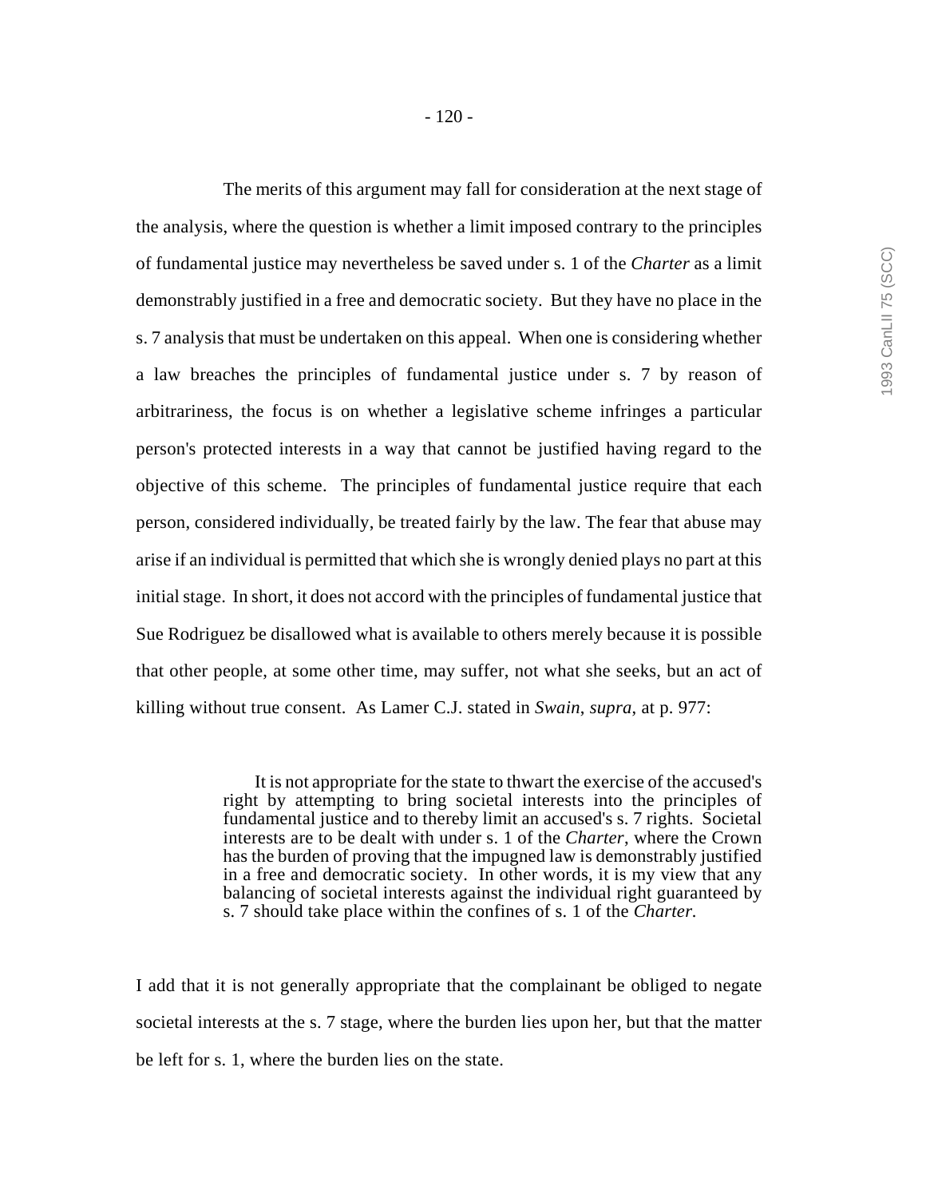The merits of this argument may fall for consideration at the next stage of the analysis, where the question is whether a limit imposed contrary to the principles of fundamental justice may nevertheless be saved under s. 1 of the *Charter* as a limit demonstrably justified in a free and democratic society. But they have no place in the s. 7 analysis that must be undertaken on this appeal. When one is considering whether a law breaches the principles of fundamental justice under s. 7 by reason of arbitrariness, the focus is on whether a legislative scheme infringes a particular person's protected interests in a way that cannot be justified having regard to the objective of this scheme. The principles of fundamental justice require that each person, considered individually, be treated fairly by the law. The fear that abuse may arise if an individual is permitted that which she is wrongly denied plays no part at this initial stage. In short, it does not accord with the principles of fundamental justice that Sue Rodriguez be disallowed what is available to others merely because it is possible that other people, at some other time, may suffer, not what she seeks, but an act of killing without true consent. As Lamer C.J. stated in *Swain*, *supra*, at p. 977:

> It is not appropriate for the state to thwart the exercise of the accused's right by attempting to bring societal interests into the principles of fundamental justice and to thereby limit an accused's s. 7 rights. Societal interests are to be dealt with under s. 1 of the *Charter*, where the Crown has the burden of proving that the impugned law is demonstrably justified in a free and democratic society. In other words, it is my view that any balancing of societal interests against the individual right guaranteed by s. 7 should take place within the confines of s. 1 of the *Charter.*

I add that it is not generally appropriate that the complainant be obliged to negate societal interests at the s. 7 stage, where the burden lies upon her, but that the matter be left for s. 1, where the burden lies on the state.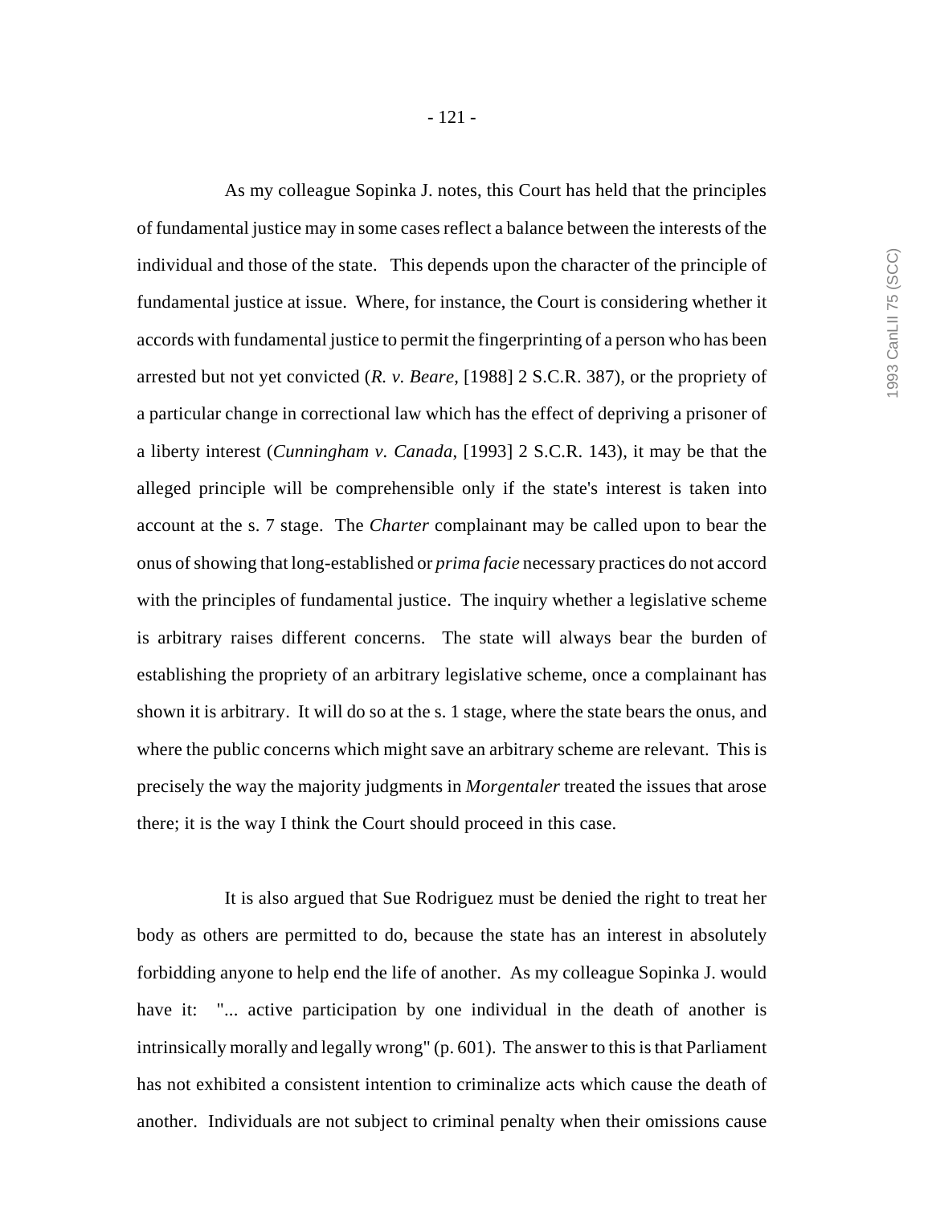As my colleague Sopinka J. notes, this Court has held that the principles of fundamental justice may in some cases reflect a balance between the interests of the individual and those of the state. This depends upon the character of the principle of fundamental justice at issue. Where, for instance, the Court is considering whether it accords with fundamental justice to permit the fingerprinting of a person who has been arrested but not yet convicted (*R. v. Beare*, [1988] 2 S.C.R. 387), or the propriety of a particular change in correctional law which has the effect of depriving a prisoner of a liberty interest (*Cunningham v. Canada*, [1993] 2 S.C.R. 143), it may be that the alleged principle will be comprehensible only if the state's interest is taken into account at the s. 7 stage. The *Charter* complainant may be called upon to bear the onus of showing that long-established or *prima facie* necessary practices do not accord with the principles of fundamental justice. The inquiry whether a legislative scheme is arbitrary raises different concerns. The state will always bear the burden of establishing the propriety of an arbitrary legislative scheme, once a complainant has shown it is arbitrary. It will do so at the s. 1 stage, where the state bears the onus, and where the public concerns which might save an arbitrary scheme are relevant. This is precisely the way the majority judgments in *Morgentaler* treated the issues that arose there; it is the way I think the Court should proceed in this case.

It is also argued that Sue Rodriguez must be denied the right to treat her body as others are permitted to do, because the state has an interest in absolutely forbidding anyone to help end the life of another. As my colleague Sopinka J. would have it: "... active participation by one individual in the death of another is intrinsically morally and legally wrong" (p. 601). The answer to this is that Parliament has not exhibited a consistent intention to criminalize acts which cause the death of another. Individuals are not subject to criminal penalty when their omissions cause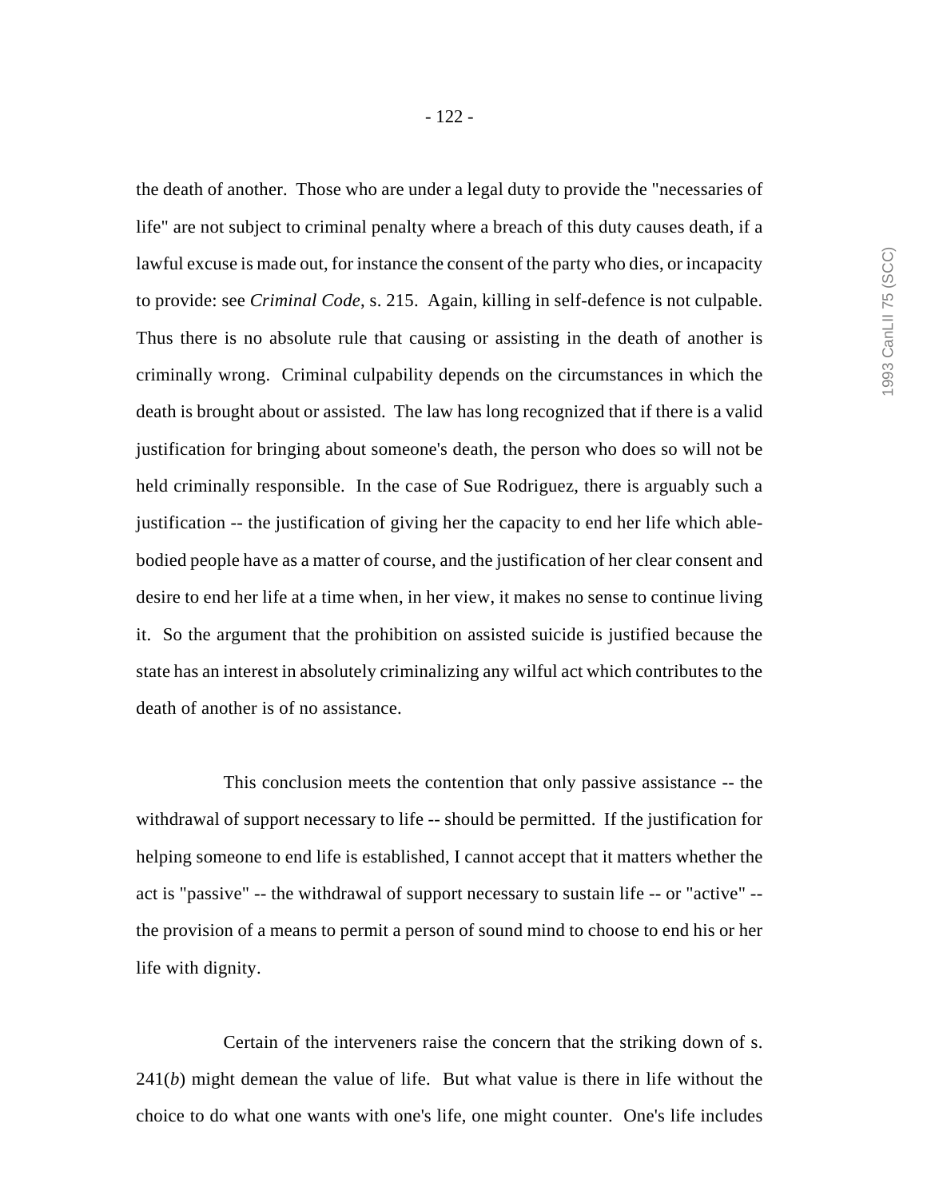the death of another. Those who are under a legal duty to provide the "necessaries of life" are not subject to criminal penalty where a breach of this duty causes death, if a lawful excuse is made out, for instance the consent of the party who dies, or incapacity to provide: see *Criminal Code*, s. 215. Again, killing in self-defence is not culpable. Thus there is no absolute rule that causing or assisting in the death of another is criminally wrong. Criminal culpability depends on the circumstances in which the death is brought about or assisted. The law has long recognized that if there is a valid justification for bringing about someone's death, the person who does so will not be held criminally responsible. In the case of Sue Rodriguez, there is arguably such a justification -- the justification of giving her the capacity to end her life which able-bodied people have as a matter of course, and the justification of her clear consent and desire to end her life at a time when, in her view, it makes no sense to continue living it. So the argument that the prohibition on assisted suicide is justified because the state has an interest in absolutely criminalizing any wilful act which contributes to the death of another is of no assistance.

This conclusion meets the contention that only passive assistance -- the withdrawal of support necessary to life -- should be permitted. If the justification for helping someone to end life is established, I cannot accept that it matters whether the act is "passive" -- the withdrawal of support necessary to sustain life -- or "active" -- the provision of a means to permit a person of sound mind to choose to end his or her life with dignity.

Certain of the interveners raise the concern that the striking down of s. 241(*b*) might demean the value of life. But what value is there in life without the choice to do what one wants with one's life, one might counter. One's life includes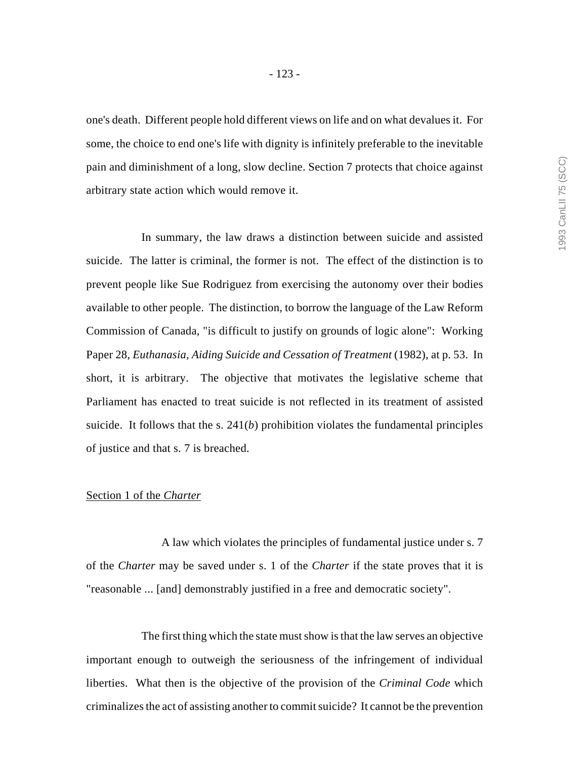one's death. Different people hold different views on life and on what devalues it. For some, the choice to end one's life with dignity is infinitely preferable to the inevitable pain and diminishment of a long, slow decline. Section 7 protects that choice against arbitrary state action which would remove it.

In summary, the law draws a distinction between suicide and assisted suicide. The latter is criminal, the former is not. The effect of the distinction is to prevent people like Sue Rodriguez from exercising the autonomy over their bodies available to other people. The distinction, to borrow the language of the Law Reform Commission of Canada, "is difficult to justify on grounds of logic alone": Working Paper 28, *Euthanasia, Aiding Suicide and Cessation of Treatment* (1982), at p. 53. In short, it is arbitrary. The objective that motivates the legislative scheme that Parliament has enacted to treat suicide is not reflected in its treatment of assisted suicide. It follows that the s. 241(*b*) prohibition violates the fundamental principles of justice and that s. 7 is breached.

Section 1 of the *Charter*

A law which violates the principles of fundamental justice under s. 7 of the *Charter* may be saved under s. 1 of the *Charter* if the state proves that it is "reasonable ... [and] demonstrably justified in a free and democratic society".

The first thing which the state must show is that the law serves an objective important enough to outweigh the seriousness of the infringement of individual liberties. What then is the objective of the provision of the *Criminal Code* which criminalizes the act of assisting another to commit suicide? It cannot be the prevention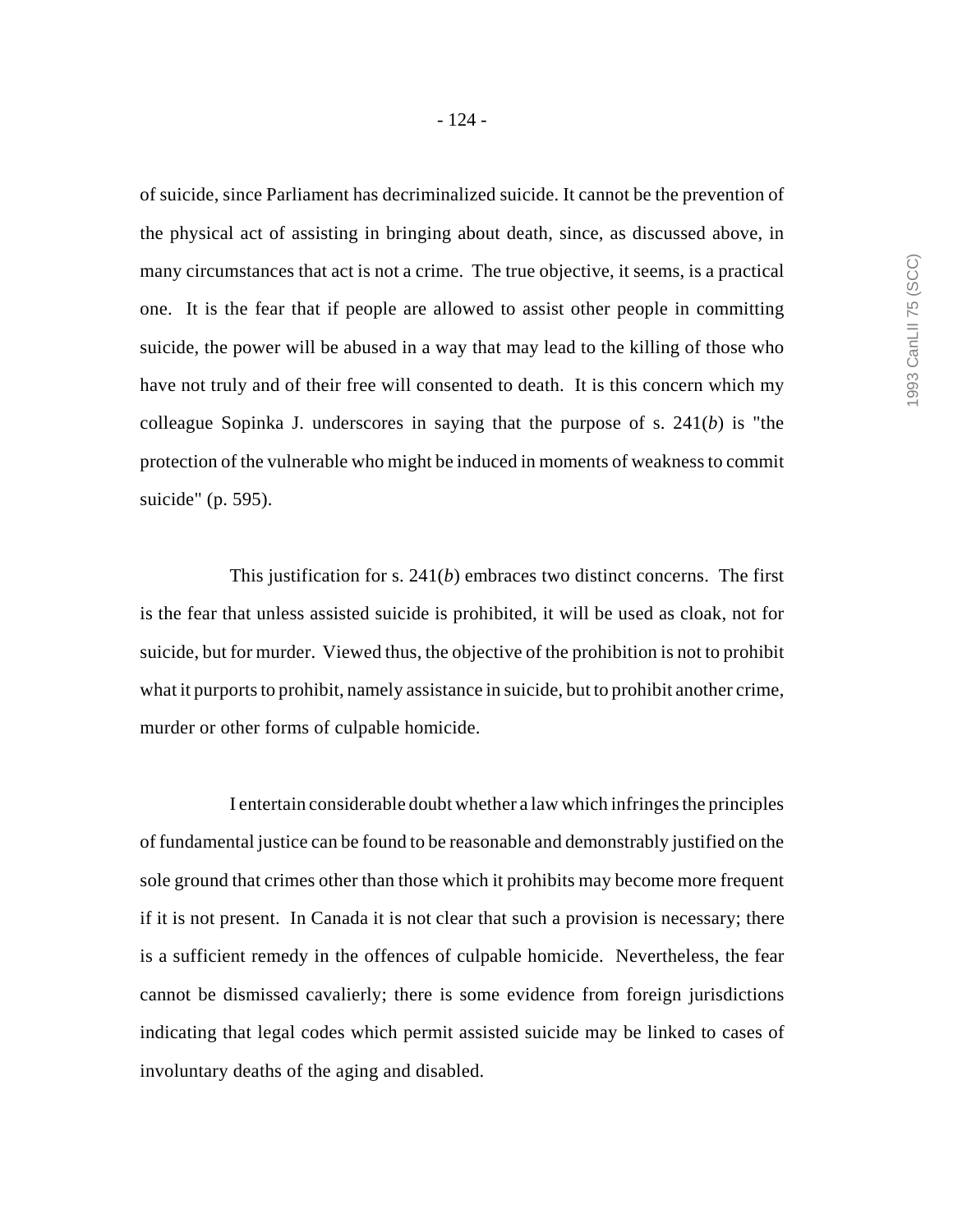of suicide, since Parliament has decriminalized suicide. It cannot be the prevention of the physical act of assisting in bringing about death, since, as discussed above, in many circumstances that act is not a crime. The true objective, it seems, is a practical one. It is the fear that if people are allowed to assist other people in committing suicide, the power will be abused in a way that may lead to the killing of those who have not truly and of their free will consented to death. It is this concern which my colleague Sopinka J. underscores in saying that the purpose of s. 241(*b*) is "the protection of the vulnerable who might be induced in moments of weakness to commit suicide" (p. 595).

This justification for s. 241(*b*) embraces two distinct concerns. The first is the fear that unless assisted suicide is prohibited, it will be used as cloak, not for suicide, but for murder. Viewed thus, the objective of the prohibition is not to prohibit what it purports to prohibit, namely assistance in suicide, but to prohibit another crime, murder or other forms of culpable homicide.

I entertain considerable doubt whether a law which infringes the principles of fundamental justice can be found to be reasonable and demonstrably justified on the sole ground that crimes other than those which it prohibits may become more frequent if it is not present. In Canada it is not clear that such a provision is necessary; there is a sufficient remedy in the offences of culpable homicide. Nevertheless, the fear cannot be dismissed cavalierly; there is some evidence from foreign jurisdictions indicating that legal codes which permit assisted suicide may be linked to cases of involuntary deaths of the aging and disabled.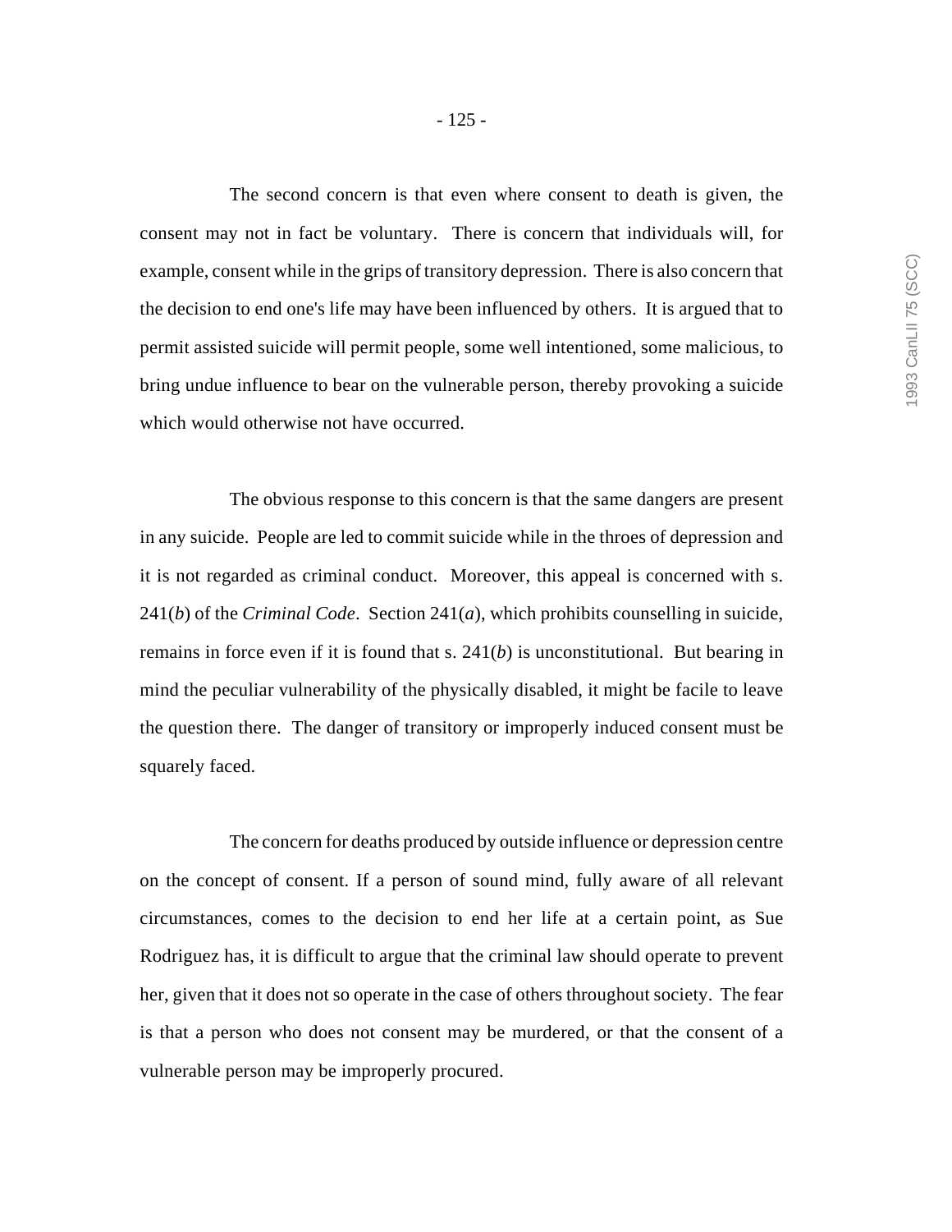The second concern is that even where consent to death is given, the consent may not in fact be voluntary. There is concern that individuals will, for example, consent while in the grips of transitory depression. There is also concern that the decision to end one's life may have been influenced by others. It is argued that to permit assisted suicide will permit people, some well intentioned, some malicious, to bring undue influence to bear on the vulnerable person, thereby provoking a suicide which would otherwise not have occurred.

The obvious response to this concern is that the same dangers are present in any suicide. People are led to commit suicide while in the throes of depression and it is not regarded as criminal conduct. Moreover, this appeal is concerned with s. 241(*b*) of the *Criminal Code*. Section 241(*a*), which prohibits counselling in suicide, remains in force even if it is found that s. 241(*b*) is unconstitutional. But bearing in mind the peculiar vulnerability of the physically disabled, it might be facile to leave the question there. The danger of transitory or improperly induced consent must be squarely faced.

The concern for deaths produced by outside influence or depression centre on the concept of consent. If a person of sound mind, fully aware of all relevant circumstances, comes to the decision to end her life at a certain point, as Sue Rodriguez has, it is difficult to argue that the criminal law should operate to prevent her, given that it does not so operate in the case of others throughout society. The fear is that a person who does not consent may be murdered, or that the consent of a vulnerable person may be improperly procured.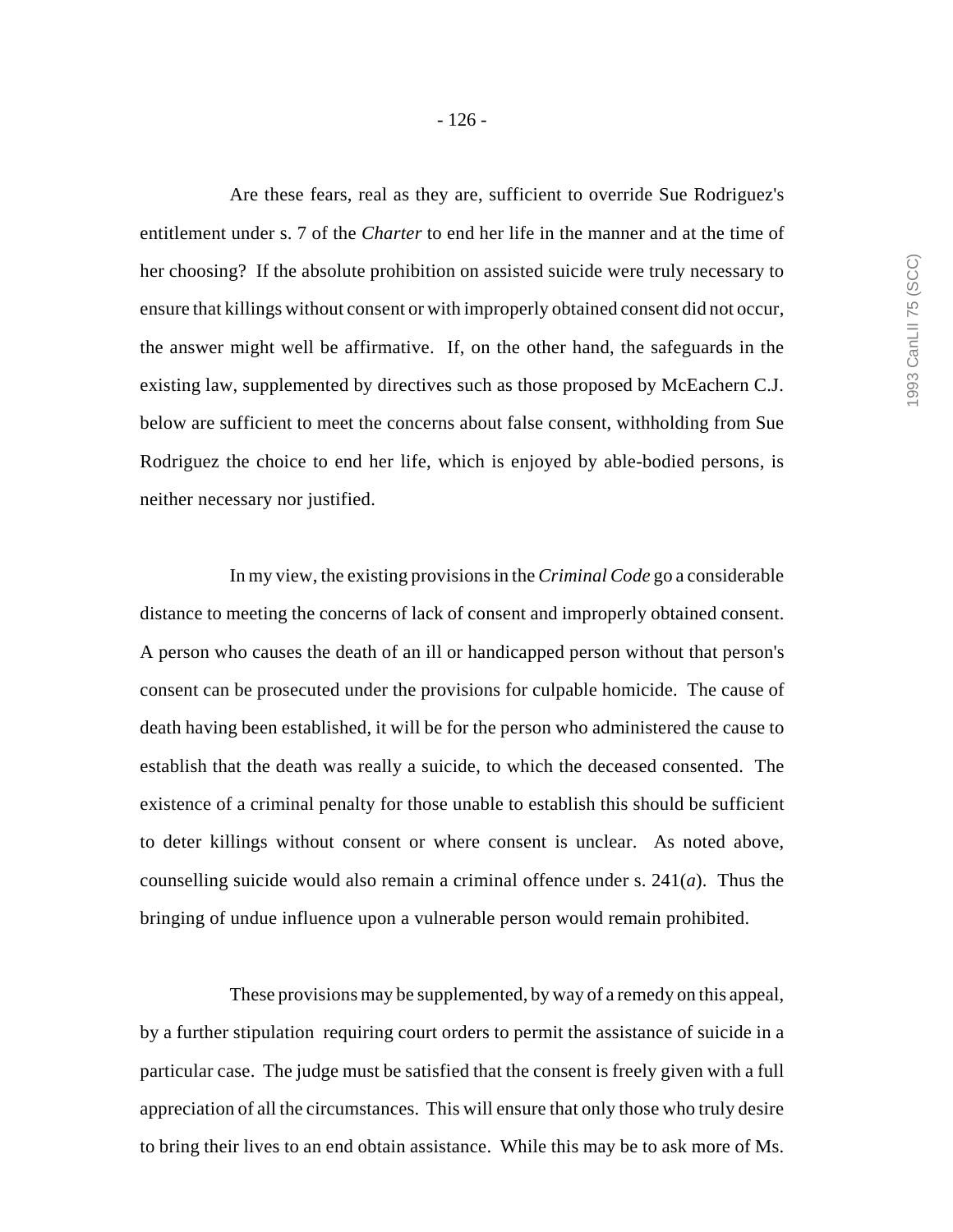Are these fears, real as they are, sufficient to override Sue Rodriguez's entitlement under s. 7 of the *Charter* to end her life in the manner and at the time of her choosing? If the absolute prohibition on assisted suicide were truly necessary to ensure that killings without consent or with improperly obtained consent did not occur, the answer might well be affirmative. If, on the other hand, the safeguards in the existing law, supplemented by directives such as those proposed by McEachern C.J. below are sufficient to meet the concerns about false consent, withholding from Sue Rodriguez the choice to end her life, which is enjoyed by able-bodied persons, is neither necessary nor justified.

In my view, the existing provisions in the *Criminal Code* go a considerable distance to meeting the concerns of lack of consent and improperly obtained consent. A person who causes the death of an ill or handicapped person without that person's consent can be prosecuted under the provisions for culpable homicide. The cause of death having been established, it will be for the person who administered the cause to establish that the death was really a suicide, to which the deceased consented. The existence of a criminal penalty for those unable to establish this should be sufficient to deter killings without consent or where consent is unclear. As noted above, counselling suicide would also remain a criminal offence under s. 241(*a*). Thus the bringing of undue influence upon a vulnerable person would remain prohibited.

These provisions may be supplemented, by way of a remedy on this appeal, by a further stipulation requiring court orders to permit the assistance of suicide in a particular case. The judge must be satisfied that the consent is freely given with a full appreciation of all the circumstances. This will ensure that only those who truly desire to bring their lives to an end obtain assistance. While this may be to ask more of Ms.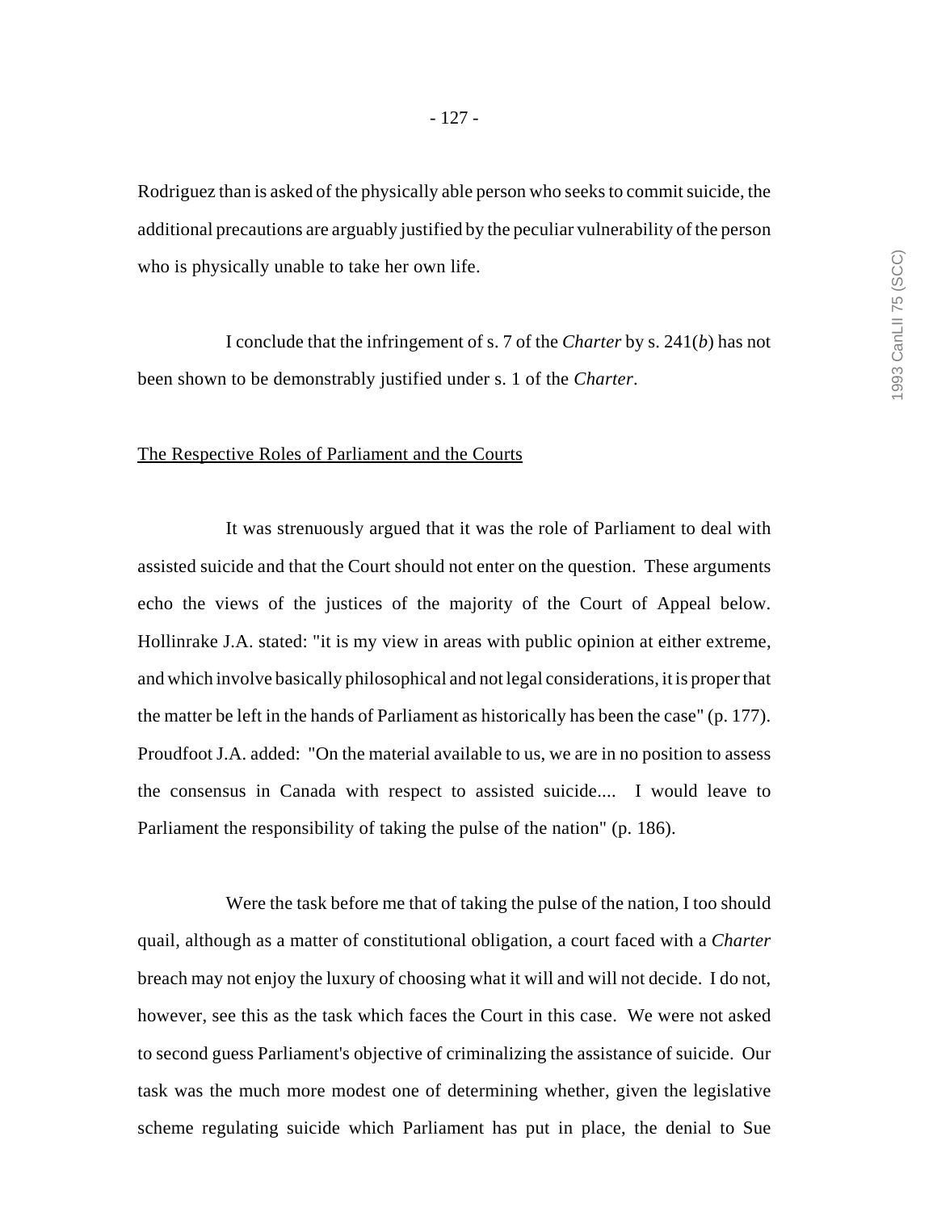Rodriguez than is asked of the physically able person who seeks to commit suicide, the additional precautions are arguably justified by the peculiar vulnerability of the person who is physically unable to take her own life.

I conclude that the infringement of s. 7 of the *Charter* by s. 241(*b*) has not been shown to be demonstrably justified under s. 1 of the *Charter*.

<u>The Respective Roles of Parliament and the Courts</u>

It was strenuously argued that it was the role of Parliament to deal with assisted suicide and that the Court should not enter on the question. These arguments echo the views of the justices of the majority of the Court of Appeal below. Hollinrake J.A. stated: "it is my view in areas with public opinion at either extreme, and which involve basically philosophical and not legal considerations, it is proper that the matter be left in the hands of Parliament as historically has been the case" (p. 177). Proudfoot J.A. added: "On the material available to us, we are in no position to assess the consensus in Canada with respect to assisted suicide.... I would leave to Parliament the responsibility of taking the pulse of the nation" (p. 186).

Were the task before me that of taking the pulse of the nation, I too should quail, although as a matter of constitutional obligation, a court faced with a *Charter* breach may not enjoy the luxury of choosing what it will and will not decide. I do not, however, see this as the task which faces the Court in this case. We were not asked to second guess Parliament's objective of criminalizing the assistance of suicide. Our task was the much more modest one of determining whether, given the legislative scheme regulating suicide which Parliament has put in place, the denial to Sue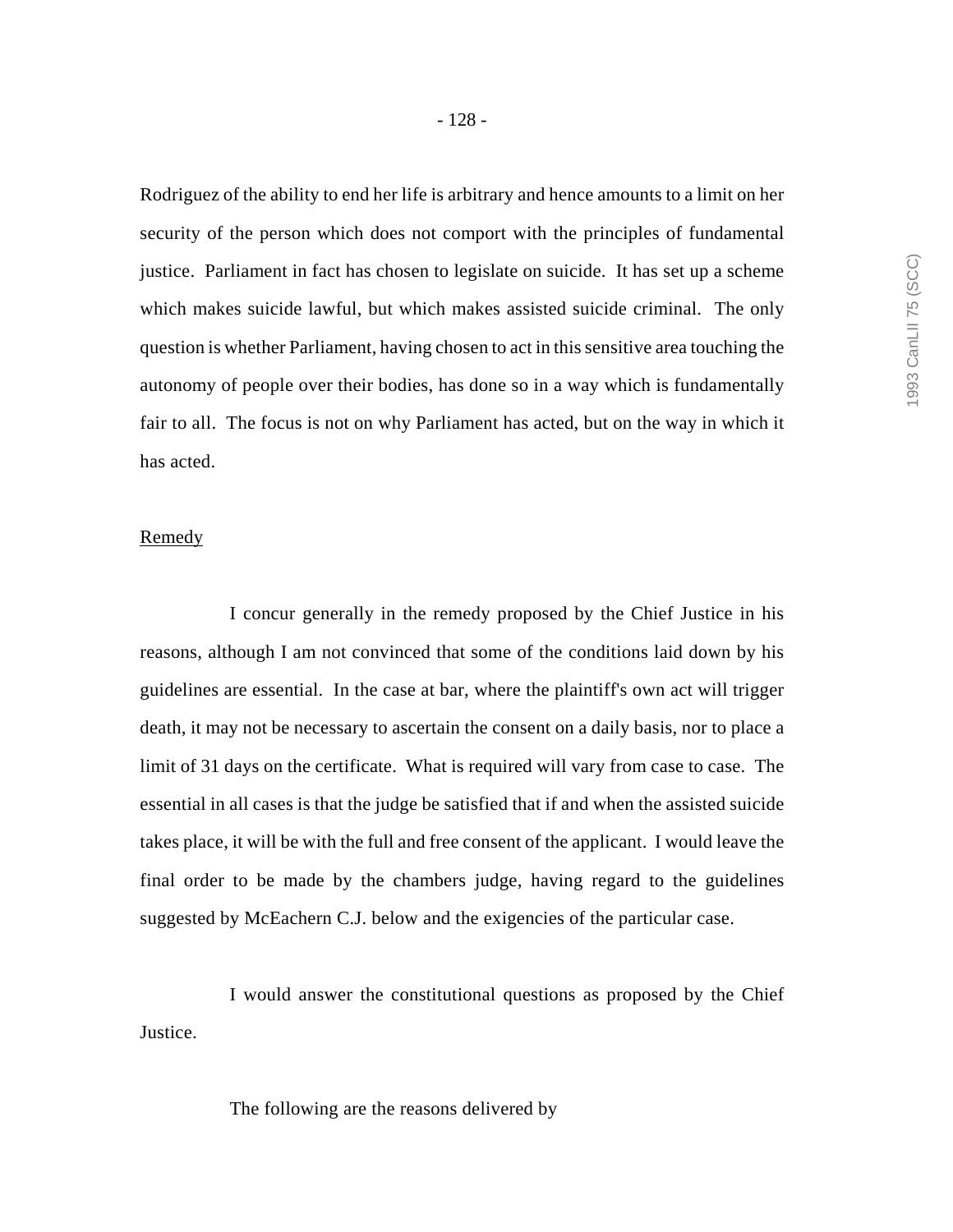Rodriguez of the ability to end her life is arbitrary and hence amounts to a limit on her security of the person which does not comport with the principles of fundamental justice. Parliament in fact has chosen to legislate on suicide. It has set up a scheme which makes suicide lawful, but which makes assisted suicide criminal. The only question is whether Parliament, having chosen to act in this sensitive area touching the autonomy of people over their bodies, has done so in a way which is fundamentally fair to all. The focus is not on why Parliament has acted, but on the way in which it has acted.

<u>Remedy</u>

I concur generally in the remedy proposed by the Chief Justice in his reasons, although I am not convinced that some of the conditions laid down by his guidelines are essential. In the case at bar, where the plaintiff's own act will trigger death, it may not be necessary to ascertain the consent on a daily basis, nor to place a limit of 31 days on the certificate. What is required will vary from case to case. The essential in all cases is that the judge be satisfied that if and when the assisted suicide takes place, it will be with the full and free consent of the applicant. I would leave the final order to be made by the chambers judge, having regard to the guidelines suggested by McEachern C.J. below and the exigencies of the particular case.

I would answer the constitutional questions as proposed by the Chief Justice.

The following are the reasons delivered by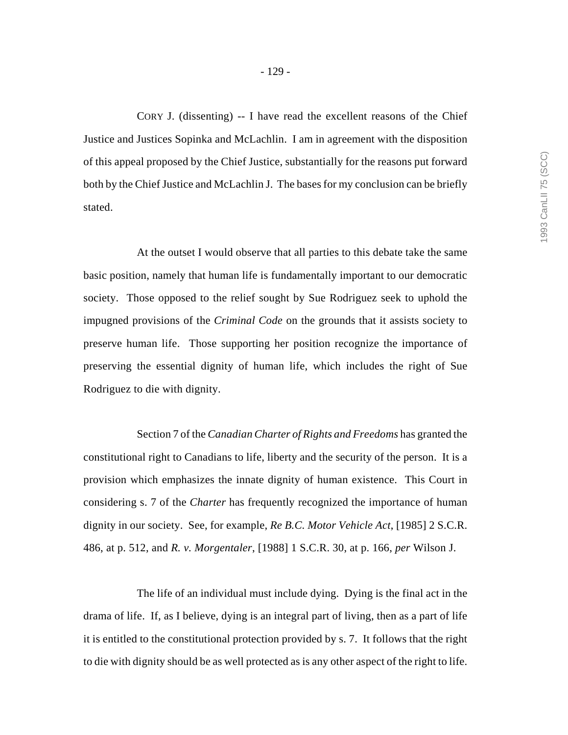CORY J. (dissenting) -- I have read the excellent reasons of the Chief Justice and Justices Sopinka and McLachlin. I am in agreement with the disposition of this appeal proposed by the Chief Justice, substantially for the reasons put forward both by the Chief Justice and McLachlin J. The bases for my conclusion can be briefly stated.

At the outset I would observe that all parties to this debate take the same basic position, namely that human life is fundamentally important to our democratic society. Those opposed to the relief sought by Sue Rodriguez seek to uphold the impugned provisions of the *Criminal Code* on the grounds that it assists society to preserve human life. Those supporting her position recognize the importance of preserving the essential dignity of human life, which includes the right of Sue Rodriguez to die with dignity.

Section 7 of the *Canadian Charter of Rights and Freedoms* has granted the constitutional right to Canadians to life, liberty and the security of the person. It is a provision which emphasizes the innate dignity of human existence. This Court in considering s. 7 of the *Charter* has frequently recognized the importance of human dignity in our society. See, for example, *Re B.C. Motor Vehicle Act*, [1985] 2 S.C.R. 486, at p. 512, and *R. v. Morgentaler*, [1988] 1 S.C.R. 30, at p. 166, *per* Wilson J.

The life of an individual must include dying. Dying is the final act in the drama of life. If, as I believe, dying is an integral part of living, then as a part of life it is entitled to the constitutional protection provided by s. 7. It follows that the right to die with dignity should be as well protected as is any other aspect of the right to life.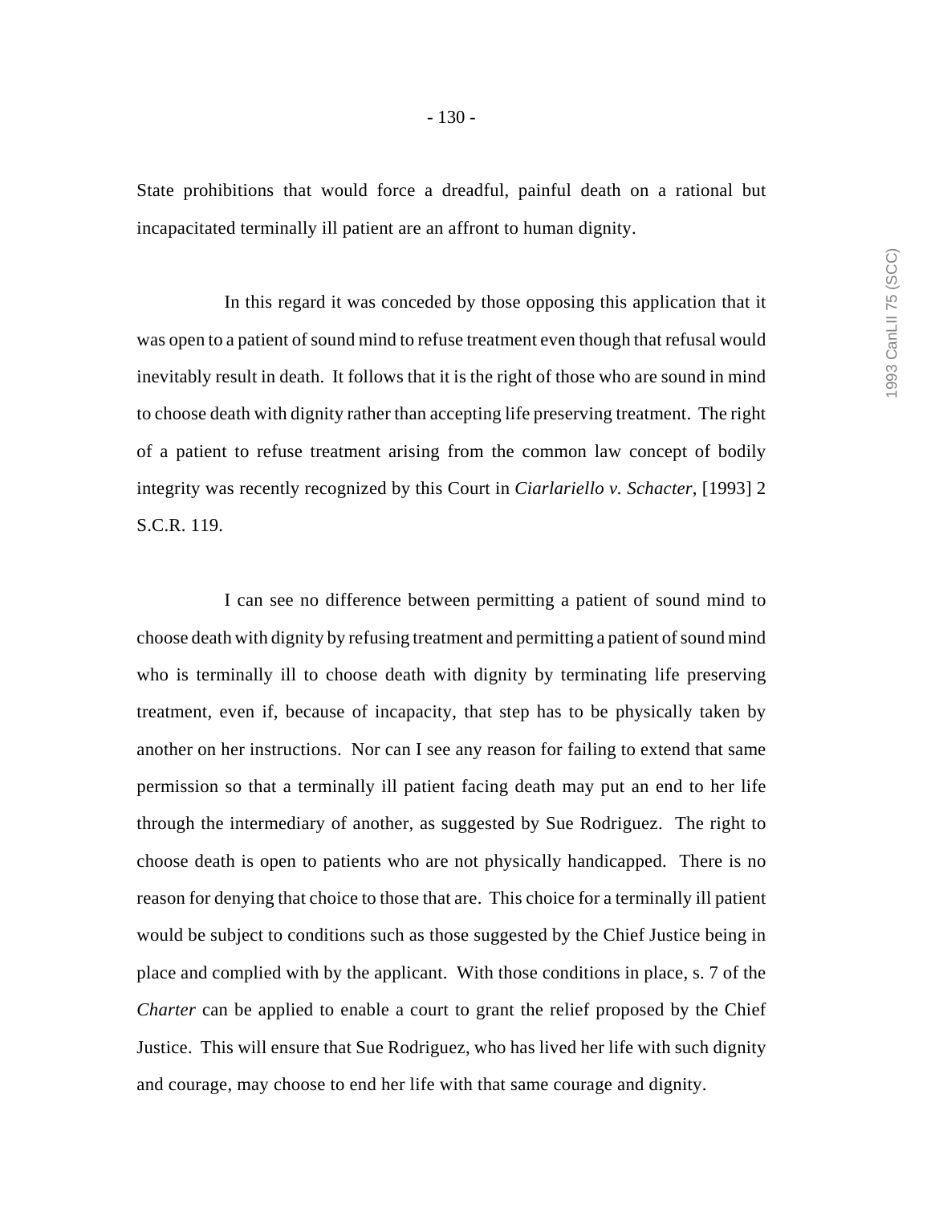State prohibitions that would force a dreadful, painful death on a rational but incapacitated terminally ill patient are an affront to human dignity.

In this regard it was conceded by those opposing this application that it was open to a patient of sound mind to refuse treatment even though that refusal would inevitably result in death. It follows that it is the right of those who are sound in mind to choose death with dignity rather than accepting life preserving treatment. The right of a patient to refuse treatment arising from the common law concept of bodily integrity was recently recognized by this Court in *Ciarlariello v. Schacter*, [1993] 2 S.C.R. 119.

I can see no difference between permitting a patient of sound mind to choose death with dignity by refusing treatment and permitting a patient of sound mind who is terminally ill to choose death with dignity by terminating life preserving treatment, even if, because of incapacity, that step has to be physically taken by another on her instructions. Nor can I see any reason for failing to extend that same permission so that a terminally ill patient facing death may put an end to her life through the intermediary of another, as suggested by Sue Rodriguez. The right to choose death is open to patients who are not physically handicapped. There is no reason for denying that choice to those that are. This choice for a terminally ill patient would be subject to conditions such as those suggested by the Chief Justice being in place and complied with by the applicant. With those conditions in place, s. 7 of the *Charter* can be applied to enable a court to grant the relief proposed by the Chief Justice. This will ensure that Sue Rodriguez, who has lived her life with such dignity and courage, may choose to end her life with that same courage and dignity.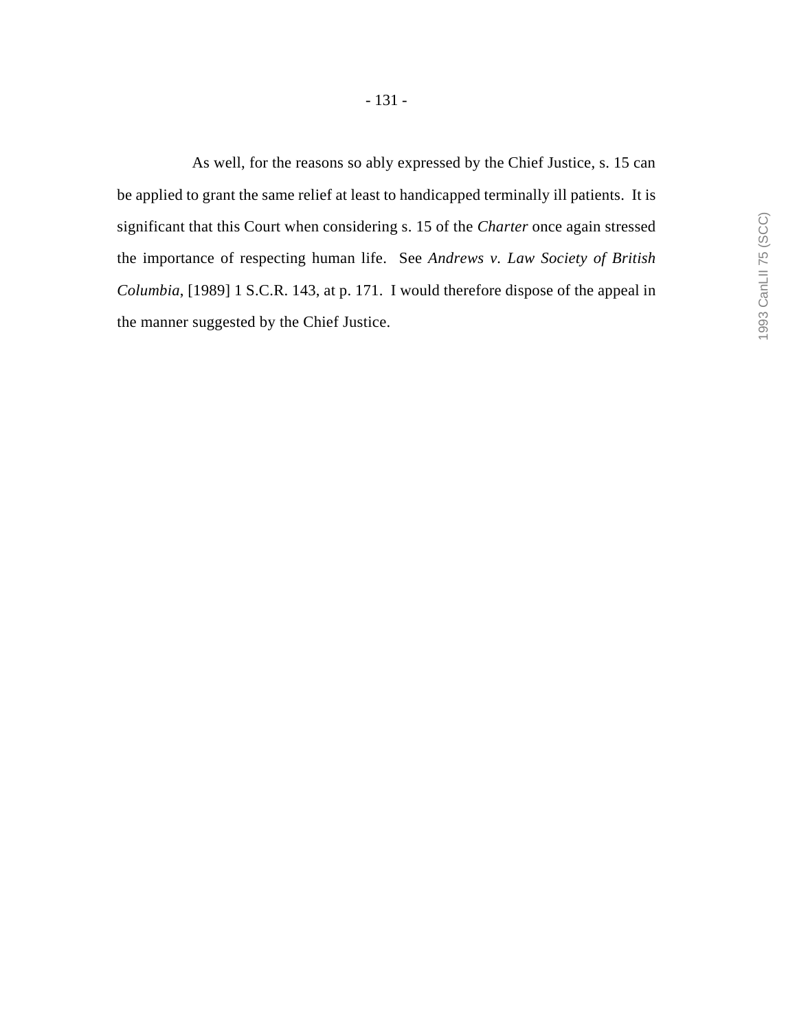As well, for the reasons so ably expressed by the Chief Justice, s. 15 can be applied to grant the same relief at least to handicapped terminally ill patients. It is significant that this Court when considering s. 15 of the *Charter* once again stressed the importance of respecting human life. See *Andrews v. Law Society of British Columbia*, [1989] 1 S.C.R. 143, at p. 171. I would therefore dispose of the appeal in the manner suggested by the Chief Justice.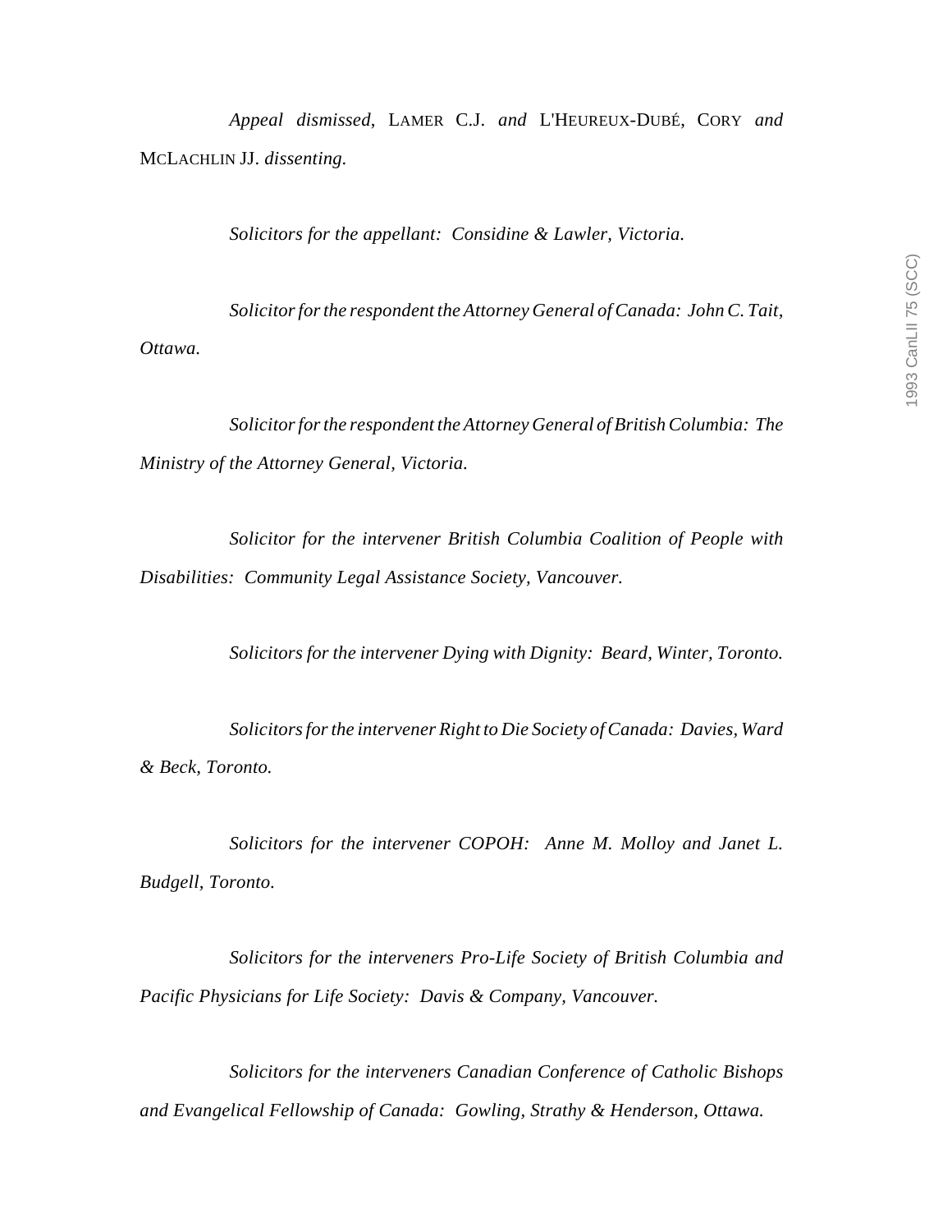*Appeal dismissed*, LAMER C.J. *and* L'HEUREUX-DUBÉ, CORY *and* MCLACHLIN JJ. *dissenting.*

*Solicitors for the appellant: Considine & Lawler, Victoria.*

*Solicitor for the respondent the Attorney General of Canada: John C. Tait, Ottawa.*

*Solicitor for the respondent the Attorney General of British Columbia: The Ministry of the Attorney General, Victoria.*

*Solicitor for the intervener British Columbia Coalition of People with Disabilities: Community Legal Assistance Society, Vancouver.*

*Solicitors for the intervener Dying with Dignity: Beard, Winter, Toronto.*

*Solicitors for the intervener Right to Die Society of Canada: Davies, Ward & Beck, Toronto.*

*Solicitors for the intervener COPOH: Anne M. Molloy and Janet L. Budgell, Toronto.*

*Solicitors for the interveners Pro-Life Society of British Columbia and Pacific Physicians for Life Society: Davis & Company, Vancouver.*

*Solicitors for the interveners Canadian Conference of Catholic Bishops and Evangelical Fellowship of Canada: Gowling, Strathy & Henderson, Ottawa.*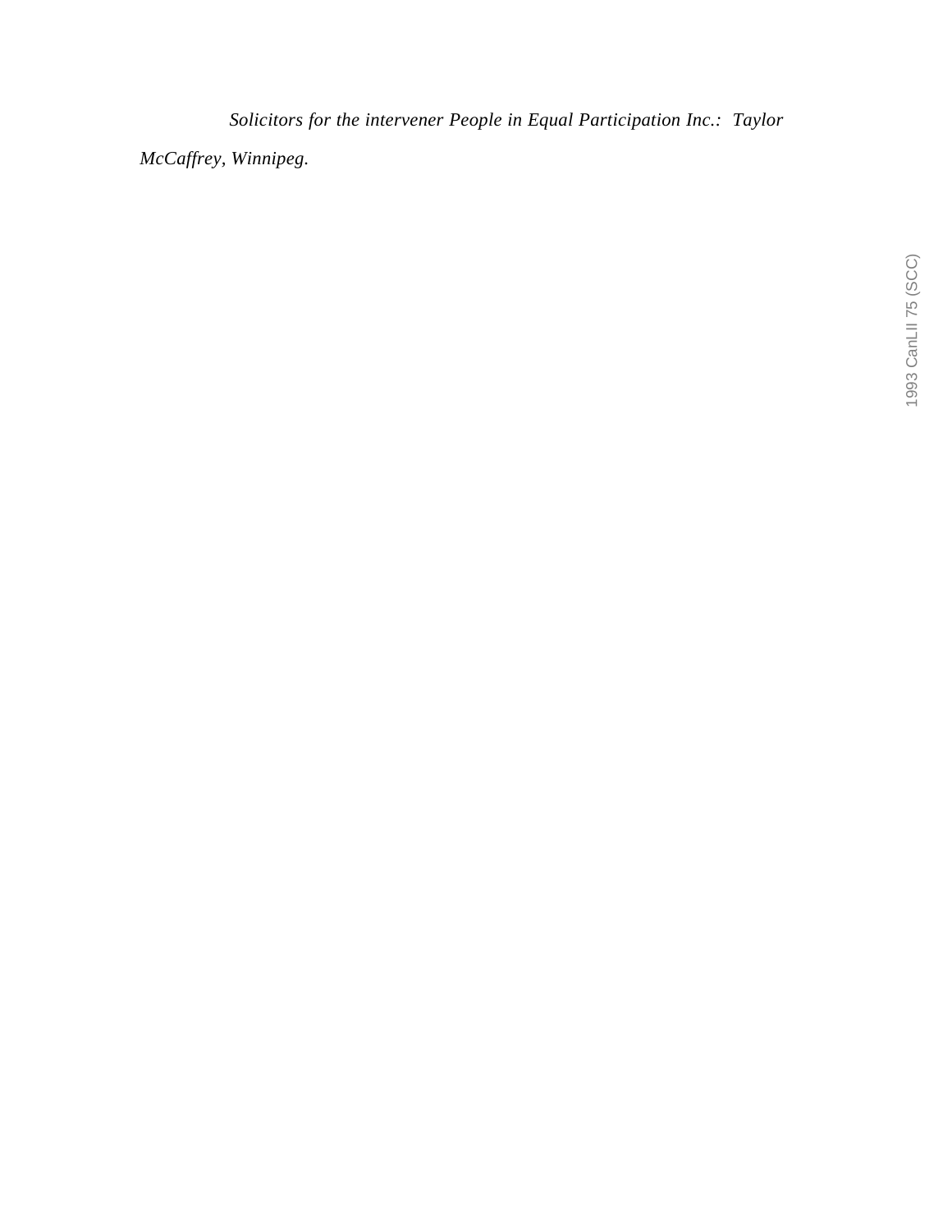*Solicitors for the intervener People in Equal Participation Inc.: Taylor McCaffrey, Winnipeg.*